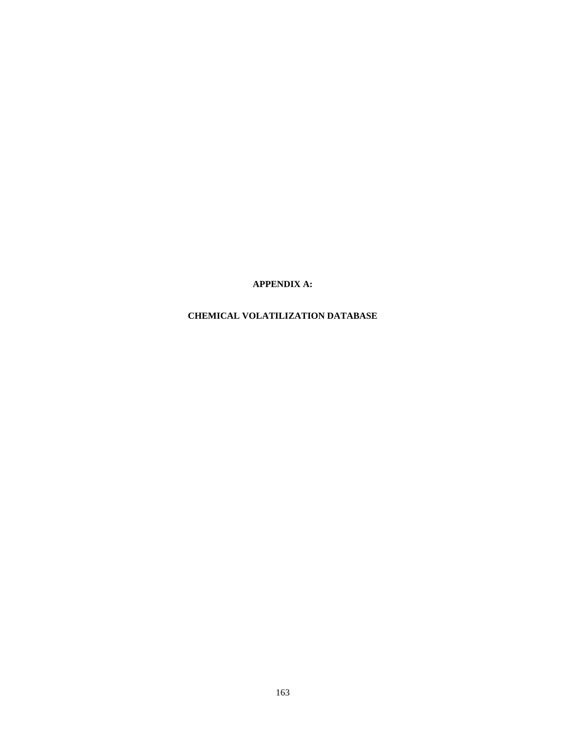# APPENDIX A:

# CHEMICAL VOLATILIZATION DATABASE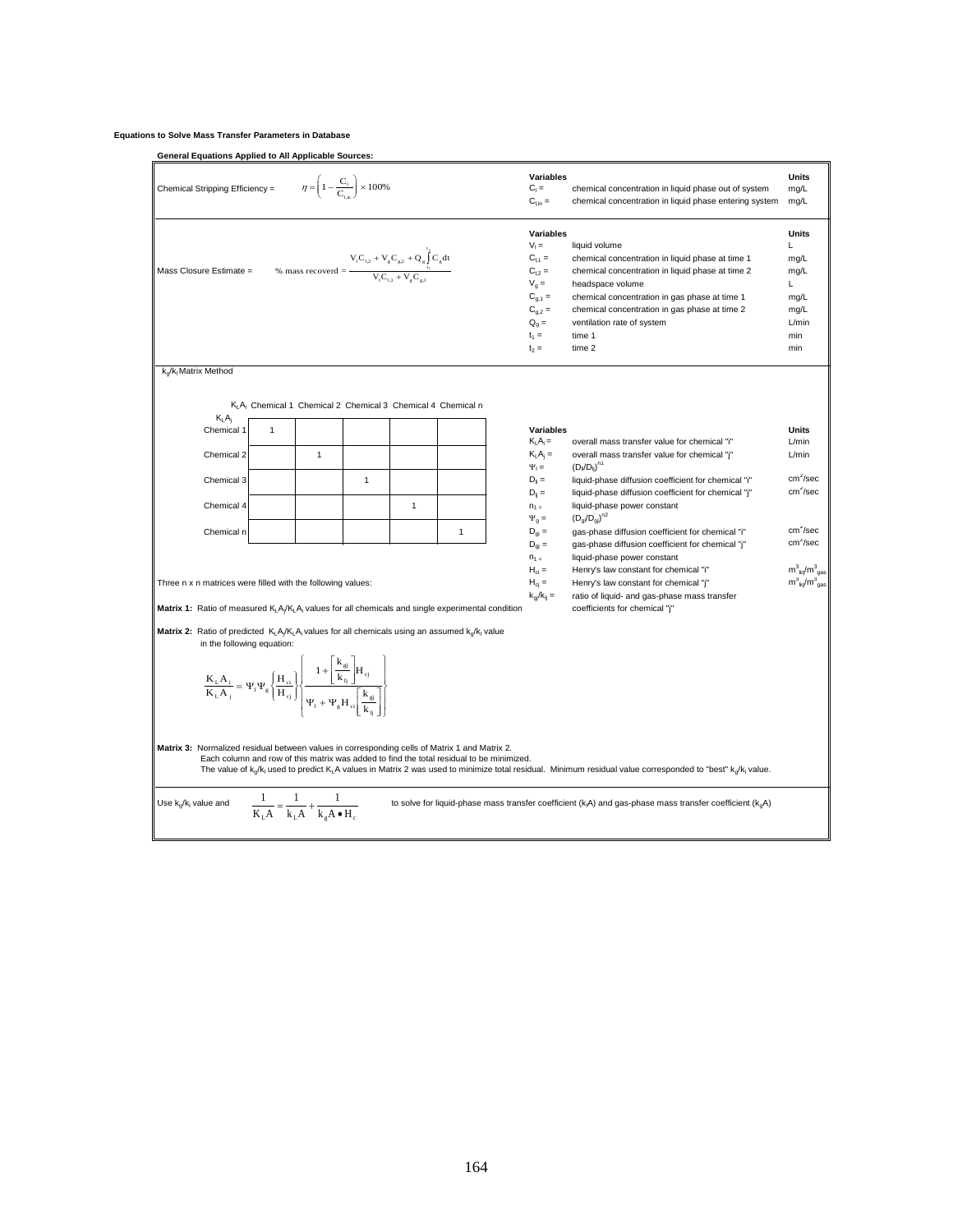**Equations to Solve Mass Transfer Parameters in Database**

**General Equations Applied to All Applicable Sources:**

Chemical Stripping Efficiency = $\eta = \left(1 - \frac{C_l}{C_{l,in}}\right) \times 100\%$

| Variables | | Units |
|---|---|---|
| $C_l$ = | chemical concentration in liquid phase out of system | mg/L |
| $C_{l,in}$ = | chemical concentration in liquid phase entering system | mg/L |

Mass Closure Estimate = $\%\text{ mass recoverd} = \frac{V_l C_{l,2} + V_g C_{g,2} + Q_g \int_{t_1}^{t_2} C_g dt}{V_l C_{l,1} + V_g C_{g,1}}$

| Variables | | Units |
|---|---|---|
| $V_l$ = | liquid volume | L |
| $C_{l,1}$ = | chemical concentration in liquid phase at time 1 | mg/L |
| $C_{l,2}$ = | chemical concentration in liquid phase at time 2 | mg/L |
| $V_g$ = | headspace volume | L |
| $C_{g,1}$ = | chemical concentration in gas phase at time 1 | mg/L |
| $C_{g,2}$ = | chemical concentration in gas phase at time 2 | mg/L |
| $Q_g$ = | ventilation rate of system | L/min |
| $t_1$ = | time 1 | min |
| $t_2$ = | time 2 | min |

$k_g/k_l$ Matrix Method

| $K_LA_j$ \ $K_LA_i$ | Chemical 1 | Chemical 2 | Chemical 3 | Chemical 4 | Chemical n |
|---|---|---|---|---|---|
| Chemical 1 | 1 | | | | |
| Chemical 2 | | 1 | | | |
| Chemical 3 | | | 1 | | |
| Chemical 4 | | | | 1 | |
| Chemical n | | | | | 1 |

| Variables | | Units |
|---|---|---|
| $K_LA_i$ = | overall mass transfer value for chemical "i" | L/min |
| $K_LA_j$ = | overall mass transfer value for chemical "j" | L/min |
| $\Psi_l$ = | $(D_{li}/D_{lj})^{n1}$ | |
| $D_{li}$ = | liquid-phase diffusion coefficient for chemical "i" | $cm^2$/sec |
| $D_{lj}$ = | liquid-phase diffusion coefficient for chemical "j" | $cm^2$/sec |
| $n_1$ = | liquid-phase power constant | |
| $\Psi_g$ = | $(D_{gi}/D_{gj})^{n2}$ | |
| $D_{gi}$ = | gas-phase diffusion coefficient for chemical "i" | $cm^2$/sec |
| $D_{gj}$ = | gas-phase diffusion coefficient for chemical "j" | $cm^2$/sec |
| $n_1$ = | liquid-phase power constant | |
| $H_{ci}$ = | Henry's law constant for chemical "i" | $m^3_{liq}/m^3_{gas}$ |
| $H_{cj}$ = | Henry's law constant for chemical "j" | $m^3_{liq}/m^3_{gas}$ |
| $k_{gj}/k_{lj}$ = | ratio of liquid- and gas-phase mass transfer coefficients for chemical "j" | |

Three n x n matrices were filled with the following values:

**Matrix 1:** Ratio of measured $K_LA_j/K_LA_i$ values for all chemicals and single experimental condition

**Matrix 2:** Ratio of predicted $K_LA_j/K_LA_i$ values for all chemicals using an assumed $k_g/k_l$ value in the following equation:

$$\frac{K_LA_i}{K_LA_j} = \Psi_l \Psi_g \left\{\frac{H_{ci}}{H_{cj}}\right\} \left\{\frac{1 + \left[\frac{k_{gj}}{k_{lj}}\right] H_{cj}}{\Psi_l + \Psi_g H_{ci}\left[\frac{k_{gj}}{k_{lj}}\right]}\right\}$$

**Matrix 3:** Normalized residual between values in corresponding cells of Matrix 1 and Matrix 2.
Each column and row of this matrix was added to find the total residual to be minimized.
The value of $k_g/k_l$ used to predict $K_LA$ values in Matrix 2 was used to minimize total residual. Minimum residual value corresponded to "best" $k_g/k_l$ value.

Use $k_g/k_l$ value and $\frac{1}{K_LA} = \frac{1}{k_LA} + \frac{1}{k_gA \bullet H_c}$ to solve for liquid-phase mass transfer coefficient ($k_lA$) and gas-phase mass transfer coefficient ($k_gA$)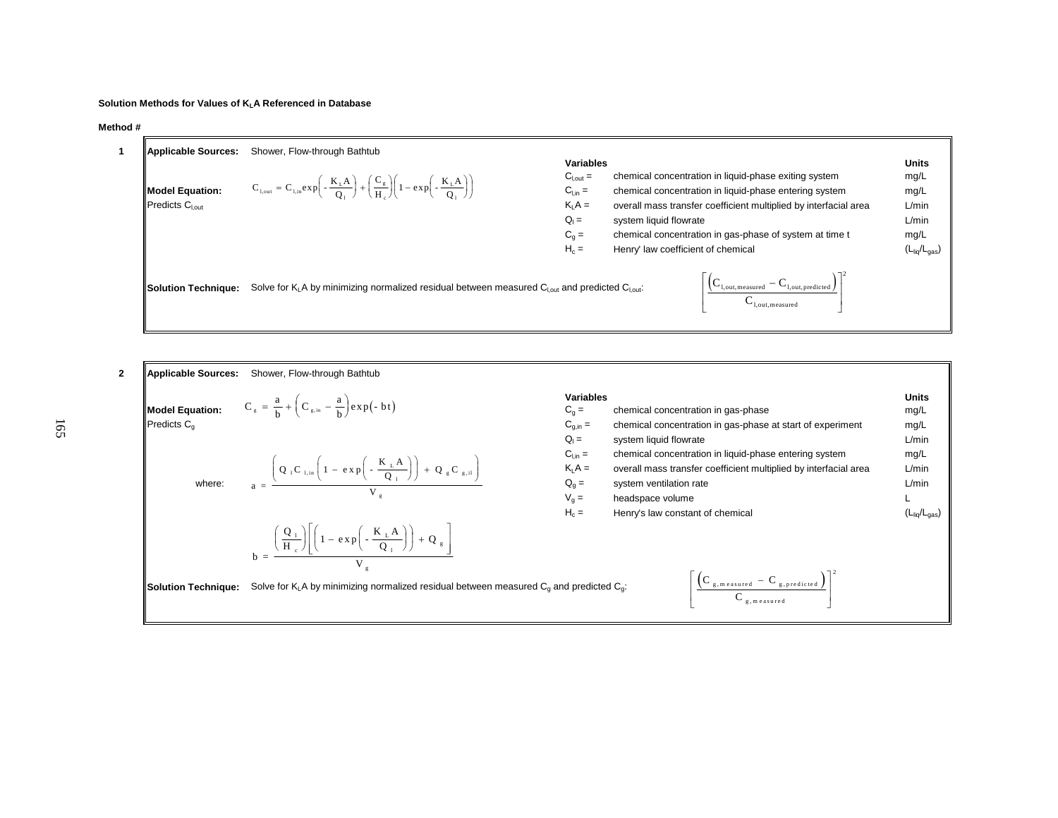**Solution Methods for Values of $K_LA$ Referenced in Database**

**Method #**

**1**

**Applicable Sources:** Shower, Flow-through Bathtub

**Model Equation:**
Predicts $C_{l,out}$

$$C_{l,out} = C_{l,in}\exp\left(-\frac{K_LA}{Q_l}\right) + \left(\frac{C_g}{H_c}\right)\left(1-\exp\left(-\frac{K_LA}{Q_l}\right)\right)$$

| Variables | | Units |
|---|---|---|
| $C_{l,out}$ = | chemical concentration in liquid-phase exiting system | mg/L |
| $C_{l,in}$ = | chemical concentration in liquid-phase entering system | mg/L |
| $K_LA$ = | overall mass transfer coefficient multiplied by interfacial area | L/min |
| $Q_l$ = | system liquid flowrate | L/min |
| $C_g$ = | chemical concentration in gas-phase of system at time t | mg/L |
| $H_c$ = | Henry' law coefficient of chemical | $(L_{liq}/L_{gas})$ |

**Solution Technique:** Solve for $K_LA$ by minimizing normalized residual between measured $C_{l,out}$ and predicted $C_{l,out}$:

$$\left[\frac{\left(C_{l,out,measured} - C_{l,out,predicted}\right)}{C_{l,out,measured}}\right]^2$$

**2**

**Applicable Sources:** Shower, Flow-through Bathtub

**Model Equation:**
Predicts $C_g$

$$C_g = \frac{a}{b} + \left(C_{g,in} - \frac{a}{b}\right)\exp(-bt)$$

where:

$$a = \frac{\left(Q_lC_{l,in}\left(1-\exp\left(-\frac{K_LA}{Q_l}\right)\right) + Q_gC_{g,il}\right)}{V_g}$$

$$b = \frac{\left(\frac{Q_l}{H_c}\right)\left[\left(1-\exp\left(-\frac{K_LA}{Q_l}\right)\right) + Q_g\right]}{V_g}$$

| Variables | | Units |
|---|---|---|
| $C_g$ = | chemical concentration in gas-phase | mg/L |
| $C_{g,in}$ = | chemical concentration in gas-phase at start of experiment | mg/L |
| $Q_l$ = | system liquid flowrate | L/min |
| $C_{l,in}$ = | chemical concentration in liquid-phase entering system | mg/L |
| $K_LA$ = | overall mass transfer coefficient multiplied by interfacial area | L/min |
| $Q_g$ = | system ventilation rate | L/min |
| $V_g$ = | headspace volume | L |
| $H_c$ = | Henry's law constant of chemical | $(L_{liq}/L_{gas})$ |

**Solution Technique:** Solve for $K_LA$ by minimizing normalized residual between measured $C_g$ and predicted $C_g$:

$$\left[\frac{\left(C_{g,measured} - C_{g,predicted}\right)}{C_{g,measured}}\right]^2$$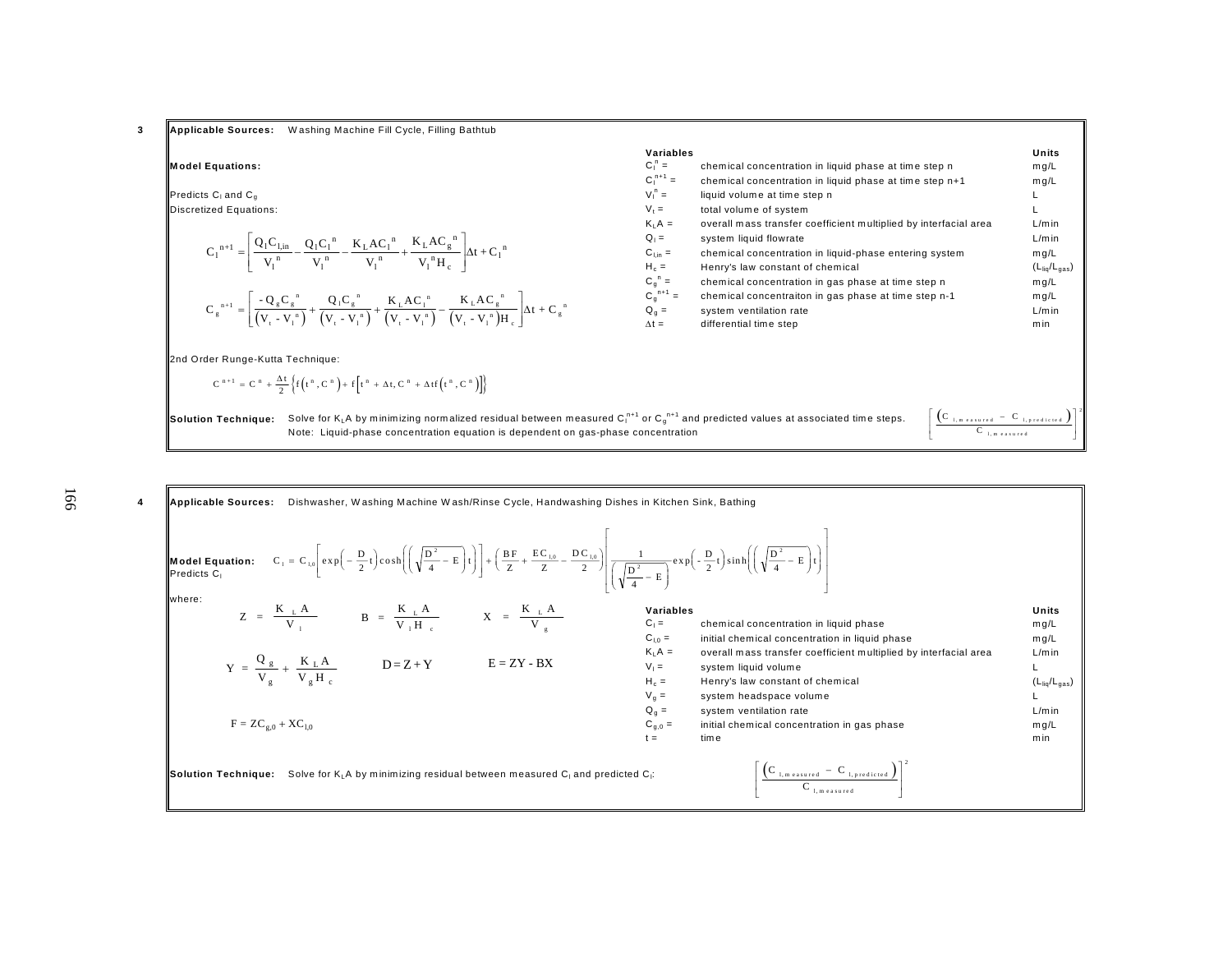**3** **Applicable Sources:** Washing Machine Fill Cycle, Filling Bathtub

**Model Equations:**

Predicts $C_l$ and $C_g$

Discretized Equations:

$$C_l^{n+1} = \left[ \frac{Q_l C_{l,in}}{V_l^n} - \frac{Q_l C_l^n}{V_l^n} - \frac{K_L A C_l^n}{V_l^n} + \frac{K_L A C_g^n}{V_l^n H_c} \right] \Delta t + C_l^n$$

$$C_g^{n+1} = \left[ \frac{-Q_g C_g^n}{(V_t - V_l^n)} + \frac{Q_l C_g^n}{(V_t - V_l^n)} + \frac{K_L A C_l^n}{(V_t - V_l^n)} - \frac{K_L A C_g^n}{(V_t - V_l^n) H_c} \right] \Delta t + C_g^n$$

2nd Order Runge-Kutta Technique:

$$C^{n+1} = C^n + \frac{\Delta t}{2} \left\{ f\left(t^n, C^n\right) + f\left[t^n + \Delta t, C^n + \Delta t f\left(t^n, C^n\right)\right] \right\}$$

| Variables | | Units |
|---|---|---|
| $C_l^n$ = | chemical concentration in liquid phase at time step n | mg/L |
| $C_l^{n+1}$ = | chemical concentration in liquid phase at time step n+1 | mg/L |
| $V_l^n$ = | liquid volume at time step n | L |
| $V_t$ = | total volume of system | L |
| $K_L A$ = | overall mass transfer coefficient multiplied by interfacial area | L/min |
| $Q_l$ = | system liquid flowrate | L/min |
| $C_{l,in}$ = | chemical concentration in liquid-phase entering system | mg/L |
| $H_c$ = | Henry's law constant of chemical | $(L_{liq}/L_{gas})$ |
| $C_g^n$ = | chemical concentration in gas phase at time step n | mg/L |
| $C_g^{n+1}$ = | chemical concentraiton in gas phase at time step n-1 | mg/L |
| $Q_g$ = | system ventilation rate | L/min |
| $\Delta t$ = | differential time step | min |

**Solution Technique:** Solve for $K_L A$ by minimizing normalized residual between measured $C_l^{n+1}$ or $C_g^{n+1}$ and predicted values at associated time steps.
Note: Liquid-phase concentration equation is dependent on gas-phase concentration

$$\left[ \frac{\left(C_{l,measured} - C_{l,predicted}\right)}{C_{l,measured}} \right]^2$$

**4** **Applicable Sources:** Dishwasher, Washing Machine Wash/Rinse Cycle, Handwashing Dishes in Kitchen Sink, Bathing

**Model Equation:**
Predicts $C_l$

$$C_l = C_{l,0} \left[ \exp\left(-\frac{D}{2}t\right) \cosh\left(\left(\sqrt{\frac{D^2}{4} - E}\right)t\right) \right] + \left( \frac{BF}{Z} + \frac{EC_{l,0}}{Z} - \frac{DC_{l,0}}{2} \right) \left[ \frac{1}{\left(\sqrt{\frac{D^2}{4} - E}\right)} \exp\left(-\frac{D}{2}t\right) \sinh\left(\left(\sqrt{\frac{D^2}{4} - E}\right)t\right) \right]$$

where:

$$Z = \frac{K_L A}{V_l} \qquad B = \frac{K_L A}{V_l H_c} \qquad X = \frac{K_L A}{V_g}$$

$$Y = \frac{Q_g}{V_g} + \frac{K_L A}{V_g H_c} \qquad D = Z + Y \qquad E = ZY - BX$$

$$F = Z C_{g,0} + X C_{l,0}$$

| Variables | | Units |
|---|---|---|
| $C_l$ = | chemical concentration in liquid phase | mg/L |
| $C_{l,0}$ = | initial chemical concentration in liquid phase | mg/L |
| $K_L A$ = | overall mass transfer coefficient multiplied by interfacial area | L/min |
| $V_l$ = | system liquid volume | L |
| $H_c$ = | Henry's law constant of chemical | $(L_{liq}/L_{gas})$ |
| $V_g$ = | system headspace volume | L |
| $Q_g$ = | system ventilation rate | L/min |
| $C_{g,0}$ = | initial chemical concentration in gas phase | mg/L |
| t = | time | min |

**Solution Technique:** Solve for $K_L A$ by minimizing residual between measured $C_l$ and predicted $C_l$:

$$\left[ \frac{\left(C_{l,measured} - C_{l,predicted}\right)}{C_{l,measured}} \right]^2$$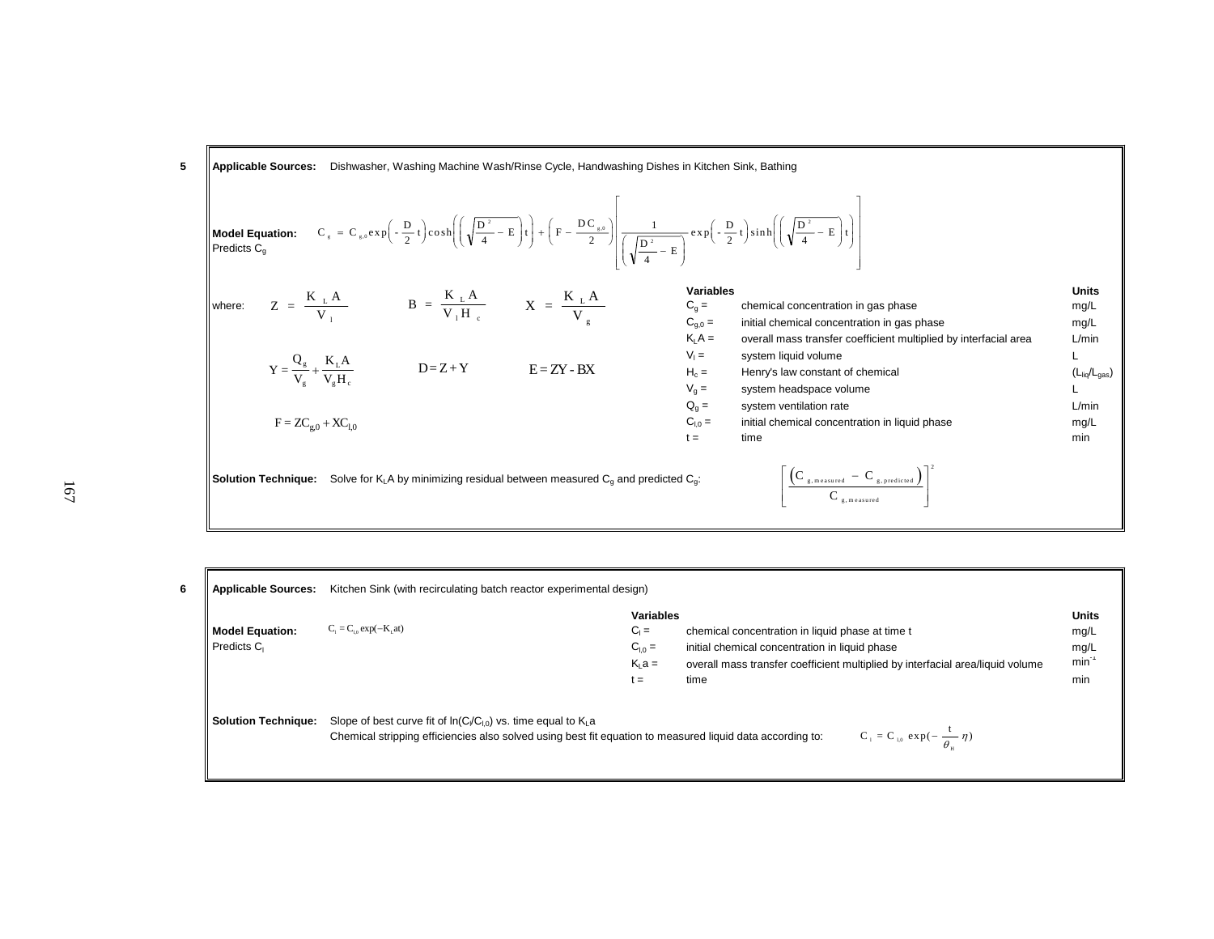**5**

**Applicable Sources:** Dishwasher, Washing Machine Wash/Rinse Cycle, Handwashing Dishes in Kitchen Sink, Bathing

**Model Equation:**
Predicts $C_g$

$$C_g = C_{g,0}\exp\left(-\frac{D}{2}t\right)\cosh\left(\left(\sqrt{\frac{D^2}{4}-E}\right)t\right) + \left(F - \frac{DC_{g,0}}{2}\right)\left[\frac{1}{\left(\sqrt{\frac{D^2}{4}-E}\right)}\exp\left(-\frac{D}{2}t\right)\sinh\left(\left(\sqrt{\frac{D^2}{4}-E}\right)t\right)\right]$$

where:

$$Z = \frac{K_L A}{V_l} \qquad B = \frac{K_L A}{V_l H_c} \qquad X = \frac{K_L A}{V_g}$$

$$Y = \frac{Q_g}{V_g} + \frac{K_L A}{V_g H_c} \qquad D = Z + Y \qquad E = ZY - BX$$

$$F = ZC_{g,0} + XC_{l,0}$$

| Variables | | Units |
|---|---|---|
| $C_g$ = | chemical concentration in gas phase | mg/L |
| $C_{g,0}$ = | initial chemical concentration in gas phase | mg/L |
| $K_LA$ = | overall mass transfer coefficient multiplied by interfacial area | L/min |
| $V_l$ = | system liquid volume | L |
| $H_c$ = | Henry's law constant of chemical | ($L_{liq}/L_{gas}$) |
| $V_g$ = | system headspace volume | L |
| $Q_g$ = | system ventilation rate | L/min |
| $C_{l,0}$ = | initial chemical concentration in liquid phase | mg/L |
| t = | time | min |

**Solution Technique:** Solve for $K_LA$ by minimizing residual between measured $C_g$ and predicted $C_g$:

$$\left[\frac{\left(C_{g,measured} - C_{g,predicted}\right)}{C_{g,measured}}\right]^2$$

**6**

**Applicable Sources:** Kitchen Sink (with recirculating batch reactor experimental design)

**Model Equation:**
Predicts $C_l$

$$C_l = C_{l,0}\exp(-K_L at)$$

| Variables | | Units |
|---|---|---|
| $C_l$ = | chemical concentration in liquid phase at time t | mg/L |
| $C_{l,0}$ = | initial chemical concentration in liquid phase | mg/L |
| $K_La$ = | overall mass transfer coefficient multiplied by interfacial area/liquid volume | $min^{-1}$ |
| t = | time | min |

**Solution Technique:** Slope of best curve fit of $\ln(C_l/C_{l,0})$ vs. time equal to $K_La$

Chemical stripping efficiencies also solved using best fit equation to measured liquid data according to:

$$C_l = C_{l,0}\exp\left(-\frac{t}{\theta_{H}}\eta\right)$$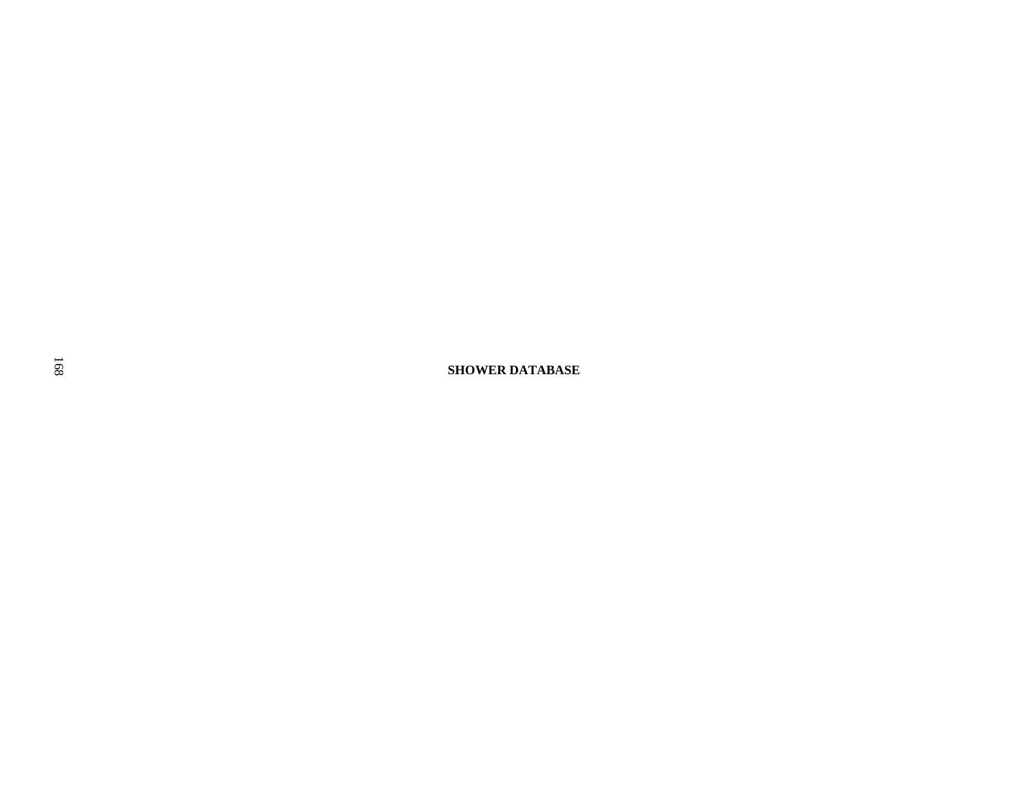**SHOWER DATABASE**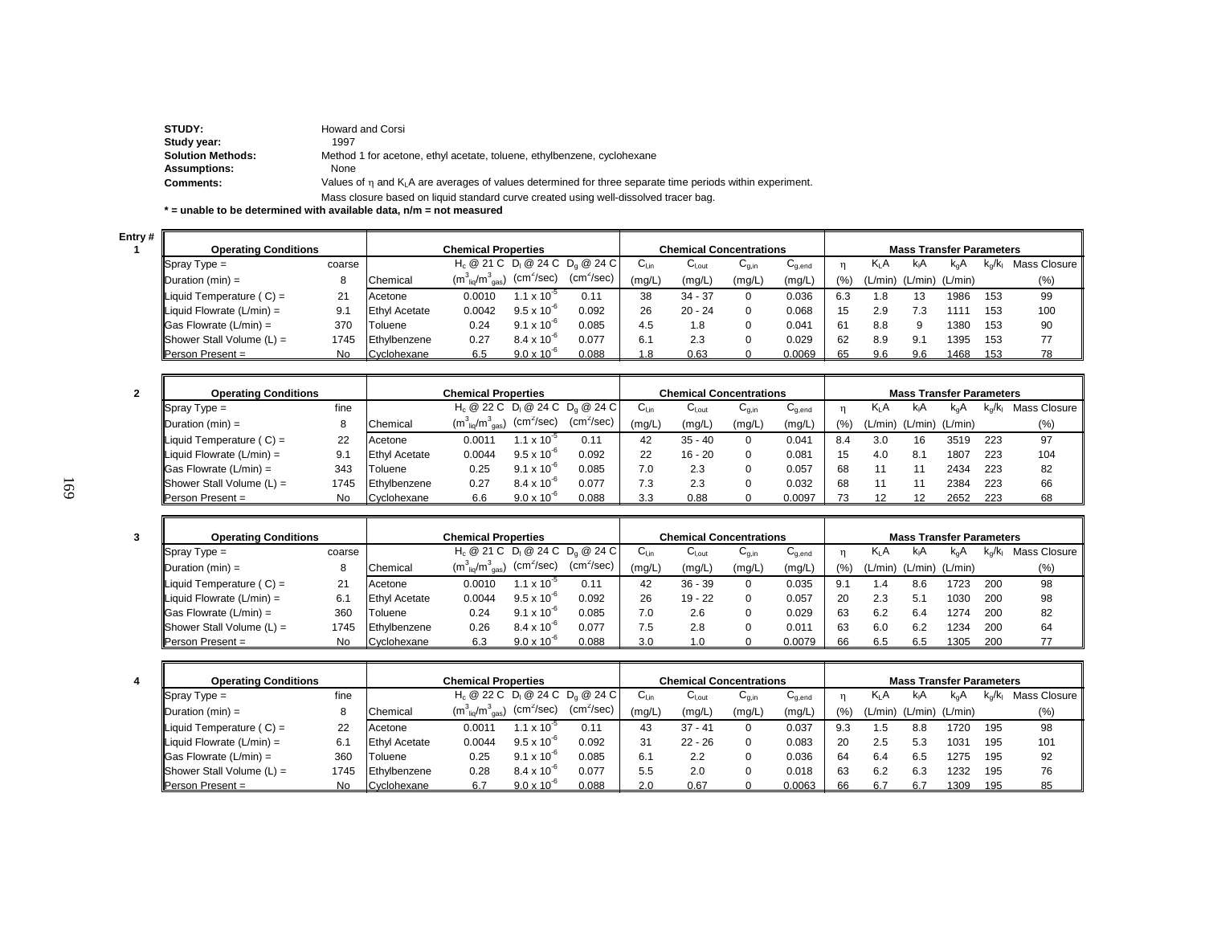**STUDY:** Howard and Corsi

**Study year:** 1997

**Solution Methods:** Method 1 for acetone, ethyl acetate, toluene, ethylbenzene, cyclohexane

**Assumptions:** None

**Comments:** Values of η and $K_LA$ are averages of values determined for three separate time periods within experiment.
Mass closure based on liquid standard curve created using well-dissolved tracer bag.

**\* = unable to be determined with available data, n/m = not measured**

**Entry # 1**

| Operating Conditions | | Chemical | $H_c$ @ 21 C ($m^3_{liq}/m^3_{gas}$) | $D_l$ @ 24 C ($cm^2/sec$) | $D_g$ @ 24 C ($cm^2/sec$) | $C_{l,in}$ (mg/L) | $C_{l,out}$ (mg/L) | $C_{g,in}$ (mg/L) | $C_{g,end}$ (mg/L) | η (%) | $K_LA$ (L/min) | $k_lA$ (L/min) | $k_gA$ (L/min) | $k_g/k_l$ | Mass Closure (%) |
|---|---|---|---|---|---|---|---|---|---|---|---|---|---|---|---|
| Spray Type = | coarse | | | | | | | | | | | | | | |
| Duration (min) = | 8 | | | | | | | | | | | | | | |
| Liquid Temperature ( C) = | 21 | Acetone | 0.0010 | $1.1 \times 10^{-5}$ | 0.11 | 38 | 34 - 37 | 0 | 0.036 | 6.3 | 1.8 | 13 | 1986 | 153 | 99 |
| Liquid Flowrate (L/min) = | 9.1 | Ethyl Acetate | 0.0042 | $9.5 \times 10^{-6}$ | 0.092 | 26 | 20 - 24 | 0 | 0.068 | 15 | 2.9 | 7.3 | 1111 | 153 | 100 |
| Gas Flowrate (L/min) = | 370 | Toluene | 0.24 | $9.1 \times 10^{-6}$ | 0.085 | 4.5 | 1.8 | 0 | 0.041 | 61 | 8.8 | 9 | 1380 | 153 | 90 |
| Shower Stall Volume (L) = | 1745 | Ethylbenzene | 0.27 | $8.4 \times 10^{-6}$ | 0.077 | 6.1 | 2.3 | 0 | 0.029 | 62 | 8.9 | 9.1 | 1395 | 153 | 77 |
| Person Present = | No | Cyclohexane | 6.5 | $9.0 \times 10^{-6}$ | 0.088 | 1.8 | 0.63 | 0 | 0.0069 | 65 | 9.6 | 9.6 | 1468 | 153 | 78 |

**Entry # 2**

| Operating Conditions | | Chemical | $H_c$ @ 22 C ($m^3_{liq}/m^3_{gas}$) | $D_l$ @ 24 C ($cm^2/sec$) | $D_g$ @ 24 C ($cm^2/sec$) | $C_{l,in}$ (mg/L) | $C_{l,out}$ (mg/L) | $C_{g,in}$ (mg/L) | $C_{g,end}$ (mg/L) | η (%) | $K_LA$ (L/min) | $k_lA$ (L/min) | $k_gA$ (L/min) | $k_g/k_l$ | Mass Closure (%) |
|---|---|---|---|---|---|---|---|---|---|---|---|---|---|---|---|
| Spray Type = | fine | | | | | | | | | | | | | | |
| Duration (min) = | 8 | | | | | | | | | | | | | | |
| Liquid Temperature ( C) = | 22 | Acetone | 0.0011 | $1.1 \times 10^{-5}$ | 0.11 | 42 | 35 - 40 | 0 | 0.041 | 8.4 | 3.0 | 16 | 3519 | 223 | 97 |
| Liquid Flowrate (L/min) = | 9.1 | Ethyl Acetate | 0.0044 | $9.5 \times 10^{-6}$ | 0.092 | 22 | 16 - 20 | 0 | 0.081 | 15 | 4.0 | 8.1 | 1807 | 223 | 104 |
| Gas Flowrate (L/min) = | 343 | Toluene | 0.25 | $9.1 \times 10^{-6}$ | 0.085 | 7.0 | 2.3 | 0 | 0.057 | 68 | 11 | 11 | 2434 | 223 | 82 |
| Shower Stall Volume (L) = | 1745 | Ethylbenzene | 0.27 | $8.4 \times 10^{-6}$ | 0.077 | 7.3 | 2.3 | 0 | 0.032 | 68 | 11 | 11 | 2384 | 223 | 66 |
| Person Present = | No | Cyclohexane | 6.6 | $9.0 \times 10^{-6}$ | 0.088 | 3.3 | 0.88 | 0 | 0.0097 | 73 | 12 | 12 | 2652 | 223 | 68 |

**Entry # 3**

| Operating Conditions | | Chemical | $H_c$ @ 21 C ($m^3_{liq}/m^3_{gas}$) | $D_l$ @ 24 C ($cm^2/sec$) | $D_g$ @ 24 C ($cm^2/sec$) | $C_{l,in}$ (mg/L) | $C_{l,out}$ (mg/L) | $C_{g,in}$ (mg/L) | $C_{g,end}$ (mg/L) | η (%) | $K_LA$ (L/min) | $k_lA$ (L/min) | $k_gA$ (L/min) | $k_g/k_l$ | Mass Closure (%) |
|---|---|---|---|---|---|---|---|---|---|---|---|---|---|---|---|
| Spray Type = | coarse | | | | | | | | | | | | | | |
| Duration (min) = | 8 | | | | | | | | | | | | | | |
| Liquid Temperature ( C) = | 21 | Acetone | 0.0010 | $1.1 \times 10^{-5}$ | 0.11 | 42 | 36 - 39 | 0 | 0.035 | 9.1 | 1.4 | 8.6 | 1723 | 200 | 98 |
| Liquid Flowrate (L/min) = | 6.1 | Ethyl Acetate | 0.0044 | $9.5 \times 10^{-6}$ | 0.092 | 26 | 19 - 22 | 0 | 0.057 | 20 | 2.3 | 5.1 | 1030 | 200 | 98 |
| Gas Flowrate (L/min) = | 360 | Toluene | 0.24 | $9.1 \times 10^{-6}$ | 0.085 | 7.0 | 2.6 | 0 | 0.029 | 63 | 6.2 | 6.4 | 1274 | 200 | 82 |
| Shower Stall Volume (L) = | 1745 | Ethylbenzene | 0.26 | $8.4 \times 10^{-6}$ | 0.077 | 7.5 | 2.8 | 0 | 0.011 | 63 | 6.0 | 6.2 | 1234 | 200 | 64 |
| Person Present = | No | Cyclohexane | 6.3 | $9.0 \times 10^{-6}$ | 0.088 | 3.0 | 1.0 | 0 | 0.0079 | 66 | 6.5 | 6.5 | 1305 | 200 | 77 |

**Entry # 4**

| Operating Conditions | | Chemical | $H_c$ @ 22 C ($m^3_{liq}/m^3_{gas}$) | $D_l$ @ 24 C ($cm^2/sec$) | $D_g$ @ 24 C ($cm^2/sec$) | $C_{l,in}$ (mg/L) | $C_{l,out}$ (mg/L) | $C_{g,in}$ (mg/L) | $C_{g,end}$ (mg/L) | η (%) | $K_LA$ (L/min) | $k_lA$ (L/min) | $k_gA$ (L/min) | $k_g/k_l$ | Mass Closure (%) |
|---|---|---|---|---|---|---|---|---|---|---|---|---|---|---|---|
| Spray Type = | fine | | | | | | | | | | | | | | |
| Duration (min) = | 8 | | | | | | | | | | | | | | |
| Liquid Temperature ( C) = | 22 | Acetone | 0.0011 | $1.1 \times 10^{-5}$ | 0.11 | 43 | 37 - 41 | 0 | 0.037 | 9.3 | 1.5 | 8.8 | 1720 | 195 | 98 |
| Liquid Flowrate (L/min) = | 6.1 | Ethyl Acetate | 0.0044 | $9.5 \times 10^{-6}$ | 0.092 | 31 | 22 - 26 | 0 | 0.083 | 20 | 2.5 | 5.3 | 1031 | 195 | 101 |
| Gas Flowrate (L/min) = | 360 | Toluene | 0.25 | $9.1 \times 10^{-6}$ | 0.085 | 6.1 | 2.2 | 0 | 0.036 | 64 | 6.4 | 6.5 | 1275 | 195 | 92 |
| Shower Stall Volume (L) = | 1745 | Ethylbenzene | 0.28 | $8.4 \times 10^{-6}$ | 0.077 | 5.5 | 2.0 | 0 | 0.018 | 63 | 6.2 | 6.3 | 1232 | 195 | 76 |
| Person Present = | No | Cyclohexane | 6.7 | $9.0 \times 10^{-6}$ | 0.088 | 2.0 | 0.67 | 0 | 0.0063 | 66 | 6.7 | 6.7 | 1309 | 195 | 85 |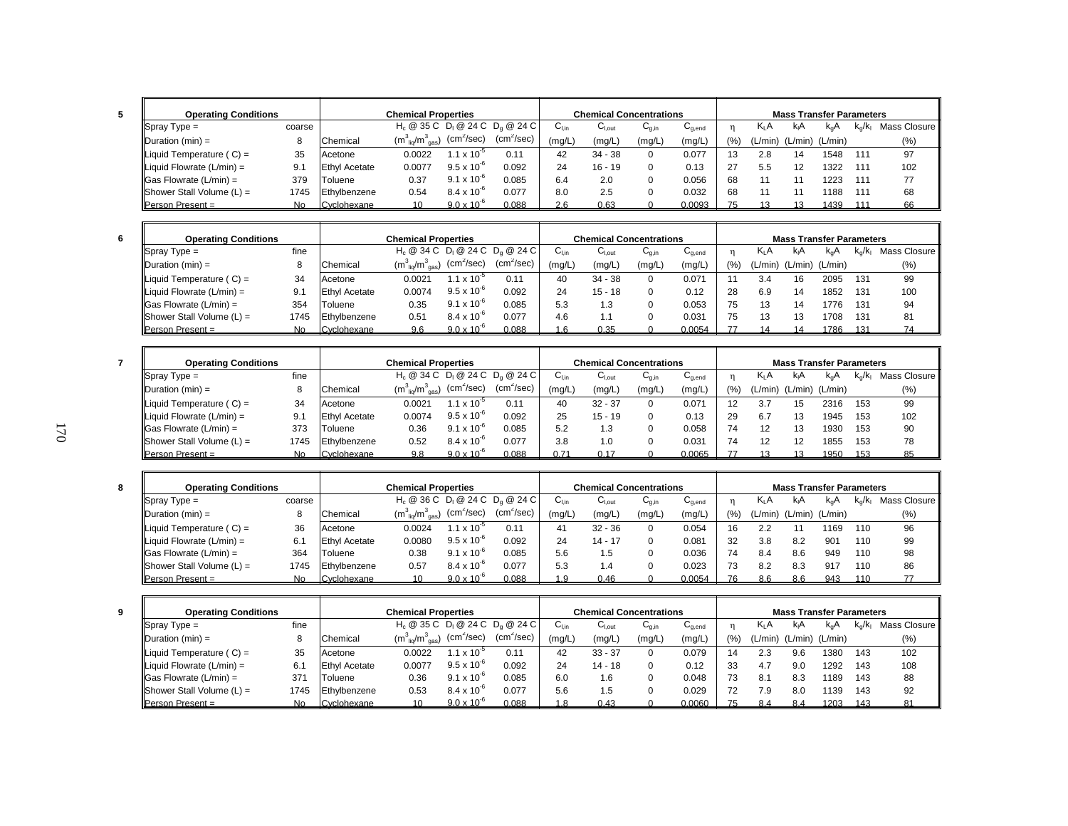**5**

| Operating Conditions | | Chemical Properties | | | | Chemical Concentrations | | | | Mass Transfer Parameters | | | | | |
|---|---|---|---|---|---|---|---|---|---|---|---|---|---|---|---|
| Spray Type = | coarse | | $H_c$ @ 35 C | $D_l$ @ 24 C | $D_g$ @ 24 C | $C_{l,in}$ | $C_{l,out}$ | $C_{g,in}$ | $C_{g,end}$ | $\eta$ | $K_LA$ | $k_lA$ | $k_gA$ | $k_g/k_l$ | Mass Closure |
| Duration (min) = | 8 | Chemical | $(m^3_{liq}/m^3_{gas})$ | $(cm^2/sec)$ | $(cm^2/sec)$ | (mg/L) | (mg/L) | (mg/L) | (mg/L) | (%) | (L/min) | (L/min) | (L/min) | | (%) |
| Liquid Temperature ( C) = | 35 | Acetone | 0.0022 | $1.1 \times 10^{-5}$ | 0.11 | 42 | 34 - 38 | 0 | 0.077 | 13 | 2.8 | 14 | 1548 | 111 | 97 |
| Liquid Flowrate (L/min) = | 9.1 | Ethyl Acetate | 0.0077 | $9.5 \times 10^{-6}$ | 0.092 | 24 | 16 - 19 | 0 | 0.13 | 27 | 5.5 | 12 | 1322 | 111 | 102 |
| Gas Flowrate (L/min) = | 379 | Toluene | 0.37 | $9.1 \times 10^{-6}$ | 0.085 | 6.4 | 2.0 | 0 | 0.056 | 68 | 11 | 11 | 1223 | 111 | 77 |
| Shower Stall Volume (L) = | 1745 | Ethylbenzene | 0.54 | $8.4 \times 10^{-6}$ | 0.077 | 8.0 | 2.5 | 0 | 0.032 | 68 | 11 | 11 | 1188 | 111 | 68 |
| Person Present = | No | Cyclohexane | 10 | $9.0 \times 10^{-6}$ | 0.088 | 2.6 | 0.63 | 0 | 0.0093 | 75 | 13 | 13 | 1439 | 111 | 66 |

**6**

| Operating Conditions | | Chemical Properties | | | | Chemical Concentrations | | | | Mass Transfer Parameters | | | | | |
|---|---|---|---|---|---|---|---|---|---|---|---|---|---|---|---|
| Spray Type = | fine | | $H_c$ @ 34 C | $D_l$ @ 24 C | $D_g$ @ 24 C | $C_{l,in}$ | $C_{l,out}$ | $C_{g,in}$ | $C_{g,end}$ | $\eta$ | $K_LA$ | $k_lA$ | $k_gA$ | $k_g/k_l$ | Mass Closure |
| Duration (min) = | 8 | Chemical | $(m^3_{liq}/m^3_{gas})$ | $(cm^2/sec)$ | $(cm^2/sec)$ | (mg/L) | (mg/L) | (mg/L) | (mg/L) | (%) | (L/min) | (L/min) | (L/min) | | (%) |
| Liquid Temperature ( C) = | 34 | Acetone | 0.0021 | $1.1 \times 10^{-5}$ | 0.11 | 40 | 34 - 38 | 0 | 0.071 | 11 | 3.4 | 16 | 2095 | 131 | 99 |
| Liquid Flowrate (L/min) = | 9.1 | Ethyl Acetate | 0.0074 | $9.5 \times 10^{-6}$ | 0.092 | 24 | 15 - 18 | 0 | 0.12 | 28 | 6.9 | 14 | 1852 | 131 | 100 |
| Gas Flowrate (L/min) = | 354 | Toluene | 0.35 | $9.1 \times 10^{-6}$ | 0.085 | 5.3 | 1.3 | 0 | 0.053 | 75 | 13 | 14 | 1776 | 131 | 94 |
| Shower Stall Volume (L) = | 1745 | Ethylbenzene | 0.51 | $8.4 \times 10^{-6}$ | 0.077 | 4.6 | 1.1 | 0 | 0.031 | 75 | 13 | 13 | 1708 | 131 | 81 |
| Person Present = | No | Cyclohexane | 9.6 | $9.0 \times 10^{-6}$ | 0.088 | 1.6 | 0.35 | 0 | 0.0054 | 77 | 14 | 14 | 1786 | 131 | 74 |

**7**

| Operating Conditions | | Chemical Properties | | | | Chemical Concentrations | | | | Mass Transfer Parameters | | | | | |
|---|---|---|---|---|---|---|---|---|---|---|---|---|---|---|---|
| Spray Type = | fine | | $H_c$ @ 34 C | $D_l$ @ 24 C | $D_g$ @ 24 C | $C_{l,in}$ | $C_{l,out}$ | $C_{g,in}$ | $C_{g,end}$ | $\eta$ | $K_LA$ | $k_lA$ | $k_gA$ | $k_g/k_l$ | Mass Closure |
| Duration (min) = | 8 | Chemical | $(m^3_{liq}/m^3_{gas})$ | $(cm^2/sec)$ | $(cm^2/sec)$ | (mg/L) | (mg/L) | (mg/L) | (mg/L) | (%) | (L/min) | (L/min) | (L/min) | | (%) |
| Liquid Temperature ( C) = | 34 | Acetone | 0.0021 | $1.1 \times 10^{-5}$ | 0.11 | 40 | 32 - 37 | 0 | 0.071 | 12 | 3.7 | 15 | 2316 | 153 | 99 |
| Liquid Flowrate (L/min) = | 9.1 | Ethyl Acetate | 0.0074 | $9.5 \times 10^{-6}$ | 0.092 | 25 | 15 - 19 | 0 | 0.13 | 29 | 6.7 | 13 | 1945 | 153 | 102 |
| Gas Flowrate (L/min) = | 373 | Toluene | 0.36 | $9.1 \times 10^{-6}$ | 0.085 | 5.2 | 1.3 | 0 | 0.058 | 74 | 12 | 13 | 1930 | 153 | 90 |
| Shower Stall Volume (L) = | 1745 | Ethylbenzene | 0.52 | $8.4 \times 10^{-6}$ | 0.077 | 3.8 | 1.0 | 0 | 0.031 | 74 | 12 | 12 | 1855 | 153 | 78 |
| Person Present = | No | Cyclohexane | 9.8 | $9.0 \times 10^{-6}$ | 0.088 | 0.71 | 0.17 | 0 | 0.0065 | 77 | 13 | 13 | 1950 | 153 | 85 |

**8**

| Operating Conditions | | Chemical Properties | | | | Chemical Concentrations | | | | Mass Transfer Parameters | | | | | |
|---|---|---|---|---|---|---|---|---|---|---|---|---|---|---|---|
| Spray Type = | coarse | | $H_c$ @ 36 C | $D_l$ @ 24 C | $D_g$ @ 24 C | $C_{l,in}$ | $C_{l,out}$ | $C_{g,in}$ | $C_{g,end}$ | $\eta$ | $K_LA$ | $k_lA$ | $k_gA$ | $k_g/k_l$ | Mass Closure |
| Duration (min) = | 8 | Chemical | $(m^3_{liq}/m^3_{gas})$ | $(cm^2/sec)$ | $(cm^2/sec)$ | (mg/L) | (mg/L) | (mg/L) | (mg/L) | (%) | (L/min) | (L/min) | (L/min) | | (%) |
| Liquid Temperature ( C) = | 36 | Acetone | 0.0024 | $1.1 \times 10^{-5}$ | 0.11 | 41 | 32 - 36 | 0 | 0.054 | 16 | 2.2 | 11 | 1169 | 110 | 96 |
| Liquid Flowrate (L/min) = | 6.1 | Ethyl Acetate | 0.0080 | $9.5 \times 10^{-6}$ | 0.092 | 24 | 14 - 17 | 0 | 0.081 | 32 | 3.8 | 8.2 | 901 | 110 | 99 |
| Gas Flowrate (L/min) = | 364 | Toluene | 0.38 | $9.1 \times 10^{-6}$ | 0.085 | 5.6 | 1.5 | 0 | 0.036 | 74 | 8.4 | 8.6 | 949 | 110 | 98 |
| Shower Stall Volume (L) = | 1745 | Ethylbenzene | 0.57 | $8.4 \times 10^{-6}$ | 0.077 | 5.3 | 1.4 | 0 | 0.023 | 73 | 8.2 | 8.3 | 917 | 110 | 86 |
| Person Present = | No | Cyclohexane | 10 | $9.0 \times 10^{-6}$ | 0.088 | 1.9 | 0.46 | 0 | 0.0054 | 76 | 8.6 | 8.6 | 943 | 110 | 77 |

**9**

| Operating Conditions | | Chemical Properties | | | | Chemical Concentrations | | | | Mass Transfer Parameters | | | | | |
|---|---|---|---|---|---|---|---|---|---|---|---|---|---|---|---|
| Spray Type = | fine | | $H_c$ @ 35 C | $D_l$ @ 24 C | $D_g$ @ 24 C | $C_{l,in}$ | $C_{l,out}$ | $C_{g,in}$ | $C_{g,end}$ | $\eta$ | $K_LA$ | $k_lA$ | $k_gA$ | $k_g/k_l$ | Mass Closure |
| Duration (min) = | 8 | Chemical | $(m^3_{liq}/m^3_{gas})$ | $(cm^2/sec)$ | $(cm^2/sec)$ | (mg/L) | (mg/L) | (mg/L) | (mg/L) | (%) | (L/min) | (L/min) | (L/min) | | (%) |
| Liquid Temperature ( C) = | 35 | Acetone | 0.0022 | $1.1 \times 10^{-5}$ | 0.11 | 42 | 33 - 37 | 0 | 0.079 | 14 | 2.3 | 9.6 | 1380 | 143 | 102 |
| Liquid Flowrate (L/min) = | 6.1 | Ethyl Acetate | 0.0077 | $9.5 \times 10^{-6}$ | 0.092 | 24 | 14 - 18 | 0 | 0.12 | 33 | 4.7 | 9.0 | 1292 | 143 | 108 |
| Gas Flowrate (L/min) = | 371 | Toluene | 0.36 | $9.1 \times 10^{-6}$ | 0.085 | 6.0 | 1.6 | 0 | 0.048 | 73 | 8.1 | 8.3 | 1189 | 143 | 88 |
| Shower Stall Volume (L) = | 1745 | Ethylbenzene | 0.53 | $8.4 \times 10^{-6}$ | 0.077 | 5.6 | 1.5 | 0 | 0.029 | 72 | 7.9 | 8.0 | 1139 | 143 | 92 |
| Person Present = | No | Cyclohexane | 10 | $9.0 \times 10^{-6}$ | 0.088 | 1.8 | 0.43 | 0 | 0.0060 | 75 | 8.4 | 8.4 | 1203 | 143 | 81 |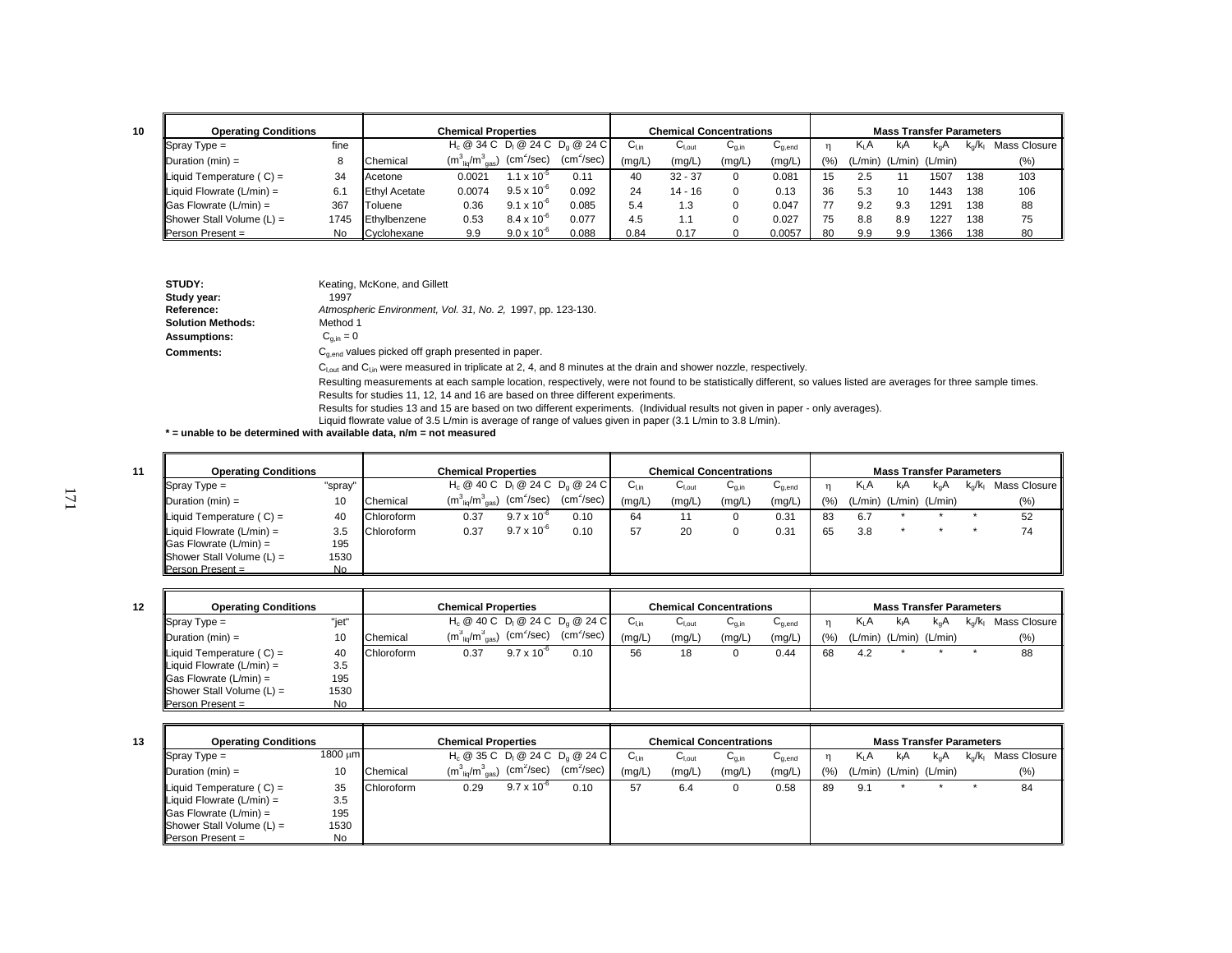**10**

| Operating Conditions | | Chemical Properties | | | | Chemical Concentrations | | | | Mass Transfer Parameters | | | | | |
|---|---|---|---|---|---|---|---|---|---|---|---|---|---|---|---|
| Spray Type = | fine | | $H_c$ @ 34 C | $D_l$ @ 24 C | $D_g$ @ 24 C | $C_{l,in}$ | $C_{l,out}$ | $C_{g,in}$ | $C_{g,end}$ | $\eta$ | $K_LA$ | $k_lA$ | $k_gA$ | $k_g/k_l$ | Mass Closure |
| Duration (min) = | 8 | Chemical | ($m^3_{liq}/m^3_{gas}$) | ($cm^2$/sec) | ($cm^2$/sec) | (mg/L) | (mg/L) | (mg/L) | (mg/L) | (%) | (L/min) | (L/min) | (L/min) | | (%) |
| Liquid Temperature ( C) = | 34 | Acetone | 0.0021 | $1.1 \times 10^{-5}$ | 0.11 | 40 | 32 - 37 | 0 | 0.081 | 15 | 2.5 | 11 | 1507 | 138 | 103 |
| Liquid Flowrate (L/min) = | 6.1 | Ethyl Acetate | 0.0074 | $9.5 \times 10^{-6}$ | 0.092 | 24 | 14 - 16 | 0 | 0.13 | 36 | 5.3 | 10 | 1443 | 138 | 106 |
| Gas Flowrate (L/min) = | 367 | Toluene | 0.36 | $9.1 \times 10^{-6}$ | 0.085 | 5.4 | 1.3 | 0 | 0.047 | 77 | 9.2 | 9.3 | 1291 | 138 | 88 |
| Shower Stall Volume (L) = | 1745 | Ethylbenzene | 0.53 | $8.4 \times 10^{-6}$ | 0.077 | 4.5 | 1.1 | 0 | 0.027 | 75 | 8.8 | 8.9 | 1227 | 138 | 75 |
| Person Present = | No | Cyclohexane | 9.9 | $9.0 \times 10^{-6}$ | 0.088 | 0.84 | 0.17 | 0 | 0.0057 | 80 | 9.9 | 9.9 | 1366 | 138 | 80 |

**STUDY:** Keating, McKone, and Gillett

**Study year:** 1997

**Reference:** *Atmospheric Environment, Vol. 31, No. 2,* 1997, pp. 123-130.

**Solution Methods:** Method 1

**Assumptions:** $C_{g,in} = 0$

**Comments:** $C_{g,end}$ values picked off graph presented in paper.

$C_{l,out}$ and $C_{l,in}$ were measured in triplicate at 2, 4, and 8 minutes at the drain and shower nozzle, respectively.

Resulting measurements at each sample location, respectively, were not found to be statistically different, so values listed are averages for three sample times.

Results for studies 11, 12, 14 and 16 are based on three different experiments.

Results for studies 13 and 15 are based on two different experiments. (Individual results not given in paper - only averages).

Liquid flowrate value of 3.5 L/min is average of range of values given in paper (3.1 L/min to 3.8 L/min).

**\* = unable to be determined with available data, n/m = not measured**

**11**

| Operating Conditions | | Chemical Properties | | | | Chemical Concentrations | | | | Mass Transfer Parameters | | | | | |
|---|---|---|---|---|---|---|---|---|---|---|---|---|---|---|---|
| Spray Type = | "spray" | | $H_c$ @ 40 C | $D_l$ @ 24 C | $D_g$ @ 24 C | $C_{l,in}$ | $C_{l,out}$ | $C_{g,in}$ | $C_{g,end}$ | $\eta$ | $K_LA$ | $k_lA$ | $k_gA$ | $k_g/k_l$ | Mass Closure |
| Duration (min) = | 10 | Chemical | ($m^3_{liq}/m^3_{gas}$) | ($cm^2$/sec) | ($cm^2$/sec) | (mg/L) | (mg/L) | (mg/L) | (mg/L) | (%) | (L/min) | (L/min) | (L/min) | | (%) |
| Liquid Temperature ( C) = | 40 | Chloroform | 0.37 | $9.7 \times 10^{-6}$ | 0.10 | 64 | 11 | 0 | 0.31 | 83 | 6.7 | * | * | * | 52 |
| Liquid Flowrate (L/min) = | 3.5 | Chloroform | 0.37 | $9.7 \times 10^{-6}$ | 0.10 | 57 | 20 | 0 | 0.31 | 65 | 3.8 | * | * | * | 74 |
| Gas Flowrate (L/min) = | 195 | | | | | | | | | | | | | | |
| Shower Stall Volume (L) = | 1530 | | | | | | | | | | | | | | |
| Person Present = | No | | | | | | | | | | | | | | |

**12**

| Operating Conditions | | Chemical Properties | | | | Chemical Concentrations | | | | Mass Transfer Parameters | | | | | |
|---|---|---|---|---|---|---|---|---|---|---|---|---|---|---|---|
| Spray Type = | "jet" | | $H_c$ @ 40 C | $D_l$ @ 24 C | $D_g$ @ 24 C | $C_{l,in}$ | $C_{l,out}$ | $C_{g,in}$ | $C_{g,end}$ | $\eta$ | $K_LA$ | $k_lA$ | $k_gA$ | $k_g/k_l$ | Mass Closure |
| Duration (min) = | 10 | Chemical | ($m^3_{liq}/m^3_{gas}$) | ($cm^2$/sec) | ($cm^2$/sec) | (mg/L) | (mg/L) | (mg/L) | (mg/L) | (%) | (L/min) | (L/min) | (L/min) | | (%) |
| Liquid Temperature ( C) = | 40 | Chloroform | 0.37 | $9.7 \times 10^{-6}$ | 0.10 | 56 | 18 | 0 | 0.44 | 68 | 4.2 | * | * | * | 88 |
| Liquid Flowrate (L/min) = | 3.5 | | | | | | | | | | | | | | |
| Gas Flowrate (L/min) = | 195 | | | | | | | | | | | | | | |
| Shower Stall Volume (L) = | 1530 | | | | | | | | | | | | | | |
| Person Present = | No | | | | | | | | | | | | | | |

**13**

| Operating Conditions | | Chemical Properties | | | | Chemical Concentrations | | | | Mass Transfer Parameters | | | | | |
|---|---|---|---|---|---|---|---|---|---|---|---|---|---|---|---|
| Spray Type = | 1800 $\mu$m | | $H_c$ @ 35 C | $D_l$ @ 24 C | $D_g$ @ 24 C | $C_{l,in}$ | $C_{l,out}$ | $C_{g,in}$ | $C_{g,end}$ | $\eta$ | $K_LA$ | $k_lA$ | $k_gA$ | $k_g/k_l$ | Mass Closure |
| Duration (min) = | 10 | Chemical | ($m^3_{liq}/m^3_{gas}$) | ($cm^2$/sec) | ($cm^2$/sec) | (mg/L) | (mg/L) | (mg/L) | (mg/L) | (%) | (L/min) | (L/min) | (L/min) | | (%) |
| Liquid Temperature ( C) = | 35 | Chloroform | 0.29 | $9.7 \times 10^{-6}$ | 0.10 | 57 | 6.4 | 0 | 0.58 | 89 | 9.1 | * | * | * | 84 |
| Liquid Flowrate (L/min) = | 3.5 | | | | | | | | | | | | | | |
| Gas Flowrate (L/min) = | 195 | | | | | | | | | | | | | | |
| Shower Stall Volume (L) = | 1530 | | | | | | | | | | | | | | |
| Person Present = | No | | | | | | | | | | | | | | |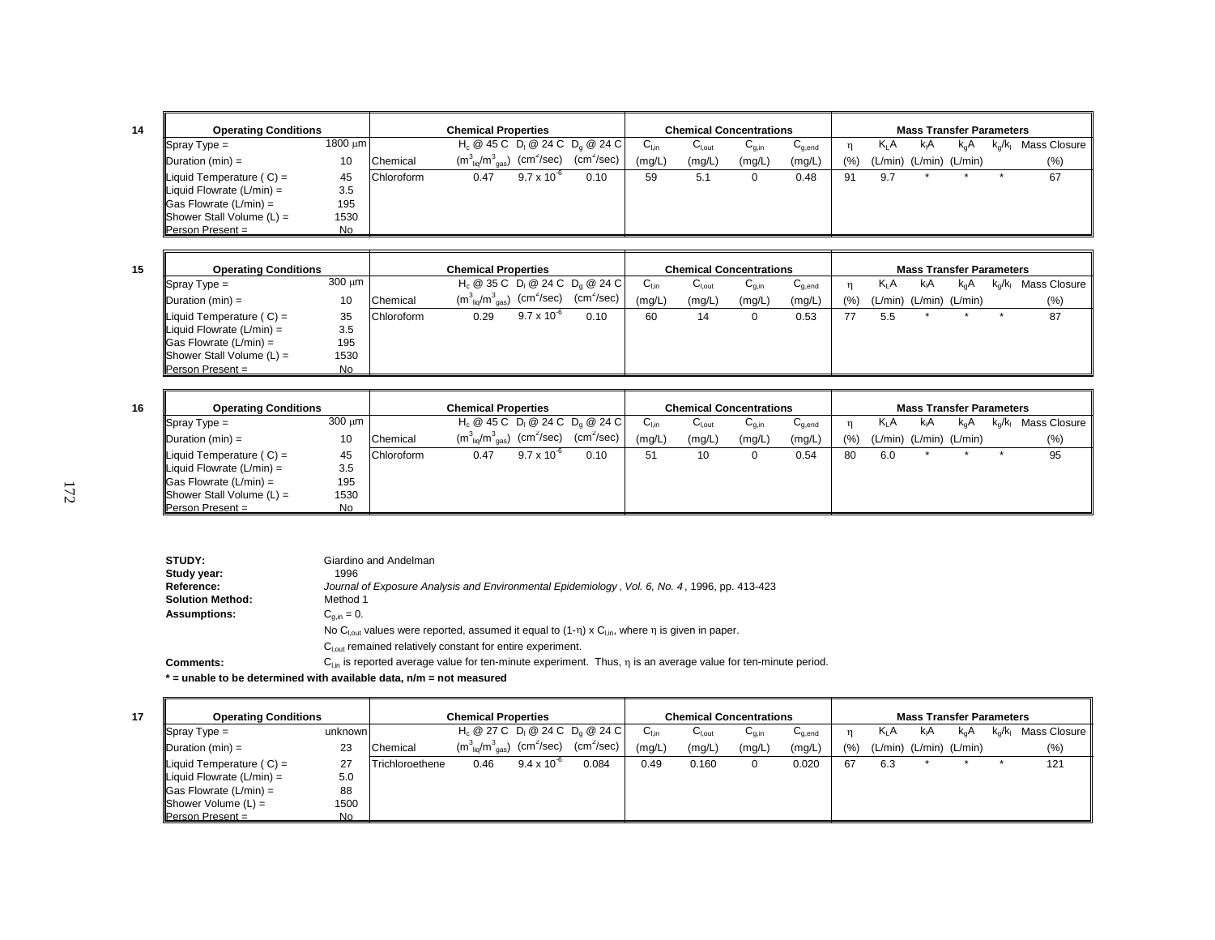**14**

| Operating Conditions | | Chemical | Chemical Properties | | | Chemical Concentrations | | | | Mass Transfer Parameters | | | | | |
|---|---|---|---|---|---|---|---|---|---|---|---|---|---|---|---|
| Spray Type = | 1800 μm | | $H_c$ @ 45 C | $D_l$ @ 24 C | $D_g$ @ 24 C | $C_{l,in}$ | $C_{l,out}$ | $C_{g,in}$ | $C_{g,end}$ | η | $K_LA$ | $k_lA$ | $k_gA$ | $k_g/k_l$ | Mass Closure |
| Duration (min) = | 10 | Chemical | ($m^3_{liq}/m^3_{gas}$) | ($cm^2$/sec) | ($cm^2$/sec) | (mg/L) | (mg/L) | (mg/L) | (mg/L) | (%) | (L/min) | (L/min) | (L/min) | | (%) |
| Liquid Temperature ( C) = | 45 | Chloroform | 0.47 | $9.7 \times 10^{-6}$ | 0.10 | 59 | 5.1 | 0 | 0.48 | 91 | 9.7 | * | * | * | 67 |
| Liquid Flowrate (L/min) = | 3.5 | | | | | | | | | | | | | | |
| Gas Flowrate (L/min) = | 195 | | | | | | | | | | | | | | |
| Shower Stall Volume (L) = | 1530 | | | | | | | | | | | | | | |
| Person Present = | No | | | | | | | | | | | | | | |

**15**

| Operating Conditions | | Chemical | Chemical Properties | | | Chemical Concentrations | | | | Mass Transfer Parameters | | | | | |
|---|---|---|---|---|---|---|---|---|---|---|---|---|---|---|---|
| Spray Type = | 300 μm | | $H_c$ @ 35 C | $D_l$ @ 24 C | $D_g$ @ 24 C | $C_{l,in}$ | $C_{l,out}$ | $C_{g,in}$ | $C_{g,end}$ | η | $K_LA$ | $k_lA$ | $k_gA$ | $k_g/k_l$ | Mass Closure |
| Duration (min) = | 10 | Chemical | ($m^3_{liq}/m^3_{gas}$) | ($cm^2$/sec) | ($cm^2$/sec) | (mg/L) | (mg/L) | (mg/L) | (mg/L) | (%) | (L/min) | (L/min) | (L/min) | | (%) |
| Liquid Temperature ( C) = | 35 | Chloroform | 0.29 | $9.7 \times 10^{-6}$ | 0.10 | 60 | 14 | 0 | 0.53 | 77 | 5.5 | * | * | * | 87 |
| Liquid Flowrate (L/min) = | 3.5 | | | | | | | | | | | | | | |
| Gas Flowrate (L/min) = | 195 | | | | | | | | | | | | | | |
| Shower Stall Volume (L) = | 1530 | | | | | | | | | | | | | | |
| Person Present = | No | | | | | | | | | | | | | | |

**16**

| Operating Conditions | | Chemical | Chemical Properties | | | Chemical Concentrations | | | | Mass Transfer Parameters | | | | | |
|---|---|---|---|---|---|---|---|---|---|---|---|---|---|---|---|
| Spray Type = | 300 μm | | $H_c$ @ 45 C | $D_l$ @ 24 C | $D_g$ @ 24 C | $C_{l,in}$ | $C_{l,out}$ | $C_{g,in}$ | $C_{g,end}$ | η | $K_LA$ | $k_lA$ | $k_gA$ | $k_g/k_l$ | Mass Closure |
| Duration (min) = | 10 | Chemical | ($m^3_{liq}/m^3_{gas}$) | ($cm^2$/sec) | ($cm^2$/sec) | (mg/L) | (mg/L) | (mg/L) | (mg/L) | (%) | (L/min) | (L/min) | (L/min) | | (%) |
| Liquid Temperature ( C) = | 45 | Chloroform | 0.47 | $9.7 \times 10^{-6}$ | 0.10 | 51 | 10 | 0 | 0.54 | 80 | 6.0 | * | * | * | 95 |
| Liquid Flowrate (L/min) = | 3.5 | | | | | | | | | | | | | | |
| Gas Flowrate (L/min) = | 195 | | | | | | | | | | | | | | |
| Shower Stall Volume (L) = | 1530 | | | | | | | | | | | | | | |
| Person Present = | No | | | | | | | | | | | | | | |

**STUDY:** Giardino and Andelman

**Study year:** 1996

**Reference:** *Journal of Exposure Analysis and Environmental Epidemiology*, *Vol. 6, No. 4*, 1996, pp. 413-423

**Solution Method:** Method 1

**Assumptions:** $C_{g,in} = 0$.

No $C_{l,out}$ values were reported, assumed it equal to (1-η) x $C_{l,in}$, where η is given in paper.

$C_{l,out}$ remained relatively constant for entire experiment.

**Comments:** $C_{l,in}$ is reported average value for ten-minute experiment. Thus, η is an average value for ten-minute period.

**\* = unable to be determined with available data, n/m = not measured**

**17**

| Operating Conditions | | Chemical | Chemical Properties | | | Chemical Concentrations | | | | Mass Transfer Parameters | | | | | |
|---|---|---|---|---|---|---|---|---|---|---|---|---|---|---|---|
| Spray Type = | unknown | | $H_c$ @ 27 C | $D_l$ @ 24 C | $D_g$ @ 24 C | $C_{l,in}$ | $C_{l,out}$ | $C_{g,in}$ | $C_{g,end}$ | η | $K_LA$ | $k_lA$ | $k_gA$ | $k_g/k_l$ | Mass Closure |
| Duration (min) = | 23 | Chemical | ($m^3_{liq}/m^3_{gas}$) | ($cm^2$/sec) | ($cm^2$/sec) | (mg/L) | (mg/L) | (mg/L) | (mg/L) | (%) | (L/min) | (L/min) | (L/min) | | (%) |
| Liquid Temperature ( C) = | 27 | Trichloroethene | 0.46 | $9.4 \times 10^{-6}$ | 0.084 | 0.49 | 0.160 | 0 | 0.020 | 67 | 6.3 | * | * | * | 121 |
| Liquid Flowrate (L/min) = | 5.0 | | | | | | | | | | | | | | |
| Gas Flowrate (L/min) = | 88 | | | | | | | | | | | | | | |
| Shower Volume (L) = | 1500 | | | | | | | | | | | | | | |
| Person Present = | No | | | | | | | | | | | | | | |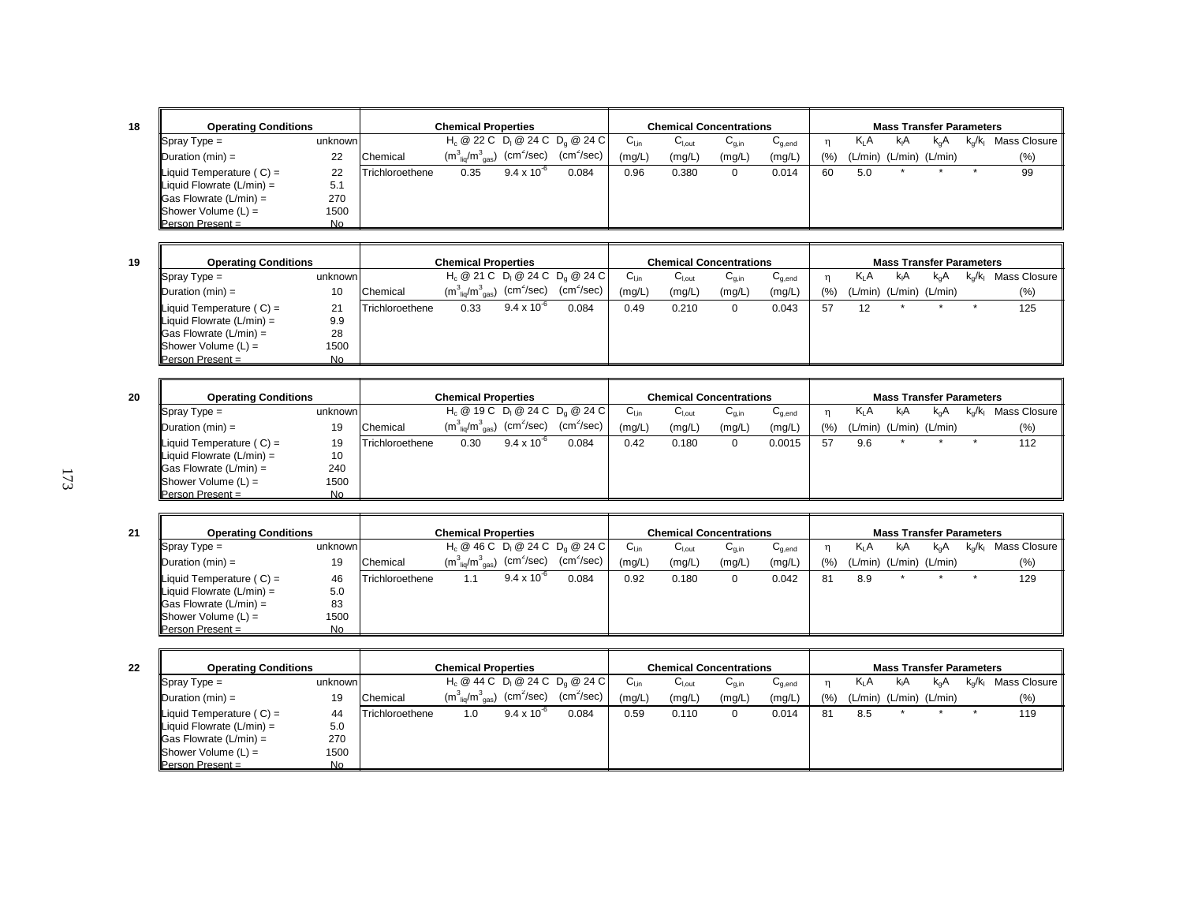**18**

| Operating Conditions | | Chemical Properties | | | | Chemical Concentrations | | | | Mass Transfer Parameters | | | | | |
|---|---|---|---|---|---|---|---|---|---|---|---|---|---|---|---|
| Spray Type = | unknown | | $H_c$ @ 22 C | $D_l$ @ 24 C | $D_g$ @ 24 C | $C_{l,in}$ | $C_{l,out}$ | $C_{g,in}$ | $C_{g,end}$ | $\eta$ | $K_LA$ | $k_lA$ | $k_gA$ | $k_g/k_l$ | Mass Closure |
| Duration (min) = | 22 | Chemical | $(m^3_{liq}/m^3_{gas})$ | $(cm^2/sec)$ | $(cm^2/sec)$ | (mg/L) | (mg/L) | (mg/L) | (mg/L) | (%) | (L/min) | (L/min) | (L/min) | | (%) |
| Liquid Temperature ( C) = | 22 | Trichloroethene | 0.35 | $9.4 \times 10^{-6}$ | 0.084 | 0.96 | 0.380 | 0 | 0.014 | 60 | 5.0 | * | * | * | 99 |
| Liquid Flowrate (L/min) = | 5.1 | | | | | | | | | | | | | | |
| Gas Flowrate (L/min) = | 270 | | | | | | | | | | | | | | |
| Shower Volume (L) = | 1500 | | | | | | | | | | | | | | |
| Person Present = | No | | | | | | | | | | | | | | |

**19**

| Operating Conditions | | Chemical Properties | | | | Chemical Concentrations | | | | Mass Transfer Parameters | | | | | |
|---|---|---|---|---|---|---|---|---|---|---|---|---|---|---|---|
| Spray Type = | unknown | | $H_c$ @ 21 C | $D_l$ @ 24 C | $D_g$ @ 24 C | $C_{l,in}$ | $C_{l,out}$ | $C_{g,in}$ | $C_{g,end}$ | $\eta$ | $K_LA$ | $k_lA$ | $k_gA$ | $k_g/k_l$ | Mass Closure |
| Duration (min) = | 10 | Chemical | $(m^3_{liq}/m^3_{gas})$ | $(cm^2/sec)$ | $(cm^2/sec)$ | (mg/L) | (mg/L) | (mg/L) | (mg/L) | (%) | (L/min) | (L/min) | (L/min) | | (%) |
| Liquid Temperature ( C) = | 21 | Trichloroethene | 0.33 | $9.4 \times 10^{-6}$ | 0.084 | 0.49 | 0.210 | 0 | 0.043 | 57 | 12 | * | * | * | 125 |
| Liquid Flowrate (L/min) = | 9.9 | | | | | | | | | | | | | | |
| Gas Flowrate (L/min) = | 28 | | | | | | | | | | | | | | |
| Shower Volume (L) = | 1500 | | | | | | | | | | | | | | |
| Person Present = | No | | | | | | | | | | | | | | |

**20**

| Operating Conditions | | Chemical Properties | | | | Chemical Concentrations | | | | Mass Transfer Parameters | | | | | |
|---|---|---|---|---|---|---|---|---|---|---|---|---|---|---|---|
| Spray Type = | unknown | | $H_c$ @ 19 C | $D_l$ @ 24 C | $D_g$ @ 24 C | $C_{l,in}$ | $C_{l,out}$ | $C_{g,in}$ | $C_{g,end}$ | $\eta$ | $K_LA$ | $k_lA$ | $k_gA$ | $k_g/k_l$ | Mass Closure |
| Duration (min) = | 19 | Chemical | $(m^3_{liq}/m^3_{gas})$ | $(cm^2/sec)$ | $(cm^2/sec)$ | (mg/L) | (mg/L) | (mg/L) | (mg/L) | (%) | (L/min) | (L/min) | (L/min) | | (%) |
| Liquid Temperature ( C) = | 19 | Trichloroethene | 0.30 | $9.4 \times 10^{-6}$ | 0.084 | 0.42 | 0.180 | 0 | 0.0015 | 57 | 9.6 | * | * | * | 112 |
| Liquid Flowrate (L/min) = | 10 | | | | | | | | | | | | | | |
| Gas Flowrate (L/min) = | 240 | | | | | | | | | | | | | | |
| Shower Volume (L) = | 1500 | | | | | | | | | | | | | | |
| Person Present = | No | | | | | | | | | | | | | | |

**21**

| Operating Conditions | | Chemical Properties | | | | Chemical Concentrations | | | | Mass Transfer Parameters | | | | | |
|---|---|---|---|---|---|---|---|---|---|---|---|---|---|---|---|
| Spray Type = | unknown | | $H_c$ @ 46 C | $D_l$ @ 24 C | $D_g$ @ 24 C | $C_{l,in}$ | $C_{l,out}$ | $C_{g,in}$ | $C_{g,end}$ | $\eta$ | $K_LA$ | $k_lA$ | $k_gA$ | $k_g/k_l$ | Mass Closure |
| Duration (min) = | 19 | Chemical | $(m^3_{liq}/m^3_{gas})$ | $(cm^2/sec)$ | $(cm^2/sec)$ | (mg/L) | (mg/L) | (mg/L) | (mg/L) | (%) | (L/min) | (L/min) | (L/min) | | (%) |
| Liquid Temperature ( C) = | 46 | Trichloroethene | 1.1 | $9.4 \times 10^{-6}$ | 0.084 | 0.92 | 0.180 | 0 | 0.042 | 81 | 8.9 | * | * | * | 129 |
| Liquid Flowrate (L/min) = | 5.0 | | | | | | | | | | | | | | |
| Gas Flowrate (L/min) = | 83 | | | | | | | | | | | | | | |
| Shower Volume (L) = | 1500 | | | | | | | | | | | | | | |
| Person Present = | No | | | | | | | | | | | | | | |

**22**

| Operating Conditions | | Chemical Properties | | | | Chemical Concentrations | | | | Mass Transfer Parameters | | | | | |
|---|---|---|---|---|---|---|---|---|---|---|---|---|---|---|---|
| Spray Type = | unknown | | $H_c$ @ 44 C | $D_l$ @ 24 C | $D_g$ @ 24 C | $C_{l,in}$ | $C_{l,out}$ | $C_{g,in}$ | $C_{g,end}$ | $\eta$ | $K_LA$ | $k_lA$ | $k_gA$ | $k_g/k_l$ | Mass Closure |
| Duration (min) = | 19 | Chemical | $(m^3_{liq}/m^3_{gas})$ | $(cm^2/sec)$ | $(cm^2/sec)$ | (mg/L) | (mg/L) | (mg/L) | (mg/L) | (%) | (L/min) | (L/min) | (L/min) | | (%) |
| Liquid Temperature ( C) = | 44 | Trichloroethene | 1.0 | $9.4 \times 10^{-6}$ | 0.084 | 0.59 | 0.110 | 0 | 0.014 | 81 | 8.5 | * | * | * | 119 |
| Liquid Flowrate (L/min) = | 5.0 | | | | | | | | | | | | | | |
| Gas Flowrate (L/min) = | 270 | | | | | | | | | | | | | | |
| Shower Volume (L) = | 1500 | | | | | | | | | | | | | | |
| Person Present = | No | | | | | | | | | | | | | | |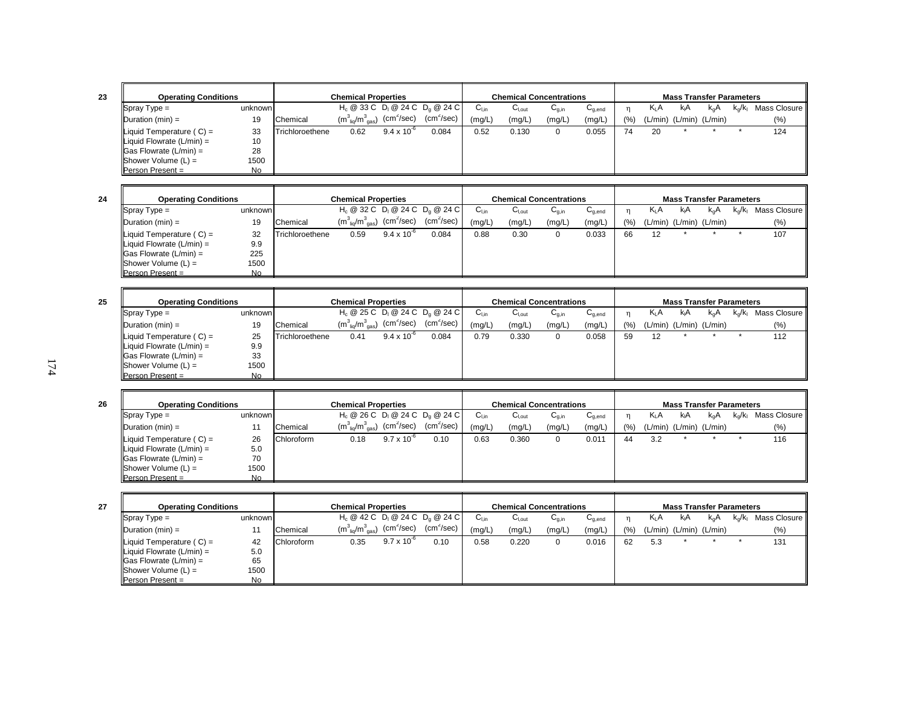**23**

| Operating Conditions | | Chemical Properties | | | | Chemical Concentrations | | | | Mass Transfer Parameters | | | | | |
|---|---|---|---|---|---|---|---|---|---|---|---|---|---|---|---|
| Spray Type = | unknown | | $H_c$ @ 33 C | $D_l$ @ 24 C | $D_g$ @ 24 C | $C_{l,in}$ | $C_{l,out}$ | $C_{g,in}$ | $C_{g,end}$ | η | $K_LA$ | $k_lA$ | $k_gA$ | $k_g/k_l$ | Mass Closure |
| Duration (min) = | 19 | Chemical | $(m^3_{liq}/m^3_{gas})$ | $(cm^2/sec)$ | $(cm^2/sec)$ | (mg/L) | (mg/L) | (mg/L) | (mg/L) | (%) | (L/min) | (L/min) | (L/min) | | (%) |
| Liquid Temperature ( C) = | 33 | Trichloroethene | 0.62 | $9.4 \times 10^{-6}$ | 0.084 | 0.52 | 0.130 | 0 | 0.055 | 74 | 20 | * | * | * | 124 |
| Liquid Flowrate (L/min) = | 10 | | | | | | | | | | | | | | |
| Gas Flowrate (L/min) = | 28 | | | | | | | | | | | | | | |
| Shower Volume (L) = | 1500 | | | | | | | | | | | | | | |
| Person Present = | No | | | | | | | | | | | | | | |

**24**

| Operating Conditions | | Chemical Properties | | | | Chemical Concentrations | | | | Mass Transfer Parameters | | | | | |
|---|---|---|---|---|---|---|---|---|---|---|---|---|---|---|---|
| Spray Type = | unknown | | $H_c$ @ 32 C | $D_l$ @ 24 C | $D_g$ @ 24 C | $C_{l,in}$ | $C_{l,out}$ | $C_{g,in}$ | $C_{g,end}$ | η | $K_LA$ | $k_lA$ | $k_gA$ | $k_g/k_l$ | Mass Closure |
| Duration (min) = | 19 | Chemical | $(m^3_{liq}/m^3_{gas})$ | $(cm^2/sec)$ | $(cm^2/sec)$ | (mg/L) | (mg/L) | (mg/L) | (mg/L) | (%) | (L/min) | (L/min) | (L/min) | | (%) |
| Liquid Temperature ( C) = | 32 | Trichloroethene | 0.59 | $9.4 \times 10^{-6}$ | 0.084 | 0.88 | 0.30 | 0 | 0.033 | 66 | 12 | * | * | * | 107 |
| Liquid Flowrate (L/min) = | 9.9 | | | | | | | | | | | | | | |
| Gas Flowrate (L/min) = | 225 | | | | | | | | | | | | | | |
| Shower Volume (L) = | 1500 | | | | | | | | | | | | | | |
| Person Present = | No | | | | | | | | | | | | | | |

**25**

| Operating Conditions | | Chemical Properties | | | | Chemical Concentrations | | | | Mass Transfer Parameters | | | | | |
|---|---|---|---|---|---|---|---|---|---|---|---|---|---|---|---|
| Spray Type = | unknown | | $H_c$ @ 25 C | $D_l$ @ 24 C | $D_g$ @ 24 C | $C_{l,in}$ | $C_{l,out}$ | $C_{g,in}$ | $C_{g,end}$ | η | $K_LA$ | $k_lA$ | $k_gA$ | $k_g/k_l$ | Mass Closure |
| Duration (min) = | 19 | Chemical | $(m^3_{liq}/m^3_{gas})$ | $(cm^2/sec)$ | $(cm^2/sec)$ | (mg/L) | (mg/L) | (mg/L) | (mg/L) | (%) | (L/min) | (L/min) | (L/min) | | (%) |
| Liquid Temperature ( C) = | 25 | Trichloroethene | 0.41 | $9.4 \times 10^{-6}$ | 0.084 | 0.79 | 0.330 | 0 | 0.058 | 59 | 12 | * | * | * | 112 |
| Liquid Flowrate (L/min) = | 9.9 | | | | | | | | | | | | | | |
| Gas Flowrate (L/min) = | 33 | | | | | | | | | | | | | | |
| Shower Volume (L) = | 1500 | | | | | | | | | | | | | | |
| Person Present = | No | | | | | | | | | | | | | | |

**26**

| Operating Conditions | | Chemical Properties | | | | Chemical Concentrations | | | | Mass Transfer Parameters | | | | | |
|---|---|---|---|---|---|---|---|---|---|---|---|---|---|---|---|
| Spray Type = | unknown | | $H_c$ @ 26 C | $D_l$ @ 24 C | $D_g$ @ 24 C | $C_{l,in}$ | $C_{l,out}$ | $C_{g,in}$ | $C_{g,end}$ | η | $K_LA$ | $k_lA$ | $k_gA$ | $k_g/k_l$ | Mass Closure |
| Duration (min) = | 11 | Chemical | $(m^3_{liq}/m^3_{gas})$ | $(cm^2/sec)$ | $(cm^2/sec)$ | (mg/L) | (mg/L) | (mg/L) | (mg/L) | (%) | (L/min) | (L/min) | (L/min) | | (%) |
| Liquid Temperature ( C) = | 26 | Chloroform | 0.18 | $9.7 \times 10^{-6}$ | 0.10 | 0.63 | 0.360 | 0 | 0.011 | 44 | 3.2 | * | * | * | 116 |
| Liquid Flowrate (L/min) = | 5.0 | | | | | | | | | | | | | | |
| Gas Flowrate (L/min) = | 70 | | | | | | | | | | | | | | |
| Shower Volume (L) = | 1500 | | | | | | | | | | | | | | |
| Person Present = | No | | | | | | | | | | | | | | |

**27**

| Operating Conditions | | Chemical Properties | | | | Chemical Concentrations | | | | Mass Transfer Parameters | | | | | |
|---|---|---|---|---|---|---|---|---|---|---|---|---|---|---|---|
| Spray Type = | unknown | | $H_c$ @ 42 C | $D_l$ @ 24 C | $D_g$ @ 24 C | $C_{l,in}$ | $C_{l,out}$ | $C_{g,in}$ | $C_{g,end}$ | η | $K_LA$ | $k_lA$ | $k_gA$ | $k_g/k_l$ | Mass Closure |
| Duration (min) = | 11 | Chemical | $(m^3_{liq}/m^3_{gas})$ | $(cm^2/sec)$ | $(cm^2/sec)$ | (mg/L) | (mg/L) | (mg/L) | (mg/L) | (%) | (L/min) | (L/min) | (L/min) | | (%) |
| Liquid Temperature ( C) = | 42 | Chloroform | 0.35 | $9.7 \times 10^{-6}$ | 0.10 | 0.58 | 0.220 | 0 | 0.016 | 62 | 5.3 | * | * | * | 131 |
| Liquid Flowrate (L/min) = | 5.0 | | | | | | | | | | | | | | |
| Gas Flowrate (L/min) = | 65 | | | | | | | | | | | | | | |
| Shower Volume (L) = | 1500 | | | | | | | | | | | | | | |
| Person Present = | No | | | | | | | | | | | | | | |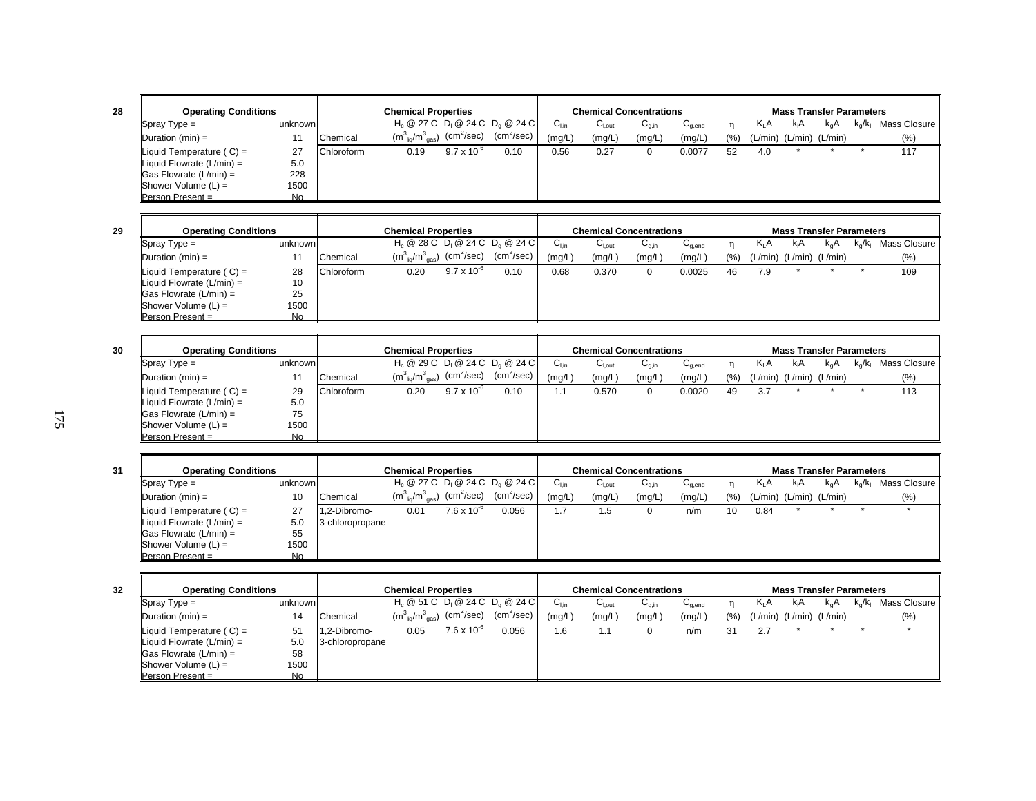**28**

| Operating Conditions | | Chemical | $H_c$ @ 27 C ($m^3_{liq}/m^3_{gas}$) | $D_l$ @ 24 C ($cm^2/sec$) | $D_g$ @ 24 C ($cm^2/sec$) | $C_{l,in}$ (mg/L) | $C_{l,out}$ (mg/L) | $C_{g,in}$ (mg/L) | $C_{g,end}$ (mg/L) | η (%) | $K_LA$ (L/min) | $k_lA$ (L/min) | $k_gA$ (L/min) | $k_g/k_l$ | Mass Closure (%) |
|---|---|---|---|---|---|---|---|---|---|---|---|---|---|---|---|
| Spray Type = | unknown | | | | | | | | | | | | | | |
| Duration (min) = | 11 | | | | | | | | | | | | | | |
| Liquid Temperature ( C) = | 27 | Chloroform | 0.19 | $9.7 \times 10^{-6}$ | 0.10 | 0.56 | 0.27 | 0 | 0.0077 | 52 | 4.0 | * | * | * | 117 |
| Liquid Flowrate (L/min) = | 5.0 | | | | | | | | | | | | | | |
| Gas Flowrate (L/min) = | 228 | | | | | | | | | | | | | | |
| Shower Volume (L) = | 1500 | | | | | | | | | | | | | | |
| Person Present = | No | | | | | | | | | | | | | | |

**29**

| Operating Conditions | | Chemical | $H_c$ @ 28 C ($m^3_{liq}/m^3_{gas}$) | $D_l$ @ 24 C ($cm^2/sec$) | $D_g$ @ 24 C ($cm^2/sec$) | $C_{l,in}$ (mg/L) | $C_{l,out}$ (mg/L) | $C_{g,in}$ (mg/L) | $C_{g,end}$ (mg/L) | η (%) | $K_LA$ (L/min) | $k_lA$ (L/min) | $k_gA$ (L/min) | $k_g/k_l$ | Mass Closure (%) |
|---|---|---|---|---|---|---|---|---|---|---|---|---|---|---|---|
| Spray Type = | unknown | | | | | | | | | | | | | | |
| Duration (min) = | 11 | | | | | | | | | | | | | | |
| Liquid Temperature ( C) = | 28 | Chloroform | 0.20 | $9.7 \times 10^{-6}$ | 0.10 | 0.68 | 0.370 | 0 | 0.0025 | 46 | 7.9 | * | * | * | 109 |
| Liquid Flowrate (L/min) = | 10 | | | | | | | | | | | | | | |
| Gas Flowrate (L/min) = | 25 | | | | | | | | | | | | | | |
| Shower Volume (L) = | 1500 | | | | | | | | | | | | | | |
| Person Present = | No | | | | | | | | | | | | | | |

**30**

| Operating Conditions | | Chemical | $H_c$ @ 29 C ($m^3_{liq}/m^3_{gas}$) | $D_l$ @ 24 C ($cm^2/sec$) | $D_g$ @ 24 C ($cm^2/sec$) | $C_{l,in}$ (mg/L) | $C_{l,out}$ (mg/L) | $C_{g,in}$ (mg/L) | $C_{g,end}$ (mg/L) | η (%) | $K_LA$ (L/min) | $k_lA$ (L/min) | $k_gA$ (L/min) | $k_g/k_l$ | Mass Closure (%) |
|---|---|---|---|---|---|---|---|---|---|---|---|---|---|---|---|
| Spray Type = | unknown | | | | | | | | | | | | | | |
| Duration (min) = | 11 | | | | | | | | | | | | | | |
| Liquid Temperature ( C) = | 29 | Chloroform | 0.20 | $9.7 \times 10^{-6}$ | 0.10 | 1.1 | 0.570 | 0 | 0.0020 | 49 | 3.7 | * | * | * | 113 |
| Liquid Flowrate (L/min) = | 5.0 | | | | | | | | | | | | | | |
| Gas Flowrate (L/min) = | 75 | | | | | | | | | | | | | | |
| Shower Volume (L) = | 1500 | | | | | | | | | | | | | | |
| Person Present = | No | | | | | | | | | | | | | | |

**31**

| Operating Conditions | | Chemical | $H_c$ @ 27 C ($m^3_{liq}/m^3_{gas}$) | $D_l$ @ 24 C ($cm^2/sec$) | $D_g$ @ 24 C ($cm^2/sec$) | $C_{l,in}$ (mg/L) | $C_{l,out}$ (mg/L) | $C_{g,in}$ (mg/L) | $C_{g,end}$ (mg/L) | η (%) | $K_LA$ (L/min) | $k_lA$ (L/min) | $k_gA$ (L/min) | $k_g/k_l$ | Mass Closure (%) |
|---|---|---|---|---|---|---|---|---|---|---|---|---|---|---|---|
| Spray Type = | unknown | | | | | | | | | | | | | | |
| Duration (min) = | 10 | | | | | | | | | | | | | | |
| Liquid Temperature ( C) = | 27 | 1,2-Dibromo-3-chloropropane | 0.01 | $7.6 \times 10^{-6}$ | 0.056 | 1.7 | 1.5 | 0 | n/m | 10 | 0.84 | * | * | * | * |
| Liquid Flowrate (L/min) = | 5.0 | | | | | | | | | | | | | | |
| Gas Flowrate (L/min) = | 55 | | | | | | | | | | | | | | |
| Shower Volume (L) = | 1500 | | | | | | | | | | | | | | |
| Person Present = | No | | | | | | | | | | | | | | |

**32**

| Operating Conditions | | Chemical | $H_c$ @ 51 C ($m^3_{liq}/m^3_{gas}$) | $D_l$ @ 24 C ($cm^2/sec$) | $D_g$ @ 24 C ($cm^2/sec$) | $C_{l,in}$ (mg/L) | $C_{l,out}$ (mg/L) | $C_{g,in}$ (mg/L) | $C_{g,end}$ (mg/L) | η (%) | $K_LA$ (L/min) | $k_lA$ (L/min) | $k_gA$ (L/min) | $k_g/k_l$ | Mass Closure (%) |
|---|---|---|---|---|---|---|---|---|---|---|---|---|---|---|---|
| Spray Type = | unknown | | | | | | | | | | | | | | |
| Duration (min) = | 14 | | | | | | | | | | | | | | |
| Liquid Temperature ( C) = | 51 | 1,2-Dibromo-3-chloropropane | 0.05 | $7.6 \times 10^{-6}$ | 0.056 | 1.6 | 1.1 | 0 | n/m | 31 | 2.7 | * | * | * | * |
| Liquid Flowrate (L/min) = | 5.0 | | | | | | | | | | | | | | |
| Gas Flowrate (L/min) = | 58 | | | | | | | | | | | | | | |
| Shower Volume (L) = | 1500 | | | | | | | | | | | | | | |
| Person Present = | No | | | | | | | | | | | | | | |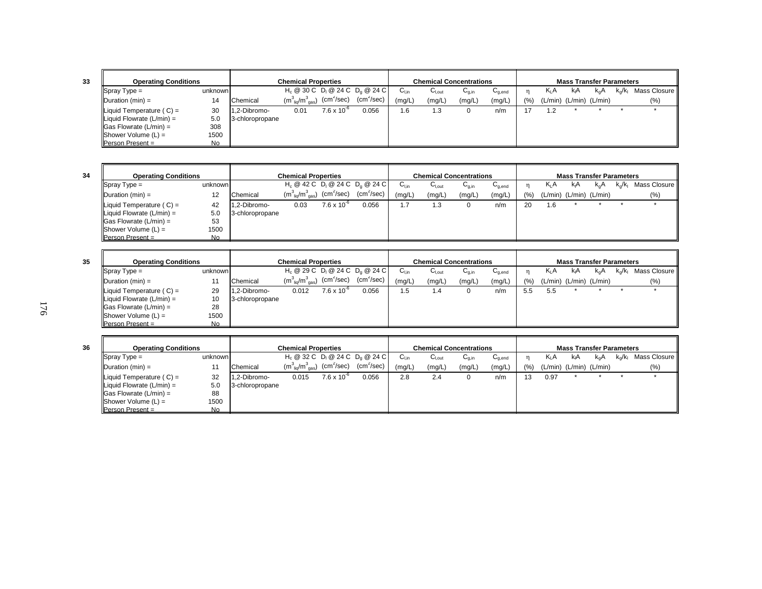**33**

| Operating Conditions | | Chemical | $H_c$ @ 30 C $(m^3_{liq}/m^3_{gas})$ | $D_l$ @ 24 C $(cm^2/sec)$ | $D_g$ @ 24 C $(cm^2/sec)$ | $C_{l,in}$ (mg/L) | $C_{l,out}$ (mg/L) | $C_{g,in}$ (mg/L) | $C_{g,end}$ (mg/L) | η (%) | $K_LA$ (L/min) | $k_lA$ (L/min) | $k_gA$ (L/min) | $k_g/k_l$ | Mass Closure (%) |
|---|---|---|---|---|---|---|---|---|---|---|---|---|---|---|---|
| Spray Type = | unknown | | | | | | | | | | | | | | |
| Duration (min) = | 14 | | | | | | | | | | | | | | |
| Liquid Temperature ( C) = | 30 | 1,2-Dibromo-3-chloropropane | 0.01 | $7.6 \times 10^{-6}$ | 0.056 | 1.6 | 1.3 | 0 | n/m | 17 | 1.2 | * | * | * | * |
| Liquid Flowrate (L/min) = | 5.0 | | | | | | | | | | | | | | |
| Gas Flowrate (L/min) = | 308 | | | | | | | | | | | | | | |
| Shower Volume (L) = | 1500 | | | | | | | | | | | | | | |
| Person Present = | No | | | | | | | | | | | | | | |

**34**

| Operating Conditions | | Chemical | $H_c$ @ 42 C $(m^3_{liq}/m^3_{gas})$ | $D_l$ @ 24 C $(cm^2/sec)$ | $D_g$ @ 24 C $(cm^2/sec)$ | $C_{l,in}$ (mg/L) | $C_{l,out}$ (mg/L) | $C_{g,in}$ (mg/L) | $C_{g,end}$ (mg/L) | η (%) | $K_LA$ (L/min) | $k_lA$ (L/min) | $k_gA$ (L/min) | $k_g/k_l$ | Mass Closure (%) |
|---|---|---|---|---|---|---|---|---|---|---|---|---|---|---|---|
| Spray Type = | unknown | | | | | | | | | | | | | | |
| Duration (min) = | 12 | | | | | | | | | | | | | | |
| Liquid Temperature ( C) = | 42 | 1,2-Dibromo-3-chloropropane | 0.03 | $7.6 \times 10^{-6}$ | 0.056 | 1.7 | 1.3 | 0 | n/m | 20 | 1.6 | * | * | * | * |
| Liquid Flowrate (L/min) = | 5.0 | | | | | | | | | | | | | | |
| Gas Flowrate (L/min) = | 53 | | | | | | | | | | | | | | |
| Shower Volume (L) = | 1500 | | | | | | | | | | | | | | |
| Person Present = | No | | | | | | | | | | | | | | |

**35**

| Operating Conditions | | Chemical | $H_c$ @ 29 C $(m^3_{liq}/m^3_{gas})$ | $D_l$ @ 24 C $(cm^2/sec)$ | $D_g$ @ 24 C $(cm^2/sec)$ | $C_{l,in}$ (mg/L) | $C_{l,out}$ (mg/L) | $C_{g,in}$ (mg/L) | $C_{g,end}$ (mg/L) | η (%) | $K_LA$ (L/min) | $k_lA$ (L/min) | $k_gA$ (L/min) | $k_g/k_l$ | Mass Closure (%) |
|---|---|---|---|---|---|---|---|---|---|---|---|---|---|---|---|
| Spray Type = | unknown | | | | | | | | | | | | | | |
| Duration (min) = | 11 | | | | | | | | | | | | | | |
| Liquid Temperature ( C) = | 29 | 1,2-Dibromo-3-chloropropane | 0.012 | $7.6 \times 10^{-6}$ | 0.056 | 1.5 | 1.4 | 0 | n/m | 5.5 | 5.5 | * | * | * | * |
| Liquid Flowrate (L/min) = | 10 | | | | | | | | | | | | | | |
| Gas Flowrate (L/min) = | 28 | | | | | | | | | | | | | | |
| Shower Volume (L) = | 1500 | | | | | | | | | | | | | | |
| Person Present = | No | | | | | | | | | | | | | | |

**36**

| Operating Conditions | | Chemical | $H_c$ @ 32 C $(m^3_{liq}/m^3_{gas})$ | $D_l$ @ 24 C $(cm^2/sec)$ | $D_g$ @ 24 C $(cm^2/sec)$ | $C_{l,in}$ (mg/L) | $C_{l,out}$ (mg/L) | $C_{g,in}$ (mg/L) | $C_{g,end}$ (mg/L) | η (%) | $K_LA$ (L/min) | $k_lA$ (L/min) | $k_gA$ (L/min) | $k_g/k_l$ | Mass Closure (%) |
|---|---|---|---|---|---|---|---|---|---|---|---|---|---|---|---|
| Spray Type = | unknown | | | | | | | | | | | | | | |
| Duration (min) = | 11 | | | | | | | | | | | | | | |
| Liquid Temperature ( C) = | 32 | 1,2-Dibromo-3-chloropropane | 0.015 | $7.6 \times 10^{-6}$ | 0.056 | 2.8 | 2.4 | 0 | n/m | 13 | 0.97 | * | * | * | * |
| Liquid Flowrate (L/min) = | 5.0 | | | | | | | | | | | | | | |
| Gas Flowrate (L/min) = | 88 | | | | | | | | | | | | | | |
| Shower Volume (L) = | 1500 | | | | | | | | | | | | | | |
| Person Present = | No | | | | | | | | | | | | | | |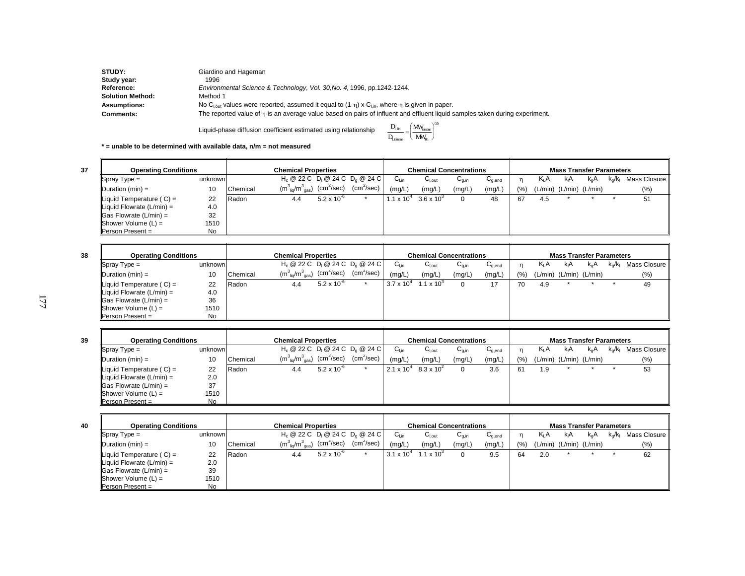**STUDY:** Giardino and Hageman

**Study year:** 1996

**Reference:** *Environmental Science & Technology, Vol. 30,No. 4,* 1996, pp.1242-1244.

**Solution Method:** Method 1

**Assumptions:** No $C_{l,out}$ values were reported, assumed it equal to $(1-\eta) \times C_{l,in}$, where $\eta$ is given in paper.

**Comments:** The reported value of $\eta$ is an average value based on pairs of influent and effluent liquid samples taken during experiment.

Liquid-phase diffusion coefficient estimated using relationship $\frac{D_{l,Rn}}{D_{l,toluene}} = \left(\frac{MW_{toluene}}{MW_{Rn}}\right)^{0.5}$

**\* = unable to be determined with available data, n/m = not measured**

**37**

| Operating Conditions | | Chemical Properties | | | | Chemical Concentrations | | | | Mass Transfer Parameters | | | | | |
|---|---|---|---|---|---|---|---|---|---|---|---|---|---|---|---|
| Spray Type = | unknown | | $H_c$ @ 22 C | $D_l$ @ 24 C | $D_g$ @ 24 C | $C_{l,in}$ | $C_{l,out}$ | $C_{g,in}$ | $C_{g,end}$ | $\eta$ | $K_LA$ | $k_lA$ | $k_gA$ | $k_g/k_l$ | Mass Closure |
| Duration (min) = | 10 | Chemical | $(m^3_{liq}/m^3_{gas})$ | $(cm^2/sec)$ | $(cm^2/sec)$ | (mg/L) | (mg/L) | (mg/L) | (mg/L) | (%) | (L/min) | (L/min) | (L/min) | | (%) |
| Liquid Temperature ( C) = | 22 | Radon | 4.4 | $5.2 \times 10^{-6}$ | * | $1.1 \times 10^4$ | $3.6 \times 10^3$ | 0 | 48 | 67 | 4.5 | * | * | * | 51 |
| Liquid Flowrate (L/min) = | 4.0 | | | | | | | | | | | | | | |
| Gas Flowrate (L/min) = | 32 | | | | | | | | | | | | | | |
| Shower Volume (L) = | 1510 | | | | | | | | | | | | | | |
| Person Present = | No | | | | | | | | | | | | | | |

**38**

| Operating Conditions | | Chemical Properties | | | | Chemical Concentrations | | | | Mass Transfer Parameters | | | | | |
|---|---|---|---|---|---|---|---|---|---|---|---|---|---|---|---|
| Spray Type = | unknown | | $H_c$ @ 22 C | $D_l$ @ 24 C | $D_g$ @ 24 C | $C_{l,in}$ | $C_{l,out}$ | $C_{g,in}$ | $C_{g,end}$ | $\eta$ | $K_LA$ | $k_lA$ | $k_gA$ | $k_g/k_l$ | Mass Closure |
| Duration (min) = | 10 | Chemical | $(m^3_{liq}/m^3_{gas})$ | $(cm^2/sec)$ | $(cm^2/sec)$ | (mg/L) | (mg/L) | (mg/L) | (mg/L) | (%) | (L/min) | (L/min) | (L/min) | | (%) |
| Liquid Temperature ( C) = | 22 | Radon | 4.4 | $5.2 \times 10^{-6}$ | * | $3.7 \times 10^4$ | $1.1 \times 10^3$ | 0 | 17 | 70 | 4.9 | * | * | * | 49 |
| Liquid Flowrate (L/min) = | 4.0 | | | | | | | | | | | | | | |
| Gas Flowrate (L/min) = | 36 | | | | | | | | | | | | | | |
| Shower Volume (L) = | 1510 | | | | | | | | | | | | | | |
| Person Present = | No | | | | | | | | | | | | | | |

**39**

| Operating Conditions | | Chemical Properties | | | | Chemical Concentrations | | | | Mass Transfer Parameters | | | | | |
|---|---|---|---|---|---|---|---|---|---|---|---|---|---|---|---|
| Spray Type = | unknown | | $H_c$ @ 22 C | $D_l$ @ 24 C | $D_g$ @ 24 C | $C_{l,in}$ | $C_{l,out}$ | $C_{g,in}$ | $C_{g,end}$ | $\eta$ | $K_LA$ | $k_lA$ | $k_gA$ | $k_g/k_l$ | Mass Closure |
| Duration (min) = | 10 | Chemical | $(m^3_{liq}/m^3_{gas})$ | $(cm^2/sec)$ | $(cm^2/sec)$ | (mg/L) | (mg/L) | (mg/L) | (mg/L) | (%) | (L/min) | (L/min) | (L/min) | | (%) |
| Liquid Temperature ( C) = | 22 | Radon | 4.4 | $5.2 \times 10^{-6}$ | * | $2.1 \times 10^4$ | $8.3 \times 10^2$ | 0 | 3.6 | 61 | 1.9 | * | * | * | 53 |
| Liquid Flowrate (L/min) = | 2.0 | | | | | | | | | | | | | | |
| Gas Flowrate (L/min) = | 37 | | | | | | | | | | | | | | |
| Shower Volume (L) = | 1510 | | | | | | | | | | | | | | |
| Person Present = | No | | | | | | | | | | | | | | |

**40**

| Operating Conditions | | Chemical Properties | | | | Chemical Concentrations | | | | Mass Transfer Parameters | | | | | |
|---|---|---|---|---|---|---|---|---|---|---|---|---|---|---|---|
| Spray Type = | unknown | | $H_c$ @ 22 C | $D_l$ @ 24 C | $D_g$ @ 24 C | $C_{l,in}$ | $C_{l,out}$ | $C_{g,in}$ | $C_{g,end}$ | $\eta$ | $K_LA$ | $k_lA$ | $k_gA$ | $k_g/k_l$ | Mass Closure |
| Duration (min) = | 10 | Chemical | $(m^3_{liq}/m^3_{gas})$ | $(cm^2/sec)$ | $(cm^2/sec)$ | (mg/L) | (mg/L) | (mg/L) | (mg/L) | (%) | (L/min) | (L/min) | (L/min) | | (%) |
| Liquid Temperature ( C) = | 22 | Radon | 4.4 | $5.2 \times 10^{-6}$ | * | $3.1 \times 10^4$ | $1.1 \times 10^3$ | 0 | 9.5 | 64 | 2.0 | * | * | * | 62 |
| Liquid Flowrate (L/min) = | 2.0 | | | | | | | | | | | | | | |
| Gas Flowrate (L/min) = | 39 | | | | | | | | | | | | | | |
| Shower Volume (L) = | 1510 | | | | | | | | | | | | | | |
| Person Present = | No | | | | | | | | | | | | | | |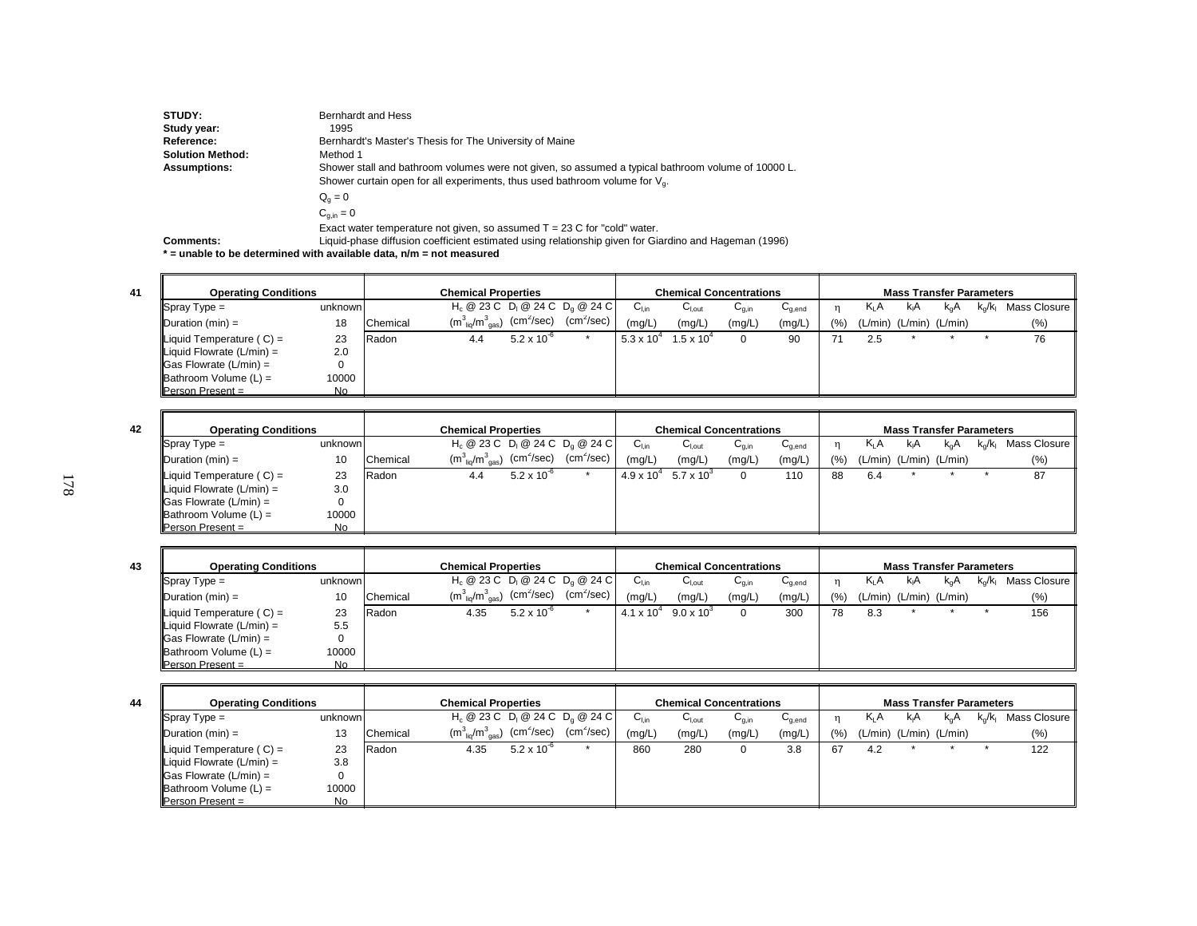**STUDY:** Bernhardt and Hess
**Study year:** 1995
**Reference:** Bernhardt's Master's Thesis for The University of Maine
**Solution Method:** Method 1
**Assumptions:** Shower stall and bathroom volumes were not given, so assumed a typical bathroom volume of 10000 L.
Shower curtain open for all experiments, thus used bathroom volume for $V_g$.
$Q_g = 0$
$C_{g,in} = 0$
Exact water temperature not given, so assumed T = 23 C for "cold" water.
**Comments:** Liquid-phase diffusion coefficient estimated using relationship given for Giardino and Hageman (1996)
**\* = unable to be determined with available data, n/m = not measured**

**41**

| Operating Conditions | | | Chemical Properties | | | Chemical Concentrations | | | | Mass Transfer Parameters | | | | | |
|---|---|---|---|---|---|---|---|---|---|---|---|---|---|---|---|
| | | Chemical | $H_c$ @ 23 C ($m^3_{liq}/m^3_{gas}$) | $D_l$ @ 24 C ($cm^2$/sec) | $D_g$ @ 24 C ($cm^2$/sec) | $C_{l,in}$ (mg/L) | $C_{l,out}$ (mg/L) | $C_{g,in}$ (mg/L) | $C_{g,end}$ (mg/L) | η (%) | $K_LA$ (L/min) | $k_lA$ (L/min) | $k_gA$ (L/min) | $k_g/k_l$ | Mass Closure (%) |
| Spray Type = | unknown | Radon | 4.4 | $5.2 \times 10^{-6}$ | * | $5.3 \times 10^4$ | $1.5 \times 10^4$ | 0 | 90 | 71 | 2.5 | * | * | * | 76 |
| Duration (min) = | 18 | | | | | | | | | | | | | | |
| Liquid Temperature ( C) = | 23 | | | | | | | | | | | | | | |
| Liquid Flowrate (L/min) = | 2.0 | | | | | | | | | | | | | | |
| Gas Flowrate (L/min) = | 0 | | | | | | | | | | | | | | |
| Bathroom Volume (L) = | 10000 | | | | | | | | | | | | | | |
| Person Present = | No | | | | | | | | | | | | | | |

**42**

| Operating Conditions | | | Chemical Properties | | | Chemical Concentrations | | | | Mass Transfer Parameters | | | | | |
|---|---|---|---|---|---|---|---|---|---|---|---|---|---|---|---|
| | | Chemical | $H_c$ @ 23 C ($m^3_{liq}/m^3_{gas}$) | $D_l$ @ 24 C ($cm^2$/sec) | $D_g$ @ 24 C ($cm^2$/sec) | $C_{l,in}$ (mg/L) | $C_{l,out}$ (mg/L) | $C_{g,in}$ (mg/L) | $C_{g,end}$ (mg/L) | η (%) | $K_LA$ (L/min) | $k_lA$ (L/min) | $k_gA$ (L/min) | $k_g/k_l$ | Mass Closure (%) |
| Spray Type = | unknown | Radon | 4.4 | $5.2 \times 10^{-6}$ | * | $4.9 \times 10^4$ | $5.7 \times 10^3$ | 0 | 110 | 88 | 6.4 | * | * | * | 87 |
| Duration (min) = | 10 | | | | | | | | | | | | | | |
| Liquid Temperature ( C) = | 23 | | | | | | | | | | | | | | |
| Liquid Flowrate (L/min) = | 3.0 | | | | | | | | | | | | | | |
| Gas Flowrate (L/min) = | 0 | | | | | | | | | | | | | | |
| Bathroom Volume (L) = | 10000 | | | | | | | | | | | | | | |
| Person Present = | No | | | | | | | | | | | | | | |

**43**

| Operating Conditions | | | Chemical Properties | | | Chemical Concentrations | | | | Mass Transfer Parameters | | | | | |
|---|---|---|---|---|---|---|---|---|---|---|---|---|---|---|---|
| | | Chemical | $H_c$ @ 23 C ($m^3_{liq}/m^3_{gas}$) | $D_l$ @ 24 C ($cm^2$/sec) | $D_g$ @ 24 C ($cm^2$/sec) | $C_{l,in}$ (mg/L) | $C_{l,out}$ (mg/L) | $C_{g,in}$ (mg/L) | $C_{g,end}$ (mg/L) | η (%) | $K_LA$ (L/min) | $k_lA$ (L/min) | $k_gA$ (L/min) | $k_g/k_l$ | Mass Closure (%) |
| Spray Type = | unknown | Radon | 4.35 | $5.2 \times 10^{-6}$ | * | $4.1 \times 10^4$ | $9.0 \times 10^3$ | 0 | 300 | 78 | 8.3 | * | * | * | 156 |
| Duration (min) = | 10 | | | | | | | | | | | | | | |
| Liquid Temperature ( C) = | 23 | | | | | | | | | | | | | | |
| Liquid Flowrate (L/min) = | 5.5 | | | | | | | | | | | | | | |
| Gas Flowrate (L/min) = | 0 | | | | | | | | | | | | | | |
| Bathroom Volume (L) = | 10000 | | | | | | | | | | | | | | |
| Person Present = | No | | | | | | | | | | | | | | |

**44**

| Operating Conditions | | | Chemical Properties | | | Chemical Concentrations | | | | Mass Transfer Parameters | | | | | |
|---|---|---|---|---|---|---|---|---|---|---|---|---|---|---|---|
| | | Chemical | $H_c$ @ 23 C ($m^3_{liq}/m^3_{gas}$) | $D_l$ @ 24 C ($cm^2$/sec) | $D_g$ @ 24 C ($cm^2$/sec) | $C_{l,in}$ (mg/L) | $C_{l,out}$ (mg/L) | $C_{g,in}$ (mg/L) | $C_{g,end}$ (mg/L) | η (%) | $K_LA$ (L/min) | $k_lA$ (L/min) | $k_gA$ (L/min) | $k_g/k_l$ | Mass Closure (%) |
| Spray Type = | unknown | Radon | 4.35 | $5.2 \times 10^{-6}$ | * | 860 | 280 | 0 | 3.8 | 67 | 4.2 | * | * | * | 122 |
| Duration (min) = | 13 | | | | | | | | | | | | | | |
| Liquid Temperature ( C) = | 23 | | | | | | | | | | | | | | |
| Liquid Flowrate (L/min) = | 3.8 | | | | | | | | | | | | | | |
| Gas Flowrate (L/min) = | 0 | | | | | | | | | | | | | | |
| Bathroom Volume (L) = | 10000 | | | | | | | | | | | | | | |
| Person Present = | No | | | | | | | | | | | | | | |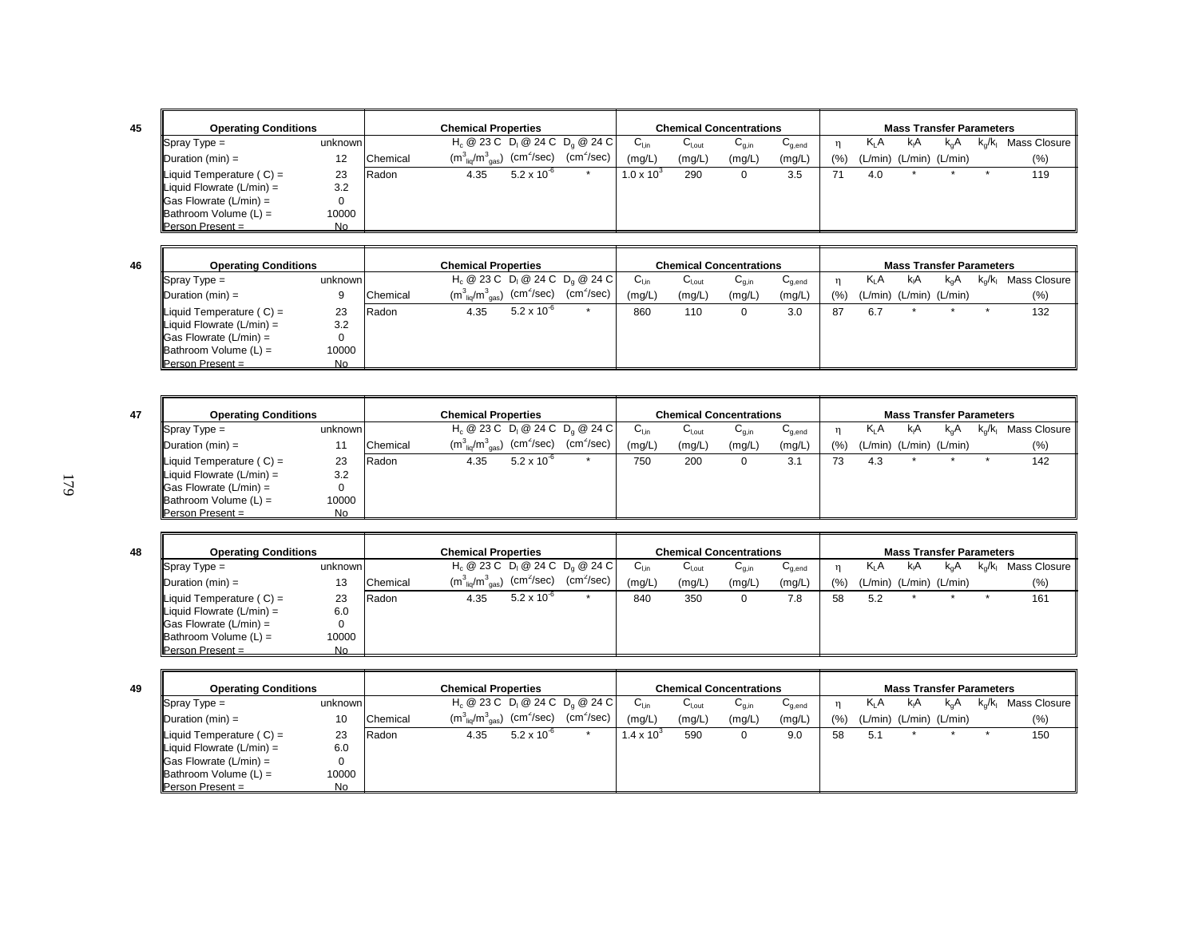**45**

| Operating Conditions | | Chemical | Chemical Properties | | | Chemical Concentrations | | | | Mass Transfer Parameters | | | | | |
|---|---|---|---|---|---|---|---|---|---|---|---|---|---|---|---|
| | | | $H_c$ @ 23 C | $D_l$ @ 24 C | $D_g$ @ 24 C | $C_{l,in}$ | $C_{l,out}$ | $C_{g,in}$ | $C_{g,end}$ | η | $K_LA$ | $k_lA$ | $k_gA$ | $k_g/k_l$ | Mass Closure |
| Spray Type = | unknown | Chemical | $(m^3_{liq}/m^3_{gas})$ | $(cm^2/sec)$ | $(cm^2/sec)$ | (mg/L) | (mg/L) | (mg/L) | (mg/L) | (%) | (L/min) | (L/min) | (L/min) | | (%) |
| Duration (min) = | 12 | Radon | 4.35 | $5.2 \times 10^{-6}$ | * | $1.0 \times 10^3$ | 290 | 0 | 3.5 | 71 | 4.0 | * | * | * | 119 |
| Liquid Temperature ( C) = | 23 | | | | | | | | | | | | | | |
| Liquid Flowrate (L/min) = | 3.2 | | | | | | | | | | | | | | |
| Gas Flowrate (L/min) = | 0 | | | | | | | | | | | | | | |
| Bathroom Volume (L) = | 10000 | | | | | | | | | | | | | | |
| Person Present = | No | | | | | | | | | | | | | | |

**46**

| Operating Conditions | | Chemical | Chemical Properties | | | Chemical Concentrations | | | | Mass Transfer Parameters | | | | | |
|---|---|---|---|---|---|---|---|---|---|---|---|---|---|---|---|
| | | | $H_c$ @ 23 C | $D_l$ @ 24 C | $D_g$ @ 24 C | $C_{l,in}$ | $C_{l,out}$ | $C_{g,in}$ | $C_{g,end}$ | η | $K_LA$ | $k_lA$ | $k_gA$ | $k_g/k_l$ | Mass Closure |
| Spray Type = | unknown | Chemical | $(m^3_{liq}/m^3_{gas})$ | $(cm^2/sec)$ | $(cm^2/sec)$ | (mg/L) | (mg/L) | (mg/L) | (mg/L) | (%) | (L/min) | (L/min) | (L/min) | | (%) |
| Duration (min) = | 9 | Radon | 4.35 | $5.2 \times 10^{-6}$ | * | 860 | 110 | 0 | 3.0 | 87 | 6.7 | * | * | * | 132 |
| Liquid Temperature ( C) = | 23 | | | | | | | | | | | | | | |
| Liquid Flowrate (L/min) = | 3.2 | | | | | | | | | | | | | | |
| Gas Flowrate (L/min) = | 0 | | | | | | | | | | | | | | |
| Bathroom Volume (L) = | 10000 | | | | | | | | | | | | | | |
| Person Present = | No | | | | | | | | | | | | | | |

**47**

| Operating Conditions | | Chemical | Chemical Properties | | | Chemical Concentrations | | | | Mass Transfer Parameters | | | | | |
|---|---|---|---|---|---|---|---|---|---|---|---|---|---|---|---|
| | | | $H_c$ @ 23 C | $D_l$ @ 24 C | $D_g$ @ 24 C | $C_{l,in}$ | $C_{l,out}$ | $C_{g,in}$ | $C_{g,end}$ | η | $K_LA$ | $k_lA$ | $k_gA$ | $k_g/k_l$ | Mass Closure |
| Spray Type = | unknown | Chemical | $(m^3_{liq}/m^3_{gas})$ | $(cm^2/sec)$ | $(cm^2/sec)$ | (mg/L) | (mg/L) | (mg/L) | (mg/L) | (%) | (L/min) | (L/min) | (L/min) | | (%) |
| Duration (min) = | 11 | Radon | 4.35 | $5.2 \times 10^{-6}$ | * | 750 | 200 | 0 | 3.1 | 73 | 4.3 | * | * | * | 142 |
| Liquid Temperature ( C) = | 23 | | | | | | | | | | | | | | |
| Liquid Flowrate (L/min) = | 3.2 | | | | | | | | | | | | | | |
| Gas Flowrate (L/min) = | 0 | | | | | | | | | | | | | | |
| Bathroom Volume (L) = | 10000 | | | | | | | | | | | | | | |
| Person Present = | No | | | | | | | | | | | | | | |

**48**

| Operating Conditions | | Chemical | Chemical Properties | | | Chemical Concentrations | | | | Mass Transfer Parameters | | | | | |
|---|---|---|---|---|---|---|---|---|---|---|---|---|---|---|---|
| | | | $H_c$ @ 23 C | $D_l$ @ 24 C | $D_g$ @ 24 C | $C_{l,in}$ | $C_{l,out}$ | $C_{g,in}$ | $C_{g,end}$ | η | $K_LA$ | $k_lA$ | $k_gA$ | $k_g/k_l$ | Mass Closure |
| Spray Type = | unknown | Chemical | $(m^3_{liq}/m^3_{gas})$ | $(cm^2/sec)$ | $(cm^2/sec)$ | (mg/L) | (mg/L) | (mg/L) | (mg/L) | (%) | (L/min) | (L/min) | (L/min) | | (%) |
| Duration (min) = | 13 | Radon | 4.35 | $5.2 \times 10^{-6}$ | * | 840 | 350 | 0 | 7.8 | 58 | 5.2 | * | * | * | 161 |
| Liquid Temperature ( C) = | 23 | | | | | | | | | | | | | | |
| Liquid Flowrate (L/min) = | 6.0 | | | | | | | | | | | | | | |
| Gas Flowrate (L/min) = | 0 | | | | | | | | | | | | | | |
| Bathroom Volume (L) = | 10000 | | | | | | | | | | | | | | |
| Person Present = | No | | | | | | | | | | | | | | |

**49**

| Operating Conditions | | Chemical | Chemical Properties | | | Chemical Concentrations | | | | Mass Transfer Parameters | | | | | |
|---|---|---|---|---|---|---|---|---|---|---|---|---|---|---|---|
| | | | $H_c$ @ 23 C | $D_l$ @ 24 C | $D_g$ @ 24 C | $C_{l,in}$ | $C_{l,out}$ | $C_{g,in}$ | $C_{g,end}$ | η | $K_LA$ | $k_lA$ | $k_gA$ | $k_g/k_l$ | Mass Closure |
| Spray Type = | unknown | Chemical | $(m^3_{liq}/m^3_{gas})$ | $(cm^2/sec)$ | $(cm^2/sec)$ | (mg/L) | (mg/L) | (mg/L) | (mg/L) | (%) | (L/min) | (L/min) | (L/min) | | (%) |
| Duration (min) = | 10 | Radon | 4.35 | $5.2 \times 10^{-6}$ | * | $1.4 \times 10^3$ | 590 | 0 | 9.0 | 58 | 5.1 | * | * | * | 150 |
| Liquid Temperature ( C) = | 23 | | | | | | | | | | | | | | |
| Liquid Flowrate (L/min) = | 6.0 | | | | | | | | | | | | | | |
| Gas Flowrate (L/min) = | 0 | | | | | | | | | | | | | | |
| Bathroom Volume (L) = | 10000 | | | | | | | | | | | | | | |
| Person Present = | No | | | | | | | | | | | | | | |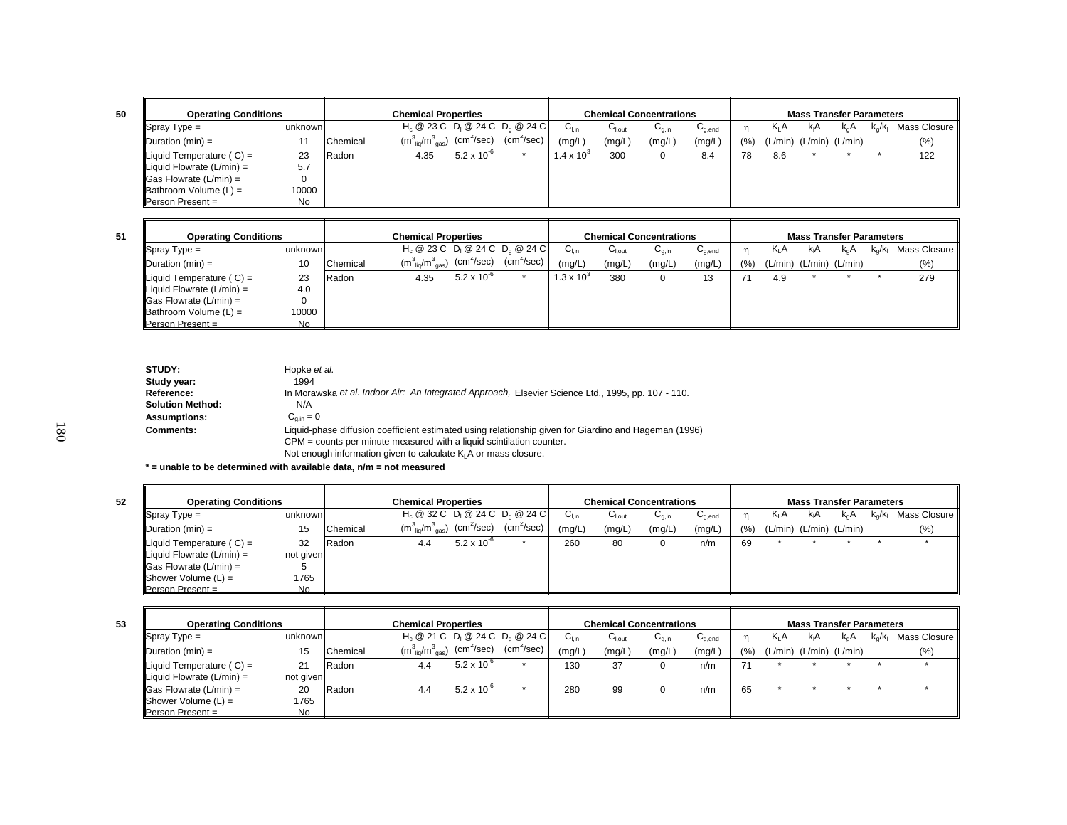**50**

| Operating Conditions | | Chemical | Chemical Properties | | | Chemical Concentrations | | | | Mass Transfer Parameters | | | | | |
|---|---|---|---|---|---|---|---|---|---|---|---|---|---|---|---|
| Spray Type = | unknown | | $H_c$ @ 23 C | $D_l$ @ 24 C | $D_g$ @ 24 C | $C_{l,in}$ | $C_{l,out}$ | $C_{g,in}$ | $C_{g,end}$ | η | $K_LA$ | $k_lA$ | $k_gA$ | $k_g/k_l$ | Mass Closure |
| Duration (min) = | 11 | Chemical | $(m^3_{liq}/m^3_{gas})$ | $(cm^2/sec)$ | $(cm^2/sec)$ | (mg/L) | (mg/L) | (mg/L) | (mg/L) | (%) | (L/min) | (L/min) | (L/min) | | (%) |
| Liquid Temperature ( C) = | 23 | Radon | 4.35 | $5.2 \times 10^{-6}$ | * | $1.4 \times 10^3$ | 300 | 0 | 8.4 | 78 | 8.6 | * | * | * | 122 |
| Liquid Flowrate (L/min) = | 5.7 | | | | | | | | | | | | | | |
| Gas Flowrate (L/min) = | 0 | | | | | | | | | | | | | | |
| Bathroom Volume (L) = | 10000 | | | | | | | | | | | | | | |
| Person Present = | No | | | | | | | | | | | | | | |

**51**

| Operating Conditions | | Chemical | Chemical Properties | | | Chemical Concentrations | | | | Mass Transfer Parameters | | | | | |
|---|---|---|---|---|---|---|---|---|---|---|---|---|---|---|---|
| Spray Type = | unknown | | $H_c$ @ 23 C | $D_l$ @ 24 C | $D_g$ @ 24 C | $C_{l,in}$ | $C_{l,out}$ | $C_{g,in}$ | $C_{g,end}$ | η | $K_LA$ | $k_lA$ | $k_gA$ | $k_g/k_l$ | Mass Closure |
| Duration (min) = | 10 | Chemical | $(m^3_{liq}/m^3_{gas})$ | $(cm^2/sec)$ | $(cm^2/sec)$ | (mg/L) | (mg/L) | (mg/L) | (mg/L) | (%) | (L/min) | (L/min) | (L/min) | | (%) |
| Liquid Temperature ( C) = | 23 | Radon | 4.35 | $5.2 \times 10^{-6}$ | * | $1.3 \times 10^3$ | 380 | 0 | 13 | 71 | 4.9 | * | * | * | 279 |
| Liquid Flowrate (L/min) = | 4.0 | | | | | | | | | | | | | | |
| Gas Flowrate (L/min) = | 0 | | | | | | | | | | | | | | |
| Bathroom Volume (L) = | 10000 | | | | | | | | | | | | | | |
| Person Present = | No | | | | | | | | | | | | | | |

**STUDY:** Hopke *et al.*
**Study year:** 1994
**Reference:** In Morawska *et al. Indoor Air: An Integrated Approach,* Elsevier Science Ltd., 1995, pp. 107 - 110.
**Solution Method:** N/A
**Assumptions:** $C_{g,in} = 0$
**Comments:** Liquid-phase diffusion coefficient estimated using relationship given for Giardino and Hageman (1996)
CPM = counts per minute measured with a liquid scintilation counter.
Not enough information given to calculate $K_LA$ or mass closure.

**\* = unable to be determined with available data, n/m = not measured**

**52**

| Operating Conditions | | Chemical | Chemical Properties | | | Chemical Concentrations | | | | Mass Transfer Parameters | | | | | |
|---|---|---|---|---|---|---|---|---|---|---|---|---|---|---|---|
| Spray Type = | unknown | | $H_c$ @ 32 C | $D_l$ @ 24 C | $D_g$ @ 24 C | $C_{l,in}$ | $C_{l,out}$ | $C_{g,in}$ | $C_{g,end}$ | η | $K_LA$ | $k_lA$ | $k_gA$ | $k_g/k_l$ | Mass Closure |
| Duration (min) = | 15 | Chemical | $(m^3_{liq}/m^3_{gas})$ | $(cm^2/sec)$ | $(cm^2/sec)$ | (mg/L) | (mg/L) | (mg/L) | (mg/L) | (%) | (L/min) | (L/min) | (L/min) | | (%) |
| Liquid Temperature ( C) = | 32 | Radon | 4.4 | $5.2 \times 10^{-6}$ | * | 260 | 80 | 0 | n/m | 69 | * | * | * | * | * |
| Liquid Flowrate (L/min) = | not given | | | | | | | | | | | | | | |
| Gas Flowrate (L/min) = | 5 | | | | | | | | | | | | | | |
| Shower Volume (L) = | 1765 | | | | | | | | | | | | | | |
| Person Present = | No | | | | | | | | | | | | | | |

**53**

| Operating Conditions | | Chemical | Chemical Properties | | | Chemical Concentrations | | | | Mass Transfer Parameters | | | | | |
|---|---|---|---|---|---|---|---|---|---|---|---|---|---|---|---|
| Spray Type = | unknown | | $H_c$ @ 21 C | $D_l$ @ 24 C | $D_g$ @ 24 C | $C_{l,in}$ | $C_{l,out}$ | $C_{g,in}$ | $C_{g,end}$ | η | $K_LA$ | $k_lA$ | $k_gA$ | $k_g/k_l$ | Mass Closure |
| Duration (min) = | 15 | Chemical | $(m^3_{liq}/m^3_{gas})$ | $(cm^2/sec)$ | $(cm^2/sec)$ | (mg/L) | (mg/L) | (mg/L) | (mg/L) | (%) | (L/min) | (L/min) | (L/min) | | (%) |
| Liquid Temperature ( C) = | 21 | Radon | 4.4 | $5.2 \times 10^{-6}$ | * | 130 | 37 | 0 | n/m | 71 | * | * | * | * | * |
| Liquid Flowrate (L/min) = | not given | | | | | | | | | | | | | | |
| Gas Flowrate (L/min) = | 20 | Radon | 4.4 | $5.2 \times 10^{-6}$ | * | 280 | 99 | 0 | n/m | 65 | * | * | * | * | * |
| Shower Volume (L) = | 1765 | | | | | | | | | | | | | | |
| Person Present = | No | | | | | | | | | | | | | | |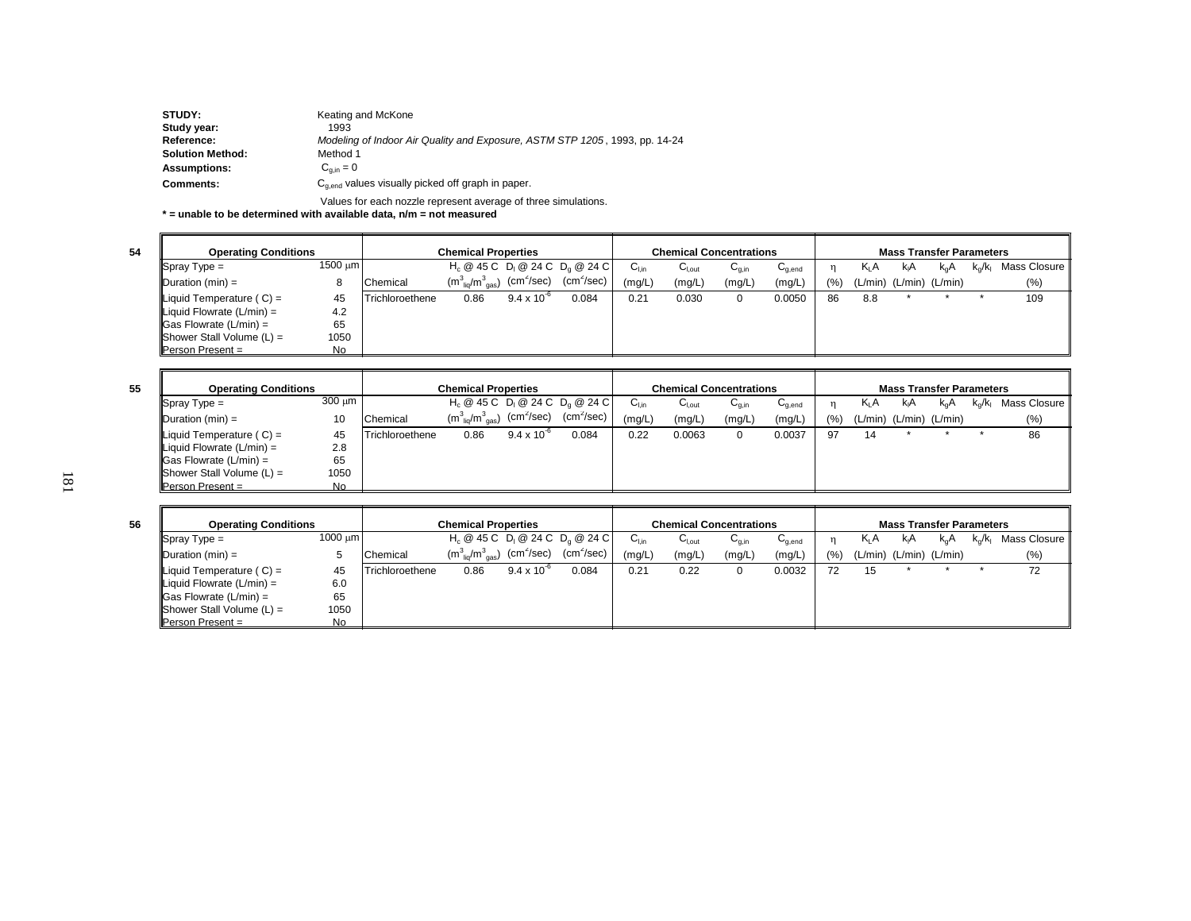**STUDY:** Keating and McKone

**Study year:** 1993

**Reference:** *Modeling of Indoor Air Quality and Exposure, ASTM STP 1205*, 1993, pp. 14-24

**Solution Method:** Method 1

**Assumptions:** $C_{g,in} = 0$

**Comments:** $C_{g,end}$ values visually picked off graph in paper.

Values for each nozzle represent average of three simulations.

**\* = unable to be determined with available data, n/m = not measured**

**54**

| Operating Conditions | | Chemical Properties | | | | Chemical Concentrations | | | | Mass Transfer Parameters | | | | | |
|---|---|---|---|---|---|---|---|---|---|---|---|---|---|---|---|
| Spray Type = | 1500 μm | | $H_c$ @ 45 C | $D_l$ @ 24 C | $D_g$ @ 24 C | $C_{l,in}$ | $C_{l,out}$ | $C_{g,in}$ | $C_{g,end}$ | η | $K_LA$ | $k_lA$ | $k_gA$ | $k_g/k_l$ | Mass Closure |
| Duration (min) = | 8 | Chemical | ($m^3_{liq}/m^3_{gas}$) | ($cm^2/sec$) | ($cm^2/sec$) | (mg/L) | (mg/L) | (mg/L) | (mg/L) | (%) | (L/min) | (L/min) | (L/min) | | (%) |
| Liquid Temperature ( C) = | 45 | Trichloroethene | 0.86 | $9.4 \times 10^{-6}$ | 0.084 | 0.21 | 0.030 | 0 | 0.0050 | 86 | 8.8 | * | * | * | 109 |
| Liquid Flowrate (L/min) = | 4.2 | | | | | | | | | | | | | | |
| Gas Flowrate (L/min) = | 65 | | | | | | | | | | | | | | |
| Shower Stall Volume (L) = | 1050 | | | | | | | | | | | | | | |
| Person Present = | No | | | | | | | | | | | | | | |

**55**

| Operating Conditions | | Chemical Properties | | | | Chemical Concentrations | | | | Mass Transfer Parameters | | | | | |
|---|---|---|---|---|---|---|---|---|---|---|---|---|---|---|---|
| Spray Type = | 300 μm | | $H_c$ @ 45 C | $D_l$ @ 24 C | $D_g$ @ 24 C | $C_{l,in}$ | $C_{l,out}$ | $C_{g,in}$ | $C_{g,end}$ | η | $K_LA$ | $k_lA$ | $k_gA$ | $k_g/k_l$ | Mass Closure |
| Duration (min) = | 10 | Chemical | ($m^3_{liq}/m^3_{gas}$) | ($cm^2/sec$) | ($cm^2/sec$) | (mg/L) | (mg/L) | (mg/L) | (mg/L) | (%) | (L/min) | (L/min) | (L/min) | | (%) |
| Liquid Temperature ( C) = | 45 | Trichloroethene | 0.86 | $9.4 \times 10^{-6}$ | 0.084 | 0.22 | 0.0063 | 0 | 0.0037 | 97 | 14 | * | * | * | 86 |
| Liquid Flowrate (L/min) = | 2.8 | | | | | | | | | | | | | | |
| Gas Flowrate (L/min) = | 65 | | | | | | | | | | | | | | |
| Shower Stall Volume (L) = | 1050 | | | | | | | | | | | | | | |
| Person Present = | No | | | | | | | | | | | | | | |

**56**

| Operating Conditions | | Chemical Properties | | | | Chemical Concentrations | | | | Mass Transfer Parameters | | | | | |
|---|---|---|---|---|---|---|---|---|---|---|---|---|---|---|---|
| Spray Type = | 1000 μm | | $H_c$ @ 45 C | $D_l$ @ 24 C | $D_g$ @ 24 C | $C_{l,in}$ | $C_{l,out}$ | $C_{g,in}$ | $C_{g,end}$ | η | $K_LA$ | $k_lA$ | $k_gA$ | $k_g/k_l$ | Mass Closure |
| Duration (min) = | 5 | Chemical | ($m^3_{liq}/m^3_{gas}$) | ($cm^2/sec$) | ($cm^2/sec$) | (mg/L) | (mg/L) | (mg/L) | (mg/L) | (%) | (L/min) | (L/min) | (L/min) | | (%) |
| Liquid Temperature ( C) = | 45 | Trichloroethene | 0.86 | $9.4 \times 10^{-6}$ | 0.084 | 0.21 | 0.22 | 0 | 0.0032 | 72 | 15 | * | * | * | 72 |
| Liquid Flowrate (L/min) = | 6.0 | | | | | | | | | | | | | | |
| Gas Flowrate (L/min) = | 65 | | | | | | | | | | | | | | |
| Shower Stall Volume (L) = | 1050 | | | | | | | | | | | | | | |
| Person Present = | No | | | | | | | | | | | | | | |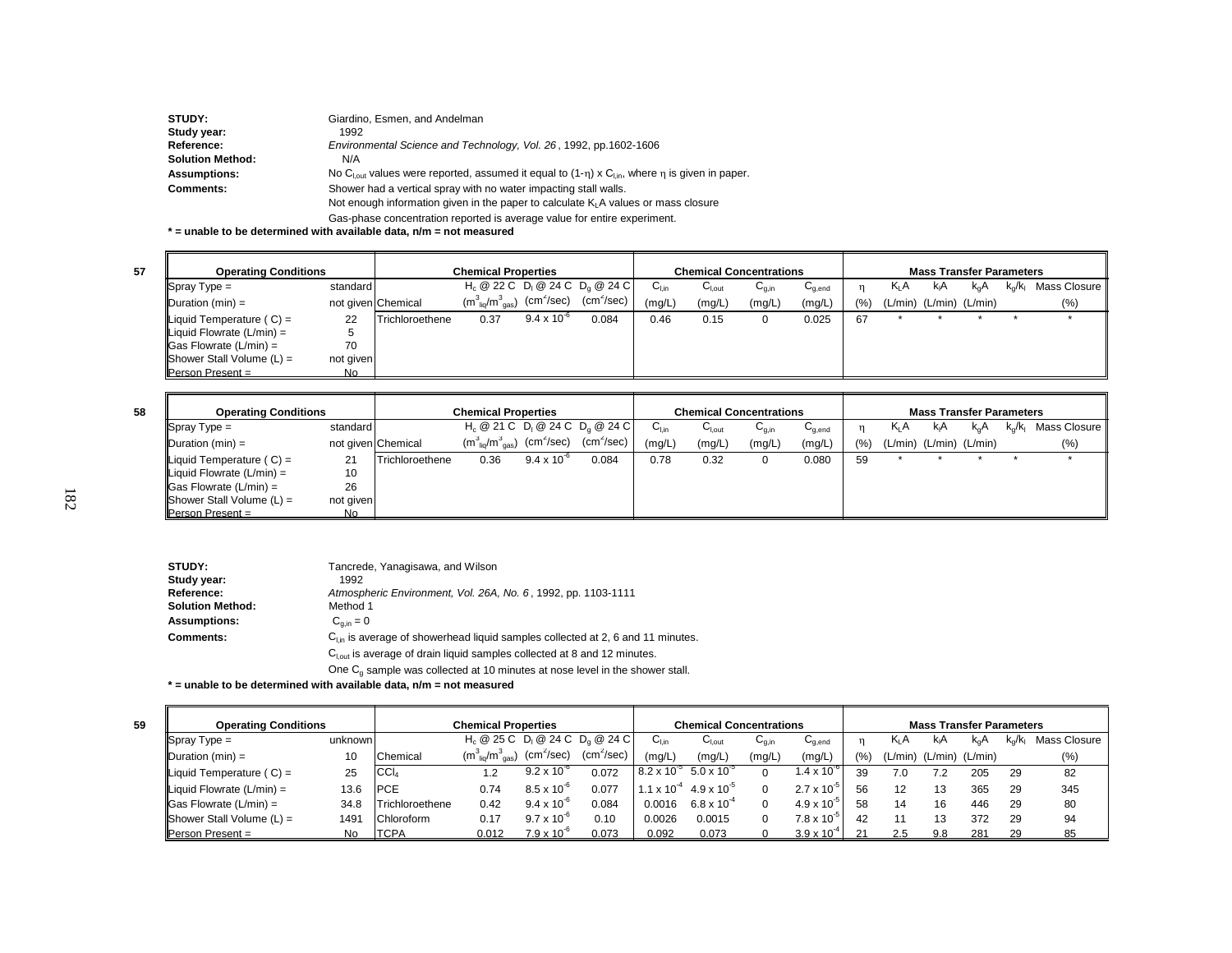**STUDY:** Giardino, Esmen, and Andelman
**Study year:** 1992
**Reference:** *Environmental Science and Technology, Vol. 26*, 1992, pp.1602-1606
**Solution Method:** N/A
**Assumptions:** No $C_{l,out}$ values were reported, assumed it equal to $(1-\eta) \times C_{l,in}$, where $\eta$ is given in paper.
**Comments:** Shower had a vertical spray with no water impacting stall walls.
Not enough information given in the paper to calculate $K_LA$ values or mass closure
Gas-phase concentration reported is average value for entire experiment.

**\* = unable to be determined with available data, n/m = not measured**

**57**

| Operating Conditions | | Chemical Properties | | | | Chemical Concentrations | | | | Mass Transfer Parameters | | | | | |
|---|---|---|---|---|---|---|---|---|---|---|---|---|---|---|---|
| Spray Type = | standard | | $H_c$ @ 22 C | $D_l$ @ 24 C | $D_g$ @ 24 C | $C_{l,in}$ | $C_{l,out}$ | $C_{g,in}$ | $C_{g,end}$ | $\eta$ | $K_LA$ | $k_lA$ | $k_gA$ | $k_g/k_l$ | Mass Closure |
| Duration (min) = | not given | Chemical | $(m^3_{liq}/m^3_{gas})$ | $(cm^2/sec)$ | $(cm^2/sec)$ | (mg/L) | (mg/L) | (mg/L) | (mg/L) | (%) | (L/min) | (L/min) | (L/min) | | (%) |
| Liquid Temperature ( C) = | 22 | Trichloroethene | 0.37 | $9.4 \times 10^{-6}$ | 0.084 | 0.46 | 0.15 | 0 | 0.025 | 67 | * | * | * | * | * |
| Liquid Flowrate (L/min) = | 5 | | | | | | | | | | | | | | |
| Gas Flowrate (L/min) = | 70 | | | | | | | | | | | | | | |
| Shower Stall Volume (L) = | not given | | | | | | | | | | | | | | |
| Person Present = | No | | | | | | | | | | | | | | |

**58**

| Operating Conditions | | Chemical Properties | | | | Chemical Concentrations | | | | Mass Transfer Parameters | | | | | |
|---|---|---|---|---|---|---|---|---|---|---|---|---|---|---|---|
| Spray Type = | standard | | $H_c$ @ 21 C | $D_l$ @ 24 C | $D_g$ @ 24 C | $C_{l,in}$ | $C_{l,out}$ | $C_{g,in}$ | $C_{g,end}$ | $\eta$ | $K_LA$ | $k_lA$ | $k_gA$ | $k_g/k_l$ | Mass Closure |
| Duration (min) = | not given | Chemical | $(m^3_{liq}/m^3_{gas})$ | $(cm^2/sec)$ | $(cm^2/sec)$ | (mg/L) | (mg/L) | (mg/L) | (mg/L) | (%) | (L/min) | (L/min) | (L/min) | | (%) |
| Liquid Temperature ( C) = | 21 | Trichloroethene | 0.36 | $9.4 \times 10^{-6}$ | 0.084 | 0.78 | 0.32 | 0 | 0.080 | 59 | * | * | * | * | * |
| Liquid Flowrate (L/min) = | 10 | | | | | | | | | | | | | | |
| Gas Flowrate (L/min) = | 26 | | | | | | | | | | | | | | |
| Shower Stall Volume (L) = | not given | | | | | | | | | | | | | | |
| Person Present = | No | | | | | | | | | | | | | | |

**STUDY:** Tancrede, Yanagisawa, and Wilson
**Study year:** 1992
**Reference:** *Atmospheric Environment, Vol. 26A, No. 6*, 1992, pp. 1103-1111
**Solution Method:** Method 1
**Assumptions:** $C_{g,in} = 0$
**Comments:** $C_{l,in}$ is average of showerhead liquid samples collected at 2, 6 and 11 minutes.
$C_{l,out}$ is average of drain liquid samples collected at 8 and 12 minutes.
One $C_g$ sample was collected at 10 minutes at nose level in the shower stall.

**\* = unable to be determined with available data, n/m = not measured**

**59**

| Operating Conditions | | Chemical Properties | | | | Chemical Concentrations | | | | Mass Transfer Parameters | | | | | |
|---|---|---|---|---|---|---|---|---|---|---|---|---|---|---|---|
| Spray Type = | unknown | | $H_c$ @ 25 C | $D_l$ @ 24 C | $D_g$ @ 24 C | $C_{l,in}$ | $C_{l,out}$ | $C_{g,in}$ | $C_{g,end}$ | $\eta$ | $K_LA$ | $k_lA$ | $k_gA$ | $k_g/k_l$ | Mass Closure |
| Duration (min) = | 10 | Chemical | $(m^3_{liq}/m^3_{gas})$ | $(cm^2/sec)$ | $(cm^2/sec)$ | (mg/L) | (mg/L) | (mg/L) | (mg/L) | (%) | (L/min) | (L/min) | (L/min) | | (%) |
| Liquid Temperature ( C) = | 25 | $CCl_4$ | 1.2 | $9.2 \times 10^{-6}$ | 0.072 | $8.2 \times 10^{-5}$ | $5.0 \times 10^{-5}$ | 0 | $1.4 \times 10^{-6}$ | 39 | 7.0 | 7.2 | 205 | 29 | 82 |
| Liquid Flowrate (L/min) = | 13.6 | PCE | 0.74 | $8.5 \times 10^{-6}$ | 0.077 | $1.1 \times 10^{-4}$ | $4.9 \times 10^{-5}$ | 0 | $2.7 \times 10^{-5}$ | 56 | 12 | 13 | 365 | 29 | 345 |
| Gas Flowrate (L/min) = | 34.8 | Trichloroethene | 0.42 | $9.4 \times 10^{-6}$ | 0.084 | 0.0016 | $6.8 \times 10^{-4}$ | 0 | $4.9 \times 10^{-5}$ | 58 | 14 | 16 | 446 | 29 | 80 |
| Shower Stall Volume (L) = | 1491 | Chloroform | 0.17 | $9.7 \times 10^{-6}$ | 0.10 | 0.0026 | 0.0015 | 0 | $7.8 \times 10^{-5}$ | 42 | 11 | 13 | 372 | 29 | 94 |
| Person Present = | No | TCPA | 0.012 | $7.9 \times 10^{-6}$ | 0.073 | 0.092 | 0.073 | 0 | $3.9 \times 10^{-4}$ | 21 | 2.5 | 9.8 | 281 | 29 | 85 |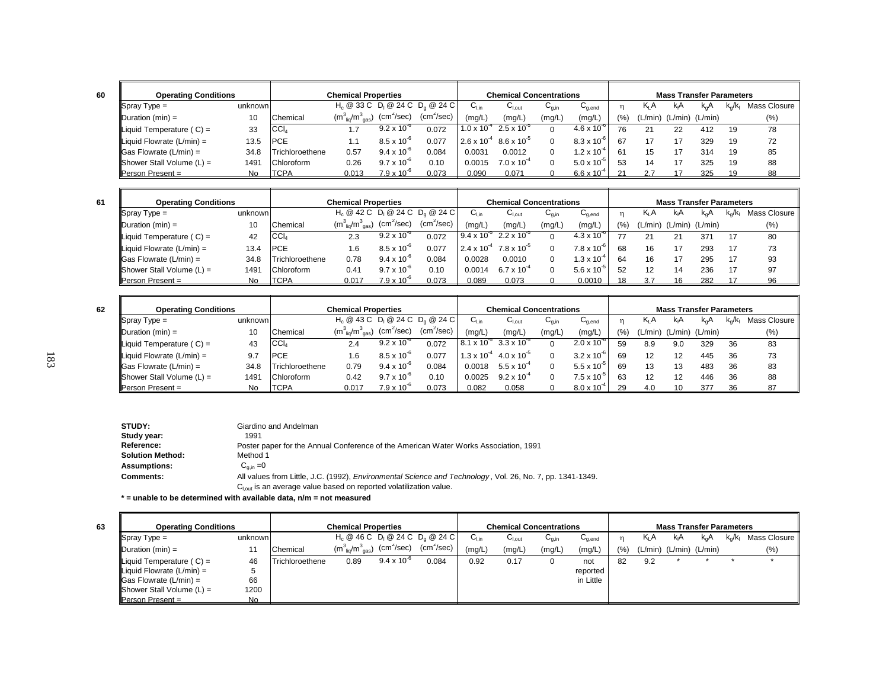**60**

| Operating Conditions | | Chemical | $H_c$ @ 33 C ($m^3_{liq}/m^3_{gas}$) | $D_l$ @ 24 C ($cm^2/sec$) | $D_g$ @ 24 C ($cm^2/sec$) | $C_{l,in}$ (mg/L) | $C_{l,out}$ (mg/L) | $C_{g,in}$ (mg/L) | $C_{g,end}$ (mg/L) | η (%) | $K_LA$ (L/min) | $k_lA$ (L/min) | $k_gA$ (L/min) | $k_g/k_l$ | Mass Closure (%) |
|---|---|---|---|---|---|---|---|---|---|---|---|---|---|---|---|
| Spray Type = | unknown | | | | | | | | | | | | | | |
| Duration (min) = | 10 | | | | | | | | | | | | | | |
| Liquid Temperature ( C) = | 33 | $CCl_4$ | 1.7 | $9.2 \times 10^{-6}$ | 0.072 | $1.0 \times 10^{-4}$ | $2.5 \times 10^{-5}$ | 0 | $4.6 \times 10^{-6}$ | 76 | 21 | 22 | 412 | 19 | 78 |
| Liquid Flowrate (L/min) = | 13.5 | PCE | 1.1 | $8.5 \times 10^{-6}$ | 0.077 | $2.6 \times 10^{-4}$ | $8.6 \times 10^{-5}$ | 0 | $8.3 \times 10^{-6}$ | 67 | 17 | 17 | 329 | 19 | 72 |
| Gas Flowrate (L/min) = | 34.8 | Trichloroethene | 0.57 | $9.4 \times 10^{-6}$ | 0.084 | 0.0031 | 0.0012 | 0 | $1.2 \times 10^{-4}$ | 61 | 15 | 17 | 314 | 19 | 85 |
| Shower Stall Volume (L) = | 1491 | Chloroform | 0.26 | $9.7 \times 10^{-6}$ | 0.10 | 0.0015 | $7.0 \times 10^{-4}$ | 0 | $5.0 \times 10^{-5}$ | 53 | 14 | 17 | 325 | 19 | 88 |
| Person Present = | No | TCPA | 0.013 | $7.9 \times 10^{-6}$ | 0.073 | 0.090 | 0.071 | 0 | $6.6 \times 10^{-4}$ | 21 | 2.7 | 17 | 325 | 19 | 88 |

**61**

| Operating Conditions | | Chemical | $H_c$ @ 42 C ($m^3_{liq}/m^3_{gas}$) | $D_l$ @ 24 C ($cm^2/sec$) | $D_g$ @ 24 C ($cm^2/sec$) | $C_{l,in}$ (mg/L) | $C_{l,out}$ (mg/L) | $C_{g,in}$ (mg/L) | $C_{g,end}$ (mg/L) | η (%) | $K_LA$ (L/min) | $k_lA$ (L/min) | $k_gA$ (L/min) | $k_g/k_l$ | Mass Closure (%) |
|---|---|---|---|---|---|---|---|---|---|---|---|---|---|---|---|
| Spray Type = | unknown | | | | | | | | | | | | | | |
| Duration (min) = | 10 | | | | | | | | | | | | | | |
| Liquid Temperature ( C) = | 42 | $CCl_4$ | 2.3 | $9.2 \times 10^{-6}$ | 0.072 | $9.4 \times 10^{-5}$ | $2.2 \times 10^{-5}$ | 0 | $4.3 \times 10^{-6}$ | 77 | 21 | 21 | 371 | 17 | 80 |
| Liquid Flowrate (L/min) = | 13.4 | PCE | 1.6 | $8.5 \times 10^{-6}$ | 0.077 | $2.4 \times 10^{-4}$ | $7.8 \times 10^{-5}$ | 0 | $7.8 \times 10^{-6}$ | 68 | 16 | 17 | 293 | 17 | 73 |
| Gas Flowrate (L/min) = | 34.8 | Trichloroethene | 0.78 | $9.4 \times 10^{-6}$ | 0.084 | 0.0028 | 0.0010 | 0 | $1.3 \times 10^{-4}$ | 64 | 16 | 17 | 295 | 17 | 93 |
| Shower Stall Volume (L) = | 1491 | Chloroform | 0.41 | $9.7 \times 10^{-6}$ | 0.10 | 0.0014 | $6.7 \times 10^{-4}$ | 0 | $5.6 \times 10^{-5}$ | 52 | 12 | 14 | 236 | 17 | 97 |
| Person Present = | No | TCPA | 0.017 | $7.9 \times 10^{-6}$ | 0.073 | 0.089 | 0.073 | 0 | 0.0010 | 18 | 3.7 | 16 | 282 | 17 | 96 |

**62**

| Operating Conditions | | Chemical | $H_c$ @ 43 C ($m^3_{liq}/m^3_{gas}$) | $D_l$ @ 24 C ($cm^2/sec$) | $D_g$ @ 24 C ($cm^2/sec$) | $C_{l,in}$ (mg/L) | $C_{l,out}$ (mg/L) | $C_{g,in}$ (mg/L) | $C_{g,end}$ (mg/L) | η (%) | $K_LA$ (L/min) | $k_lA$ (L/min) | $k_gA$ (L/min) | $k_g/k_l$ | Mass Closure (%) |
|---|---|---|---|---|---|---|---|---|---|---|---|---|---|---|---|
| Spray Type = | unknown | | | | | | | | | | | | | | |
| Duration (min) = | 10 | | | | | | | | | | | | | | |
| Liquid Temperature ( C) = | 43 | $CCl_4$ | 2.4 | $9.2 \times 10^{-6}$ | 0.072 | $8.1 \times 10^{-5}$ | $3.3 \times 10^{-5}$ | 0 | $2.0 \times 10^{-6}$ | 59 | 8.9 | 9.0 | 329 | 36 | 83 |
| Liquid Flowrate (L/min) = | 9.7 | PCE | 1.6 | $8.5 \times 10^{-6}$ | 0.077 | $1.3 \times 10^{-4}$ | $4.0 \times 10^{-5}$ | 0 | $3.2 \times 10^{-6}$ | 69 | 12 | 12 | 445 | 36 | 73 |
| Gas Flowrate (L/min) = | 34.8 | Trichloroethene | 0.79 | $9.4 \times 10^{-6}$ | 0.084 | 0.0018 | $5.5 \times 10^{-4}$ | 0 | $5.5 \times 10^{-5}$ | 69 | 13 | 13 | 483 | 36 | 83 |
| Shower Stall Volume (L) = | 1491 | Chloroform | 0.42 | $9.7 \times 10^{-6}$ | 0.10 | 0.0025 | $9.2 \times 10^{-4}$ | 0 | $7.5 \times 10^{-5}$ | 63 | 12 | 12 | 446 | 36 | 88 |
| Person Present = | No | TCPA | 0.017 | $7.9 \times 10^{-6}$ | 0.073 | 0.082 | 0.058 | 0 | $8.0 \times 10^{-4}$ | 29 | 4.0 | 10 | 377 | 36 | 87 |

**STUDY:** Giardino and Andelman
**Study year:** 1991
**Reference:** Poster paper for the Annual Conference of the American Water Works Association, 1991
**Solution Method:** Method 1
**Assumptions:** $C_{g,in} = 0$
**Comments:** All values from Little, J.C. (1992), *Environmental Science and Technology*, Vol. 26, No. 7, pp. 1341-1349.
$C_{l,out}$ is an average value based on reported volatilization value.

**\* = unable to be determined with available data, n/m = not measured**

**63**

| Operating Conditions | | Chemical | $H_c$ @ 46 C ($m^3_{liq}/m^3_{gas}$) | $D_l$ @ 24 C ($cm^2/sec$) | $D_g$ @ 24 C ($cm^2/sec$) | $C_{l,in}$ (mg/L) | $C_{l,out}$ (mg/L) | $C_{g,in}$ (mg/L) | $C_{g,end}$ (mg/L) | η (%) | $K_LA$ (L/min) | $k_lA$ (L/min) | $k_gA$ (L/min) | $k_g/k_l$ | Mass Closure (%) |
|---|---|---|---|---|---|---|---|---|---|---|---|---|---|---|---|
| Spray Type = | unknown | | | | | | | | | | | | | | |
| Duration (min) = | 11 | | | | | | | | | | | | | | |
| Liquid Temperature ( C) = | 46 | Trichloroethene | 0.89 | $9.4 \times 10^{-6}$ | 0.084 | 0.92 | 0.17 | 0 | not reported in Little | 82 | 9.2 | * | * | * | * |
| Liquid Flowrate (L/min) = | 5 | | | | | | | | | | | | | | |
| Gas Flowrate (L/min) = | 66 | | | | | | | | | | | | | | |
| Shower Stall Volume (L) = | 1200 | | | | | | | | | | | | | | |
| Person Present = | No | | | | | | | | | | | | | | |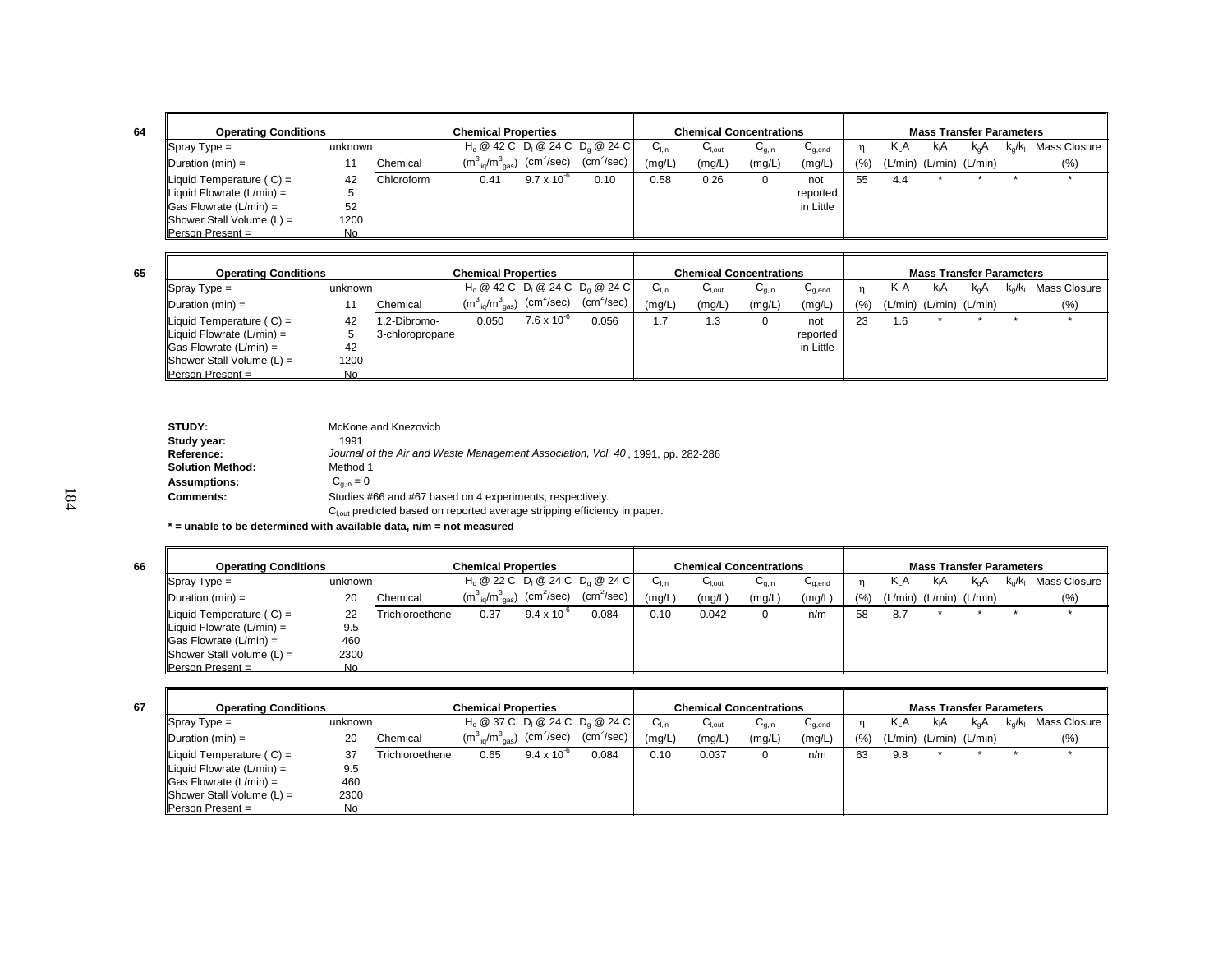**64**

| Operating Conditions | | Chemical Properties | | | | Chemical Concentrations | | | | Mass Transfer Parameters | | | | | |
|---|---|---|---|---|---|---|---|---|---|---|---|---|---|---|---|
| Spray Type = | unknown | | $H_c$ @ 42 C | $D_l$ @ 24 C | $D_g$ @ 24 C | $C_{l,in}$ | $C_{l,out}$ | $C_{g,in}$ | $C_{g,end}$ | $\eta$ | $K_LA$ | $k_lA$ | $k_gA$ | $k_g/k_l$ | Mass Closure |
| Duration (min) = | 11 | Chemical | ($m^3_{liq}/m^3_{gas}$) | ($cm^2$/sec) | ($cm^2$/sec) | (mg/L) | (mg/L) | (mg/L) | (mg/L) | (%) | (L/min) | (L/min) | (L/min) | | (%) |
| Liquid Temperature ( C) = | 42 | Chloroform | 0.41 | $9.7 \times 10^{-6}$ | 0.10 | 0.58 | 0.26 | 0 | not reported in Little | 55 | 4.4 | * | * | * | * |
| Liquid Flowrate (L/min) = | 5 | | | | | | | | | | | | | | |
| Gas Flowrate (L/min) = | 52 | | | | | | | | | | | | | | |
| Shower Stall Volume (L) = | 1200 | | | | | | | | | | | | | | |
| Person Present = | No | | | | | | | | | | | | | | |

**65**

| Operating Conditions | | Chemical Properties | | | | Chemical Concentrations | | | | Mass Transfer Parameters | | | | | |
|---|---|---|---|---|---|---|---|---|---|---|---|---|---|---|---|
| Spray Type = | unknown | | $H_c$ @ 42 C | $D_l$ @ 24 C | $D_g$ @ 24 C | $C_{l,in}$ | $C_{l,out}$ | $C_{g,in}$ | $C_{g,end}$ | $\eta$ | $K_LA$ | $k_lA$ | $k_gA$ | $k_g/k_l$ | Mass Closure |
| Duration (min) = | 11 | Chemical | ($m^3_{liq}/m^3_{gas}$) | ($cm^2$/sec) | ($cm^2$/sec) | (mg/L) | (mg/L) | (mg/L) | (mg/L) | (%) | (L/min) | (L/min) | (L/min) | | (%) |
| Liquid Temperature ( C) = | 42 | 1,2-Dibromo-3-chloropropane | 0.050 | $7.6 \times 10^{-6}$ | 0.056 | 1.7 | 1.3 | 0 | not reported in Little | 23 | 1.6 | * | * | * | * |
| Liquid Flowrate (L/min) = | 5 | | | | | | | | | | | | | | |
| Gas Flowrate (L/min) = | 42 | | | | | | | | | | | | | | |
| Shower Stall Volume (L) = | 1200 | | | | | | | | | | | | | | |
| Person Present = | No | | | | | | | | | | | | | | |

**STUDY:** McKone and Knezovich
**Study year:** 1991
**Reference:** *Journal of the Air and Waste Management Association, Vol. 40*, 1991, pp. 282-286
**Solution Method:** Method 1
**Assumptions:** $C_{g,in} = 0$
**Comments:** Studies #66 and #67 based on 4 experiments, respectively.
$C_{l,out}$ predicted based on reported average stripping efficiency in paper.

**\* = unable to be determined with available data, n/m = not measured**

**66**

| Operating Conditions | | Chemical Properties | | | | Chemical Concentrations | | | | Mass Transfer Parameters | | | | | |
|---|---|---|---|---|---|---|---|---|---|---|---|---|---|---|---|
| Spray Type = | unknown | | $H_c$ @ 22 C | $D_l$ @ 24 C | $D_g$ @ 24 C | $C_{l,in}$ | $C_{l,out}$ | $C_{g,in}$ | $C_{g,end}$ | $\eta$ | $K_LA$ | $k_lA$ | $k_gA$ | $k_g/k_l$ | Mass Closure |
| Duration (min) = | 20 | Chemical | ($m^3_{liq}/m^3_{gas}$) | ($cm^2$/sec) | ($cm^2$/sec) | (mg/L) | (mg/L) | (mg/L) | (mg/L) | (%) | (L/min) | (L/min) | (L/min) | | (%) |
| Liquid Temperature ( C) = | 22 | Trichloroethene | 0.37 | $9.4 \times 10^{-6}$ | 0.084 | 0.10 | 0.042 | 0 | n/m | 58 | 8.7 | * | * | * | * |
| Liquid Flowrate (L/min) = | 9.5 | | | | | | | | | | | | | | |
| Gas Flowrate (L/min) = | 460 | | | | | | | | | | | | | | |
| Shower Stall Volume (L) = | 2300 | | | | | | | | | | | | | | |
| Person Present = | No | | | | | | | | | | | | | | |

**67**

| Operating Conditions | | Chemical Properties | | | | Chemical Concentrations | | | | Mass Transfer Parameters | | | | | |
|---|---|---|---|---|---|---|---|---|---|---|---|---|---|---|---|
| Spray Type = | unknown | | $H_c$ @ 37 C | $D_l$ @ 24 C | $D_g$ @ 24 C | $C_{l,in}$ | $C_{l,out}$ | $C_{g,in}$ | $C_{g,end}$ | $\eta$ | $K_LA$ | $k_lA$ | $k_gA$ | $k_g/k_l$ | Mass Closure |
| Duration (min) = | 20 | Chemical | ($m^3_{liq}/m^3_{gas}$) | ($cm^2$/sec) | ($cm^2$/sec) | (mg/L) | (mg/L) | (mg/L) | (mg/L) | (%) | (L/min) | (L/min) | (L/min) | | (%) |
| Liquid Temperature ( C) = | 37 | Trichloroethene | 0.65 | $9.4 \times 10^{-6}$ | 0.084 | 0.10 | 0.037 | 0 | n/m | 63 | 9.8 | * | * | * | * |
| Liquid Flowrate (L/min) = | 9.5 | | | | | | | | | | | | | | |
| Gas Flowrate (L/min) = | 460 | | | | | | | | | | | | | | |
| Shower Stall Volume (L) = | 2300 | | | | | | | | | | | | | | |
| Person Present = | No | | | | | | | | | | | | | | |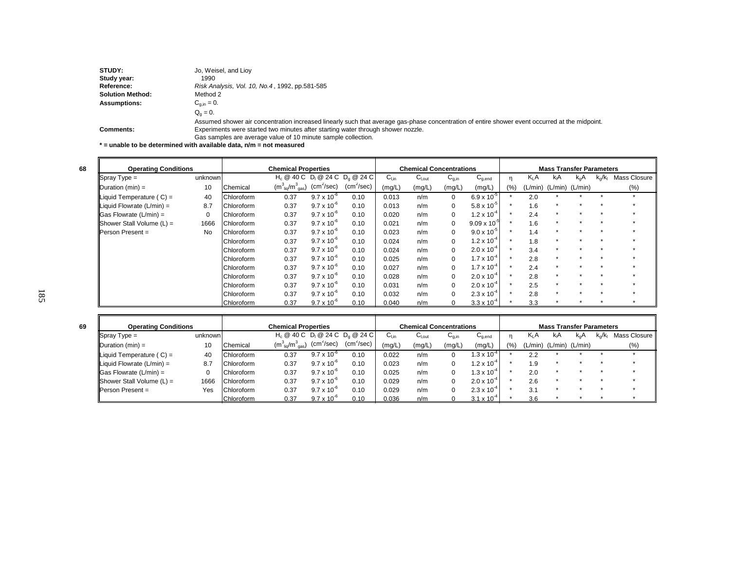**STUDY:** Jo, Weisel, and Lioy

**Study year:** 1990

**Reference:** *Risk Analysis, Vol. 10, No.4*, 1992, pp.581-585

**Solution Method:** Method 2

**Assumptions:** $C_{g,in}$ = 0.

$Q_g$ = 0.

Assumed shower air concentration increased linearly such that average gas-phase concentration of entire shower event occurred at the midpoint.

**Comments:** Experiments were started two minutes after starting water through shower nozzle.

Gas samples are average value of 10 minute sample collection.

**\* = unable to be determined with available data, n/m = not measured**

**68**

| Operating Conditions | | | Chemical Properties | | | Chemical Concentrations | | | | Mass Transfer Parameters | | | | | |
|---|---|---|---|---|---|---|---|---|---|---|---|---|---|---|---|
| Spray Type = | unknown | | $H_c$ @ 40 C | $D_l$ @ 24 C | $D_g$ @ 24 C | $C_{l,in}$ | $C_{l,out}$ | $C_{g,in}$ | $C_{g,end}$ | η | $K_LA$ | $k_lA$ | $k_gA$ | $k_g/k_l$ | Mass Closure |
| Duration (min) = | 10 | Chemical | ($m^3_{liq}/m^3_{gas}$) | ($cm^2$/sec) | ($cm^2$/sec) | (mg/L) | (mg/L) | (mg/L) | (mg/L) | (%) | (L/min) | (L/min) | (L/min) | | (%) |
| Liquid Temperature ( C) = | 40 | Chloroform | 0.37 | $9.7 \times 10^{-6}$ | 0.10 | 0.013 | n/m | 0 | $6.9 \times 10^{-5}$ | * | 2.0 | * | * | * | * |
| Liquid Flowrate (L/min) = | 8.7 | Chloroform | 0.37 | $9.7 \times 10^{-6}$ | 0.10 | 0.013 | n/m | 0 | $5.8 \times 10^{-5}$ | * | 1.6 | * | * | * | * |
| Gas Flowrate (L/min) = | 0 | Chloroform | 0.37 | $9.7 \times 10^{-6}$ | 0.10 | 0.020 | n/m | 0 | $1.2 \times 10^{-4}$ | * | 2.4 | * | * | * | * |
| Shower Stall Volume (L) = | 1666 | Chloroform | 0.37 | $9.7 \times 10^{-6}$ | 0.10 | 0.021 | n/m | 0 | $9.09 \times 10^{-5}$ | * | 1.6 | * | * | * | * |
| Person Present = | No | Chloroform | 0.37 | $9.7 \times 10^{-6}$ | 0.10 | 0.023 | n/m | 0 | $9.0 \times 10^{-5}$ | * | 1.4 | * | * | * | * |
| | | Chloroform | 0.37 | $9.7 \times 10^{-6}$ | 0.10 | 0.024 | n/m | 0 | $1.2 \times 10^{-4}$ | * | 1.8 | * | * | * | * |
| | | Chloroform | 0.37 | $9.7 \times 10^{-6}$ | 0.10 | 0.024 | n/m | 0 | $2.0 \times 10^{-4}$ | * | 3.4 | * | * | * | * |
| | | Chloroform | 0.37 | $9.7 \times 10^{-6}$ | 0.10 | 0.025 | n/m | 0 | $1.7 \times 10^{-4}$ | * | 2.8 | * | * | * | * |
| | | Chloroform | 0.37 | $9.7 \times 10^{-6}$ | 0.10 | 0.027 | n/m | 0 | $1.7 \times 10^{-4}$ | * | 2.4 | * | * | * | * |
| | | Chloroform | 0.37 | $9.7 \times 10^{-6}$ | 0.10 | 0.028 | n/m | 0 | $2.0 \times 10^{-4}$ | * | 2.8 | * | * | * | * |
| | | Chloroform | 0.37 | $9.7 \times 10^{-6}$ | 0.10 | 0.031 | n/m | 0 | $2.0 \times 10^{-4}$ | * | 2.5 | * | * | * | * |
| | | Chloroform | 0.37 | $9.7 \times 10^{-6}$ | 0.10 | 0.032 | n/m | 0 | $2.3 \times 10^{-4}$ | * | 2.8 | * | * | * | * |
| | | Chloroform | 0.37 | $9.7 \times 10^{-6}$ | 0.10 | 0.040 | n/m | 0 | $3.3 \times 10^{-4}$ | * | 3.3 | * | * | * | * |

**69**

| Operating Conditions | | | Chemical Properties | | | Chemical Concentrations | | | | Mass Transfer Parameters | | | | | |
|---|---|---|---|---|---|---|---|---|---|---|---|---|---|---|---|
| Spray Type = | unknown | | $H_c$ @ 40 C | $D_l$ @ 24 C | $D_g$ @ 24 C | $C_{l,in}$ | $C_{l,out}$ | $C_{g,in}$ | $C_{g,end}$ | η | $K_LA$ | $k_lA$ | $k_gA$ | $k_g/k_l$ | Mass Closure |
| Duration (min) = | 10 | Chemical | ($m^3_{liq}/m^3_{gas}$) | ($cm^2$/sec) | ($cm^2$/sec) | (mg/L) | (mg/L) | (mg/L) | (mg/L) | (%) | (L/min) | (L/min) | (L/min) | | (%) |
| Liquid Temperature ( C) = | 40 | Chloroform | 0.37 | $9.7 \times 10^{-6}$ | 0.10 | 0.022 | n/m | 0 | $1.3 \times 10^{-4}$ | * | 2.2 | * | * | * | * |
| Liquid Flowrate (L/min) = | 8.7 | Chloroform | 0.37 | $9.7 \times 10^{-6}$ | 0.10 | 0.023 | n/m | 0 | $1.2 \times 10^{-4}$ | * | 1.9 | * | * | * | * |
| Gas Flowrate (L/min) = | 0 | Chloroform | 0.37 | $9.7 \times 10^{-6}$ | 0.10 | 0.025 | n/m | 0 | $1.3 \times 10^{-4}$ | * | 2.0 | * | * | * | * |
| Shower Stall Volume (L) = | 1666 | Chloroform | 0.37 | $9.7 \times 10^{-6}$ | 0.10 | 0.029 | n/m | 0 | $2.0 \times 10^{-4}$ | * | 2.6 | * | * | * | * |
| Person Present = | Yes | Chloroform | 0.37 | $9.7 \times 10^{-6}$ | 0.10 | 0.029 | n/m | 0 | $2.3 \times 10^{-4}$ | * | 3.1 | * | * | * | * |
| | | Chloroform | 0.37 | $9.7 \times 10^{-6}$ | 0.10 | 0.036 | n/m | 0 | $3.1 \times 10^{-4}$ | * | 3.6 | * | * | * | * |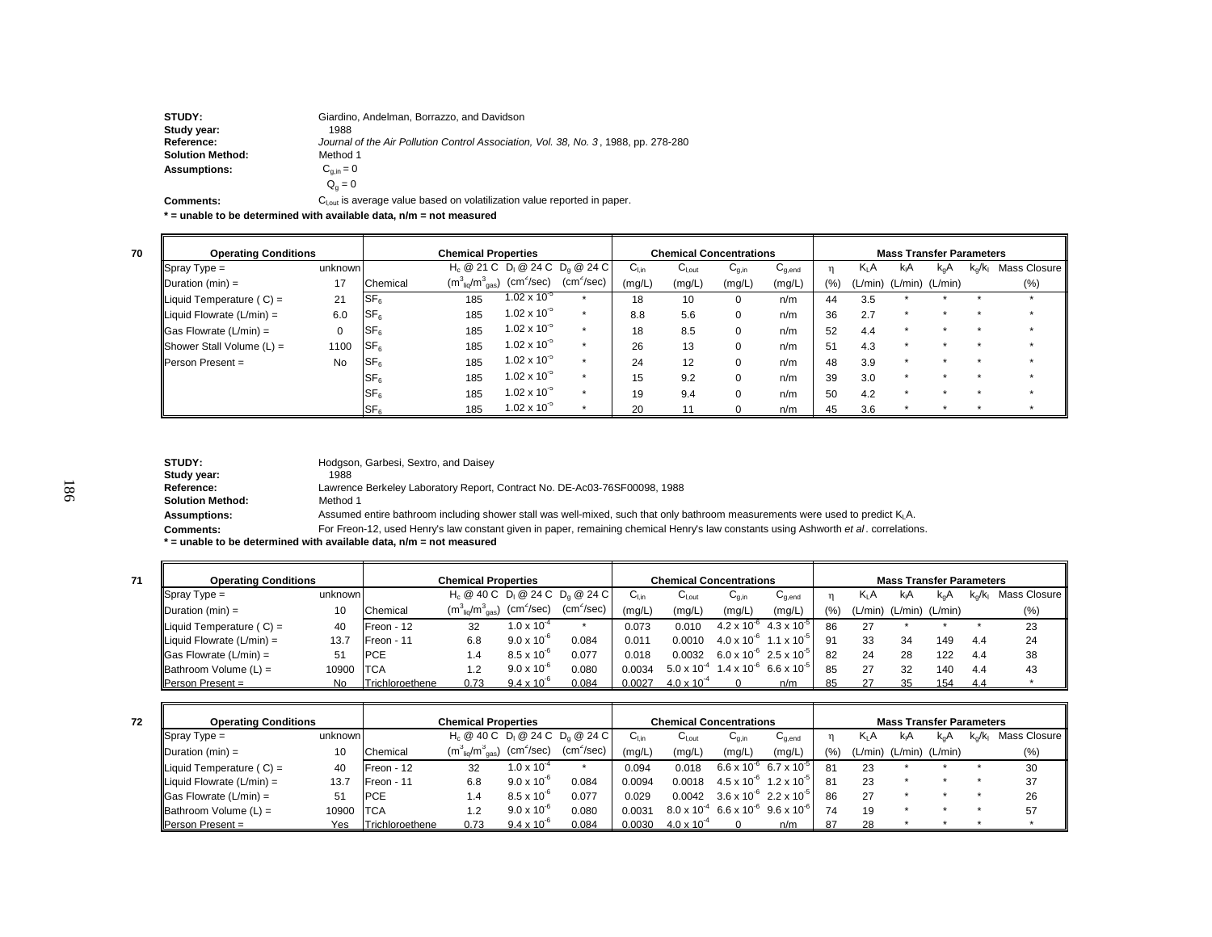**STUDY:** Giardino, Andelman, Borrazzo, and Davidson
**Study year:** 1988
**Reference:** *Journal of the Air Pollution Control Association, Vol. 38, No. 3*, 1988, pp. 278-280
**Solution Method:** Method 1
**Assumptions:** $C_{g,in} = 0$
$Q_g = 0$
**Comments:** $C_{l,out}$ is average value based on volatilization value reported in paper.
**\* = unable to be determined with available data, n/m = not measured**

**70**

| Operating Conditions | | Chemical Properties | | | | Chemical Concentrations | | | | Mass Transfer Parameters | | | | | |
|---|---|---|---|---|---|---|---|---|---|---|---|---|---|---|---|
| Spray Type = | unknown | | $H_c$ @ 21 C | $D_l$ @ 24 C | $D_g$ @ 24 C | $C_{l,in}$ | $C_{l,out}$ | $C_{g,in}$ | $C_{g,end}$ | η | $K_LA$ | $k_lA$ | $k_gA$ | $k_g/k_l$ | Mass Closure |
| Duration (min) = | 17 | Chemical | $(m^3_{liq}/m^3_{gas})$ | $(cm^2/sec)$ | $(cm^2/sec)$ | (mg/L) | (mg/L) | (mg/L) | (mg/L) | (%) | (L/min) | (L/min) | (L/min) | | (%) |
| Liquid Temperature ( C) = | 21 | $SF_6$ | 185 | $1.02 \times 10^{-5}$ | * | 18 | 10 | 0 | n/m | 44 | 3.5 | * | * | * | * |
| Liquid Flowrate (L/min) = | 6.0 | $SF_6$ | 185 | $1.02 \times 10^{-5}$ | * | 8.8 | 5.6 | 0 | n/m | 36 | 2.7 | * | * | * | * |
| Gas Flowrate (L/min) = | 0 | $SF_6$ | 185 | $1.02 \times 10^{-5}$ | * | 18 | 8.5 | 0 | n/m | 52 | 4.4 | * | * | * | * |
| Shower Stall Volume (L) = | 1100 | $SF_6$ | 185 | $1.02 \times 10^{-5}$ | * | 26 | 13 | 0 | n/m | 51 | 4.3 | * | * | * | * |
| Person Present = | No | $SF_6$ | 185 | $1.02 \times 10^{-5}$ | * | 24 | 12 | 0 | n/m | 48 | 3.9 | * | * | * | * |
| | | $SF_6$ | 185 | $1.02 \times 10^{-5}$ | * | 15 | 9.2 | 0 | n/m | 39 | 3.0 | * | * | * | * |
| | | $SF_6$ | 185 | $1.02 \times 10^{-5}$ | * | 19 | 9.4 | 0 | n/m | 50 | 4.2 | * | * | * | * |
| | | $SF_6$ | 185 | $1.02 \times 10^{-5}$ | * | 20 | 11 | 0 | n/m | 45 | 3.6 | * | * | * | * |

**STUDY:** Hodgson, Garbesi, Sextro, and Daisey
**Study year:** 1988
**Reference:** Lawrence Berkeley Laboratory Report, Contract No. DE-Ac03-76SF00098, 1988
**Solution Method:** Method 1
**Assumptions:** Assumed entire bathroom including shower stall was well-mixed, such that only bathroom measurements were used to predict $K_LA$.
**Comments:** For Freon-12, used Henry's law constant given in paper, remaining chemical Henry's law constants using Ashworth *et al*. correlations.
**\* = unable to be determined with available data, n/m = not measured**

**71**

| Operating Conditions | | Chemical Properties | | | | Chemical Concentrations | | | | Mass Transfer Parameters | | | | | |
|---|---|---|---|---|---|---|---|---|---|---|---|---|---|---|---|
| Spray Type = | unknown | | $H_c$ @ 40 C | $D_l$ @ 24 C | $D_g$ @ 24 C | $C_{l,in}$ | $C_{l,out}$ | $C_{g,in}$ | $C_{g,end}$ | η | $K_LA$ | $k_lA$ | $k_gA$ | $k_g/k_l$ | Mass Closure |
| Duration (min) = | 10 | Chemical | $(m^3_{liq}/m^3_{gas})$ | $(cm^2/sec)$ | $(cm^2/sec)$ | (mg/L) | (mg/L) | (mg/L) | (mg/L) | (%) | (L/min) | (L/min) | (L/min) | | (%) |
| Liquid Temperature ( C) = | 40 | Freon - 12 | 32 | $1.0 \times 10^{-4}$ | * | 0.073 | 0.010 | $4.2 \times 10^{-6}$ | $4.3 \times 10^{-5}$ | 86 | 27 | * | * | * | 23 |
| Liquid Flowrate (L/min) = | 13.7 | Freon - 11 | 6.8 | $9.0 \times 10^{-6}$ | 0.084 | 0.011 | 0.0010 | $4.0 \times 10^{-6}$ | $1.1 \times 10^{-5}$ | 91 | 33 | 34 | 149 | 4.4 | 24 |
| Gas Flowrate (L/min) = | 51 | PCE | 1.4 | $8.5 \times 10^{-6}$ | 0.077 | 0.018 | 0.0032 | $6.0 \times 10^{-6}$ | $2.5 \times 10^{-5}$ | 82 | 24 | 28 | 122 | 4.4 | 38 |
| Bathroom Volume (L) = | 10900 | TCA | 1.2 | $9.0 \times 10^{-6}$ | 0.080 | 0.0034 | $5.0 \times 10^{-4}$ | $1.4 \times 10^{-6}$ | $6.6 \times 10^{-5}$ | 85 | 27 | 32 | 140 | 4.4 | 43 |
| Person Present = | No | Trichloroethene | 0.73 | $9.4 \times 10^{-6}$ | 0.084 | 0.0027 | $4.0 \times 10^{-4}$ | 0 | n/m | 85 | 27 | 35 | 154 | 4.4 | * |

**72**

| Operating Conditions | | Chemical Properties | | | | Chemical Concentrations | | | | Mass Transfer Parameters | | | | | |
|---|---|---|---|---|---|---|---|---|---|---|---|---|---|---|---|
| Spray Type = | unknown | | $H_c$ @ 40 C | $D_l$ @ 24 C | $D_g$ @ 24 C | $C_{l,in}$ | $C_{l,out}$ | $C_{g,in}$ | $C_{g,end}$ | η | $K_LA$ | $k_lA$ | $k_gA$ | $k_g/k_l$ | Mass Closure |
| Duration (min) = | 10 | Chemical | $(m^3_{liq}/m^3_{gas})$ | $(cm^2/sec)$ | $(cm^2/sec)$ | (mg/L) | (mg/L) | (mg/L) | (mg/L) | (%) | (L/min) | (L/min) | (L/min) | | (%) |
| Liquid Temperature ( C) = | 40 | Freon - 12 | 32 | $1.0 \times 10^{-4}$ | * | 0.094 | 0.018 | $6.6 \times 10^{-6}$ | $6.7 \times 10^{-5}$ | 81 | 23 | * | * | * | 30 |
| Liquid Flowrate (L/min) = | 13.7 | Freon - 11 | 6.8 | $9.0 \times 10^{-6}$ | 0.084 | 0.0094 | 0.0018 | $4.5 \times 10^{-6}$ | $1.2 \times 10^{-5}$ | 81 | 23 | * | * | * | 37 |
| Gas Flowrate (L/min) = | 51 | PCE | 1.4 | $8.5 \times 10^{-6}$ | 0.077 | 0.029 | 0.0042 | $3.6 \times 10^{-6}$ | $2.2 \times 10^{-5}$ | 86 | 27 | * | * | * | 26 |
| Bathroom Volume (L) = | 10900 | TCA | 1.2 | $9.0 \times 10^{-6}$ | 0.080 | 0.0031 | $8.0 \times 10^{-4}$ | $6.6 \times 10^{-6}$ | $9.6 \times 10^{-6}$ | 74 | 19 | * | * | * | 57 |
| Person Present = | Yes | Trichloroethene | 0.73 | $9.4 \times 10^{-6}$ | 0.084 | 0.0030 | $4.0 \times 10^{-4}$ | 0 | n/m | 87 | 28 | * | * | * | * |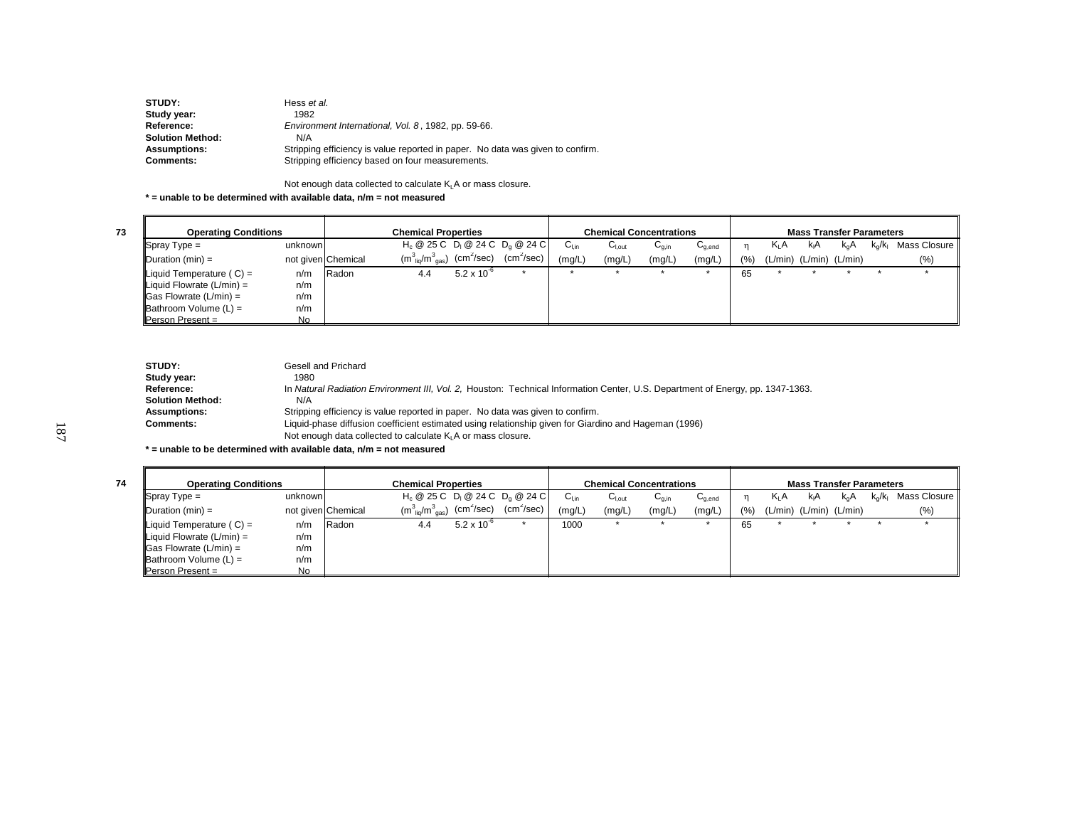**STUDY:** Hess *et al.*
**Study year:** 1982
**Reference:** *Environment International, Vol. 8*, 1982, pp. 59-66.
**Solution Method:** N/A
**Assumptions:** Stripping efficiency is value reported in paper. No data was given to confirm.
**Comments:** Stripping efficiency based on four measurements.

Not enough data collected to calculate $K_LA$ or mass closure.

*** = unable to be determined with available data, n/m = not measured**

73

| Operating Conditions | | Chemical Properties | | | | Chemical Concentrations | | | | Mass Transfer Parameters | | | | | |
|---|---|---|---|---|---|---|---|---|---|---|---|---|---|---|---|
| Spray Type = | unknown | | $H_c$ @ 25 C | $D_l$ @ 24 C | $D_g$ @ 24 C | $C_{l,in}$ | $C_{l,out}$ | $C_{g,in}$ | $C_{g,end}$ | η | $K_LA$ | $k_lA$ | $k_gA$ | $k_g/k_l$ | Mass Closure |
| Duration (min) = | not given | Chemical | $(m^3_{liq}/m^3_{gas})$ | $(cm^2/sec)$ | $(cm^2/sec)$ | (mg/L) | (mg/L) | (mg/L) | (mg/L) | (%) | (L/min) | (L/min) | (L/min) | | (%) |
| Liquid Temperature ( C) = | n/m | Radon | 4.4 | $5.2 \times 10^{-6}$ | * | * | * | * | * | 65 | * | * | * | * | * |
| Liquid Flowrate (L/min) = | n/m | | | | | | | | | | | | | | |
| Gas Flowrate (L/min) = | n/m | | | | | | | | | | | | | | |
| Bathroom Volume (L) = | n/m | | | | | | | | | | | | | | |
| Person Present = | No | | | | | | | | | | | | | | |

**STUDY:** Gesell and Prichard
**Study year:** 1980
**Reference:** In *Natural Radiation Environment III, Vol. 2,* Houston: Technical Information Center, U.S. Department of Energy, pp. 1347-1363.
**Solution Method:** N/A
**Assumptions:** Stripping efficiency is value reported in paper. No data was given to confirm.
**Comments:** Liquid-phase diffusion coefficient estimated using relationship given for Giardino and Hageman (1996)
Not enough data collected to calculate $K_LA$ or mass closure.

*** = unable to be determined with available data, n/m = not measured**

74

| Operating Conditions | | Chemical Properties | | | | Chemical Concentrations | | | | Mass Transfer Parameters | | | | | |
|---|---|---|---|---|---|---|---|---|---|---|---|---|---|---|---|
| Spray Type = | unknown | | $H_c$ @ 25 C | $D_l$ @ 24 C | $D_g$ @ 24 C | $C_{l,in}$ | $C_{l,out}$ | $C_{g,in}$ | $C_{g,end}$ | η | $K_LA$ | $k_lA$ | $k_gA$ | $k_g/k_l$ | Mass Closure |
| Duration (min) = | not given | Chemical | $(m^3_{liq}/m^3_{gas})$ | $(cm^2/sec)$ | $(cm^2/sec)$ | (mg/L) | (mg/L) | (mg/L) | (mg/L) | (%) | (L/min) | (L/min) | (L/min) | | (%) |
| Liquid Temperature ( C) = | n/m | Radon | 4.4 | $5.2 \times 10^{-6}$ | * | 1000 | * | * | * | 65 | * | * | * | * | * |
| Liquid Flowrate (L/min) = | n/m | | | | | | | | | | | | | | |
| Gas Flowrate (L/min) = | n/m | | | | | | | | | | | | | | |
| Bathroom Volume (L) = | n/m | | | | | | | | | | | | | | |
| Person Present = | No | | | | | | | | | | | | | | |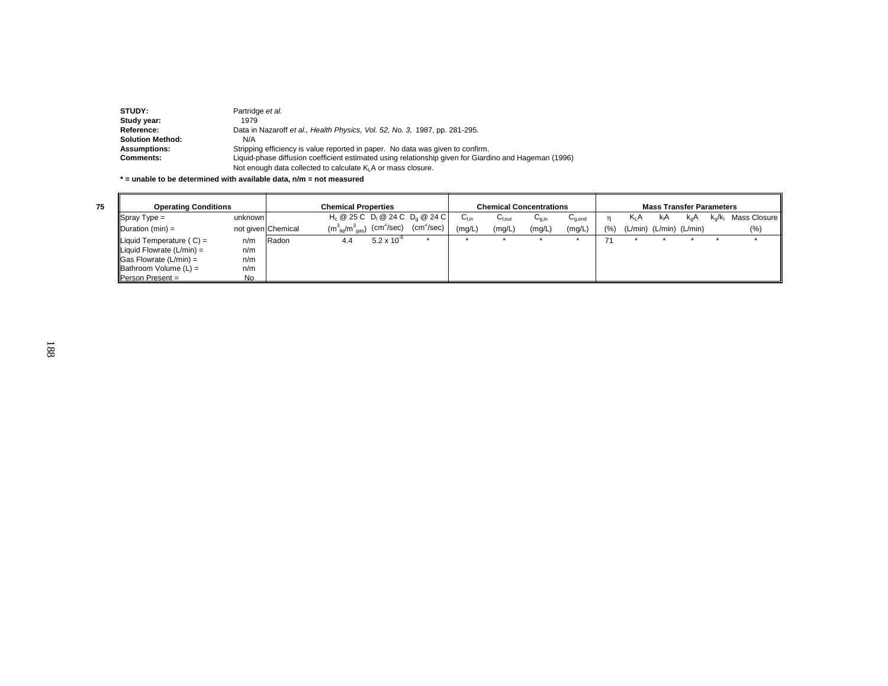**STUDY:** Partridge *et al.*
**Study year:** 1979
**Reference:** Data in Nazaroff *et al., Health Physics, Vol. 52, No. 3,* 1987, pp. 281-295.
**Solution Method:** N/A
**Assumptions:** Stripping efficiency is value reported in paper. No data was given to confirm.
**Comments:** Liquid-phase diffusion coefficient estimated using relationship given for Giardino and Hageman (1996)
Not enough data collected to calculate $K_LA$ or mass closure.

**\* = unable to be determined with available data, n/m = not measured**

**75**

| Operating Conditions | | Chemical Properties | | | | Chemical Concentrations | | | | Mass Transfer Parameters | | | | | |
|---|---|---|---|---|---|---|---|---|---|---|---|---|---|---|---|
| Spray Type = | unknown | | $H_c$ @ 25 C | $D_l$ @ 24 C | $D_g$ @ 24 C | $C_{l,in}$ | $C_{l,out}$ | $C_{g,in}$ | $C_{g,end}$ | $\eta$ | $K_LA$ | $k_lA$ | $k_gA$ | $k_g/k_l$ | Mass Closure |
| Duration (min) = | not given | Chemical | ($m^3_{liq}/m^3_{gas}$) | ($cm^2$/sec) | ($cm^2$/sec) | (mg/L) | (mg/L) | (mg/L) | (mg/L) | (%) | (L/min) | (L/min) | (L/min) | | (%) |
| Liquid Temperature ( C) = | n/m | Radon | 4.4 | $5.2 \times 10^{-6}$ | * | * | * | * | * | 71 | * | * | * | * | * |
| Liquid Flowrate (L/min) = | n/m | | | | | | | | | | | | | | |
| Gas Flowrate (L/min) = | n/m | | | | | | | | | | | | | | |
| Bathroom Volume (L) = | n/m | | | | | | | | | | | | | | |
| Person Present = | No | | | | | | | | | | | | | | |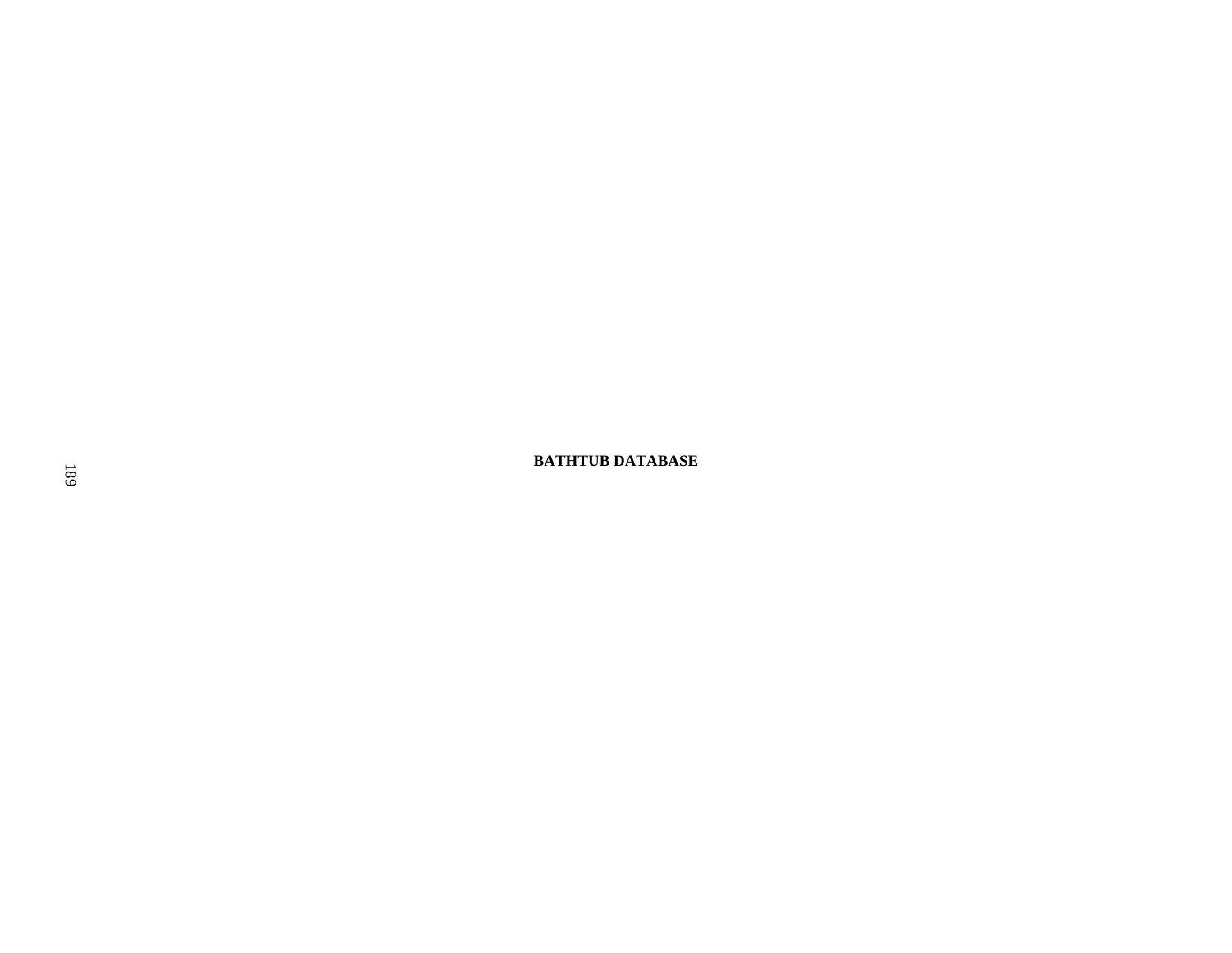# BATHTUB DATABASE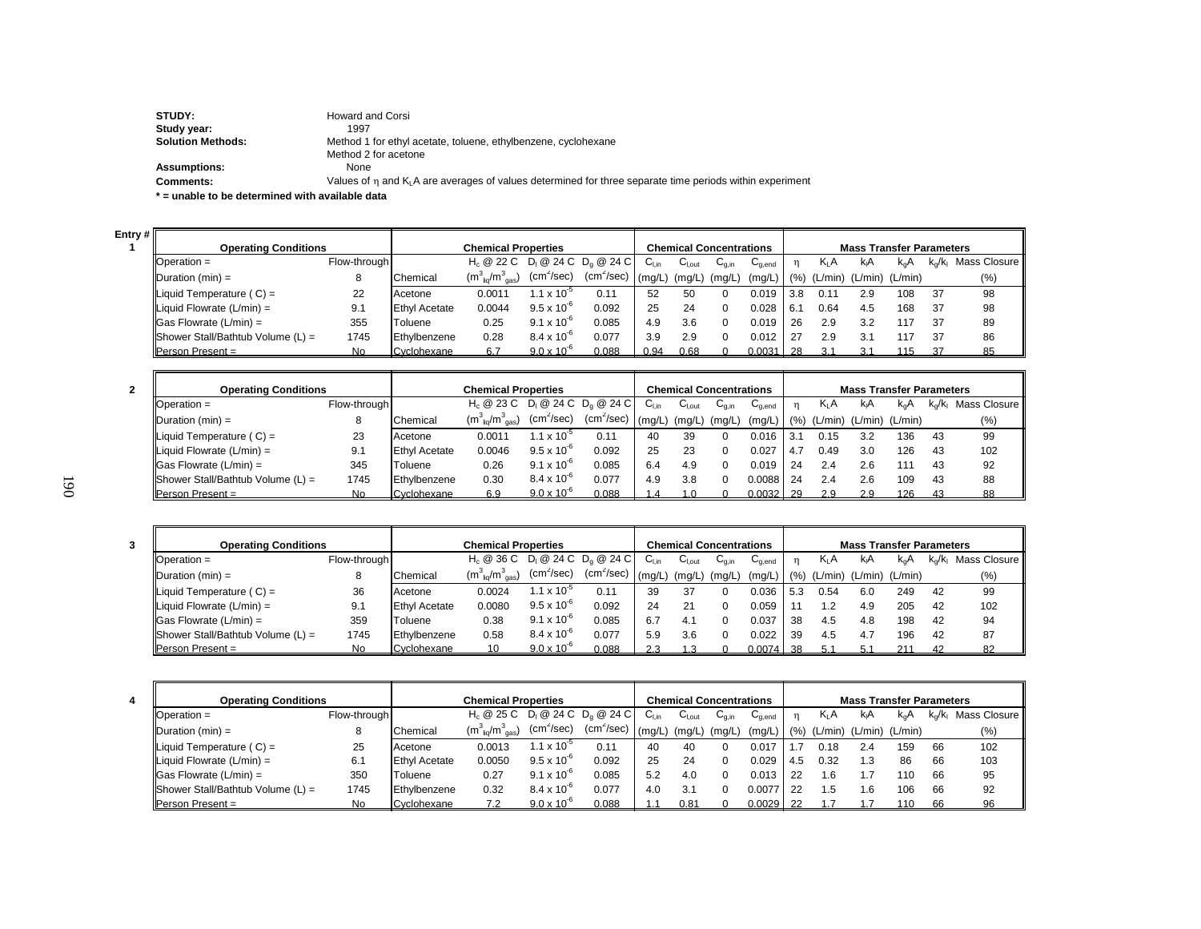**STUDY:** Howard and Corsi
**Study year:** 1997
**Solution Methods:** Method 1 for ethyl acetate, toluene, ethylbenzene, cyclohexane
Method 2 for acetone
**Assumptions:** None
**Comments:** Values of η and $K_LA$ are averages of values determined for three separate time periods within experiment

**\* = unable to be determined with available data**

**Entry # 1**

| Operating Conditions | | Chemical Properties | | | | Chemical Concentrations | | | | Mass Transfer Parameters | | | | | |
|---|---|---|---|---|---|---|---|---|---|---|---|---|---|---|---|
| Operation = | Flow-through | | $H_c$ @ 22 C | $D_l$ @ 24 C | $D_g$ @ 24 C | $C_{l,in}$ | $C_{l,out}$ | $C_{g,in}$ | $C_{g,end}$ | η | $K_LA$ | $k_lA$ | $k_gA$ | $k_g/k_l$ | Mass Closure |
| Duration (min) = | 8 | Chemical | ($m^3_{liq}/m^3_{gas}$) | ($cm^2$/sec) | ($cm^2$/sec) | (mg/L) | (mg/L) | (mg/L) | (mg/L) | (%) | (L/min) | (L/min) | (L/min) | | (%) |
| Liquid Temperature ( C) = | 22 | Acetone | 0.0011 | $1.1 \times 10^{-5}$ | 0.11 | 52 | 50 | 0 | 0.019 | 3.8 | 0.11 | 2.9 | 108 | 37 | 98 |
| Liquid Flowrate (L/min) = | 9.1 | Ethyl Acetate | 0.0044 | $9.5 \times 10^{-6}$ | 0.092 | 25 | 24 | 0 | 0.028 | 6.1 | 0.64 | 4.5 | 168 | 37 | 98 |
| Gas Flowrate (L/min) = | 355 | Toluene | 0.25 | $9.1 \times 10^{-6}$ | 0.085 | 4.9 | 3.6 | 0 | 0.019 | 26 | 2.9 | 3.2 | 117 | 37 | 89 |
| Shower Stall/Bathtub Volume (L) = | 1745 | Ethylbenzene | 0.28 | $8.4 \times 10^{-6}$ | 0.077 | 3.9 | 2.9 | 0 | 0.012 | 27 | 2.9 | 3.1 | 117 | 37 | 86 |
| Person Present = | No | Cyclohexane | 6.7 | $9.0 \times 10^{-6}$ | 0.088 | 0.94 | 0.68 | 0 | 0.0031 | 28 | 3.1 | 3.1 | 115 | 37 | 85 |

**Entry # 2**

| Operating Conditions | | Chemical Properties | | | | Chemical Concentrations | | | | Mass Transfer Parameters | | | | | |
|---|---|---|---|---|---|---|---|---|---|---|---|---|---|---|---|
| Operation = | Flow-through | | $H_c$ @ 23 C | $D_l$ @ 24 C | $D_g$ @ 24 C | $C_{l,in}$ | $C_{l,out}$ | $C_{g,in}$ | $C_{g,end}$ | η | $K_LA$ | $k_lA$ | $k_gA$ | $k_g/k_l$ | Mass Closure |
| Duration (min) = | 8 | Chemical | ($m^3_{liq}/m^3_{gas}$) | ($cm^2$/sec) | ($cm^2$/sec) | (mg/L) | (mg/L) | (mg/L) | (mg/L) | (%) | (L/min) | (L/min) | (L/min) | | (%) |
| Liquid Temperature ( C) = | 23 | Acetone | 0.0011 | $1.1 \times 10^{-5}$ | 0.11 | 40 | 39 | 0 | 0.016 | 3.1 | 0.15 | 3.2 | 136 | 43 | 99 |
| Liquid Flowrate (L/min) = | 9.1 | Ethyl Acetate | 0.0046 | $9.5 \times 10^{-6}$ | 0.092 | 25 | 23 | 0 | 0.027 | 4.7 | 0.49 | 3.0 | 126 | 43 | 102 |
| Gas Flowrate (L/min) = | 345 | Toluene | 0.26 | $9.1 \times 10^{-6}$ | 0.085 | 6.4 | 4.9 | 0 | 0.019 | 24 | 2.4 | 2.6 | 111 | 43 | 92 |
| Shower Stall/Bathtub Volume (L) = | 1745 | Ethylbenzene | 0.30 | $8.4 \times 10^{-6}$ | 0.077 | 4.9 | 3.8 | 0 | 0.0088 | 24 | 2.4 | 2.6 | 109 | 43 | 88 |
| Person Present = | No | Cyclohexane | 6.9 | $9.0 \times 10^{-6}$ | 0.088 | 1.4 | 1.0 | 0 | 0.0032 | 29 | 2.9 | 2.9 | 126 | 43 | 88 |

**Entry # 3**

| Operating Conditions | | Chemical Properties | | | | Chemical Concentrations | | | | Mass Transfer Parameters | | | | | |
|---|---|---|---|---|---|---|---|---|---|---|---|---|---|---|---|
| Operation = | Flow-through | | $H_c$ @ 36 C | $D_l$ @ 24 C | $D_g$ @ 24 C | $C_{l,in}$ | $C_{l,out}$ | $C_{g,in}$ | $C_{g,end}$ | η | $K_LA$ | $k_lA$ | $k_gA$ | $k_g/k_l$ | Mass Closure |
| Duration (min) = | 8 | Chemical | ($m^3_{liq}/m^3_{gas}$) | ($cm^2$/sec) | ($cm^2$/sec) | (mg/L) | (mg/L) | (mg/L) | (mg/L) | (%) | (L/min) | (L/min) | (L/min) | | (%) |
| Liquid Temperature ( C) = | 36 | Acetone | 0.0024 | $1.1 \times 10^{-5}$ | 0.11 | 39 | 37 | 0 | 0.036 | 5.3 | 0.54 | 6.0 | 249 | 42 | 99 |
| Liquid Flowrate (L/min) = | 9.1 | Ethyl Acetate | 0.0080 | $9.5 \times 10^{-6}$ | 0.092 | 24 | 21 | 0 | 0.059 | 11 | 1.2 | 4.9 | 205 | 42 | 102 |
| Gas Flowrate (L/min) = | 359 | Toluene | 0.38 | $9.1 \times 10^{-6}$ | 0.085 | 6.7 | 4.1 | 0 | 0.037 | 38 | 4.5 | 4.8 | 198 | 42 | 94 |
| Shower Stall/Bathtub Volume (L) = | 1745 | Ethylbenzene | 0.58 | $8.4 \times 10^{-6}$ | 0.077 | 5.9 | 3.6 | 0 | 0.022 | 39 | 4.5 | 4.7 | 196 | 42 | 87 |
| Person Present = | No | Cyclohexane | 10 | $9.0 \times 10^{-6}$ | 0.088 | 2.3 | 1.3 | 0 | 0.0074 | 38 | 5.1 | 5.1 | 211 | 42 | 82 |

**Entry # 4**

| Operating Conditions | | Chemical Properties | | | | Chemical Concentrations | | | | Mass Transfer Parameters | | | | | |
|---|---|---|---|---|---|---|---|---|---|---|---|---|---|---|---|
| Operation = | Flow-through | | $H_c$ @ 25 C | $D_l$ @ 24 C | $D_g$ @ 24 C | $C_{l,in}$ | $C_{l,out}$ | $C_{g,in}$ | $C_{g,end}$ | η | $K_LA$ | $k_lA$ | $k_gA$ | $k_g/k_l$ | Mass Closure |
| Duration (min) = | 8 | Chemical | ($m^3_{liq}/m^3_{gas}$) | ($cm^2$/sec) | ($cm^2$/sec) | (mg/L) | (mg/L) | (mg/L) | (mg/L) | (%) | (L/min) | (L/min) | (L/min) | | (%) |
| Liquid Temperature ( C) = | 25 | Acetone | 0.0013 | $1.1 \times 10^{-5}$ | 0.11 | 40 | 40 | 0 | 0.017 | 1.7 | 0.18 | 2.4 | 159 | 66 | 102 |
| Liquid Flowrate (L/min) = | 6.1 | Ethyl Acetate | 0.0050 | $9.5 \times 10^{-6}$ | 0.092 | 25 | 24 | 0 | 0.029 | 4.5 | 0.32 | 1.3 | 86 | 66 | 103 |
| Gas Flowrate (L/min) = | 350 | Toluene | 0.27 | $9.1 \times 10^{-6}$ | 0.085 | 5.2 | 4.0 | 0 | 0.013 | 22 | 1.6 | 1.7 | 110 | 66 | 95 |
| Shower Stall/Bathtub Volume (L) = | 1745 | Ethylbenzene | 0.32 | $8.4 \times 10^{-6}$ | 0.077 | 4.0 | 3.1 | 0 | 0.0077 | 22 | 1.5 | 1.6 | 106 | 66 | 92 |
| Person Present = | No | Cyclohexane | 7.2 | $9.0 \times 10^{-6}$ | 0.088 | 1.1 | 0.81 | 0 | 0.0029 | 22 | 1.7 | 1.7 | 110 | 66 | 96 |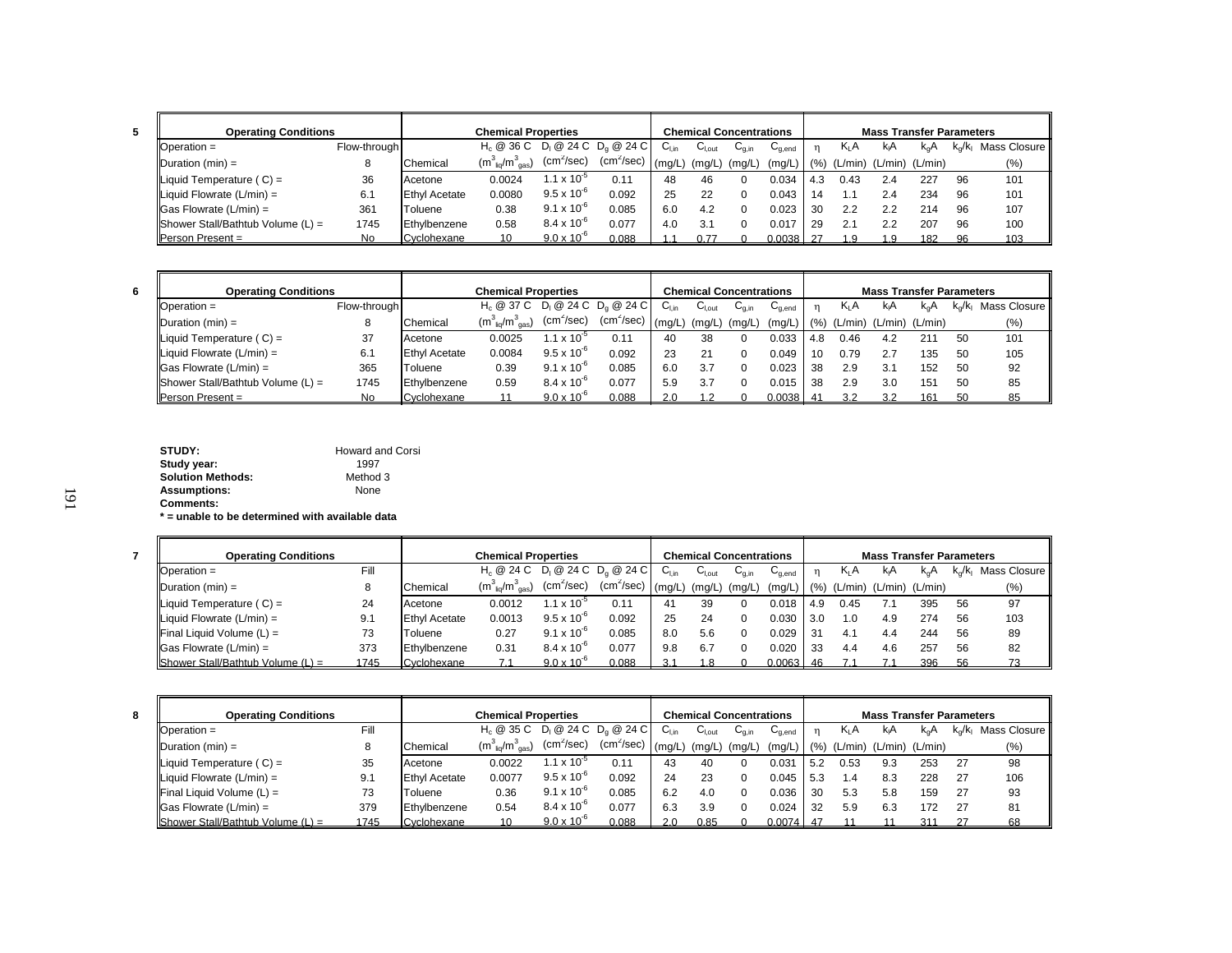**5**

| Operating Conditions | | Chemical | $H_c$ @ 36 C ($m^3_{liq}/m^3_{gas}$) | $D_l$ @ 24 C ($cm^2$/sec) | $D_g$ @ 24 C ($cm^2$/sec) | $C_{l,in}$ (mg/L) | $C_{l,out}$ (mg/L) | $C_{g,in}$ (mg/L) | $C_{g,end}$ (mg/L) | η (%) | $K_LA$ (L/min) | $k_lA$ (L/min) | $k_gA$ (L/min) | $k_g/k_l$ | Mass Closure (%) |
|---|---|---|---|---|---|---|---|---|---|---|---|---|---|---|---|
| Operation = | Flow-through | | | | | | | | | | | | | | |
| Duration (min) = | 8 | | | | | | | | | | | | | | |
| Liquid Temperature ( C) = | 36 | Acetone | 0.0024 | $1.1 \times 10^{-5}$ | 0.11 | 48 | 46 | 0 | 0.034 | 4.3 | 0.43 | 2.4 | 227 | 96 | 101 |
| Liquid Flowrate (L/min) = | 6.1 | Ethyl Acetate | 0.0080 | $9.5 \times 10^{-6}$ | 0.092 | 25 | 22 | 0 | 0.043 | 14 | 1.1 | 2.4 | 234 | 96 | 101 |
| Gas Flowrate (L/min) = | 361 | Toluene | 0.38 | $9.1 \times 10^{-6}$ | 0.085 | 6.0 | 4.2 | 0 | 0.023 | 30 | 2.2 | 2.2 | 214 | 96 | 107 |
| Shower Stall/Bathtub Volume (L) = | 1745 | Ethylbenzene | 0.58 | $8.4 \times 10^{-6}$ | 0.077 | 4.0 | 3.1 | 0 | 0.017 | 29 | 2.1 | 2.2 | 207 | 96 | 100 |
| Person Present = | No | Cyclohexane | 10 | $9.0 \times 10^{-6}$ | 0.088 | 1.1 | 0.77 | 0 | 0.0038 | 27 | 1.9 | 1.9 | 182 | 96 | 103 |

**6**

| Operating Conditions | | Chemical | $H_c$ @ 37 C ($m^3_{liq}/m^3_{gas}$) | $D_l$ @ 24 C ($cm^2$/sec) | $D_g$ @ 24 C ($cm^2$/sec) | $C_{l,in}$ (mg/L) | $C_{l,out}$ (mg/L) | $C_{g,in}$ (mg/L) | $C_{g,end}$ (mg/L) | η (%) | $K_LA$ (L/min) | $k_lA$ (L/min) | $k_gA$ (L/min) | $k_g/k_l$ | Mass Closure (%) |
|---|---|---|---|---|---|---|---|---|---|---|---|---|---|---|---|
| Operation = | Flow-through | | | | | | | | | | | | | | |
| Duration (min) = | 8 | | | | | | | | | | | | | | |
| Liquid Temperature ( C) = | 37 | Acetone | 0.0025 | $1.1 \times 10^{-5}$ | 0.11 | 40 | 38 | 0 | 0.033 | 4.8 | 0.46 | 4.2 | 211 | 50 | 101 |
| Liquid Flowrate (L/min) = | 6.1 | Ethyl Acetate | 0.0084 | $9.5 \times 10^{-6}$ | 0.092 | 23 | 21 | 0 | 0.049 | 10 | 0.79 | 2.7 | 135 | 50 | 105 |
| Gas Flowrate (L/min) = | 365 | Toluene | 0.39 | $9.1 \times 10^{-6}$ | 0.085 | 6.0 | 3.7 | 0 | 0.023 | 38 | 2.9 | 3.1 | 152 | 50 | 92 |
| Shower Stall/Bathtub Volume (L) = | 1745 | Ethylbenzene | 0.59 | $8.4 \times 10^{-6}$ | 0.077 | 5.9 | 3.7 | 0 | 0.015 | 38 | 2.9 | 3.0 | 151 | 50 | 85 |
| Person Present = | No | Cyclohexane | 11 | $9.0 \times 10^{-6}$ | 0.088 | 2.0 | 1.2 | 0 | 0.0038 | 41 | 3.2 | 3.2 | 161 | 50 | 85 |

**STUDY:** Howard and Corsi
**Study year:** 1997
**Solution Methods:** Method 3
**Assumptions:** None
**Comments:**
**\* = unable to be determined with available data**

**7**

| Operating Conditions | | Chemical | $H_c$ @ 24 C ($m^3_{liq}/m^3_{gas}$) | $D_l$ @ 24 C ($cm^2$/sec) | $D_g$ @ 24 C ($cm^2$/sec) | $C_{l,in}$ (mg/L) | $C_{l,out}$ (mg/L) | $C_{g,in}$ (mg/L) | $C_{g,end}$ (mg/L) | η (%) | $K_LA$ (L/min) | $k_lA$ (L/min) | $k_gA$ (L/min) | $k_g/k_l$ | Mass Closure (%) |
|---|---|---|---|---|---|---|---|---|---|---|---|---|---|---|---|
| Operation = | Fill | | | | | | | | | | | | | | |
| Duration (min) = | 8 | | | | | | | | | | | | | | |
| Liquid Temperature ( C) = | 24 | Acetone | 0.0012 | $1.1 \times 10^{-5}$ | 0.11 | 41 | 39 | 0 | 0.018 | 4.9 | 0.45 | 7.1 | 395 | 56 | 97 |
| Liquid Flowrate (L/min) = | 9.1 | Ethyl Acetate | 0.0013 | $9.5 \times 10^{-6}$ | 0.092 | 25 | 24 | 0 | 0.030 | 3.0 | 1.0 | 4.9 | 274 | 56 | 103 |
| Final Liquid Volume (L) = | 73 | Toluene | 0.27 | $9.1 \times 10^{-6}$ | 0.085 | 8.0 | 5.6 | 0 | 0.029 | 31 | 4.1 | 4.4 | 244 | 56 | 89 |
| Gas Flowrate (L/min) = | 373 | Ethylbenzene | 0.31 | $8.4 \times 10^{-6}$ | 0.077 | 9.8 | 6.7 | 0 | 0.020 | 33 | 4.4 | 4.6 | 257 | 56 | 82 |
| Shower Stall/Bathtub Volume (L) = | 1745 | Cyclohexane | 7.1 | $9.0 \times 10^{-6}$ | 0.088 | 3.1 | 1.8 | 0 | 0.0063 | 46 | 7.1 | 7.1 | 396 | 56 | 73 |

**8**

| Operating Conditions | | Chemical | $H_c$ @ 35 C ($m^3_{liq}/m^3_{gas}$) | $D_l$ @ 24 C ($cm^2$/sec) | $D_g$ @ 24 C ($cm^2$/sec) | $C_{l,in}$ (mg/L) | $C_{l,out}$ (mg/L) | $C_{g,in}$ (mg/L) | $C_{g,end}$ (mg/L) | η (%) | $K_LA$ (L/min) | $k_lA$ (L/min) | $k_gA$ (L/min) | $k_g/k_l$ | Mass Closure (%) |
|---|---|---|---|---|---|---|---|---|---|---|---|---|---|---|---|
| Operation = | Fill | | | | | | | | | | | | | | |
| Duration (min) = | 8 | | | | | | | | | | | | | | |
| Liquid Temperature ( C) = | 35 | Acetone | 0.0022 | $1.1 \times 10^{-5}$ | 0.11 | 43 | 40 | 0 | 0.031 | 5.2 | 0.53 | 9.3 | 253 | 27 | 98 |
| Liquid Flowrate (L/min) = | 9.1 | Ethyl Acetate | 0.0077 | $9.5 \times 10^{-6}$ | 0.092 | 24 | 23 | 0 | 0.045 | 5.3 | 1.4 | 8.3 | 228 | 27 | 106 |
| Final Liquid Volume (L) = | 73 | Toluene | 0.36 | $9.1 \times 10^{-6}$ | 0.085 | 6.2 | 4.0 | 0 | 0.036 | 30 | 5.3 | 5.8 | 159 | 27 | 93 |
| Gas Flowrate (L/min) = | 379 | Ethylbenzene | 0.54 | $8.4 \times 10^{-6}$ | 0.077 | 6.3 | 3.9 | 0 | 0.024 | 32 | 5.9 | 6.3 | 172 | 27 | 81 |
| Shower Stall/Bathtub Volume (L) = | 1745 | Cyclohexane | 10 | $9.0 \times 10^{-6}$ | 0.088 | 2.0 | 0.85 | 0 | 0.0074 | 47 | 11 | 11 | 311 | 27 | 68 |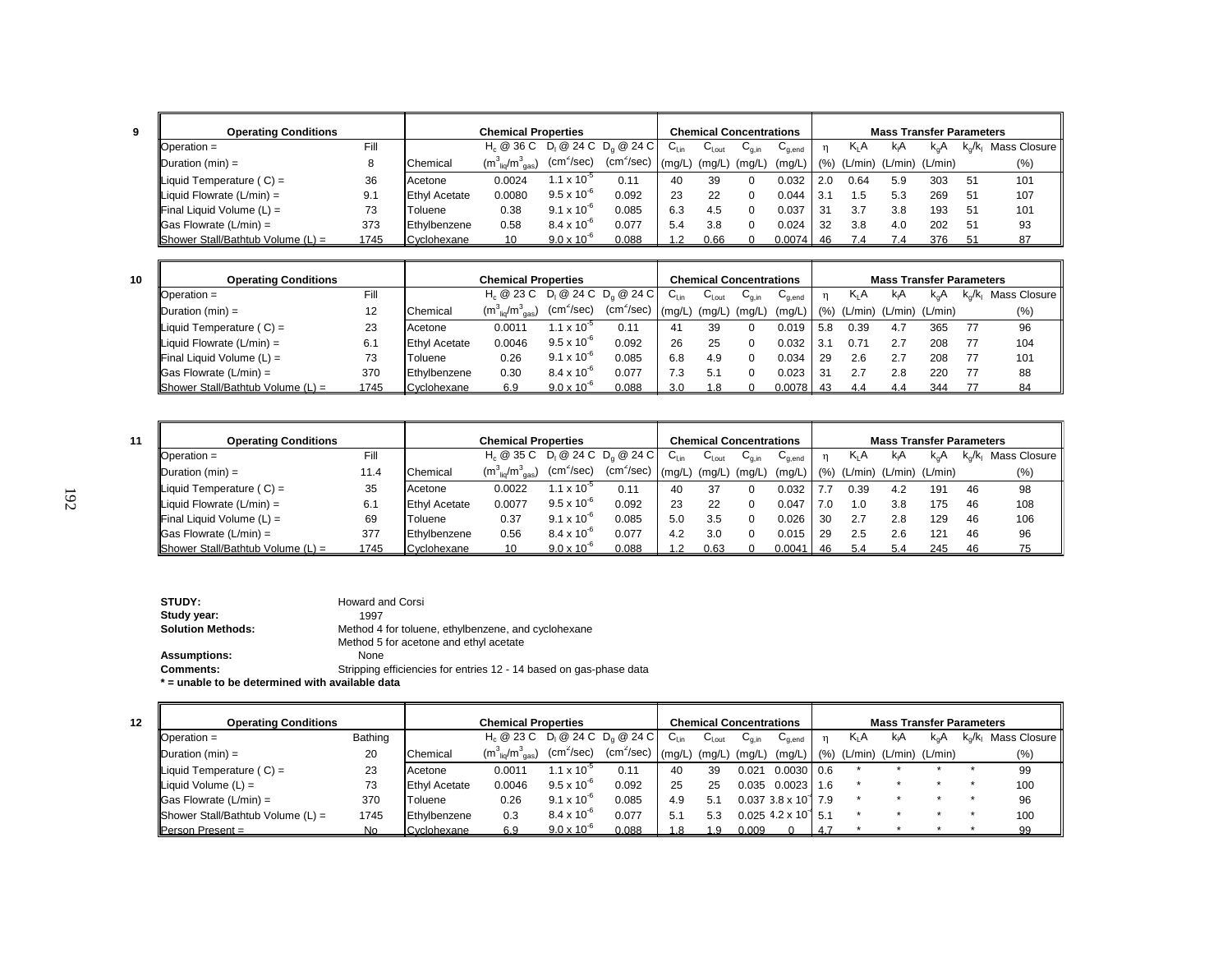**9**

| Operating Conditions | | Chemical | $H_c$ @ 36 C ($m^3_{liq}/m^3_{gas}$) | $D_l$ @ 24 C ($cm^2/sec$) | $D_g$ @ 24 C ($cm^2/sec$) | $C_{l,in}$ (mg/L) | $C_{l,out}$ (mg/L) | $C_{g,in}$ (mg/L) | $C_{g,end}$ (mg/L) | η (%) | $K_LA$ (L/min) | $k_lA$ (L/min) | $k_gA$ (L/min) | $k_g/k_l$ | Mass Closure (%) |
|---|---|---|---|---|---|---|---|---|---|---|---|---|---|---|---|
| Operation = | Fill | | | | | | | | | | | | | | |
| Duration (min) = | 8 | | | | | | | | | | | | | | |
| Liquid Temperature ( C) = | 36 | Acetone | 0.0024 | $1.1 \times 10^{-5}$ | 0.11 | 40 | 39 | 0 | 0.032 | 2.0 | 0.64 | 5.9 | 303 | 51 | 101 |
| Liquid Flowrate (L/min) = | 9.1 | Ethyl Acetate | 0.0080 | $9.5 \times 10^{-6}$ | 0.092 | 23 | 22 | 0 | 0.044 | 3.1 | 1.5 | 5.3 | 269 | 51 | 107 |
| Final Liquid Volume (L) = | 73 | Toluene | 0.38 | $9.1 \times 10^{-6}$ | 0.085 | 6.3 | 4.5 | 0 | 0.037 | 31 | 3.7 | 3.8 | 193 | 51 | 101 |
| Gas Flowrate (L/min) = | 373 | Ethylbenzene | 0.58 | $8.4 \times 10^{-6}$ | 0.077 | 5.4 | 3.8 | 0 | 0.024 | 32 | 3.8 | 4.0 | 202 | 51 | 93 |
| Shower Stall/Bathtub Volume (L) = | 1745 | Cyclohexane | 10 | $9.0 \times 10^{-6}$ | 0.088 | 1.2 | 0.66 | 0 | 0.0074 | 46 | 7.4 | 7.4 | 376 | 51 | 87 |

**10**

| Operating Conditions | | Chemical | $H_c$ @ 23 C ($m^3_{liq}/m^3_{gas}$) | $D_l$ @ 24 C ($cm^2/sec$) | $D_g$ @ 24 C ($cm^2/sec$) | $C_{l,in}$ (mg/L) | $C_{l,out}$ (mg/L) | $C_{g,in}$ (mg/L) | $C_{g,end}$ (mg/L) | η (%) | $K_LA$ (L/min) | $k_lA$ (L/min) | $k_gA$ (L/min) | $k_g/k_l$ | Mass Closure (%) |
|---|---|---|---|---|---|---|---|---|---|---|---|---|---|---|---|
| Operation = | Fill | | | | | | | | | | | | | | |
| Duration (min) = | 12 | | | | | | | | | | | | | | |
| Liquid Temperature ( C) = | 23 | Acetone | 0.0011 | $1.1 \times 10^{-5}$ | 0.11 | 41 | 39 | 0 | 0.019 | 5.8 | 0.39 | 4.7 | 365 | 77 | 96 |
| Liquid Flowrate (L/min) = | 6.1 | Ethyl Acetate | 0.0046 | $9.5 \times 10^{-6}$ | 0.092 | 26 | 25 | 0 | 0.032 | 3.1 | 0.71 | 2.7 | 208 | 77 | 104 |
| Final Liquid Volume (L) = | 73 | Toluene | 0.26 | $9.1 \times 10^{-6}$ | 0.085 | 6.8 | 4.9 | 0 | 0.034 | 29 | 2.6 | 2.7 | 208 | 77 | 101 |
| Gas Flowrate (L/min) = | 370 | Ethylbenzene | 0.30 | $8.4 \times 10^{-6}$ | 0.077 | 7.3 | 5.1 | 0 | 0.023 | 31 | 2.7 | 2.8 | 220 | 77 | 88 |
| Shower Stall/Bathtub Volume (L) = | 1745 | Cyclohexane | 6.9 | $9.0 \times 10^{-6}$ | 0.088 | 3.0 | 1.8 | 0 | 0.0078 | 43 | 4.4 | 4.4 | 344 | 77 | 84 |

**11**

| Operating Conditions | | Chemical | $H_c$ @ 35 C ($m^3_{liq}/m^3_{gas}$) | $D_l$ @ 24 C ($cm^2/sec$) | $D_g$ @ 24 C ($cm^2/sec$) | $C_{l,in}$ (mg/L) | $C_{l,out}$ (mg/L) | $C_{g,in}$ (mg/L) | $C_{g,end}$ (mg/L) | η (%) | $K_LA$ (L/min) | $k_lA$ (L/min) | $k_gA$ (L/min) | $k_g/k_l$ | Mass Closure (%) |
|---|---|---|---|---|---|---|---|---|---|---|---|---|---|---|---|
| Operation = | Fill | | | | | | | | | | | | | | |
| Duration (min) = | 11.4 | | | | | | | | | | | | | | |
| Liquid Temperature ( C) = | 35 | Acetone | 0.0022 | $1.1 \times 10^{-5}$ | 0.11 | 40 | 37 | 0 | 0.032 | 7.7 | 0.39 | 4.2 | 191 | 46 | 98 |
| Liquid Flowrate (L/min) = | 6.1 | Ethyl Acetate | 0.0077 | $9.5 \times 10^{-6}$ | 0.092 | 23 | 22 | 0 | 0.047 | 7.0 | 1.0 | 3.8 | 175 | 46 | 108 |
| Final Liquid Volume (L) = | 69 | Toluene | 0.37 | $9.1 \times 10^{-6}$ | 0.085 | 5.0 | 3.5 | 0 | 0.026 | 30 | 2.7 | 2.8 | 129 | 46 | 106 |
| Gas Flowrate (L/min) = | 377 | Ethylbenzene | 0.56 | $8.4 \times 10^{-6}$ | 0.077 | 4.2 | 3.0 | 0 | 0.015 | 29 | 2.5 | 2.6 | 121 | 46 | 96 |
| Shower Stall/Bathtub Volume (L) = | 1745 | Cyclohexane | 10 | $9.0 \times 10^{-6}$ | 0.088 | 1.2 | 0.63 | 0 | 0.0041 | 46 | 5.4 | 5.4 | 245 | 46 | 75 |

**STUDY:** Howard and Corsi
**Study year:** 1997
**Solution Methods:** Method 4 for toluene, ethylbenzene, and cyclohexane
Method 5 for acetone and ethyl acetate
**Assumptions:** None
**Comments:** Stripping efficiencies for entries 12 - 14 based on gas-phase data
**\* = unable to be determined with available data**

**12**

| Operating Conditions | | Chemical | $H_c$ @ 23 C ($m^3_{liq}/m^3_{gas}$) | $D_l$ @ 24 C ($cm^2/sec$) | $D_g$ @ 24 C ($cm^2/sec$) | $C_{l,in}$ (mg/L) | $C_{l,out}$ (mg/L) | $C_{g,in}$ (mg/L) | $C_{g,end}$ (mg/L) | η (%) | $K_LA$ (L/min) | $k_lA$ (L/min) | $k_gA$ (L/min) | $k_g/k_l$ | Mass Closure (%) |
|---|---|---|---|---|---|---|---|---|---|---|---|---|---|---|---|
| Operation = | Bathing | | | | | | | | | | | | | | |
| Duration (min) = | 20 | | | | | | | | | | | | | | |
| Liquid Temperature ( C) = | 23 | Acetone | 0.0011 | $1.1 \times 10^{-5}$ | 0.11 | 40 | 39 | 0.021 | 0.0030 | 0.6 | * | * | * | * | 99 |
| Liquid Volume (L) = | 73 | Ethyl Acetate | 0.0046 | $9.5 \times 10^{-6}$ | 0.092 | 25 | 25 | 0.035 | 0.0023 | 1.6 | * | * | * | * | 100 |
| Gas Flowrate (L/min) = | 370 | Toluene | 0.26 | $9.1 \times 10^{-6}$ | 0.085 | 4.9 | 5.1 | 0.037 | $3.8 \times 10^{-4}$ | 7.9 | * | * | * | * | 96 |
| Shower Stall/Bathtub Volume (L) = | 1745 | Ethylbenzene | 0.3 | $8.4 \times 10^{-6}$ | 0.077 | 5.1 | 5.3 | 0.025 | $4.2 \times 10^{-4}$ | 5.1 | * | * | * | * | 100 |
| Person Present = | No | Cyclohexane | 6.9 | $9.0 \times 10^{-6}$ | 0.088 | 1.8 | 1.9 | 0.009 | 0 | 4.7 | * | * | * | * | 99 |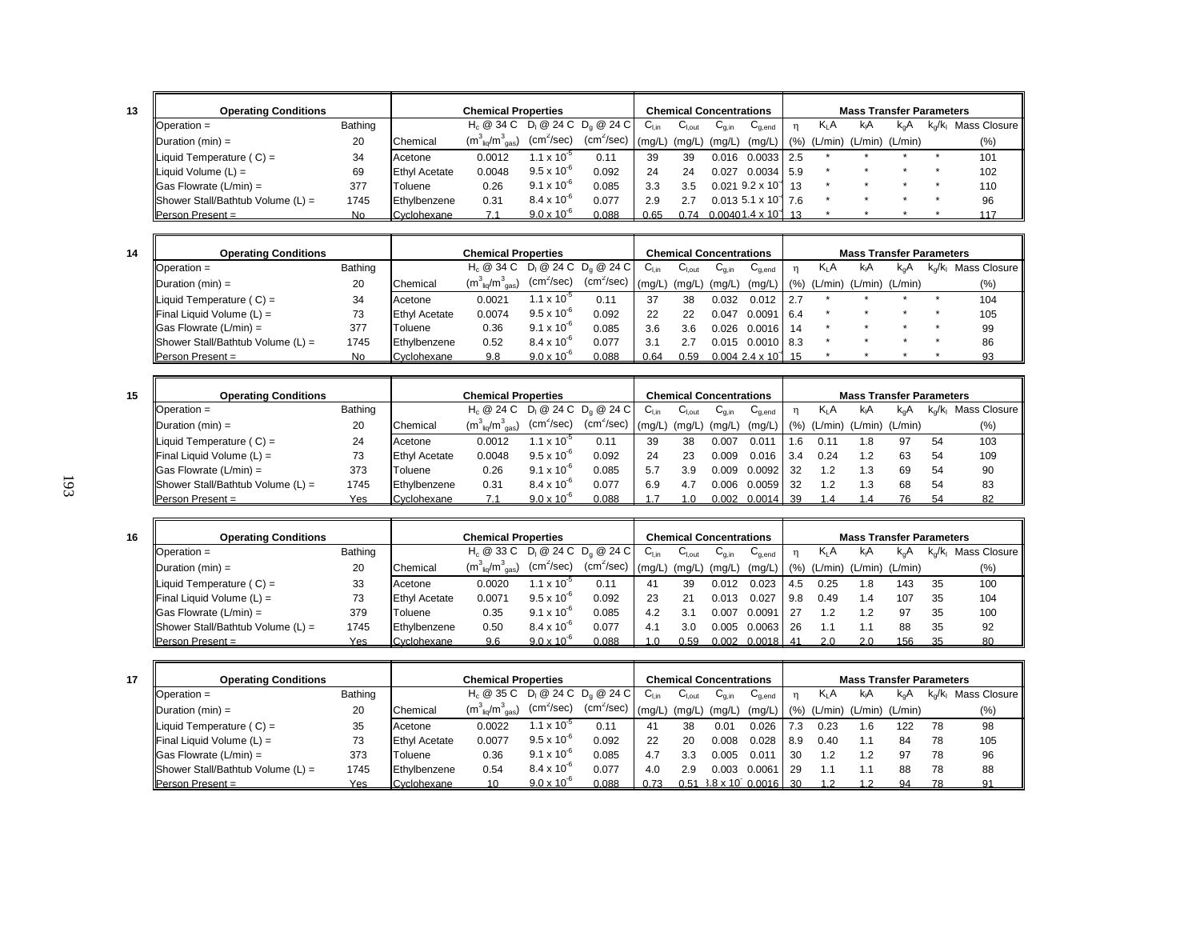**13**

| Operating Conditions | | Chemical Properties | | | | Chemical Concentrations | | | | Mass Transfer Parameters | | | | | |
|---|---|---|---|---|---|---|---|---|---|---|---|---|---|---|---|
| Operation = | Bathing | | $H_c$ @ 34 C | $D_l$ @ 24 C | $D_g$ @ 24 C | $C_{l,in}$ | $C_{l,out}$ | $C_{g,in}$ | $C_{g,end}$ | η | $K_LA$ | $k_lA$ | $k_gA$ | $k_g/k_l$ | Mass Closure |
| Duration (min) = | 20 | Chemical | ($m^3_{liq}/m^3_{gas}$) | ($cm^2$/sec) | ($cm^2$/sec) | (mg/L) | (mg/L) | (mg/L) | (mg/L) | (%) | (L/min) | (L/min) | (L/min) | | (%) |
| Liquid Temperature ( C) = | 34 | Acetone | 0.0012 | $1.1 \times 10^{-5}$ | 0.11 | 39 | 39 | 0.016 | 0.0033 | 2.5 | * | * | * | * | 101 |
| Liquid Volume (L) = | 69 | Ethyl Acetate | 0.0048 | $9.5 \times 10^{-6}$ | 0.092 | 24 | 24 | 0.027 | 0.0034 | 5.9 | * | * | * | * | 102 |
| Gas Flowrate (L/min) = | 377 | Toluene | 0.26 | $9.1 \times 10^{-6}$ | 0.085 | 3.3 | 3.5 | 0.021 | $9.2 \times 10^{-}$ | 13 | * | * | * | * | 110 |
| Shower Stall/Bathtub Volume (L) = | 1745 | Ethylbenzene | 0.31 | $8.4 \times 10^{-6}$ | 0.077 | 2.9 | 2.7 | 0.013 | $5.1 \times 10^{-}$ | 7.6 | * | * | * | * | 96 |
| Person Present = | No | Cyclohexane | 7.1 | $9.0 \times 10^{-6}$ | 0.088 | 0.65 | 0.74 | 0.0040 | $1.4 \times 10^{-}$ | 13 | * | * | * | * | 117 |

**14**

| Operating Conditions | | Chemical Properties | | | | Chemical Concentrations | | | | Mass Transfer Parameters | | | | | |
|---|---|---|---|---|---|---|---|---|---|---|---|---|---|---|---|
| Operation = | Bathing | | $H_c$ @ 34 C | $D_l$ @ 24 C | $D_g$ @ 24 C | $C_{l,in}$ | $C_{l,out}$ | $C_{g,in}$ | $C_{g,end}$ | η | $K_LA$ | $k_lA$ | $k_gA$ | $k_g/k_l$ | Mass Closure |
| Duration (min) = | 20 | Chemical | ($m^3_{liq}/m^3_{gas}$) | ($cm^2$/sec) | ($cm^2$/sec) | (mg/L) | (mg/L) | (mg/L) | (mg/L) | (%) | (L/min) | (L/min) | (L/min) | | (%) |
| Liquid Temperature ( C) = | 34 | Acetone | 0.0021 | $1.1 \times 10^{-5}$ | 0.11 | 37 | 38 | 0.032 | 0.012 | 2.7 | * | * | * | * | 104 |
| Final Liquid Volume (L) = | 73 | Ethyl Acetate | 0.0074 | $9.5 \times 10^{-6}$ | 0.092 | 22 | 22 | 0.047 | 0.0091 | 6.4 | * | * | * | * | 105 |
| Gas Flowrate (L/min) = | 377 | Toluene | 0.36 | $9.1 \times 10^{-6}$ | 0.085 | 3.6 | 3.6 | 0.026 | 0.0016 | 14 | * | * | * | * | 99 |
| Shower Stall/Bathtub Volume (L) = | 1745 | Ethylbenzene | 0.52 | $8.4 \times 10^{-6}$ | 0.077 | 3.1 | 2.7 | 0.015 | 0.0010 | 8.3 | * | * | * | * | 86 |
| Person Present = | No | Cyclohexane | 9.8 | $9.0 \times 10^{-6}$ | 0.088 | 0.64 | 0.59 | 0.004 | $2.4 \times 10^{-}$ | 15 | * | * | * | * | 93 |

**15**

| Operating Conditions | | Chemical Properties | | | | Chemical Concentrations | | | | Mass Transfer Parameters | | | | | |
|---|---|---|---|---|---|---|---|---|---|---|---|---|---|---|---|
| Operation = | Bathing | | $H_c$ @ 24 C | $D_l$ @ 24 C | $D_g$ @ 24 C | $C_{l,in}$ | $C_{l,out}$ | $C_{g,in}$ | $C_{g,end}$ | η | $K_LA$ | $k_lA$ | $k_gA$ | $k_g/k_l$ | Mass Closure |
| Duration (min) = | 20 | Chemical | ($m^3_{liq}/m^3_{gas}$) | ($cm^2$/sec) | ($cm^2$/sec) | (mg/L) | (mg/L) | (mg/L) | (mg/L) | (%) | (L/min) | (L/min) | (L/min) | | (%) |
| Liquid Temperature ( C) = | 24 | Acetone | 0.0012 | $1.1 \times 10^{-5}$ | 0.11 | 39 | 38 | 0.007 | 0.011 | 1.6 | 0.11 | 1.8 | 97 | 54 | 103 |
| Final Liquid Volume (L) = | 73 | Ethyl Acetate | 0.0048 | $9.5 \times 10^{-6}$ | 0.092 | 24 | 23 | 0.009 | 0.016 | 3.4 | 0.24 | 1.2 | 63 | 54 | 109 |
| Gas Flowrate (L/min) = | 373 | Toluene | 0.26 | $9.1 \times 10^{-6}$ | 0.085 | 5.7 | 3.9 | 0.009 | 0.0092 | 32 | 1.2 | 1.3 | 69 | 54 | 90 |
| Shower Stall/Bathtub Volume (L) = | 1745 | Ethylbenzene | 0.31 | $8.4 \times 10^{-6}$ | 0.077 | 6.9 | 4.7 | 0.006 | 0.0059 | 32 | 1.2 | 1.3 | 68 | 54 | 83 |
| Person Present = | Yes | Cyclohexane | 7.1 | $9.0 \times 10^{-6}$ | 0.088 | 1.7 | 1.0 | 0.002 | 0.0014 | 39 | 1.4 | 1.4 | 76 | 54 | 82 |

**16**

| Operating Conditions | | Chemical Properties | | | | Chemical Concentrations | | | | Mass Transfer Parameters | | | | | |
|---|---|---|---|---|---|---|---|---|---|---|---|---|---|---|---|
| Operation = | Bathing | | $H_c$ @ 33 C | $D_l$ @ 24 C | $D_g$ @ 24 C | $C_{l,in}$ | $C_{l,out}$ | $C_{g,in}$ | $C_{g,end}$ | η | $K_LA$ | $k_lA$ | $k_gA$ | $k_g/k_l$ | Mass Closure |
| Duration (min) = | 20 | Chemical | ($m^3_{liq}/m^3_{gas}$) | ($cm^2$/sec) | ($cm^2$/sec) | (mg/L) | (mg/L) | (mg/L) | (mg/L) | (%) | (L/min) | (L/min) | (L/min) | | (%) |
| Liquid Temperature ( C) = | 33 | Acetone | 0.0020 | $1.1 \times 10^{-5}$ | 0.11 | 41 | 39 | 0.012 | 0.023 | 4.5 | 0.25 | 1.8 | 143 | 35 | 100 |
| Final Liquid Volume (L) = | 73 | Ethyl Acetate | 0.0071 | $9.5 \times 10^{-6}$ | 0.092 | 23 | 21 | 0.013 | 0.027 | 9.8 | 0.49 | 1.4 | 107 | 35 | 104 |
| Gas Flowrate (L/min) = | 379 | Toluene | 0.35 | $9.1 \times 10^{-6}$ | 0.085 | 4.2 | 3.1 | 0.007 | 0.0091 | 27 | 1.2 | 1.2 | 97 | 35 | 100 |
| Shower Stall/Bathtub Volume (L) = | 1745 | Ethylbenzene | 0.50 | $8.4 \times 10^{-6}$ | 0.077 | 4.1 | 3.0 | 0.005 | 0.0063 | 26 | 1.1 | 1.1 | 88 | 35 | 92 |
| Person Present = | Yes | Cyclohexane | 9.6 | $9.0 \times 10^{-6}$ | 0.088 | 1.0 | 0.59 | 0.002 | 0.0018 | 41 | 2.0 | 2.0 | 156 | 35 | 80 |

**17**

| Operating Conditions | | Chemical Properties | | | | Chemical Concentrations | | | | Mass Transfer Parameters | | | | | |
|---|---|---|---|---|---|---|---|---|---|---|---|---|---|---|---|
| Operation = | Bathing | | $H_c$ @ 35 C | $D_l$ @ 24 C | $D_g$ @ 24 C | $C_{l,in}$ | $C_{l,out}$ | $C_{g,in}$ | $C_{g,end}$ | η | $K_LA$ | $k_lA$ | $k_gA$ | $k_g/k_l$ | Mass Closure |
| Duration (min) = | 20 | Chemical | ($m^3_{liq}/m^3_{gas}$) | ($cm^2$/sec) | ($cm^2$/sec) | (mg/L) | (mg/L) | (mg/L) | (mg/L) | (%) | (L/min) | (L/min) | (L/min) | | (%) |
| Liquid Temperature ( C) = | 35 | Acetone | 0.0022 | $1.1 \times 10^{-5}$ | 0.11 | 41 | 38 | 0.01 | 0.026 | 7.3 | 0.23 | 1.6 | 122 | 78 | 98 |
| Final Liquid Volume (L) = | 73 | Ethyl Acetate | 0.0077 | $9.5 \times 10^{-6}$ | 0.092 | 22 | 20 | 0.008 | 0.028 | 8.9 | 0.40 | 1.1 | 84 | 78 | 105 |
| Gas Flowrate (L/min) = | 373 | Toluene | 0.36 | $9.1 \times 10^{-6}$ | 0.085 | 4.7 | 3.3 | 0.005 | 0.011 | 30 | 1.2 | 1.2 | 97 | 78 | 96 |
| Shower Stall/Bathtub Volume (L) = | 1745 | Ethylbenzene | 0.54 | $8.4 \times 10^{-6}$ | 0.077 | 4.0 | 2.9 | 0.003 | 0.0061 | 29 | 1.1 | 1.1 | 88 | 78 | 88 |
| Person Present = | Yes | Cyclohexane | 10 | $9.0 \times 10^{-6}$ | 0.088 | 0.73 | 0.51 | $3.8 \times 10^{-}$ | 0.0016 | 30 | 1.2 | 1.2 | 94 | 78 | 91 |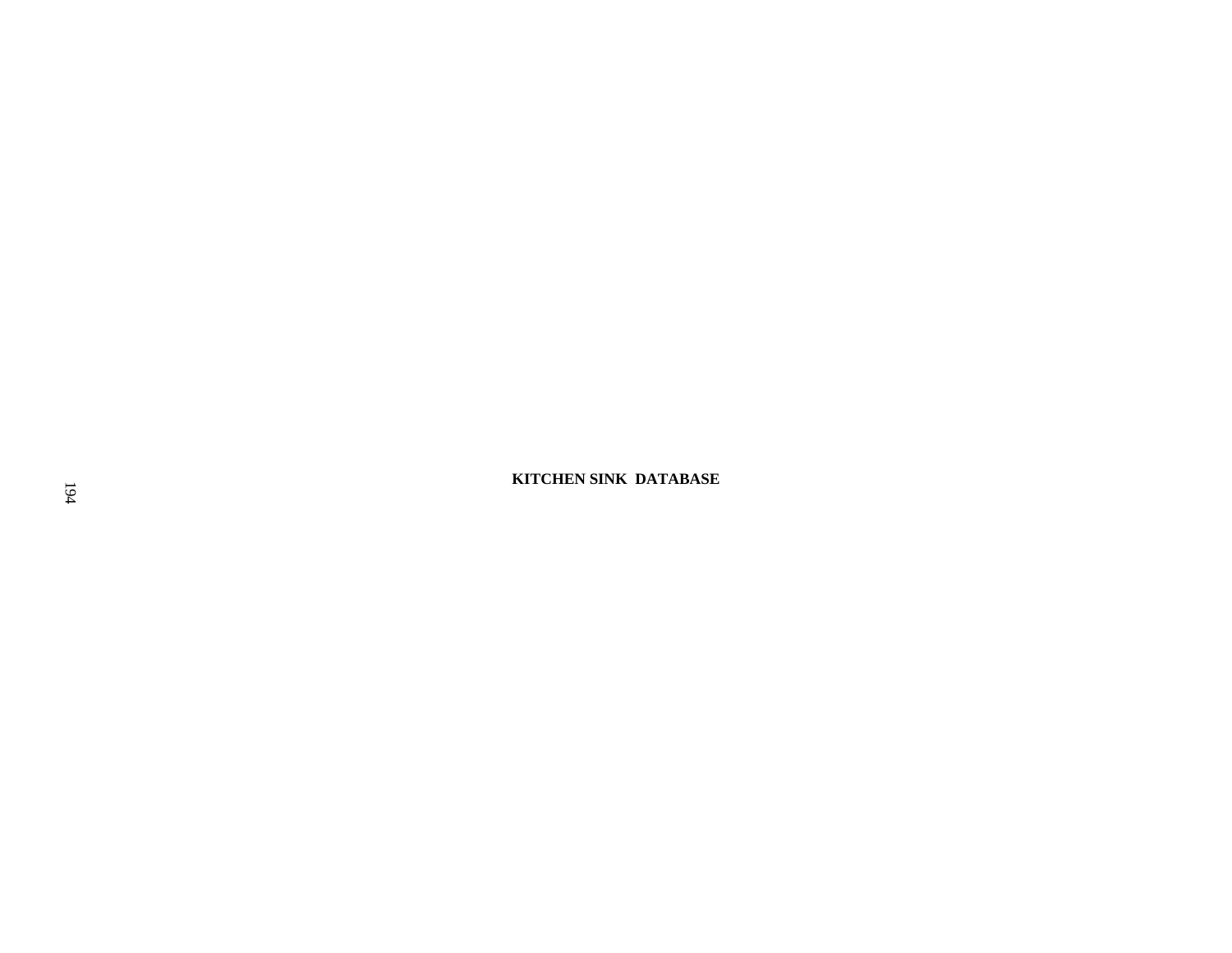**KITCHEN SINK DATABASE**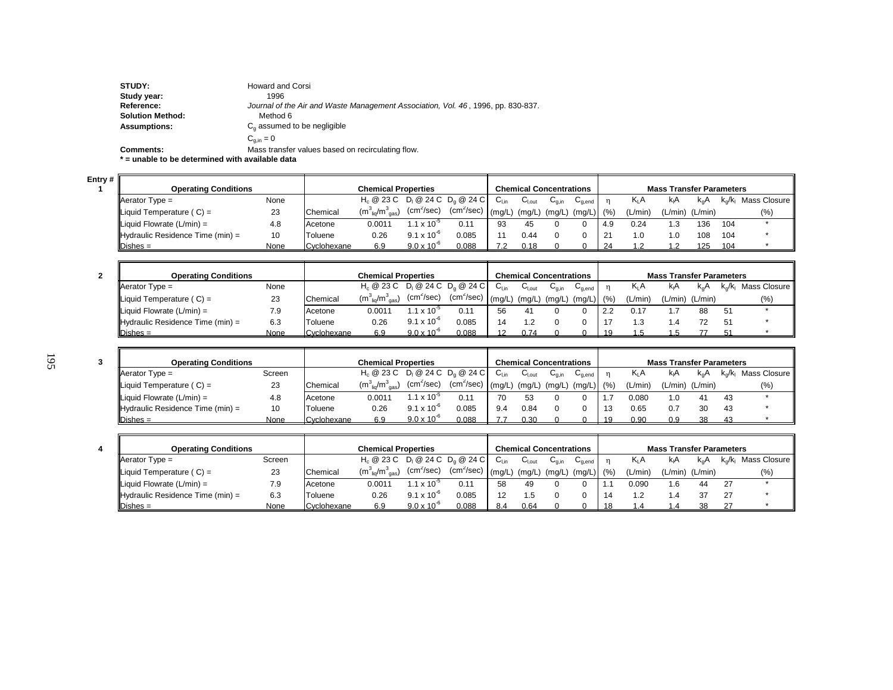**STUDY:** Howard and Corsi
**Study year:** 1996
**Reference:** *Journal of the Air and Waste Management Association, Vol. 46*, 1996, pp. 830-837.
**Solution Method:** Method 6
**Assumptions:** $C_g$ assumed to be negligible
$C_{g,in} = 0$
**Comments:** Mass transfer values based on recirculating flow.
**\* = unable to be determined with available data**

**Entry # 1**

| Operating Conditions | | Chemical Properties | | | | Chemical Concentrations | | | | Mass Transfer Parameters | | | | | |
|---|---|---|---|---|---|---|---|---|---|---|---|---|---|---|---|
| Aerator Type = | None | Chemical | $H_c$ @ 23 C ($m^3_{liq}/m^3_{gas}$) | $D_l$ @ 24 C ($cm^2$/sec) | $D_g$ @ 24 C ($cm^2$/sec) | $C_{l,in}$ (mg/L) | $C_{l,out}$ (mg/L) | $C_{g,in}$ (mg/L) | $C_{g,end}$ (mg/L) | η (%) | $K_LA$ (L/min) | $k_lA$ (L/min) | $k_gA$ (L/min) | $k_g/k_l$ | Mass Closure (%) |
| Liquid Temperature ( C) = | 23 | Acetone | 0.0011 | $1.1 \times 10^{-5}$ | 0.11 | 93 | 45 | 0 | 0 | 4.9 | 0.24 | 1.3 | 136 | 104 | * |
| Liquid Flowrate (L/min) = | 4.8 | Toluene | 0.26 | $9.1 \times 10^{-6}$ | 0.085 | 11 | 0.44 | 0 | 0 | 21 | 1.0 | 1.0 | 108 | 104 | * |
| Hydraulic Residence Time (min) = | 10 | Cyclohexane | 6.9 | $9.0 \times 10^{-6}$ | 0.088 | 7.2 | 0.18 | 0 | 0 | 24 | 1.2 | 1.2 | 125 | 104 | * |
| Dishes = | None | | | | | | | | | | | | | | |

**Entry # 2**

| Operating Conditions | | Chemical Properties | | | | Chemical Concentrations | | | | Mass Transfer Parameters | | | | | |
|---|---|---|---|---|---|---|---|---|---|---|---|---|---|---|---|
| Aerator Type = | None | Chemical | $H_c$ @ 23 C ($m^3_{liq}/m^3_{gas}$) | $D_l$ @ 24 C ($cm^2$/sec) | $D_g$ @ 24 C ($cm^2$/sec) | $C_{l,in}$ (mg/L) | $C_{l,out}$ (mg/L) | $C_{g,in}$ (mg/L) | $C_{g,end}$ (mg/L) | η (%) | $K_LA$ (L/min) | $k_lA$ (L/min) | $k_gA$ (L/min) | $k_g/k_l$ | Mass Closure (%) |
| Liquid Temperature ( C) = | 23 | Acetone | 0.0011 | $1.1 \times 10^{-5}$ | 0.11 | 56 | 41 | 0 | 0 | 2.2 | 0.17 | 1.7 | 88 | 51 | * |
| Liquid Flowrate (L/min) = | 7.9 | Toluene | 0.26 | $9.1 \times 10^{-6}$ | 0.085 | 14 | 1.2 | 0 | 0 | 17 | 1.3 | 1.4 | 72 | 51 | * |
| Hydraulic Residence Time (min) = | 6.3 | Cyclohexane | 6.9 | $9.0 \times 10^{-6}$ | 0.088 | 12 | 0.74 | 0 | 0 | 19 | 1.5 | 1.5 | 77 | 51 | * |
| Dishes = | None | | | | | | | | | | | | | | |

**Entry # 3**

| Operating Conditions | | Chemical Properties | | | | Chemical Concentrations | | | | Mass Transfer Parameters | | | | | |
|---|---|---|---|---|---|---|---|---|---|---|---|---|---|---|---|
| Aerator Type = | Screen | Chemical | $H_c$ @ 23 C ($m^3_{liq}/m^3_{gas}$) | $D_l$ @ 24 C ($cm^2$/sec) | $D_g$ @ 24 C ($cm^2$/sec) | $C_{l,in}$ (mg/L) | $C_{l,out}$ (mg/L) | $C_{g,in}$ (mg/L) | $C_{g,end}$ (mg/L) | η (%) | $K_LA$ (L/min) | $k_lA$ (L/min) | $k_gA$ (L/min) | $k_g/k_l$ | Mass Closure (%) |
| Liquid Temperature ( C) = | 23 | Acetone | 0.0011 | $1.1 \times 10^{-5}$ | 0.11 | 70 | 53 | 0 | 0 | 1.7 | 0.080 | 1.0 | 41 | 43 | * |
| Liquid Flowrate (L/min) = | 4.8 | Toluene | 0.26 | $9.1 \times 10^{-6}$ | 0.085 | 9.4 | 0.84 | 0 | 0 | 13 | 0.65 | 0.7 | 30 | 43 | * |
| Hydraulic Residence Time (min) = | 10 | Cyclohexane | 6.9 | $9.0 \times 10^{-6}$ | 0.088 | 7.7 | 0.30 | 0 | 0 | 19 | 0.90 | 0.9 | 38 | 43 | * |
| Dishes = | None | | | | | | | | | | | | | | |

**Entry # 4**

| Operating Conditions | | Chemical Properties | | | | Chemical Concentrations | | | | Mass Transfer Parameters | | | | | |
|---|---|---|---|---|---|---|---|---|---|---|---|---|---|---|---|
| Aerator Type = | Screen | Chemical | $H_c$ @ 23 C ($m^3_{liq}/m^3_{gas}$) | $D_l$ @ 24 C ($cm^2$/sec) | $D_g$ @ 24 C ($cm^2$/sec) | $C_{l,in}$ (mg/L) | $C_{l,out}$ (mg/L) | $C_{g,in}$ (mg/L) | $C_{g,end}$ (mg/L) | η (%) | $K_LA$ (L/min) | $k_lA$ (L/min) | $k_gA$ (L/min) | $k_g/k_l$ | Mass Closure (%) |
| Liquid Temperature ( C) = | 23 | Acetone | 0.0011 | $1.1 \times 10^{-5}$ | 0.11 | 58 | 49 | 0 | 0 | 1.1 | 0.090 | 1.6 | 44 | 27 | * |
| Liquid Flowrate (L/min) = | 7.9 | Toluene | 0.26 | $9.1 \times 10^{-6}$ | 0.085 | 12 | 1.5 | 0 | 0 | 14 | 1.2 | 1.4 | 37 | 27 | * |
| Hydraulic Residence Time (min) = | 6.3 | Cyclohexane | 6.9 | $9.0 \times 10^{-6}$ | 0.088 | 8.4 | 0.64 | 0 | 0 | 18 | 1.4 | 1.4 | 38 | 27 | * |
| Dishes = | None | | | | | | | | | | | | | | |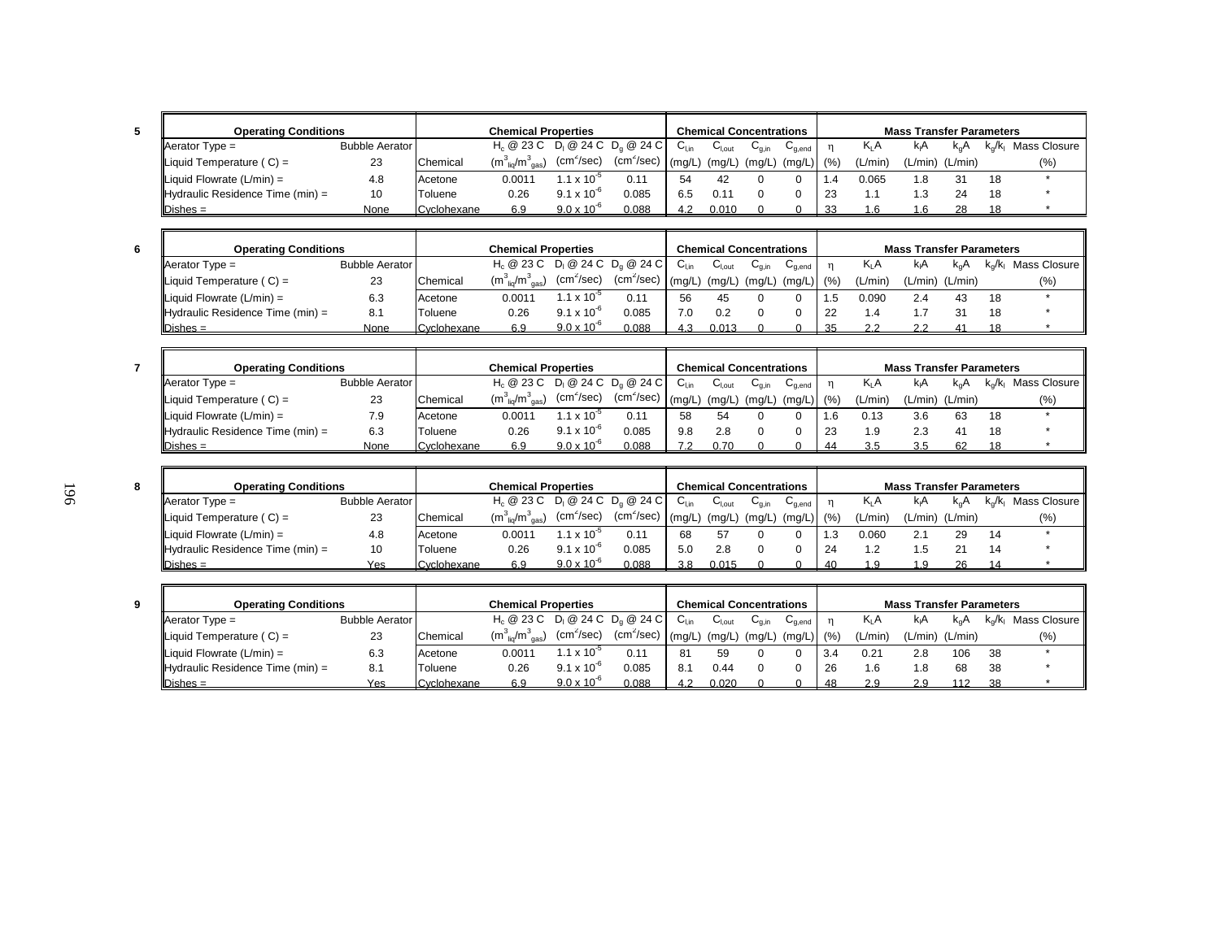**5**

| Operating Conditions | | Chemical | $H_c$ @ 23 C ($m^3_{liq}/m^3_{gas}$) | $D_l$ @ 24 C ($cm^2/sec$) | $D_g$ @ 24 C ($cm^2/sec$) | $C_{l,in}$ (mg/L) | $C_{l,out}$ (mg/L) | $C_{g,in}$ (mg/L) | $C_{g,end}$ (mg/L) | η (%) | $K_LA$ (L/min) | $k_lA$ (L/min) | $k_gA$ (L/min) | $k_g/k_l$ | Mass Closure (%) |
|---|---|---|---|---|---|---|---|---|---|---|---|---|---|---|---|
| Aerator Type = | Bubble Aerator | | | | | | | | | | | | | | |
| Liquid Temperature ( C) = | 23 | | | | | | | | | | | | | | |
| Liquid Flowrate (L/min) = | 4.8 | Acetone | 0.0011 | $1.1 \times 10^{-5}$ | 0.11 | 54 | 42 | 0 | 0 | 1.4 | 0.065 | 1.8 | 31 | 18 | * |
| Hydraulic Residence Time (min) = | 10 | Toluene | 0.26 | $9.1 \times 10^{-6}$ | 0.085 | 6.5 | 0.11 | 0 | 0 | 23 | 1.1 | 1.3 | 24 | 18 | * |
| Dishes = | None | Cyclohexane | 6.9 | $9.0 \times 10^{-6}$ | 0.088 | 4.2 | 0.010 | 0 | 0 | 33 | 1.6 | 1.6 | 28 | 18 | * |

**6**

| Operating Conditions | | Chemical | $H_c$ @ 23 C ($m^3_{liq}/m^3_{gas}$) | $D_l$ @ 24 C ($cm^2/sec$) | $D_g$ @ 24 C ($cm^2/sec$) | $C_{l,in}$ (mg/L) | $C_{l,out}$ (mg/L) | $C_{g,in}$ (mg/L) | $C_{g,end}$ (mg/L) | η (%) | $K_LA$ (L/min) | $k_lA$ (L/min) | $k_gA$ (L/min) | $k_g/k_l$ | Mass Closure (%) |
|---|---|---|---|---|---|---|---|---|---|---|---|---|---|---|---|
| Aerator Type = | Bubble Aerator | | | | | | | | | | | | | | |
| Liquid Temperature ( C) = | 23 | | | | | | | | | | | | | | |
| Liquid Flowrate (L/min) = | 6.3 | Acetone | 0.0011 | $1.1 \times 10^{-5}$ | 0.11 | 56 | 45 | 0 | 0 | 1.5 | 0.090 | 2.4 | 43 | 18 | * |
| Hydraulic Residence Time (min) = | 8.1 | Toluene | 0.26 | $9.1 \times 10^{-6}$ | 0.085 | 7.0 | 0.2 | 0 | 0 | 22 | 1.4 | 1.7 | 31 | 18 | * |
| Dishes = | None | Cyclohexane | 6.9 | $9.0 \times 10^{-6}$ | 0.088 | 4.3 | 0.013 | 0 | 0 | 35 | 2.2 | 2.2 | 41 | 18 | * |

**7**

| Operating Conditions | | Chemical | $H_c$ @ 23 C ($m^3_{liq}/m^3_{gas}$) | $D_l$ @ 24 C ($cm^2/sec$) | $D_g$ @ 24 C ($cm^2/sec$) | $C_{l,in}$ (mg/L) | $C_{l,out}$ (mg/L) | $C_{g,in}$ (mg/L) | $C_{g,end}$ (mg/L) | η (%) | $K_LA$ (L/min) | $k_lA$ (L/min) | $k_gA$ (L/min) | $k_g/k_l$ | Mass Closure (%) |
|---|---|---|---|---|---|---|---|---|---|---|---|---|---|---|---|
| Aerator Type = | Bubble Aerator | | | | | | | | | | | | | | |
| Liquid Temperature ( C) = | 23 | | | | | | | | | | | | | | |
| Liquid Flowrate (L/min) = | 7.9 | Acetone | 0.0011 | $1.1 \times 10^{-5}$ | 0.11 | 58 | 54 | 0 | 0 | 1.6 | 0.13 | 3.6 | 63 | 18 | * |
| Hydraulic Residence Time (min) = | 6.3 | Toluene | 0.26 | $9.1 \times 10^{-6}$ | 0.085 | 9.8 | 2.8 | 0 | 0 | 23 | 1.9 | 2.3 | 41 | 18 | * |
| Dishes = | None | Cyclohexane | 6.9 | $9.0 \times 10^{-6}$ | 0.088 | 7.2 | 0.70 | 0 | 0 | 44 | 3.5 | 3.5 | 62 | 18 | * |

**8**

| Operating Conditions | | Chemical | $H_c$ @ 23 C ($m^3_{liq}/m^3_{gas}$) | $D_l$ @ 24 C ($cm^2/sec$) | $D_g$ @ 24 C ($cm^2/sec$) | $C_{l,in}$ (mg/L) | $C_{l,out}$ (mg/L) | $C_{g,in}$ (mg/L) | $C_{g,end}$ (mg/L) | η (%) | $K_LA$ (L/min) | $k_lA$ (L/min) | $k_gA$ (L/min) | $k_g/k_l$ | Mass Closure (%) |
|---|---|---|---|---|---|---|---|---|---|---|---|---|---|---|---|
| Aerator Type = | Bubble Aerator | | | | | | | | | | | | | | |
| Liquid Temperature ( C) = | 23 | | | | | | | | | | | | | | |
| Liquid Flowrate (L/min) = | 4.8 | Acetone | 0.0011 | $1.1 \times 10^{-5}$ | 0.11 | 68 | 57 | 0 | 0 | 1.3 | 0.060 | 2.1 | 29 | 14 | * |
| Hydraulic Residence Time (min) = | 10 | Toluene | 0.26 | $9.1 \times 10^{-6}$ | 0.085 | 5.0 | 2.8 | 0 | 0 | 24 | 1.2 | 1.5 | 21 | 14 | * |
| Dishes = | Yes | Cyclohexane | 6.9 | $9.0 \times 10^{-6}$ | 0.088 | 3.8 | 0.015 | 0 | 0 | 40 | 1.9 | 1.9 | 26 | 14 | * |

**9**

| Operating Conditions | | Chemical | $H_c$ @ 23 C ($m^3_{liq}/m^3_{gas}$) | $D_l$ @ 24 C ($cm^2/sec$) | $D_g$ @ 24 C ($cm^2/sec$) | $C_{l,in}$ (mg/L) | $C_{l,out}$ (mg/L) | $C_{g,in}$ (mg/L) | $C_{g,end}$ (mg/L) | η (%) | $K_LA$ (L/min) | $k_lA$ (L/min) | $k_gA$ (L/min) | $k_g/k_l$ | Mass Closure (%) |
|---|---|---|---|---|---|---|---|---|---|---|---|---|---|---|---|
| Aerator Type = | Bubble Aerator | | | | | | | | | | | | | | |
| Liquid Temperature ( C) = | 23 | | | | | | | | | | | | | | |
| Liquid Flowrate (L/min) = | 6.3 | Acetone | 0.0011 | $1.1 \times 10^{-5}$ | 0.11 | 81 | 59 | 0 | 0 | 3.4 | 0.21 | 2.8 | 106 | 38 | * |
| Hydraulic Residence Time (min) = | 8.1 | Toluene | 0.26 | $9.1 \times 10^{-6}$ | 0.085 | 8.1 | 0.44 | 0 | 0 | 26 | 1.6 | 1.8 | 68 | 38 | * |
| Dishes = | Yes | Cyclohexane | 6.9 | $9.0 \times 10^{-6}$ | 0.088 | 4.2 | 0.020 | 0 | 0 | 48 | 2.9 | 2.9 | 112 | 38 | * |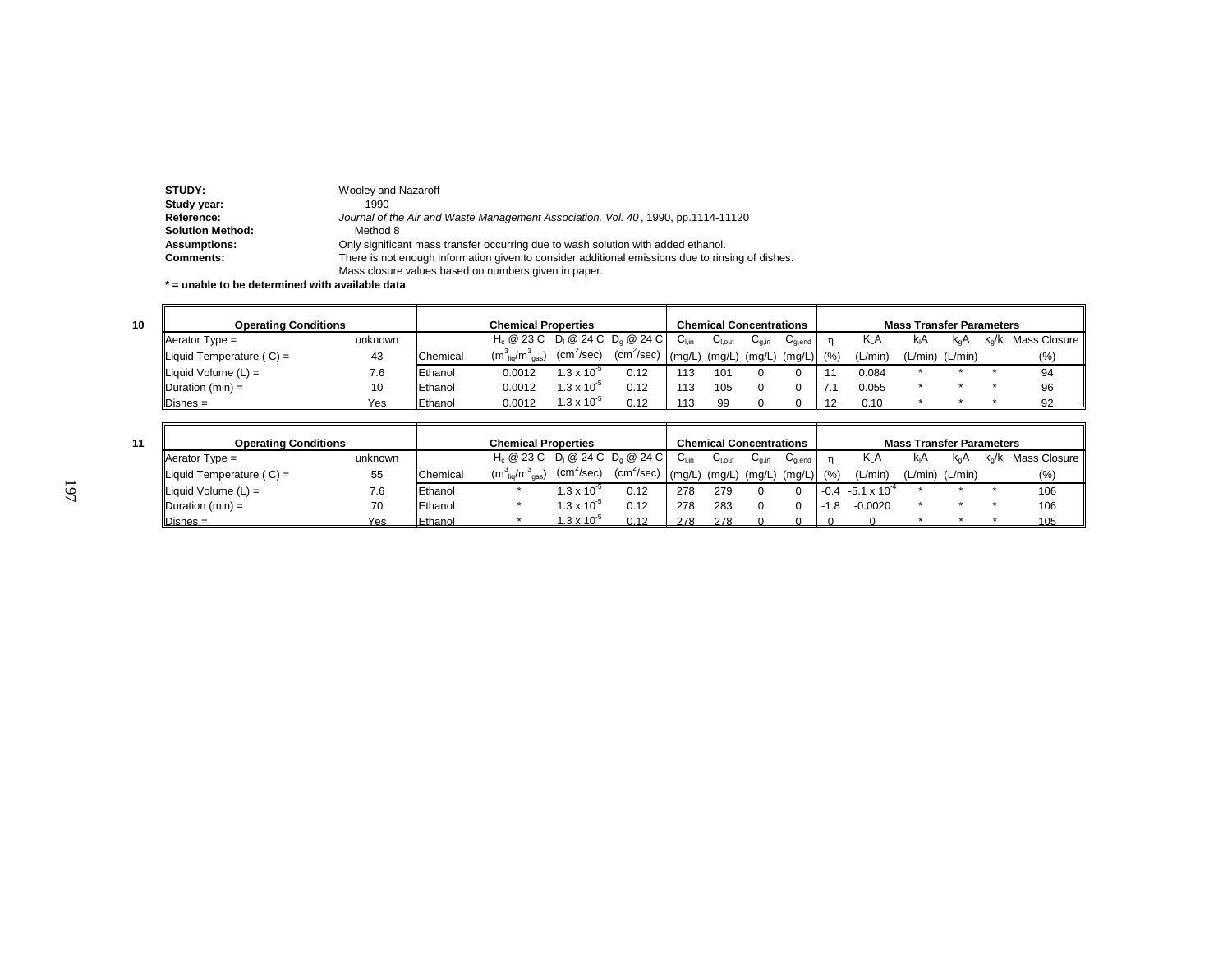**STUDY:** Wooley and Nazaroff
**Study year:** 1990
**Reference:** *Journal of the Air and Waste Management Association, Vol. 40*, 1990, pp.1114-11120
**Solution Method:** Method 8
**Assumptions:** Only significant mass transfer occurring due to wash solution with added ethanol.
**Comments:** There is not enough information given to consider additional emissions due to rinsing of dishes.
Mass closure values based on numbers given in paper.

**\* = unable to be determined with available data**

**10**

| Operating Conditions | | Chemical Properties | | | | Chemical Concentrations | | | | Mass Transfer Parameters | | | | | |
|---|---|---|---|---|---|---|---|---|---|---|---|---|---|---|---|
| Aerator Type = | unknown | | $H_c$ @ 23 C | $D_l$ @ 24 C | $D_g$ @ 24 C | $C_{l,in}$ | $C_{l,out}$ | $C_{g,in}$ | $C_{g,end}$ | $\eta$ | $K_LA$ | $k_lA$ | $k_gA$ | $k_g/k_l$ | Mass Closure |
| Liquid Temperature ( C) = | 43 | Chemical | ($m^3_{liq}/m^3_{gas}$) | ($cm^2$/sec) | ($cm^2$/sec) | (mg/L) | (mg/L) | (mg/L) | (mg/L) | (%) | (L/min) | (L/min) | (L/min) | | (%) |
| Liquid Volume (L) = | 7.6 | Ethanol | 0.0012 | $1.3 \times 10^{-5}$ | 0.12 | 113 | 101 | 0 | 0 | 11 | 0.084 | * | * | * | 94 |
| Duration (min) = | 10 | Ethanol | 0.0012 | $1.3 \times 10^{-5}$ | 0.12 | 113 | 105 | 0 | 0 | 7.1 | 0.055 | * | * | * | 96 |
| Dishes = | Yes | Ethanol | 0.0012 | $1.3 \times 10^{-5}$ | 0.12 | 113 | 99 | 0 | 0 | 12 | 0.10 | * | * | * | 92 |

**11**

| Operating Conditions | | Chemical Properties | | | | Chemical Concentrations | | | | Mass Transfer Parameters | | | | | |
|---|---|---|---|---|---|---|---|---|---|---|---|---|---|---|---|
| Aerator Type = | unknown | | $H_c$ @ 23 C | $D_l$ @ 24 C | $D_g$ @ 24 C | $C_{l,in}$ | $C_{l,out}$ | $C_{g,in}$ | $C_{g,end}$ | $\eta$ | $K_LA$ | $k_lA$ | $k_gA$ | $k_g/k_l$ | Mass Closure |
| Liquid Temperature ( C) = | 55 | Chemical | ($m^3_{liq}/m^3_{gas}$) | ($cm^2$/sec) | ($cm^2$/sec) | (mg/L) | (mg/L) | (mg/L) | (mg/L) | (%) | (L/min) | (L/min) | (L/min) | | (%) |
| Liquid Volume (L) = | 7.6 | Ethanol | * | $1.3 \times 10^{-5}$ | 0.12 | 278 | 279 | 0 | 0 | -0.4 | $-5.1 \times 10^{-4}$ | * | * | * | 106 |
| Duration (min) = | 70 | Ethanol | * | $1.3 \times 10^{-5}$ | 0.12 | 278 | 283 | 0 | 0 | -1.8 | -0.0020 | * | * | * | 106 |
| Dishes = | Yes | Ethanol | * | $1.3 \times 10^{-5}$ | 0.12 | 278 | 278 | 0 | 0 | 0 | 0 | * | * | * | 105 |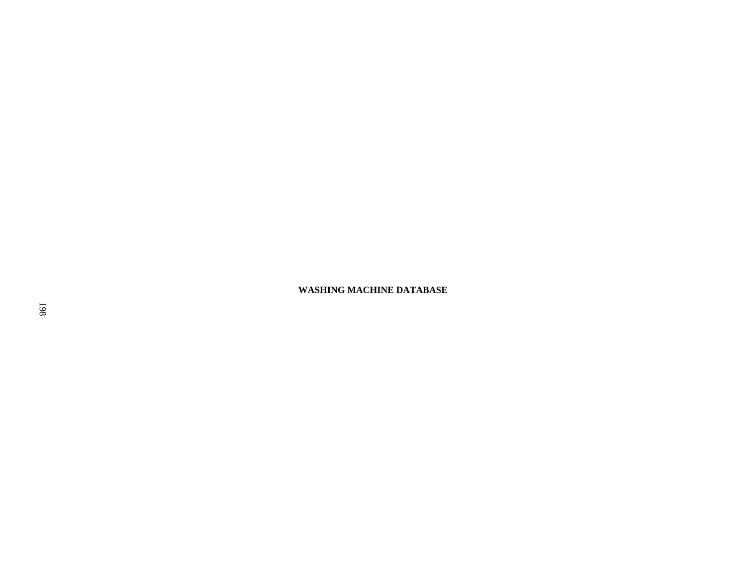**WASHING MACHINE DATABASE**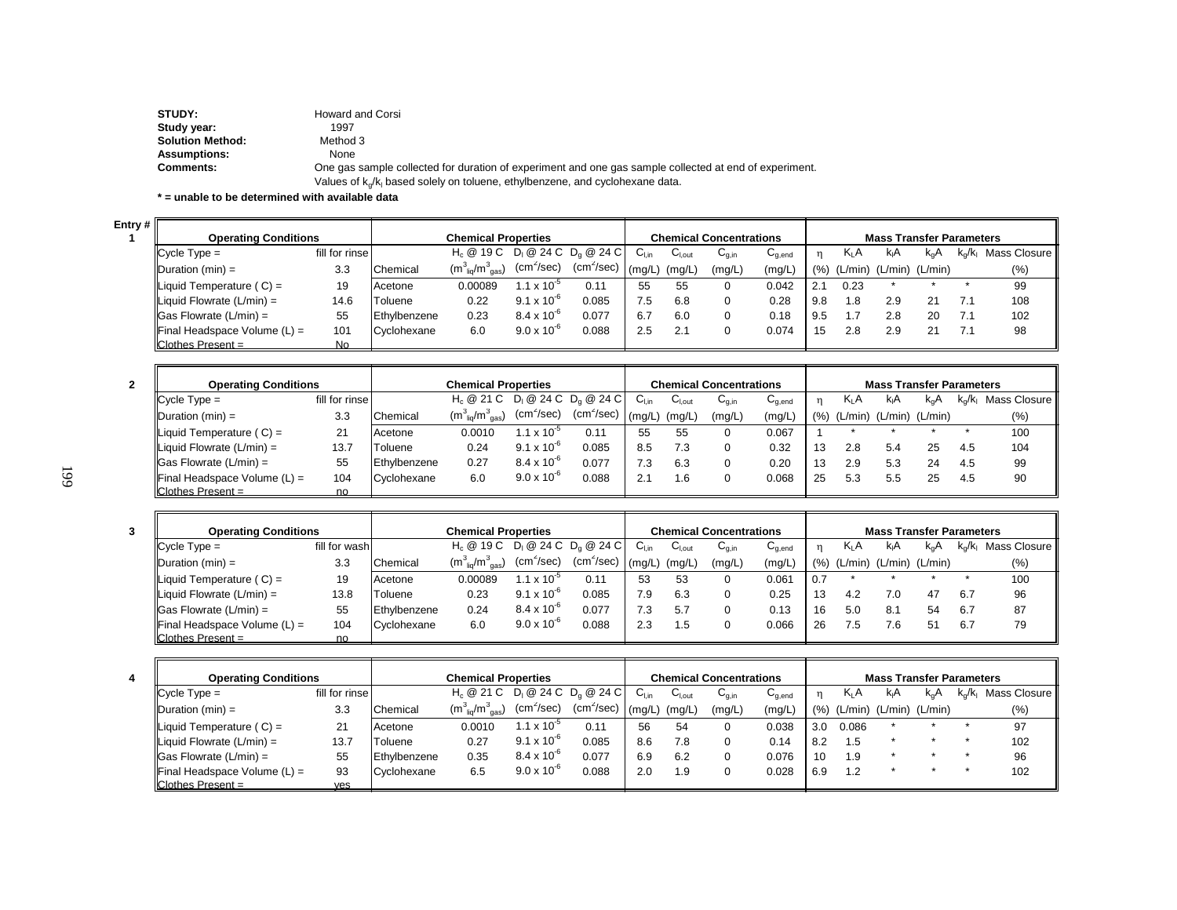**STUDY:** Howard and Corsi
**Study year:** 1997
**Solution Method:** Method 3
**Assumptions:** None
**Comments:** One gas sample collected for duration of experiment and one gas sample collected at end of experiment.
Values of $k_g/k_l$ based solely on toluene, ethylbenzene, and cyclohexane data.

**\* = unable to be determined with available data**

**Entry # 1**

| Operating Conditions | | Chemical | $H_c$ @ 19 C ($m^3_{liq}/m^3_{gas}$) | $D_l$ @ 24 C ($cm^2/sec$) | $D_g$ @ 24 C ($cm^2/sec$) | $C_{l,in}$ (mg/L) | $C_{l,out}$ (mg/L) | $C_{g,in}$ (mg/L) | $C_{g,end}$ (mg/L) | η (%) | $K_LA$ (L/min) | $k_lA$ (L/min) | $k_gA$ (L/min) | $k_g/k_l$ | Mass Closure (%) |
|---|---|---|---|---|---|---|---|---|---|---|---|---|---|---|---|
| Cycle Type = | fill for rinse | Acetone | 0.00089 | $1.1 \times 10^{-5}$ | 0.11 | 55 | 55 | 0 | 0.042 | 2.1 | 0.23 | * | * | * | 99 |
| Duration (min) = | 3.3 | Toluene | 0.22 | $9.1 \times 10^{-6}$ | 0.085 | 7.5 | 6.8 | 0 | 0.28 | 9.8 | 1.8 | 2.9 | 21 | 7.1 | 108 |
| Liquid Temperature ( C) = | 19 | Ethylbenzene | 0.23 | $8.4 \times 10^{-6}$ | 0.077 | 6.7 | 6.0 | 0 | 0.18 | 9.5 | 1.7 | 2.8 | 20 | 7.1 | 102 |
| Liquid Flowrate (L/min) = | 14.6 | Cyclohexane | 6.0 | $9.0 \times 10^{-6}$ | 0.088 | 2.5 | 2.1 | 0 | 0.074 | 15 | 2.8 | 2.9 | 21 | 7.1 | 98 |
| Gas Flowrate (L/min) = | 55 | | | | | | | | | | | | | | |
| Final Headspace Volume (L) = | 101 | | | | | | | | | | | | | | |
| Clothes Present = | No | | | | | | | | | | | | | | |

**Entry # 2**

| Operating Conditions | | Chemical | $H_c$ @ 21 C ($m^3_{liq}/m^3_{gas}$) | $D_l$ @ 24 C ($cm^2/sec$) | $D_g$ @ 24 C ($cm^2/sec$) | $C_{l,in}$ (mg/L) | $C_{l,out}$ (mg/L) | $C_{g,in}$ (mg/L) | $C_{g,end}$ (mg/L) | η (%) | $K_LA$ (L/min) | $k_lA$ (L/min) | $k_gA$ (L/min) | $k_g/k_l$ | Mass Closure (%) |
|---|---|---|---|---|---|---|---|---|---|---|---|---|---|---|---|
| Cycle Type = | fill for rinse | Acetone | 0.0010 | $1.1 \times 10^{-5}$ | 0.11 | 55 | 55 | 0 | 0.067 | 1 | * | * | * | * | 100 |
| Duration (min) = | 3.3 | Toluene | 0.24 | $9.1 \times 10^{-6}$ | 0.085 | 8.5 | 7.3 | 0 | 0.32 | 13 | 2.8 | 5.4 | 25 | 4.5 | 104 |
| Liquid Temperature ( C) = | 21 | Ethylbenzene | 0.27 | $8.4 \times 10^{-6}$ | 0.077 | 7.3 | 6.3 | 0 | 0.20 | 13 | 2.9 | 5.3 | 24 | 4.5 | 99 |
| Liquid Flowrate (L/min) = | 13.7 | Cyclohexane | 6.0 | $9.0 \times 10^{-6}$ | 0.088 | 2.1 | 1.6 | 0 | 0.068 | 25 | 5.3 | 5.5 | 25 | 4.5 | 90 |
| Gas Flowrate (L/min) = | 55 | | | | | | | | | | | | | | |
| Final Headspace Volume (L) = | 104 | | | | | | | | | | | | | | |
| Clothes Present = | no | | | | | | | | | | | | | | |

**Entry # 3**

| Operating Conditions | | Chemical | $H_c$ @ 19 C ($m^3_{liq}/m^3_{gas}$) | $D_l$ @ 24 C ($cm^2/sec$) | $D_g$ @ 24 C ($cm^2/sec$) | $C_{l,in}$ (mg/L) | $C_{l,out}$ (mg/L) | $C_{g,in}$ (mg/L) | $C_{g,end}$ (mg/L) | η (%) | $K_LA$ (L/min) | $k_lA$ (L/min) | $k_gA$ (L/min) | $k_g/k_l$ | Mass Closure (%) |
|---|---|---|---|---|---|---|---|---|---|---|---|---|---|---|---|
| Cycle Type = | fill for wash | Acetone | 0.00089 | $1.1 \times 10^{-5}$ | 0.11 | 53 | 53 | 0 | 0.061 | 0.7 | * | * | * | * | 100 |
| Duration (min) = | 3.3 | Toluene | 0.23 | $9.1 \times 10^{-6}$ | 0.085 | 7.9 | 6.3 | 0 | 0.25 | 13 | 4.2 | 7.0 | 47 | 6.7 | 96 |
| Liquid Temperature ( C) = | 19 | Ethylbenzene | 0.24 | $8.4 \times 10^{-6}$ | 0.077 | 7.3 | 5.7 | 0 | 0.13 | 16 | 5.0 | 8.1 | 54 | 6.7 | 87 |
| Liquid Flowrate (L/min) = | 13.8 | Cyclohexane | 6.0 | $9.0 \times 10^{-6}$ | 0.088 | 2.3 | 1.5 | 0 | 0.066 | 26 | 7.5 | 7.6 | 51 | 6.7 | 79 |
| Gas Flowrate (L/min) = | 55 | | | | | | | | | | | | | | |
| Final Headspace Volume (L) = | 104 | | | | | | | | | | | | | | |
| Clothes Present = | no | | | | | | | | | | | | | | |

**Entry # 4**

| Operating Conditions | | Chemical | $H_c$ @ 21 C ($m^3_{liq}/m^3_{gas}$) | $D_l$ @ 24 C ($cm^2/sec$) | $D_g$ @ 24 C ($cm^2/sec$) | $C_{l,in}$ (mg/L) | $C_{l,out}$ (mg/L) | $C_{g,in}$ (mg/L) | $C_{g,end}$ (mg/L) | η (%) | $K_LA$ (L/min) | $k_lA$ (L/min) | $k_gA$ (L/min) | $k_g/k_l$ | Mass Closure (%) |
|---|---|---|---|---|---|---|---|---|---|---|---|---|---|---|---|
| Cycle Type = | fill for rinse | Acetone | 0.0010 | $1.1 \times 10^{-5}$ | 0.11 | 56 | 54 | 0 | 0.038 | 3.0 | 0.086 | * | * | * | 97 |
| Duration (min) = | 3.3 | Toluene | 0.27 | $9.1 \times 10^{-6}$ | 0.085 | 8.6 | 7.8 | 0 | 0.14 | 8.2 | 1.5 | * | * | * | 102 |
| Liquid Temperature ( C) = | 21 | Ethylbenzene | 0.35 | $8.4 \times 10^{-6}$ | 0.077 | 6.9 | 6.2 | 0 | 0.076 | 10 | 1.9 | * | * | * | 96 |
| Liquid Flowrate (L/min) = | 13.7 | Cyclohexane | 6.5 | $9.0 \times 10^{-6}$ | 0.088 | 2.0 | 1.9 | 0 | 0.028 | 6.9 | 1.2 | * | * | * | 102 |
| Gas Flowrate (L/min) = | 55 | | | | | | | | | | | | | | |
| Final Headspace Volume (L) = | 93 | | | | | | | | | | | | | | |
| Clothes Present = | yes | | | | | | | | | | | | | | |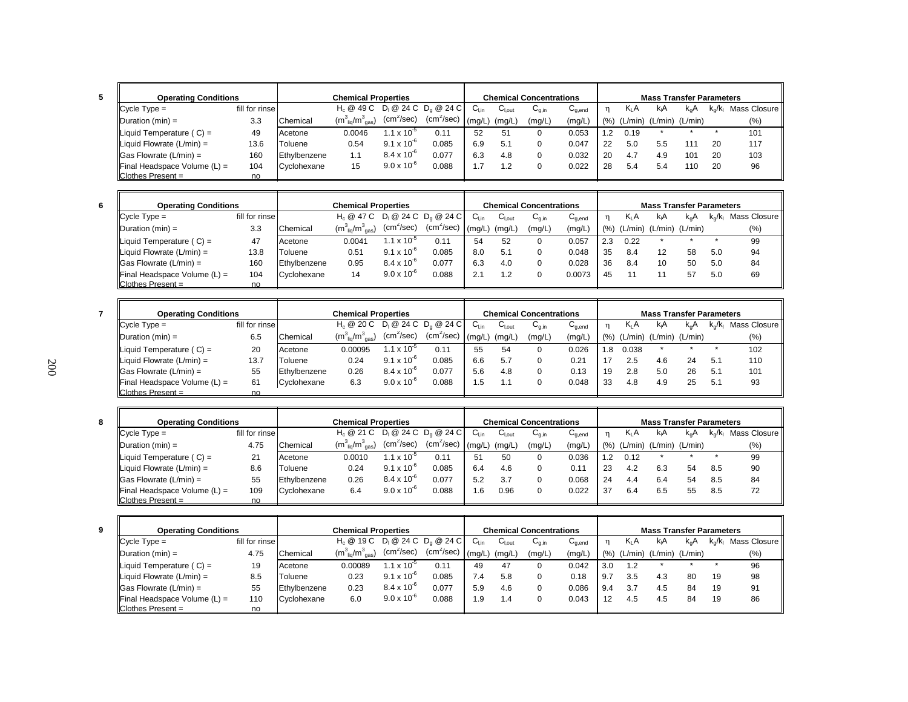**5**

| Operating Conditions | | Chemical | $H_c$ @ 49 C ($m^3_{liq}/m^3_{gas}$) | $D_l$ @ 24 C ($cm^2/sec$) | $D_g$ @ 24 C ($cm^2/sec$) | $C_{l,in}$ (mg/L) | $C_{l,out}$ (mg/L) | $C_{g,in}$ (mg/L) | $C_{g,end}$ (mg/L) | η (%) | $K_LA$ (L/min) | $k_lA$ (L/min) | $k_gA$ (L/min) | $k_g/k_l$ | Mass Closure (%) |
|---|---|---|---|---|---|---|---|---|---|---|---|---|---|---|---|
| Cycle Type = | fill for rinse | | | | | | | | | | | | | | |
| Duration (min) = | 3.3 | | | | | | | | | | | | | | |
| Liquid Temperature ( C) = | 49 | Acetone | 0.0046 | $1.1 \times 10^{-5}$ | 0.11 | 52 | 51 | 0 | 0.053 | 1.2 | 0.19 | * | * | * | 101 |
| Liquid Flowrate (L/min) = | 13.6 | Toluene | 0.54 | $9.1 \times 10^{-6}$ | 0.085 | 6.9 | 5.1 | 0 | 0.047 | 22 | 5.0 | 5.5 | 111 | 20 | 117 |
| Gas Flowrate (L/min) = | 160 | Ethylbenzene | 1.1 | $8.4 \times 10^{-6}$ | 0.077 | 6.3 | 4.8 | 0 | 0.032 | 20 | 4.7 | 4.9 | 101 | 20 | 103 |
| Final Headspace Volume (L) = | 104 | Cyclohexane | 15 | $9.0 \times 10^{-6}$ | 0.088 | 1.7 | 1.2 | 0 | 0.022 | 28 | 5.4 | 5.4 | 110 | 20 | 96 |
| Clothes Present = | no | | | | | | | | | | | | | | |

**6**

| Operating Conditions | | Chemical | $H_c$ @ 47 C ($m^3_{liq}/m^3_{gas}$) | $D_l$ @ 24 C ($cm^2/sec$) | $D_g$ @ 24 C ($cm^2/sec$) | $C_{l,in}$ (mg/L) | $C_{l,out}$ (mg/L) | $C_{g,in}$ (mg/L) | $C_{g,end}$ (mg/L) | η (%) | $K_LA$ (L/min) | $k_lA$ (L/min) | $k_gA$ (L/min) | $k_g/k_l$ | Mass Closure (%) |
|---|---|---|---|---|---|---|---|---|---|---|---|---|---|---|---|
| Cycle Type = | fill for rinse | | | | | | | | | | | | | | |
| Duration (min) = | 3.3 | | | | | | | | | | | | | | |
| Liquid Temperature ( C) = | 47 | Acetone | 0.0041 | $1.1 \times 10^{-5}$ | 0.11 | 54 | 52 | 0 | 0.057 | 2.3 | 0.22 | * | * | * | 99 |
| Liquid Flowrate (L/min) = | 13.8 | Toluene | 0.51 | $9.1 \times 10^{-6}$ | 0.085 | 8.0 | 5.1 | 0 | 0.048 | 35 | 8.4 | 12 | 58 | 5.0 | 94 |
| Gas Flowrate (L/min) = | 160 | Ethylbenzene | 0.95 | $8.4 \times 10^{-6}$ | 0.077 | 6.3 | 4.0 | 0 | 0.028 | 36 | 8.4 | 10 | 50 | 5.0 | 84 |
| Final Headspace Volume (L) = | 104 | Cyclohexane | 14 | $9.0 \times 10^{-6}$ | 0.088 | 2.1 | 1.2 | 0 | 0.0073 | 45 | 11 | 11 | 57 | 5.0 | 69 |
| Clothes Present = | no | | | | | | | | | | | | | | |

**7**

| Operating Conditions | | Chemical | $H_c$ @ 20 C ($m^3_{liq}/m^3_{gas}$) | $D_l$ @ 24 C ($cm^2/sec$) | $D_g$ @ 24 C ($cm^2/sec$) | $C_{l,in}$ (mg/L) | $C_{l,out}$ (mg/L) | $C_{g,in}$ (mg/L) | $C_{g,end}$ (mg/L) | η (%) | $K_LA$ (L/min) | $k_lA$ (L/min) | $k_gA$ (L/min) | $k_g/k_l$ | Mass Closure (%) |
|---|---|---|---|---|---|---|---|---|---|---|---|---|---|---|---|
| Cycle Type = | fill for rinse | | | | | | | | | | | | | | |
| Duration (min) = | 6.5 | | | | | | | | | | | | | | |
| Liquid Temperature ( C) = | 20 | Acetone | 0.00095 | $1.1 \times 10^{-5}$ | 0.11 | 55 | 54 | 0 | 0.026 | 1.8 | 0.038 | * | * | * | 102 |
| Liquid Flowrate (L/min) = | 13.7 | Toluene | 0.24 | $9.1 \times 10^{-6}$ | 0.085 | 6.6 | 5.7 | 0 | 0.21 | 17 | 2.5 | 4.6 | 24 | 5.1 | 110 |
| Gas Flowrate (L/min) = | 55 | Ethylbenzene | 0.26 | $8.4 \times 10^{-6}$ | 0.077 | 5.6 | 4.8 | 0 | 0.13 | 19 | 2.8 | 5.0 | 26 | 5.1 | 101 |
| Final Headspace Volume (L) = | 61 | Cyclohexane | 6.3 | $9.0 \times 10^{-6}$ | 0.088 | 1.5 | 1.1 | 0 | 0.048 | 33 | 4.8 | 4.9 | 25 | 5.1 | 93 |
| Clothes Present = | no | | | | | | | | | | | | | | |

**8**

| Operating Conditions | | Chemical | $H_c$ @ 21 C ($m^3_{liq}/m^3_{gas}$) | $D_l$ @ 24 C ($cm^2/sec$) | $D_g$ @ 24 C ($cm^2/sec$) | $C_{l,in}$ (mg/L) | $C_{l,out}$ (mg/L) | $C_{g,in}$ (mg/L) | $C_{g,end}$ (mg/L) | η (%) | $K_LA$ (L/min) | $k_lA$ (L/min) | $k_gA$ (L/min) | $k_g/k_l$ | Mass Closure (%) |
|---|---|---|---|---|---|---|---|---|---|---|---|---|---|---|---|
| Cycle Type = | fill for rinse | | | | | | | | | | | | | | |
| Duration (min) = | 4.75 | | | | | | | | | | | | | | |
| Liquid Temperature ( C) = | 21 | Acetone | 0.0010 | $1.1 \times 10^{-5}$ | 0.11 | 51 | 50 | 0 | 0.036 | 1.2 | 0.12 | * | * | * | 99 |
| Liquid Flowrate (L/min) = | 8.6 | Toluene | 0.24 | $9.1 \times 10^{-6}$ | 0.085 | 6.4 | 4.6 | 0 | 0.11 | 23 | 4.2 | 6.3 | 54 | 8.5 | 90 |
| Gas Flowrate (L/min) = | 55 | Ethylbenzene | 0.26 | $8.4 \times 10^{-6}$ | 0.077 | 5.2 | 3.7 | 0 | 0.068 | 24 | 4.4 | 6.4 | 54 | 8.5 | 84 |
| Final Headspace Volume (L) = | 109 | Cyclohexane | 6.4 | $9.0 \times 10^{-6}$ | 0.088 | 1.6 | 0.96 | 0 | 0.022 | 37 | 6.4 | 6.5 | 55 | 8.5 | 72 |
| Clothes Present = | no | | | | | | | | | | | | | | |

**9**

| Operating Conditions | | Chemical | $H_c$ @ 19 C ($m^3_{liq}/m^3_{gas}$) | $D_l$ @ 24 C ($cm^2/sec$) | $D_g$ @ 24 C ($cm^2/sec$) | $C_{l,in}$ (mg/L) | $C_{l,out}$ (mg/L) | $C_{g,in}$ (mg/L) | $C_{g,end}$ (mg/L) | η (%) | $K_LA$ (L/min) | $k_lA$ (L/min) | $k_gA$ (L/min) | $k_g/k_l$ | Mass Closure (%) |
|---|---|---|---|---|---|---|---|---|---|---|---|---|---|---|---|
| Cycle Type = | fill for rinse | | | | | | | | | | | | | | |
| Duration (min) = | 4.75 | | | | | | | | | | | | | | |
| Liquid Temperature ( C) = | 19 | Acetone | 0.00089 | $1.1 \times 10^{-5}$ | 0.11 | 49 | 47 | 0 | 0.042 | 3.0 | 1.2 | * | * | * | 96 |
| Liquid Flowrate (L/min) = | 8.5 | Toluene | 0.23 | $9.1 \times 10^{-6}$ | 0.085 | 7.4 | 5.8 | 0 | 0.18 | 9.7 | 3.5 | 4.3 | 80 | 19 | 98 |
| Gas Flowrate (L/min) = | 55 | Ethylbenzene | 0.23 | $8.4 \times 10^{-6}$ | 0.077 | 5.9 | 4.6 | 0 | 0.086 | 9.4 | 3.7 | 4.5 | 84 | 19 | 91 |
| Final Headspace Volume (L) = | 110 | Cyclohexane | 6.0 | $9.0 \times 10^{-6}$ | 0.088 | 1.9 | 1.4 | 0 | 0.043 | 12 | 4.5 | 4.5 | 84 | 19 | 86 |
| Clothes Present = | no | | | | | | | | | | | | | | |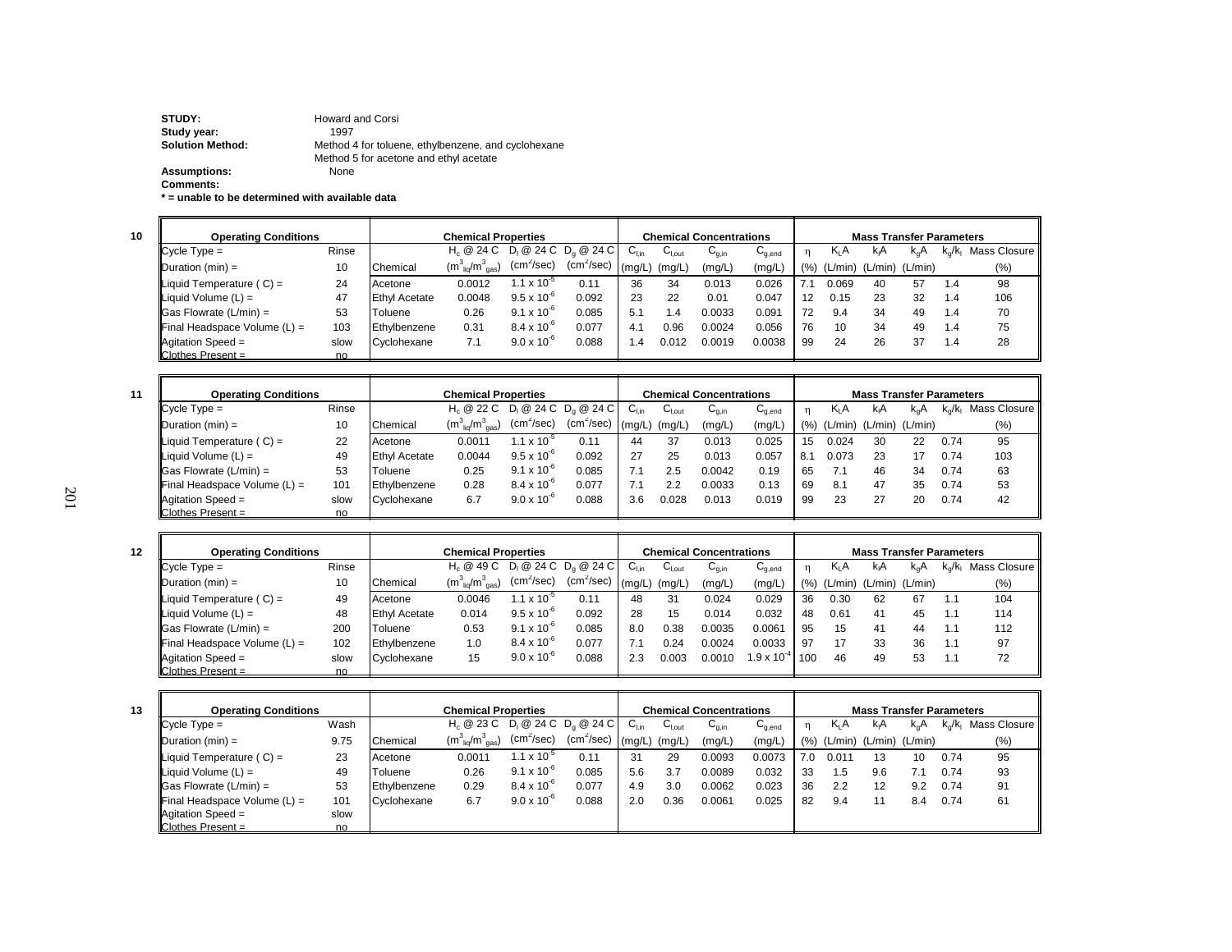**STUDY:** Howard and Corsi
**Study year:** 1997
**Solution Method:** Method 4 for toluene, ethylbenzene, and cyclohexane
Method 5 for acetone and ethyl acetate
**Assumptions:** None
**Comments:**
**\* = unable to be determined with available data**

**10**

| Operating Conditions | | Chemical | $H_c$ @ 24 C ($m^3_{liq}/m^3_{gas}$) | $D_l$ @ 24 C ($cm^2/sec$) | $D_g$ @ 24 C ($cm^2/sec$) | $C_{l,in}$ (mg/L) | $C_{l,out}$ (mg/L) | $C_{g,in}$ (mg/L) | $C_{g,end}$ (mg/L) | η (%) | $K_LA$ (L/min) | $k_lA$ (L/min) | $k_gA$ (L/min) | $k_g/k_l$ | Mass Closure (%) |
|---|---|---|---|---|---|---|---|---|---|---|---|---|---|---|---|
| Cycle Type = | Rinse | Acetone | 0.0012 | $1.1 \times 10^{-5}$ | 0.11 | 36 | 34 | 0.013 | 0.026 | 7.1 | 0.069 | 40 | 57 | 1.4 | 98 |
| Duration (min) = | 10 | Ethyl Acetate | 0.0048 | $9.5 \times 10^{-6}$ | 0.092 | 23 | 22 | 0.01 | 0.047 | 12 | 0.15 | 23 | 32 | 1.4 | 106 |
| Liquid Temperature ( C) = | 24 | Toluene | 0.26 | $9.1 \times 10^{-6}$ | 0.085 | 5.1 | 1.4 | 0.0033 | 0.091 | 72 | 9.4 | 34 | 49 | 1.4 | 70 |
| Liquid Volume (L) = | 47 | Ethylbenzene | 0.31 | $8.4 \times 10^{-6}$ | 0.077 | 4.1 | 0.96 | 0.0024 | 0.056 | 76 | 10 | 34 | 49 | 1.4 | 75 |
| Gas Flowrate (L/min) = | 53 | Cyclohexane | 7.1 | $9.0 \times 10^{-6}$ | 0.088 | 1.4 | 0.012 | 0.0019 | 0.0038 | 99 | 24 | 26 | 37 | 1.4 | 28 |
| Final Headspace Volume (L) = | 103 | | | | | | | | | | | | | | |
| Agitation Speed = | slow | | | | | | | | | | | | | | |
| Clothes Present = | no | | | | | | | | | | | | | | |

**11**

| Operating Conditions | | Chemical | $H_c$ @ 22 C ($m^3_{liq}/m^3_{gas}$) | $D_l$ @ 24 C ($cm^2/sec$) | $D_g$ @ 24 C ($cm^2/sec$) | $C_{l,in}$ (mg/L) | $C_{l,out}$ (mg/L) | $C_{g,in}$ (mg/L) | $C_{g,end}$ (mg/L) | η (%) | $K_LA$ (L/min) | $k_lA$ (L/min) | $k_gA$ (L/min) | $k_g/k_l$ | Mass Closure (%) |
|---|---|---|---|---|---|---|---|---|---|---|---|---|---|---|---|
| Cycle Type = | Rinse | Acetone | 0.0011 | $1.1 \times 10^{-5}$ | 0.11 | 44 | 37 | 0.013 | 0.025 | 15 | 0.024 | 30 | 22 | 0.74 | 95 |
| Duration (min) = | 10 | Ethyl Acetate | 0.0044 | $9.5 \times 10^{-6}$ | 0.092 | 27 | 25 | 0.013 | 0.057 | 8.1 | 0.073 | 23 | 17 | 0.74 | 103 |
| Liquid Temperature ( C) = | 22 | Toluene | 0.25 | $9.1 \times 10^{-6}$ | 0.085 | 7.1 | 2.5 | 0.0042 | 0.19 | 65 | 7.1 | 46 | 34 | 0.74 | 63 |
| Liquid Volume (L) = | 49 | Ethylbenzene | 0.28 | $8.4 \times 10^{-6}$ | 0.077 | 7.1 | 2.2 | 0.0033 | 0.13 | 69 | 8.1 | 47 | 35 | 0.74 | 53 |
| Gas Flowrate (L/min) = | 53 | Cyclohexane | 6.7 | $9.0 \times 10^{-6}$ | 0.088 | 3.6 | 0.028 | 0.013 | 0.019 | 99 | 23 | 27 | 20 | 0.74 | 42 |
| Final Headspace Volume (L) = | 101 | | | | | | | | | | | | | | |
| Agitation Speed = | slow | | | | | | | | | | | | | | |
| Clothes Present = | no | | | | | | | | | | | | | | |

**12**

| Operating Conditions | | Chemical | $H_c$ @ 49 C ($m^3_{liq}/m^3_{gas}$) | $D_l$ @ 24 C ($cm^2/sec$) | $D_g$ @ 24 C ($cm^2/sec$) | $C_{l,in}$ (mg/L) | $C_{l,out}$ (mg/L) | $C_{g,in}$ (mg/L) | $C_{g,end}$ (mg/L) | η (%) | $K_LA$ (L/min) | $k_lA$ (L/min) | $k_gA$ (L/min) | $k_g/k_l$ | Mass Closure (%) |
|---|---|---|---|---|---|---|---|---|---|---|---|---|---|---|---|
| Cycle Type = | Rinse | Acetone | 0.0046 | $1.1 \times 10^{-5}$ | 0.11 | 48 | 31 | 0.024 | 0.029 | 36 | 0.30 | 62 | 67 | 1.1 | 104 |
| Duration (min) = | 10 | Ethyl Acetate | 0.014 | $9.5 \times 10^{-6}$ | 0.092 | 28 | 15 | 0.014 | 0.032 | 48 | 0.61 | 41 | 45 | 1.1 | 114 |
| Liquid Temperature ( C) = | 49 | Toluene | 0.53 | $9.1 \times 10^{-6}$ | 0.085 | 8.0 | 0.38 | 0.0035 | 0.0061 | 95 | 15 | 41 | 44 | 1.1 | 112 |
| Liquid Volume (L) = | 48 | Ethylbenzene | 1.0 | $8.4 \times 10^{-6}$ | 0.077 | 7.1 | 0.24 | 0.0024 | 0.0033 | 97 | 17 | 33 | 36 | 1.1 | 97 |
| Gas Flowrate (L/min) = | 200 | Cyclohexane | 15 | $9.0 \times 10^{-6}$ | 0.088 | 2.3 | 0.003 | 0.0010 | $1.9 \times 10^{-4}$ | 100 | 46 | 49 | 53 | 1.1 | 72 |
| Final Headspace Volume (L) = | 102 | | | | | | | | | | | | | | |
| Agitation Speed = | slow | | | | | | | | | | | | | | |
| Clothes Present = | no | | | | | | | | | | | | | | |

**13**

| Operating Conditions | | Chemical | $H_c$ @ 23 C ($m^3_{liq}/m^3_{gas}$) | $D_l$ @ 24 C ($cm^2/sec$) | $D_g$ @ 24 C ($cm^2/sec$) | $C_{l,in}$ (mg/L) | $C_{l,out}$ (mg/L) | $C_{g,in}$ (mg/L) | $C_{g,end}$ (mg/L) | η (%) | $K_LA$ (L/min) | $k_lA$ (L/min) | $k_gA$ (L/min) | $k_g/k_l$ | Mass Closure (%) |
|---|---|---|---|---|---|---|---|---|---|---|---|---|---|---|---|
| Cycle Type = | Wash | Acetone | 0.0011 | $1.1 \times 10^{-5}$ | 0.11 | 31 | 29 | 0.0093 | 0.0073 | 7.0 | 0.011 | 13 | 10 | 0.74 | 95 |
| Duration (min) = | 9.75 | Toluene | 0.26 | $9.1 \times 10^{-6}$ | 0.085 | 5.6 | 3.7 | 0.0089 | 0.032 | 33 | 1.5 | 9.6 | 7.1 | 0.74 | 93 |
| Liquid Temperature ( C) = | 23 | Ethylbenzene | 0.29 | $8.4 \times 10^{-6}$ | 0.077 | 4.9 | 3.0 | 0.0062 | 0.023 | 36 | 2.2 | 12 | 9.2 | 0.74 | 91 |
| Liquid Volume (L) = | 49 | Cyclohexane | 6.7 | $9.0 \times 10^{-6}$ | 0.088 | 2.0 | 0.36 | 0.0061 | 0.025 | 82 | 9.4 | 11 | 8.4 | 0.74 | 61 |
| Gas Flowrate (L/min) = | 53 | | | | | | | | | | | | | | |
| Final Headspace Volume (L) = | 101 | | | | | | | | | | | | | | |
| Agitation Speed = | slow | | | | | | | | | | | | | | |
| Clothes Present = | no | | | | | | | | | | | | | | |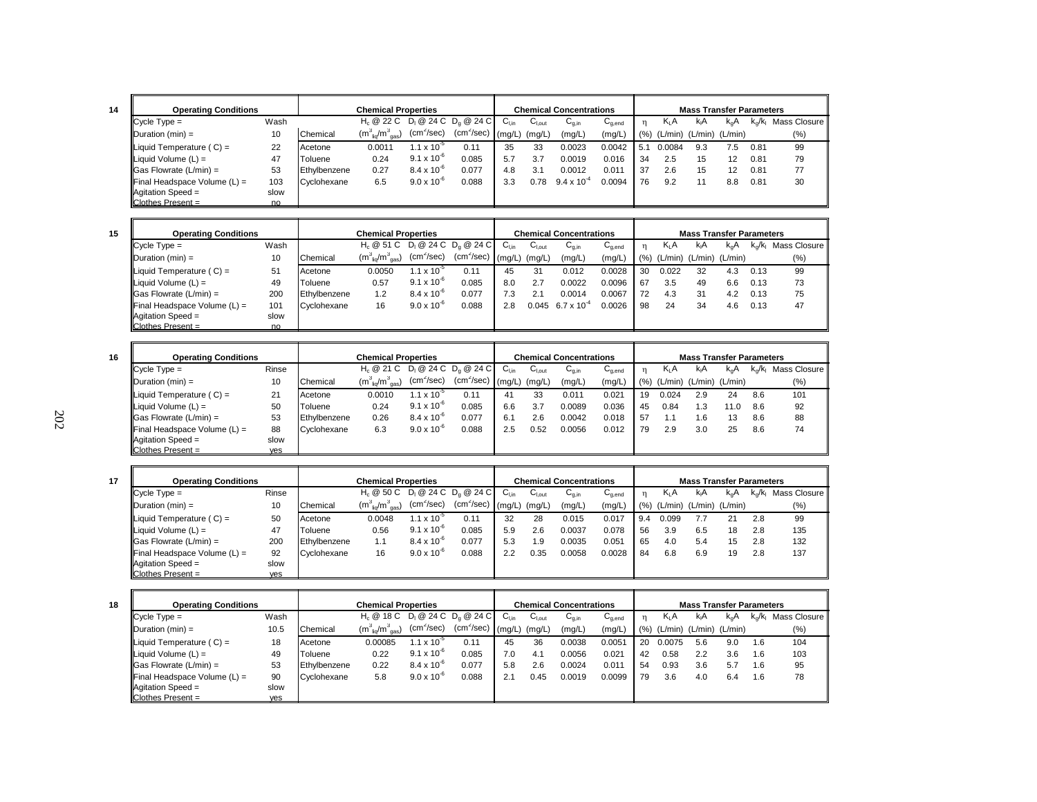**14**

| Operating Conditions | | Chemical | $H_c$ @ 22 C $(m^3_{liq}/m^3_{gas})$ | $D_l$ @ 24 C $(cm^2/sec)$ | $D_g$ @ 24 C $(cm^2/sec)$ | $C_{l,in}$ (mg/L) | $C_{l,out}$ (mg/L) | $C_{g,in}$ (mg/L) | $C_{g,end}$ (mg/L) | η (%) | $K_LA$ (L/min) | $k_lA$ (L/min) | $k_gA$ (L/min) | $k_g/k_l$ | Mass Closure (%) |
|---|---|---|---|---|---|---|---|---|---|---|---|---|---|---|---|
| Cycle Type = | Wash | | | | | | | | | | | | | | |
| Duration (min) = | 10 | | | | | | | | | | | | | | |
| Liquid Temperature ( C) = | 22 | Acetone | 0.0011 | $1.1 \times 10^{-5}$ | 0.11 | 35 | 33 | 0.0023 | 0.0042 | 5.1 | 0.0084 | 9.3 | 7.5 | 0.81 | 99 |
| Liquid Volume (L) = | 47 | Toluene | 0.24 | $9.1 \times 10^{-6}$ | 0.085 | 5.7 | 3.7 | 0.0019 | 0.016 | 34 | 2.5 | 15 | 12 | 0.81 | 79 |
| Gas Flowrate (L/min) = | 53 | Ethylbenzene | 0.27 | $8.4 \times 10^{-6}$ | 0.077 | 4.8 | 3.1 | 0.0012 | 0.011 | 37 | 2.6 | 15 | 12 | 0.81 | 77 |
| Final Headspace Volume (L) = | 103 | Cyclohexane | 6.5 | $9.0 \times 10^{-6}$ | 0.088 | 3.3 | 0.78 | $9.4 \times 10^{-4}$ | 0.0094 | 76 | 9.2 | 11 | 8.8 | 0.81 | 30 |
| Agitation Speed = | slow | | | | | | | | | | | | | | |
| Clothes Present = | no | | | | | | | | | | | | | | |

**15**

| Operating Conditions | | Chemical | $H_c$ @ 51 C $(m^3_{liq}/m^3_{gas})$ | $D_l$ @ 24 C $(cm^2/sec)$ | $D_g$ @ 24 C $(cm^2/sec)$ | $C_{l,in}$ (mg/L) | $C_{l,out}$ (mg/L) | $C_{g,in}$ (mg/L) | $C_{g,end}$ (mg/L) | η (%) | $K_LA$ (L/min) | $k_lA$ (L/min) | $k_gA$ (L/min) | $k_g/k_l$ | Mass Closure (%) |
|---|---|---|---|---|---|---|---|---|---|---|---|---|---|---|---|
| Cycle Type = | Wash | | | | | | | | | | | | | | |
| Duration (min) = | 10 | | | | | | | | | | | | | | |
| Liquid Temperature ( C) = | 51 | Acetone | 0.0050 | $1.1 \times 10^{-5}$ | 0.11 | 45 | 31 | 0.012 | 0.0028 | 30 | 0.022 | 32 | 4.3 | 0.13 | 99 |
| Liquid Volume (L) = | 49 | Toluene | 0.57 | $9.1 \times 10^{-6}$ | 0.085 | 8.0 | 2.7 | 0.0022 | 0.0096 | 67 | 3.5 | 49 | 6.6 | 0.13 | 73 |
| Gas Flowrate (L/min) = | 200 | Ethylbenzene | 1.2 | $8.4 \times 10^{-6}$ | 0.077 | 7.3 | 2.1 | 0.0014 | 0.0067 | 72 | 4.3 | 31 | 4.2 | 0.13 | 75 |
| Final Headspace Volume (L) = | 101 | Cyclohexane | 16 | $9.0 \times 10^{-6}$ | 0.088 | 2.8 | 0.045 | $6.7 \times 10^{-4}$ | 0.0026 | 98 | 24 | 34 | 4.6 | 0.13 | 47 |
| Agitation Speed = | slow | | | | | | | | | | | | | | |
| Clothes Present = | no | | | | | | | | | | | | | | |

**16**

| Operating Conditions | | Chemical | $H_c$ @ 21 C $(m^3_{liq}/m^3_{gas})$ | $D_l$ @ 24 C $(cm^2/sec)$ | $D_g$ @ 24 C $(cm^2/sec)$ | $C_{l,in}$ (mg/L) | $C_{l,out}$ (mg/L) | $C_{g,in}$ (mg/L) | $C_{g,end}$ (mg/L) | η (%) | $K_LA$ (L/min) | $k_lA$ (L/min) | $k_gA$ (L/min) | $k_g/k_l$ | Mass Closure (%) |
|---|---|---|---|---|---|---|---|---|---|---|---|---|---|---|---|
| Cycle Type = | Rinse | | | | | | | | | | | | | | |
| Duration (min) = | 10 | | | | | | | | | | | | | | |
| Liquid Temperature ( C) = | 21 | Acetone | 0.0010 | $1.1 \times 10^{-5}$ | 0.11 | 41 | 33 | 0.011 | 0.021 | 19 | 0.024 | 2.9 | 24 | 8.6 | 101 |
| Liquid Volume (L) = | 50 | Toluene | 0.24 | $9.1 \times 10^{-6}$ | 0.085 | 6.6 | 3.7 | 0.0089 | 0.036 | 45 | 0.84 | 1.3 | 11.0 | 8.6 | 92 |
| Gas Flowrate (L/min) = | 53 | Ethylbenzene | 0.26 | $8.4 \times 10^{-6}$ | 0.077 | 6.1 | 2.6 | 0.0042 | 0.018 | 57 | 1.1 | 1.6 | 13 | 8.6 | 88 |
| Final Headspace Volume (L) = | 88 | Cyclohexane | 6.3 | $9.0 \times 10^{-6}$ | 0.088 | 2.5 | 0.52 | 0.0056 | 0.012 | 79 | 2.9 | 3.0 | 25 | 8.6 | 74 |
| Agitation Speed = | slow | | | | | | | | | | | | | | |
| Clothes Present = | yes | | | | | | | | | | | | | | |

**17**

| Operating Conditions | | Chemical | $H_c$ @ 50 C $(m^3_{liq}/m^3_{gas})$ | $D_l$ @ 24 C $(cm^2/sec)$ | $D_g$ @ 24 C $(cm^2/sec)$ | $C_{l,in}$ (mg/L) | $C_{l,out}$ (mg/L) | $C_{g,in}$ (mg/L) | $C_{g,end}$ (mg/L) | η (%) | $K_LA$ (L/min) | $k_lA$ (L/min) | $k_gA$ (L/min) | $k_g/k_l$ | Mass Closure (%) |
|---|---|---|---|---|---|---|---|---|---|---|---|---|---|---|---|
| Cycle Type = | Rinse | | | | | | | | | | | | | | |
| Duration (min) = | 10 | | | | | | | | | | | | | | |
| Liquid Temperature ( C) = | 50 | Acetone | 0.0048 | $1.1 \times 10^{-5}$ | 0.11 | 32 | 28 | 0.015 | 0.017 | 9.4 | 0.099 | 7.7 | 21 | 2.8 | 99 |
| Liquid Volume (L) = | 47 | Toluene | 0.56 | $9.1 \times 10^{-6}$ | 0.085 | 5.9 | 2.6 | 0.0037 | 0.078 | 56 | 3.9 | 6.5 | 18 | 2.8 | 135 |
| Gas Flowrate (L/min) = | 200 | Ethylbenzene | 1.1 | $8.4 \times 10^{-6}$ | 0.077 | 5.3 | 1.9 | 0.0035 | 0.051 | 65 | 4.0 | 5.4 | 15 | 2.8 | 132 |
| Final Headspace Volume (L) = | 92 | Cyclohexane | 16 | $9.0 \times 10^{-6}$ | 0.088 | 2.2 | 0.35 | 0.0058 | 0.0028 | 84 | 6.8 | 6.9 | 19 | 2.8 | 137 |
| Agitation Speed = | slow | | | | | | | | | | | | | | |
| Clothes Present = | yes | | | | | | | | | | | | | | |

**18**

| Operating Conditions | | Chemical | $H_c$ @ 18 C $(m^3_{liq}/m^3_{gas})$ | $D_l$ @ 24 C $(cm^2/sec)$ | $D_g$ @ 24 C $(cm^2/sec)$ | $C_{l,in}$ (mg/L) | $C_{l,out}$ (mg/L) | $C_{g,in}$ (mg/L) | $C_{g,end}$ (mg/L) | η (%) | $K_LA$ (L/min) | $k_lA$ (L/min) | $k_gA$ (L/min) | $k_g/k_l$ | Mass Closure (%) |
|---|---|---|---|---|---|---|---|---|---|---|---|---|---|---|---|
| Cycle Type = | Wash | | | | | | | | | | | | | | |
| Duration (min) = | 10.5 | | | | | | | | | | | | | | |
| Liquid Temperature ( C) = | 18 | Acetone | 0.00085 | $1.1 \times 10^{-5}$ | 0.11 | 45 | 36 | 0.0038 | 0.0051 | 20 | 0.0075 | 5.6 | 9.0 | 1.6 | 104 |
| Liquid Volume (L) = | 49 | Toluene | 0.22 | $9.1 \times 10^{-6}$ | 0.085 | 7.0 | 4.1 | 0.0056 | 0.021 | 42 | 0.58 | 2.2 | 3.6 | 1.6 | 103 |
| Gas Flowrate (L/min) = | 53 | Ethylbenzene | 0.22 | $8.4 \times 10^{-6}$ | 0.077 | 5.8 | 2.6 | 0.0024 | 0.011 | 54 | 0.93 | 3.6 | 5.7 | 1.6 | 95 |
| Final Headspace Volume (L) = | 90 | Cyclohexane | 5.8 | $9.0 \times 10^{-6}$ | 0.088 | 2.1 | 0.45 | 0.0019 | 0.0099 | 79 | 3.6 | 4.0 | 6.4 | 1.6 | 78 |
| Agitation Speed = | slow | | | | | | | | | | | | | | |
| Clothes Present = | yes | | | | | | | | | | | | | | |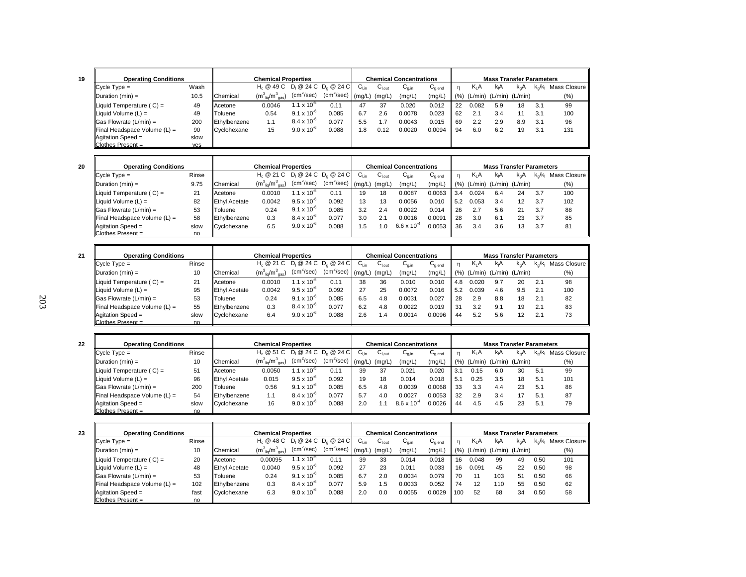**19**

| Operating Conditions | | Chemical | $H_c$ @ 49 C ($m^3_{liq}/m^3_{gas}$) | $D_l$ @ 24 C ($cm^2/sec$) | $D_g$ @ 24 C ($cm^2/sec$) | $C_{l,in}$ (mg/L) | $C_{l,out}$ (mg/L) | $C_{g,in}$ (mg/L) | $C_{g,end}$ (mg/L) | η (%) | $K_LA$ (L/min) | $k_lA$ (L/min) | $k_gA$ (L/min) | $k_g/k_l$ | Mass Closure (%) |
|---|---|---|---|---|---|---|---|---|---|---|---|---|---|---|---|
| Cycle Type = | Wash | | | | | | | | | | | | | | |
| Duration (min) = | 10.5 | | | | | | | | | | | | | | |
| Liquid Temperature ( C) = | 49 | Acetone | 0.0046 | $1.1 \times 10^{-5}$ | 0.11 | 47 | 37 | 0.020 | 0.012 | 22 | 0.082 | 5.9 | 18 | 3.1 | 99 |
| Liquid Volume (L) = | 49 | Toluene | 0.54 | $9.1 \times 10^{-6}$ | 0.085 | 6.7 | 2.6 | 0.0078 | 0.023 | 62 | 2.1 | 3.4 | 11 | 3.1 | 100 |
| Gas Flowrate (L/min) = | 200 | Ethylbenzene | 1.1 | $8.4 \times 10^{-6}$ | 0.077 | 5.5 | 1.7 | 0.0043 | 0.015 | 69 | 2.2 | 2.9 | 8.9 | 3.1 | 96 |
| Final Headspace Volume (L) = | 90 | Cyclohexane | 15 | $9.0 \times 10^{-6}$ | 0.088 | 1.8 | 0.12 | 0.0020 | 0.0094 | 94 | 6.0 | 6.2 | 19 | 3.1 | 131 |
| Agitation Speed = | slow | | | | | | | | | | | | | | |
| Clothes Present = | yes | | | | | | | | | | | | | | |

**20**

| Operating Conditions | | Chemical | $H_c$ @ 21 C ($m^3_{liq}/m^3_{gas}$) | $D_l$ @ 24 C ($cm^2/sec$) | $D_g$ @ 24 C ($cm^2/sec$) | $C_{l,in}$ (mg/L) | $C_{l,out}$ (mg/L) | $C_{g,in}$ (mg/L) | $C_{g,end}$ (mg/L) | η (%) | $K_LA$ (L/min) | $k_lA$ (L/min) | $k_gA$ (L/min) | $k_g/k_l$ | Mass Closure (%) |
|---|---|---|---|---|---|---|---|---|---|---|---|---|---|---|---|
| Cycle Type = | Rinse | | | | | | | | | | | | | | |
| Duration (min) = | 9.75 | | | | | | | | | | | | | | |
| Liquid Temperature ( C) = | 21 | Acetone | 0.0010 | $1.1 \times 10^{-5}$ | 0.11 | 19 | 18 | 0.0087 | 0.0063 | 3.4 | 0.024 | 6.4 | 24 | 3.7 | 100 |
| Liquid Volume (L) = | 82 | Ethyl Acetate | 0.0042 | $9.5 \times 10^{-6}$ | 0.092 | 13 | 13 | 0.0056 | 0.010 | 5.2 | 0.053 | 3.4 | 12 | 3.7 | 102 |
| Gas Flowrate (L/min) = | 53 | Toluene | 0.24 | $9.1 \times 10^{-6}$ | 0.085 | 3.2 | 2.4 | 0.0022 | 0.014 | 26 | 2.7 | 5.6 | 21 | 3.7 | 88 |
| Final Headspace Volume (L) = | 58 | Ethylbenzene | 0.3 | $8.4 \times 10^{-6}$ | 0.077 | 3.0 | 2.1 | 0.0016 | 0.0091 | 28 | 3.0 | 6.1 | 23 | 3.7 | 85 |
| Agitation Speed = | slow | Cyclohexane | 6.5 | $9.0 \times 10^{-6}$ | 0.088 | 1.5 | 1.0 | $6.6 \times 10^{-4}$ | 0.0053 | 36 | 3.4 | 3.6 | 13 | 3.7 | 81 |
| Clothes Present = | no | | | | | | | | | | | | | | |

**21**

| Operating Conditions | | Chemical | $H_c$ @ 21 C ($m^3_{liq}/m^3_{gas}$) | $D_l$ @ 24 C ($cm^2/sec$) | $D_g$ @ 24 C ($cm^2/sec$) | $C_{l,in}$ (mg/L) | $C_{l,out}$ (mg/L) | $C_{g,in}$ (mg/L) | $C_{g,end}$ (mg/L) | η (%) | $K_LA$ (L/min) | $k_lA$ (L/min) | $k_gA$ (L/min) | $k_g/k_l$ | Mass Closure (%) |
|---|---|---|---|---|---|---|---|---|---|---|---|---|---|---|---|
| Cycle Type = | Rinse | | | | | | | | | | | | | | |
| Duration (min) = | 10 | | | | | | | | | | | | | | |
| Liquid Temperature ( C) = | 21 | Acetone | 0.0010 | $1.1 \times 10^{-5}$ | 0.11 | 38 | 36 | 0.010 | 0.010 | 4.8 | 0.020 | 9.7 | 20 | 2.1 | 98 |
| Liquid Volume (L) = | 95 | Ethyl Acetate | 0.0042 | $9.5 \times 10^{-6}$ | 0.092 | 27 | 25 | 0.0072 | 0.016 | 5.2 | 0.039 | 4.6 | 9.5 | 2.1 | 100 |
| Gas Flowrate (L/min) = | 53 | Toluene | 0.24 | $9.1 \times 10^{-6}$ | 0.085 | 6.5 | 4.8 | 0.0031 | 0.027 | 28 | 2.9 | 8.8 | 18 | 2.1 | 82 |
| Final Headspace Volume (L) = | 55 | Ethylbenzene | 0.3 | $8.4 \times 10^{-6}$ | 0.077 | 6.2 | 4.8 | 0.0022 | 0.019 | 31 | 3.2 | 9.1 | 19 | 2.1 | 83 |
| Agitation Speed = | slow | Cyclohexane | 6.4 | $9.0 \times 10^{-6}$ | 0.088 | 2.6 | 1.4 | 0.0014 | 0.0096 | 44 | 5.2 | 5.6 | 12 | 2.1 | 73 |
| Clothes Present = | no | | | | | | | | | | | | | | |

**22**

| Operating Conditions | | Chemical | $H_c$ @ 51 C ($m^3_{liq}/m^3_{gas}$) | $D_l$ @ 24 C ($cm^2/sec$) | $D_g$ @ 24 C ($cm^2/sec$) | $C_{l,in}$ (mg/L) | $C_{l,out}$ (mg/L) | $C_{g,in}$ (mg/L) | $C_{g,end}$ (mg/L) | η (%) | $K_LA$ (L/min) | $k_lA$ (L/min) | $k_gA$ (L/min) | $k_g/k_l$ | Mass Closure (%) |
|---|---|---|---|---|---|---|---|---|---|---|---|---|---|---|---|
| Cycle Type = | Rinse | | | | | | | | | | | | | | |
| Duration (min) = | 10 | | | | | | | | | | | | | | |
| Liquid Temperature ( C) = | 51 | Acetone | 0.0050 | $1.1 \times 10^{-5}$ | 0.11 | 39 | 37 | 0.021 | 0.020 | 3.1 | 0.15 | 6.0 | 30 | 5.1 | 99 |
| Liquid Volume (L) = | 96 | Ethyl Acetate | 0.015 | $9.5 \times 10^{-6}$ | 0.092 | 19 | 18 | 0.014 | 0.018 | 5.1 | 0.25 | 3.5 | 18 | 5.1 | 101 |
| Gas Flowrate (L/min) = | 200 | Toluene | 0.56 | $9.1 \times 10^{-6}$ | 0.085 | 6.5 | 4.8 | 0.0039 | 0.0068 | 33 | 3.3 | 4.4 | 23 | 5.1 | 86 |
| Final Headspace Volume (L) = | 54 | Ethylbenzene | 1.1 | $8.4 \times 10^{-6}$ | 0.077 | 5.7 | 4.0 | 0.0027 | 0.0053 | 32 | 2.9 | 3.4 | 17 | 5.1 | 87 |
| Agitation Speed = | slow | Cyclohexane | 16 | $9.0 \times 10^{-6}$ | 0.088 | 2.0 | 1.1 | $8.6 \times 10^{-4}$ | 0.0026 | 44 | 4.5 | 4.5 | 23 | 5.1 | 79 |
| Clothes Present = | no | | | | | | | | | | | | | | |

**23**

| Operating Conditions | | Chemical | $H_c$ @ 48 C ($m^3_{liq}/m^3_{gas}$) | $D_l$ @ 24 C ($cm^2/sec$) | $D_g$ @ 24 C ($cm^2/sec$) | $C_{l,in}$ (mg/L) | $C_{l,out}$ (mg/L) | $C_{g,in}$ (mg/L) | $C_{g,end}$ (mg/L) | η (%) | $K_LA$ (L/min) | $k_lA$ (L/min) | $k_gA$ (L/min) | $k_g/k_l$ | Mass Closure (%) |
|---|---|---|---|---|---|---|---|---|---|---|---|---|---|---|---|
| Cycle Type = | Rinse | | | | | | | | | | | | | | |
| Duration (min) = | 10 | | | | | | | | | | | | | | |
| Liquid Temperature ( C) = | 20 | Acetone | 0.00095 | $1.1 \times 10^{-5}$ | 0.11 | 39 | 33 | 0.014 | 0.018 | 16 | 0.048 | 99 | 49 | 0.50 | 101 |
| Liquid Volume (L) = | 48 | Ethyl Acetate | 0.0040 | $9.5 \times 10^{-6}$ | 0.092 | 27 | 23 | 0.011 | 0.033 | 16 | 0.091 | 45 | 22 | 0.50 | 98 |
| Gas Flowrate (L/min) = | 53 | Toluene | 0.24 | $9.1 \times 10^{-6}$ | 0.085 | 6.7 | 2.0 | 0.0034 | 0.079 | 70 | 11 | 103 | 51 | 0.50 | 66 |
| Final Headspace Volume (L) = | 102 | Ethylbenzene | 0.3 | $8.4 \times 10^{-6}$ | 0.077 | 5.9 | 1.5 | 0.0033 | 0.052 | 74 | 12 | 110 | 55 | 0.50 | 62 |
| Agitation Speed = | fast | Cyclohexane | 6.3 | $9.0 \times 10^{-6}$ | 0.088 | 2.0 | 0.0 | 0.0055 | 0.0029 | 100 | 52 | 68 | 34 | 0.50 | 58 |
| Clothes Present = | no | | | | | | | | | | | | | | |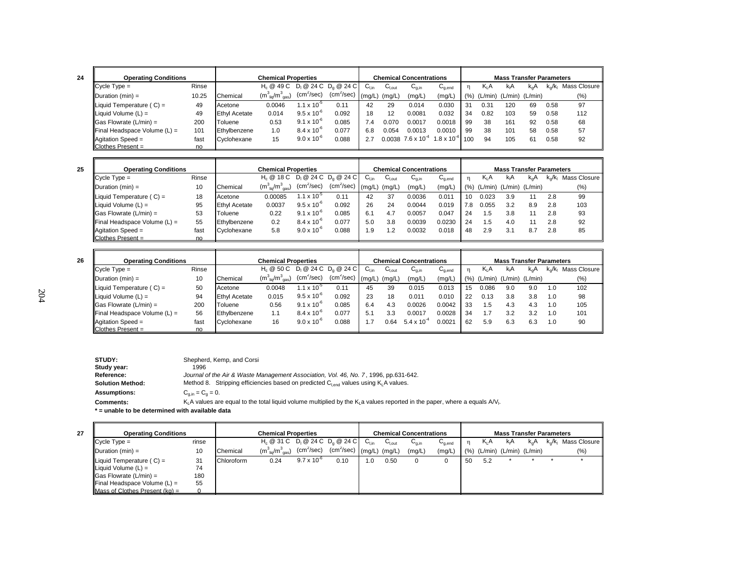**24**

| Operating Conditions | | Chemical | $H_c$ @ 49 C ($m^3_{liq}/m^3_{gas}$) | $D_l$ @ 24 C ($cm^2/sec$) | $D_g$ @ 24 C ($cm^2/sec$) | $C_{l,in}$ (mg/L) | $C_{l,out}$ (mg/L) | $C_{g,in}$ (mg/L) | $C_{g,end}$ (mg/L) | $\eta$ (%) | $K_LA$ (L/min) | $k_lA$ (L/min) | $k_gA$ (L/min) | $k_g/k_l$ | Mass Closure (%) |
|---|---|---|---|---|---|---|---|---|---|---|---|---|---|---|---|
| Cycle Type = | Rinse | | | | | | | | | | | | | | |
| Duration (min) = | 10.25 | | | | | | | | | | | | | | |
| Liquid Temperature ( C) = | 49 | Acetone | 0.0046 | $1.1 \times 10^{-5}$ | 0.11 | 42 | 29 | 0.014 | 0.030 | 31 | 0.31 | 120 | 69 | 0.58 | 97 |
| Liquid Volume (L) = | 49 | Ethyl Acetate | 0.014 | $9.5 \times 10^{-6}$ | 0.092 | 18 | 12 | 0.0081 | 0.032 | 34 | 0.82 | 103 | 59 | 0.58 | 112 |
| Gas Flowrate (L/min) = | 200 | Toluene | 0.53 | $9.1 \times 10^{-6}$ | 0.085 | 7.4 | 0.070 | 0.0017 | 0.0018 | 99 | 38 | 161 | 92 | 0.58 | 68 |
| Final Headspace Volume (L) = | 101 | Ethylbenzene | 1.0 | $8.4 \times 10^{-6}$ | 0.077 | 6.8 | 0.054 | 0.0013 | 0.0010 | 99 | 38 | 101 | 58 | 0.58 | 57 |
| Agitation Speed = | fast | Cyclohexane | 15 | $9.0 \times 10^{-6}$ | 0.088 | 2.7 | 0.0038 | $7.6 \times 10^{-4}$ | $1.8 \times 10^{-4}$ | 100 | 94 | 105 | 61 | 0.58 | 92 |
| Clothes Present = | no | | | | | | | | | | | | | | |

**25**

| Operating Conditions | | Chemical | $H_c$ @ 18 C ($m^3_{liq}/m^3_{gas}$) | $D_l$ @ 24 C ($cm^2/sec$) | $D_g$ @ 24 C ($cm^2/sec$) | $C_{l,in}$ (mg/L) | $C_{l,out}$ (mg/L) | $C_{g,in}$ (mg/L) | $C_{g,end}$ (mg/L) | $\eta$ (%) | $K_LA$ (L/min) | $k_lA$ (L/min) | $k_gA$ (L/min) | $k_g/k_l$ | Mass Closure (%) |
|---|---|---|---|---|---|---|---|---|---|---|---|---|---|---|---|
| Cycle Type = | Rinse | | | | | | | | | | | | | | |
| Duration (min) = | 10 | | | | | | | | | | | | | | |
| Liquid Temperature ( C) = | 18 | Acetone | 0.00085 | $1.1 \times 10^{-5}$ | 0.11 | 42 | 37 | 0.0036 | 0.011 | 10 | 0.023 | 3.9 | 11 | 2.8 | 99 |
| Liquid Volume (L) = | 95 | Ethyl Acetate | 0.0037 | $9.5 \times 10^{-6}$ | 0.092 | 26 | 24 | 0.0044 | 0.019 | 7.8 | 0.055 | 3.2 | 8.9 | 2.8 | 103 |
| Gas Flowrate (L/min) = | 53 | Toluene | 0.22 | $9.1 \times 10^{-6}$ | 0.085 | 6.1 | 4.7 | 0.0057 | 0.047 | 24 | 1.5 | 3.8 | 11 | 2.8 | 93 |
| Final Headspace Volume (L) = | 55 | Ethylbenzene | 0.2 | $8.4 \times 10^{-6}$ | 0.077 | 5.0 | 3.8 | 0.0039 | 0.0230 | 24 | 1.5 | 4.0 | 11 | 2.8 | 92 |
| Agitation Speed = | fast | Cyclohexane | 5.8 | $9.0 \times 10^{-6}$ | 0.088 | 1.9 | 1.2 | 0.0032 | 0.018 | 48 | 2.9 | 3.1 | 8.7 | 2.8 | 85 |
| Clothes Present = | no | | | | | | | | | | | | | | |

**26**

| Operating Conditions | | Chemical | $H_c$ @ 50 C ($m^3_{liq}/m^3_{gas}$) | $D_l$ @ 24 C ($cm^2/sec$) | $D_g$ @ 24 C ($cm^2/sec$) | $C_{l,in}$ (mg/L) | $C_{l,out}$ (mg/L) | $C_{g,in}$ (mg/L) | $C_{g,end}$ (mg/L) | $\eta$ (%) | $K_LA$ (L/min) | $k_lA$ (L/min) | $k_gA$ (L/min) | $k_g/k_l$ | Mass Closure (%) |
|---|---|---|---|---|---|---|---|---|---|---|---|---|---|---|---|
| Cycle Type = | Rinse | | | | | | | | | | | | | | |
| Duration (min) = | 10 | | | | | | | | | | | | | | |
| Liquid Temperature ( C) = | 50 | Acetone | 0.0048 | $1.1 \times 10^{-5}$ | 0.11 | 45 | 39 | 0.015 | 0.013 | 15 | 0.086 | 9.0 | 9.0 | 1.0 | 102 |
| Liquid Volume (L) = | 94 | Ethyl Acetate | 0.015 | $9.5 \times 10^{-6}$ | 0.092 | 23 | 18 | 0.011 | 0.010 | 22 | 0.13 | 3.8 | 3.8 | 1.0 | 98 |
| Gas Flowrate (L/min) = | 200 | Toluene | 0.56 | $9.1 \times 10^{-6}$ | 0.085 | 6.4 | 4.3 | 0.0026 | 0.0042 | 33 | 1.5 | 4.3 | 4.3 | 1.0 | 105 |
| Final Headspace Volume (L) = | 56 | Ethylbenzene | 1.1 | $8.4 \times 10^{-6}$ | 0.077 | 5.1 | 3.3 | 0.0017 | 0.0028 | 34 | 1.7 | 3.2 | 3.2 | 1.0 | 101 |
| Agitation Speed = | fast | Cyclohexane | 16 | $9.0 \times 10^{-6}$ | 0.088 | 1.7 | 0.64 | $5.4 \times 10^{-4}$ | 0.0021 | 62 | 5.9 | 6.3 | 6.3 | 1.0 | 90 |
| Clothes Present = | no | | | | | | | | | | | | | | |

**STUDY:** Shepherd, Kemp, and Corsi
**Study year:** 1996
**Reference:** *Journal of the Air & Waste Management Association, Vol. 46, No. 7*, 1996, pp.631-642.
**Solution Method:** Method 8. Stripping efficiencies based on predicted $C_{l,end}$ values using $K_LA$ values.
**Assumptions:** $C_{g,in} = C_g = 0$.
**Comments:** $K_LA$ values are equal to the total liquid volume multiplied by the $K_La$ values reported in the paper, where a equals $A/V_l$.
**\* = unable to be determined with available data**

**27**

| Operating Conditions | | Chemical | $H_c$ @ 31 C ($m^3_{liq}/m^3_{gas}$) | $D_l$ @ 24 C ($cm^2/sec$) | $D_g$ @ 24 C ($cm^2/sec$) | $C_{l,in}$ (mg/L) | $C_{l,out}$ (mg/L) | $C_{g,in}$ (mg/L) | $C_{g,end}$ (mg/L) | $\eta$ (%) | $K_LA$ (L/min) | $k_lA$ (L/min) | $k_gA$ (L/min) | $k_g/k_l$ | Mass Closure (%) |
|---|---|---|---|---|---|---|---|---|---|---|---|---|---|---|---|
| Cycle Type = | rinse | | | | | | | | | | | | | | |
| Duration (min) = | 10 | | | | | | | | | | | | | | |
| Liquid Temperature ( C) = | 31 | Chloroform | 0.24 | $9.7 \times 10^{-6}$ | 0.10 | 1.0 | 0.50 | 0 | 0 | 50 | 5.2 | * | * | * | * |
| Liquid Volume (L) = | 74 | | | | | | | | | | | | | | |
| Gas Flowrate (L/min) = | 180 | | | | | | | | | | | | | | |
| Final Headspace Volume (L) = | 55 | | | | | | | | | | | | | | |
| Mass of Clothes Present (kg) = | 0 | | | | | | | | | | | | | | |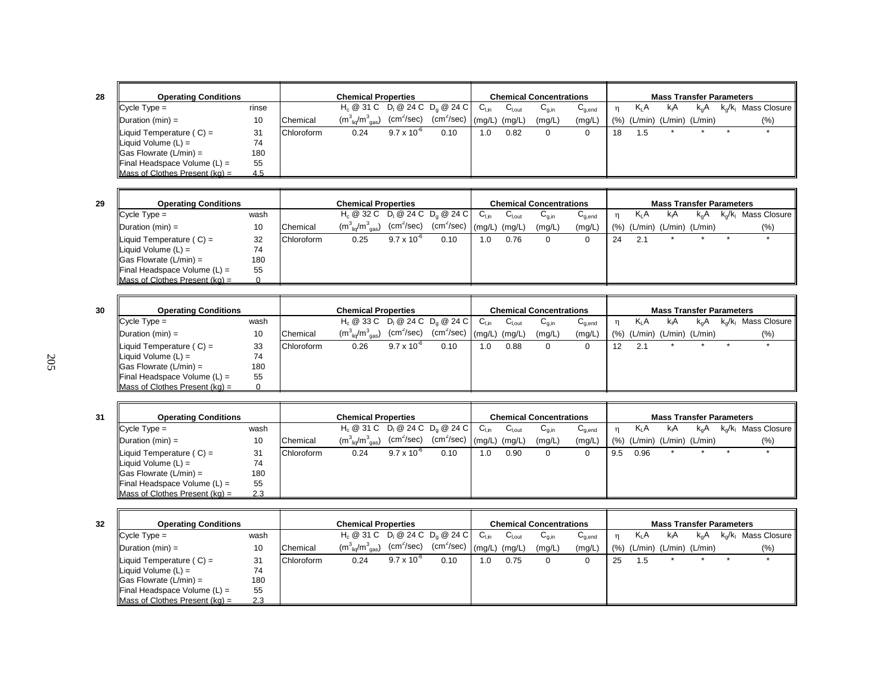**28**

| Operating Conditions | | Chemical Properties | | | | Chemical Concentrations | | | | Mass Transfer Parameters | | | | | |
|---|---|---|---|---|---|---|---|---|---|---|---|---|---|---|---|
| Cycle Type = | rinse | | $H_c$ @ 31 C | $D_l$ @ 24 C | $D_g$ @ 24 C | $C_{l,in}$ | $C_{l,out}$ | $C_{g,in}$ | $C_{g,end}$ | η | $K_LA$ | $k_lA$ | $k_gA$ | $k_g/k_l$ | Mass Closure |
| Duration (min) = | 10 | Chemical | ($m^3_{liq}/m^3_{gas}$) | ($cm^2$/sec) | ($cm^2$/sec) | (mg/L) | (mg/L) | (mg/L) | (mg/L) | (%) | (L/min) | (L/min) | (L/min) | | (%) |
| Liquid Temperature ( C) = | 31 | Chloroform | 0.24 | $9.7 \times 10^{-6}$ | 0.10 | 1.0 | 0.82 | 0 | 0 | 18 | 1.5 | * | * | * | * |
| Liquid Volume (L) = | 74 | | | | | | | | | | | | | | |
| Gas Flowrate (L/min) = | 180 | | | | | | | | | | | | | | |
| Final Headspace Volume (L) = | 55 | | | | | | | | | | | | | | |
| Mass of Clothes Present (kg) = | 4.5 | | | | | | | | | | | | | | |

**29**

| Operating Conditions | | Chemical Properties | | | | Chemical Concentrations | | | | Mass Transfer Parameters | | | | | |
|---|---|---|---|---|---|---|---|---|---|---|---|---|---|---|---|
| Cycle Type = | wash | | $H_c$ @ 32 C | $D_l$ @ 24 C | $D_g$ @ 24 C | $C_{l,in}$ | $C_{l,out}$ | $C_{g,in}$ | $C_{g,end}$ | η | $K_LA$ | $k_lA$ | $k_gA$ | $k_g/k_l$ | Mass Closure |
| Duration (min) = | 10 | Chemical | ($m^3_{liq}/m^3_{gas}$) | ($cm^2$/sec) | ($cm^2$/sec) | (mg/L) | (mg/L) | (mg/L) | (mg/L) | (%) | (L/min) | (L/min) | (L/min) | | (%) |
| Liquid Temperature ( C) = | 32 | Chloroform | 0.25 | $9.7 \times 10^{-6}$ | 0.10 | 1.0 | 0.76 | 0 | 0 | 24 | 2.1 | * | * | * | * |
| Liquid Volume (L) = | 74 | | | | | | | | | | | | | | |
| Gas Flowrate (L/min) = | 180 | | | | | | | | | | | | | | |
| Final Headspace Volume (L) = | 55 | | | | | | | | | | | | | | |
| Mass of Clothes Present (kg) = | 0 | | | | | | | | | | | | | | |

**30**

| Operating Conditions | | Chemical Properties | | | | Chemical Concentrations | | | | Mass Transfer Parameters | | | | | |
|---|---|---|---|---|---|---|---|---|---|---|---|---|---|---|---|
| Cycle Type = | wash | | $H_c$ @ 33 C | $D_l$ @ 24 C | $D_g$ @ 24 C | $C_{l,in}$ | $C_{l,out}$ | $C_{g,in}$ | $C_{g,end}$ | η | $K_LA$ | $k_lA$ | $k_gA$ | $k_g/k_l$ | Mass Closure |
| Duration (min) = | 10 | Chemical | ($m^3_{liq}/m^3_{gas}$) | ($cm^2$/sec) | ($cm^2$/sec) | (mg/L) | (mg/L) | (mg/L) | (mg/L) | (%) | (L/min) | (L/min) | (L/min) | | (%) |
| Liquid Temperature ( C) = | 33 | Chloroform | 0.26 | $9.7 \times 10^{-6}$ | 0.10 | 1.0 | 0.88 | 0 | 0 | 12 | 2.1 | * | * | * | * |
| Liquid Volume (L) = | 74 | | | | | | | | | | | | | | |
| Gas Flowrate (L/min) = | 180 | | | | | | | | | | | | | | |
| Final Headspace Volume (L) = | 55 | | | | | | | | | | | | | | |
| Mass of Clothes Present (kg) = | 0 | | | | | | | | | | | | | | |

**31**

| Operating Conditions | | Chemical Properties | | | | Chemical Concentrations | | | | Mass Transfer Parameters | | | | | |
|---|---|---|---|---|---|---|---|---|---|---|---|---|---|---|---|
| Cycle Type = | wash | | $H_c$ @ 31 C | $D_l$ @ 24 C | $D_g$ @ 24 C | $C_{l,in}$ | $C_{l,out}$ | $C_{g,in}$ | $C_{g,end}$ | η | $K_LA$ | $k_lA$ | $k_gA$ | $k_g/k_l$ | Mass Closure |
| Duration (min) = | 10 | Chemical | ($m^3_{liq}/m^3_{gas}$) | ($cm^2$/sec) | ($cm^2$/sec) | (mg/L) | (mg/L) | (mg/L) | (mg/L) | (%) | (L/min) | (L/min) | (L/min) | | (%) |
| Liquid Temperature ( C) = | 31 | Chloroform | 0.24 | $9.7 \times 10^{-6}$ | 0.10 | 1.0 | 0.90 | 0 | 0 | 9.5 | 0.96 | * | * | * | * |
| Liquid Volume (L) = | 74 | | | | | | | | | | | | | | |
| Gas Flowrate (L/min) = | 180 | | | | | | | | | | | | | | |
| Final Headspace Volume (L) = | 55 | | | | | | | | | | | | | | |
| Mass of Clothes Present (kg) = | 2.3 | | | | | | | | | | | | | | |

**32**

| Operating Conditions | | Chemical Properties | | | | Chemical Concentrations | | | | Mass Transfer Parameters | | | | | |
|---|---|---|---|---|---|---|---|---|---|---|---|---|---|---|---|
| Cycle Type = | wash | | $H_c$ @ 31 C | $D_l$ @ 24 C | $D_g$ @ 24 C | $C_{l,in}$ | $C_{l,out}$ | $C_{g,in}$ | $C_{g,end}$ | η | $K_LA$ | $k_lA$ | $k_gA$ | $k_g/k_l$ | Mass Closure |
| Duration (min) = | 10 | Chemical | ($m^3_{liq}/m^3_{gas}$) | ($cm^2$/sec) | ($cm^2$/sec) | (mg/L) | (mg/L) | (mg/L) | (mg/L) | (%) | (L/min) | (L/min) | (L/min) | | (%) |
| Liquid Temperature ( C) = | 31 | Chloroform | 0.24 | $9.7 \times 10^{-6}$ | 0.10 | 1.0 | 0.75 | 0 | 0 | 25 | 1.5 | * | * | * | * |
| Liquid Volume (L) = | 74 | | | | | | | | | | | | | | |
| Gas Flowrate (L/min) = | 180 | | | | | | | | | | | | | | |
| Final Headspace Volume (L) = | 55 | | | | | | | | | | | | | | |
| Mass of Clothes Present (kg) = | 2.3 | | | | | | | | | | | | | | |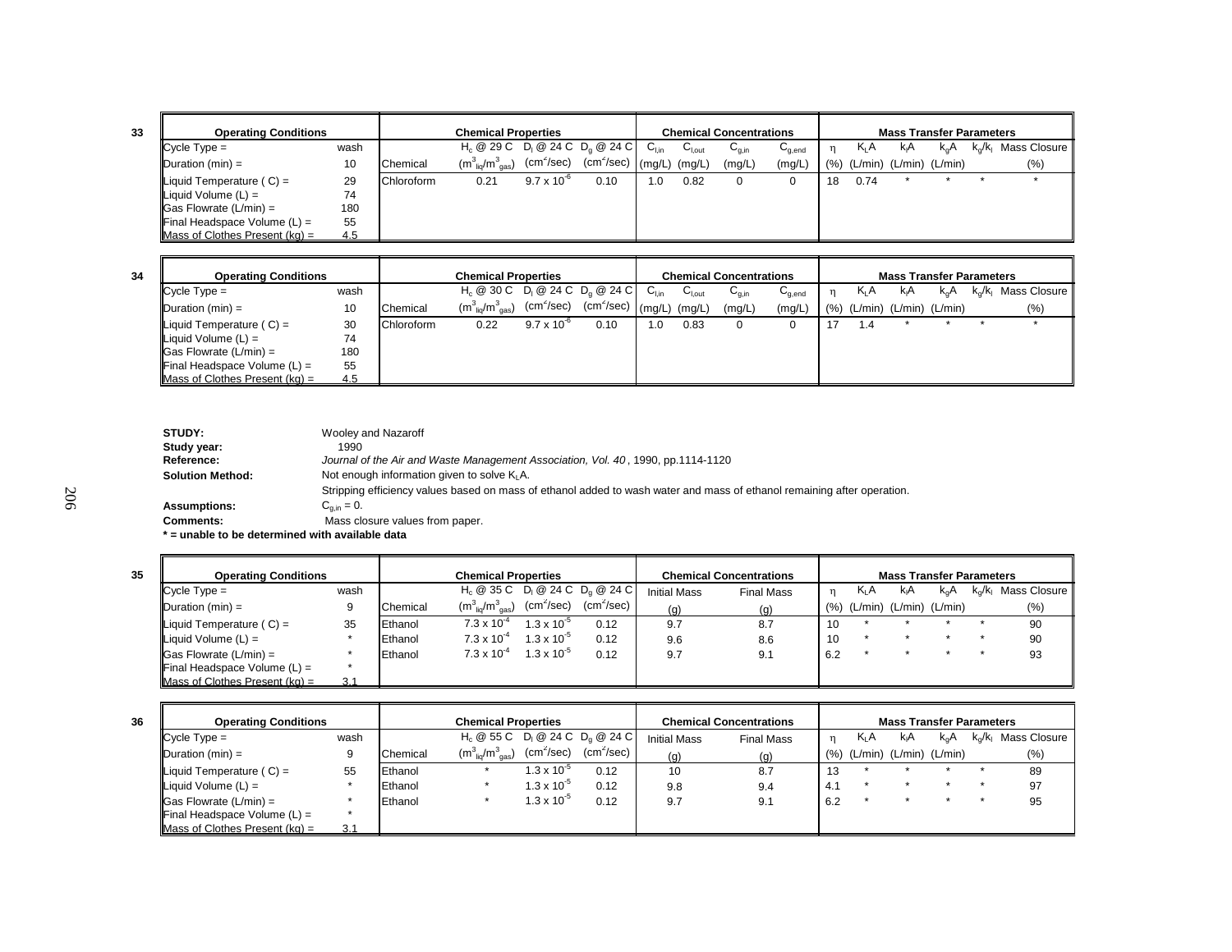**33**

| Operating Conditions | | Chemical Properties | | | | Chemical Concentrations | | | | Mass Transfer Parameters | | | | | |
|---|---|---|---|---|---|---|---|---|---|---|---|---|---|---|---|
| Cycle Type = | wash | | $H_c$ @ 29 C | $D_l$ @ 24 C | $D_g$ @ 24 C | $C_{l,in}$ | $C_{l,out}$ | $C_{g,in}$ | $C_{g,end}$ | η | $K_LA$ | $k_lA$ | $k_gA$ | $k_g/k_l$ | Mass Closure |
| Duration (min) = | 10 | Chemical | $(m^3_{liq}/m^3_{gas})$ | $(cm^2/sec)$ | $(cm^2/sec)$ | (mg/L) | (mg/L) | (mg/L) | (mg/L) | (%) | (L/min) | (L/min) | (L/min) | | (%) |
| Liquid Temperature ( C) = | 29 | Chloroform | 0.21 | $9.7 \times 10^{-6}$ | 0.10 | 1.0 | 0.82 | 0 | 0 | 18 | 0.74 | * | * | * | * |
| Liquid Volume (L) = | 74 | | | | | | | | | | | | | | |
| Gas Flowrate (L/min) = | 180 | | | | | | | | | | | | | | |
| Final Headspace Volume (L) = | 55 | | | | | | | | | | | | | | |
| Mass of Clothes Present (kg) = | 4.5 | | | | | | | | | | | | | | |

**34**

| Operating Conditions | | Chemical Properties | | | | Chemical Concentrations | | | | Mass Transfer Parameters | | | | | |
|---|---|---|---|---|---|---|---|---|---|---|---|---|---|---|---|
| Cycle Type = | wash | | $H_c$ @ 30 C | $D_l$ @ 24 C | $D_g$ @ 24 C | $C_{l,in}$ | $C_{l,out}$ | $C_{g,in}$ | $C_{g,end}$ | η | $K_LA$ | $k_lA$ | $k_gA$ | $k_g/k_l$ | Mass Closure |
| Duration (min) = | 10 | Chemical | $(m^3_{liq}/m^3_{gas})$ | $(cm^2/sec)$ | $(cm^2/sec)$ | (mg/L) | (mg/L) | (mg/L) | (mg/L) | (%) | (L/min) | (L/min) | (L/min) | | (%) |
| Liquid Temperature ( C) = | 30 | Chloroform | 0.22 | $9.7 \times 10^{-6}$ | 0.10 | 1.0 | 0.83 | 0 | 0 | 17 | 1.4 | * | * | * | * |
| Liquid Volume (L) = | 74 | | | | | | | | | | | | | | |
| Gas Flowrate (L/min) = | 180 | | | | | | | | | | | | | | |
| Final Headspace Volume (L) = | 55 | | | | | | | | | | | | | | |
| Mass of Clothes Present (kg) = | 4.5 | | | | | | | | | | | | | | |

**STUDY:** Wooley and Nazaroff
**Study year:** 1990
**Reference:** *Journal of the Air and Waste Management Association, Vol. 40*, 1990, pp.1114-1120
**Solution Method:** Not enough information given to solve $K_LA$.
Stripping efficiency values based on mass of ethanol added to wash water and mass of ethanol remaining after operation.
**Assumptions:** $C_{g,in} = 0$.
**Comments:** Mass closure values from paper.
**\* = unable to be determined with available data**

**35**

| Operating Conditions | | Chemical Properties | | | | Chemical Concentrations | | Mass Transfer Parameters | | | | | |
|---|---|---|---|---|---|---|---|---|---|---|---|---|---|
| Cycle Type = | wash | | $H_c$ @ 35 C | $D_l$ @ 24 C | $D_g$ @ 24 C | Initial Mass | Final Mass | η | $K_LA$ | $k_lA$ | $k_gA$ | $k_g/k_l$ | Mass Closure |
| Duration (min) = | 9 | Chemical | $(m^3_{liq}/m^3_{gas})$ | $(cm^2/sec)$ | $(cm^2/sec)$ | (g) | (g) | (%) | (L/min) | (L/min) | (L/min) | | (%) |
| Liquid Temperature ( C) = | 35 | Ethanol | $7.3 \times 10^{-4}$ | $1.3 \times 10^{-5}$ | 0.12 | 9.7 | 8.7 | 10 | * | * | * | * | 90 |
| Liquid Volume (L) = | * | Ethanol | $7.3 \times 10^{-4}$ | $1.3 \times 10^{-5}$ | 0.12 | 9.6 | 8.6 | 10 | * | * | * | * | 90 |
| Gas Flowrate (L/min) = | * | Ethanol | $7.3 \times 10^{-4}$ | $1.3 \times 10^{-5}$ | 0.12 | 9.7 | 9.1 | 6.2 | * | * | * | * | 93 |
| Final Headspace Volume (L) = | * | | | | | | | | | | | | |
| Mass of Clothes Present (kg) = | 3.1 | | | | | | | | | | | | |

**36**

| Operating Conditions | | Chemical Properties | | | | Chemical Concentrations | | Mass Transfer Parameters | | | | | |
|---|---|---|---|---|---|---|---|---|---|---|---|---|---|
| Cycle Type = | wash | | $H_c$ @ 55 C | $D_l$ @ 24 C | $D_g$ @ 24 C | Initial Mass | Final Mass | η | $K_LA$ | $k_lA$ | $k_gA$ | $k_g/k_l$ | Mass Closure |
| Duration (min) = | 9 | Chemical | $(m^3_{liq}/m^3_{gas})$ | $(cm^2/sec)$ | $(cm^2/sec)$ | (g) | (g) | (%) | (L/min) | (L/min) | (L/min) | | (%) |
| Liquid Temperature ( C) = | 55 | Ethanol | * | $1.3 \times 10^{-5}$ | 0.12 | 10 | 8.7 | 13 | * | * | * | * | 89 |
| Liquid Volume (L) = | * | Ethanol | * | $1.3 \times 10^{-5}$ | 0.12 | 9.8 | 9.4 | 4.1 | * | * | * | * | 97 |
| Gas Flowrate (L/min) = | * | Ethanol | * | $1.3 \times 10^{-5}$ | 0.12 | 9.7 | 9.1 | 6.2 | * | * | * | * | 95 |
| Final Headspace Volume (L) = | * | | | | | | | | | | | | |
| Mass of Clothes Present (kg) = | 3.1 | | | | | | | | | | | | |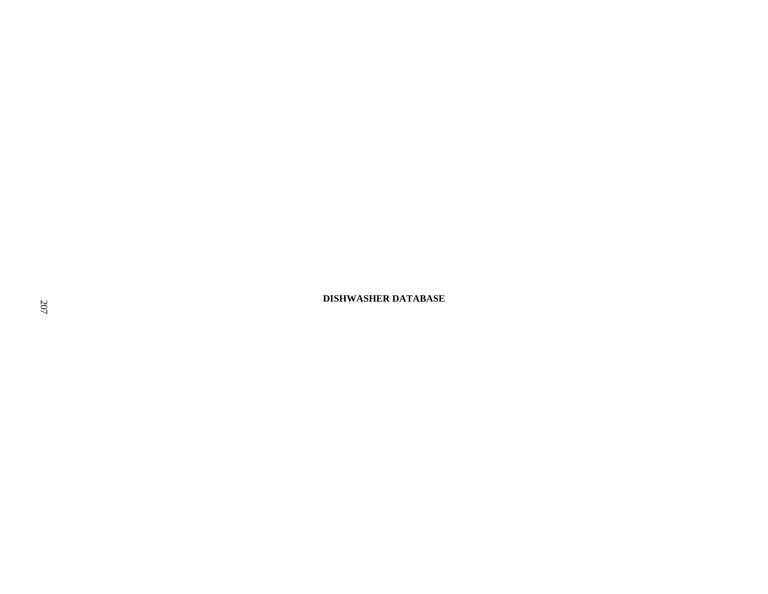# DISHWASHER DATABASE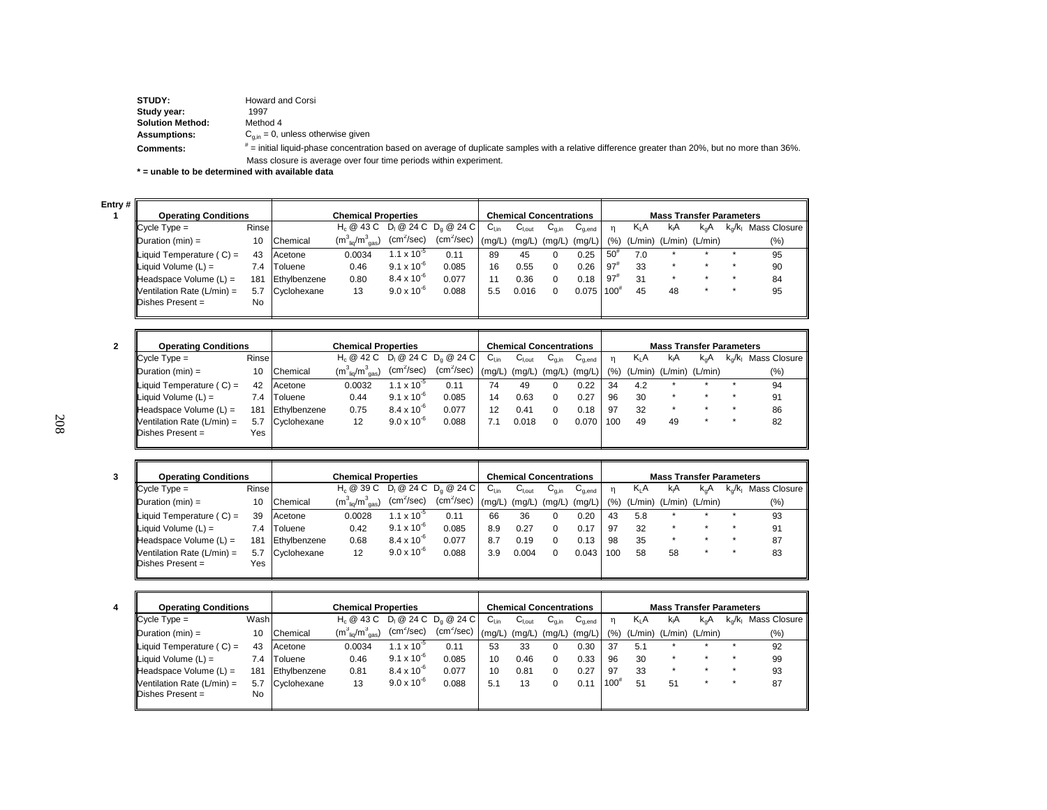**STUDY:** Howard and Corsi
**Study year:** 1997
**Solution Method:** Method 4
**Assumptions:** $C_{g,in}$ = 0, unless otherwise given
**Comments:** # = initial liquid-phase concentration based on average of duplicate samples with a relative difference greater than 20%, but no more than 36%.
Mass closure is average over four time periods within experiment.

**\* = unable to be determined with available data**

**Entry # 1**

| Operating Conditions | | Chemical Properties | | | | Chemical Concentrations | | | | Mass Transfer Parameters | | | | | |
|---|---|---|---|---|---|---|---|---|---|---|---|---|---|---|---|
| Cycle Type = | Rinse | | $H_c$ @ 43 C | $D_l$ @ 24 C | $D_g$ @ 24 C | $C_{l,in}$ | $C_{l,out}$ | $C_{g,in}$ | $C_{g,end}$ | η | $K_LA$ | $k_lA$ | $k_gA$ | $k_g/k_l$ | Mass Closure |
| Duration (min) = | 10 | Chemical | ($m^3_{liq}/m^3_{gas}$) | ($cm^2$/sec) | ($cm^2$/sec) | (mg/L) | (mg/L) | (mg/L) | (mg/L) | (%) | (L/min) | (L/min) | (L/min) | | (%) |
| Liquid Temperature ( C) = | 43 | Acetone | 0.0034 | $1.1 \times 10^{-5}$ | 0.11 | 89 | 45 | 0 | 0.25 | 50# | 7.0 | * | * | * | 95 |
| Liquid Volume (L) = | 7.4 | Toluene | 0.46 | $9.1 \times 10^{-6}$ | 0.085 | 16 | 0.55 | 0 | 0.26 | 97# | 33 | * | * | * | 90 |
| Headspace Volume (L) = | 181 | Ethylbenzene | 0.80 | $8.4 \times 10^{-6}$ | 0.077 | 11 | 0.36 | 0 | 0.18 | 97# | 31 | * | * | * | 84 |
| Ventilation Rate (L/min) = | 5.7 | Cyclohexane | 13 | $9.0 \times 10^{-6}$ | 0.088 | 5.5 | 0.016 | 0 | 0.075 | 100# | 45 | 48 | * | * | 95 |
| Dishes Present = | No | | | | | | | | | | | | | | |

**Entry # 2**

| Operating Conditions | | Chemical Properties | | | | Chemical Concentrations | | | | Mass Transfer Parameters | | | | | |
|---|---|---|---|---|---|---|---|---|---|---|---|---|---|---|---|
| Cycle Type = | Rinse | | $H_c$ @ 42 C | $D_l$ @ 24 C | $D_g$ @ 24 C | $C_{l,in}$ | $C_{l,out}$ | $C_{g,in}$ | $C_{g,end}$ | η | $K_LA$ | $k_lA$ | $k_gA$ | $k_g/k_l$ | Mass Closure |
| Duration (min) = | 10 | Chemical | ($m^3_{liq}/m^3_{gas}$) | ($cm^2$/sec) | ($cm^2$/sec) | (mg/L) | (mg/L) | (mg/L) | (mg/L) | (%) | (L/min) | (L/min) | (L/min) | | (%) |
| Liquid Temperature ( C) = | 42 | Acetone | 0.0032 | $1.1 \times 10^{-5}$ | 0.11 | 74 | 49 | 0 | 0.22 | 34 | 4.2 | * | * | * | 94 |
| Liquid Volume (L) = | 7.4 | Toluene | 0.44 | $9.1 \times 10^{-6}$ | 0.085 | 14 | 0.63 | 0 | 0.27 | 96 | 30 | * | * | * | 91 |
| Headspace Volume (L) = | 181 | Ethylbenzene | 0.75 | $8.4 \times 10^{-6}$ | 0.077 | 12 | 0.41 | 0 | 0.18 | 97 | 32 | * | * | * | 86 |
| Ventilation Rate (L/min) = | 5.7 | Cyclohexane | 12 | $9.0 \times 10^{-6}$ | 0.088 | 7.1 | 0.018 | 0 | 0.070 | 100 | 49 | 49 | * | * | 82 |
| Dishes Present = | Yes | | | | | | | | | | | | | | |

**Entry # 3**

| Operating Conditions | | Chemical Properties | | | | Chemical Concentrations | | | | Mass Transfer Parameters | | | | | |
|---|---|---|---|---|---|---|---|---|---|---|---|---|---|---|---|
| Cycle Type = | Rinse | | $H_c$ @ 39 C | $D_l$ @ 24 C | $D_g$ @ 24 C | $C_{l,in}$ | $C_{l,out}$ | $C_{g,in}$ | $C_{g,end}$ | η | $K_LA$ | $k_lA$ | $k_gA$ | $k_g/k_l$ | Mass Closure |
| Duration (min) = | 10 | Chemical | ($m^3_{liq}/m^3_{gas}$) | ($cm^2$/sec) | ($cm^2$/sec) | (mg/L) | (mg/L) | (mg/L) | (mg/L) | (%) | (L/min) | (L/min) | (L/min) | | (%) |
| Liquid Temperature ( C) = | 39 | Acetone | 0.0028 | $1.1 \times 10^{-5}$ | 0.11 | 66 | 36 | 0 | 0.20 | 43 | 5.8 | * | * | * | 93 |
| Liquid Volume (L) = | 7.4 | Toluene | 0.42 | $9.1 \times 10^{-6}$ | 0.085 | 8.9 | 0.27 | 0 | 0.17 | 97 | 32 | * | * | * | 91 |
| Headspace Volume (L) = | 181 | Ethylbenzene | 0.68 | $8.4 \times 10^{-6}$ | 0.077 | 8.7 | 0.19 | 0 | 0.13 | 98 | 35 | * | * | * | 87 |
| Ventilation Rate (L/min) = | 5.7 | Cyclohexane | 12 | $9.0 \times 10^{-6}$ | 0.088 | 3.9 | 0.004 | 0 | 0.043 | 100 | 58 | 58 | * | * | 83 |
| Dishes Present = | Yes | | | | | | | | | | | | | | |

**Entry # 4**

| Operating Conditions | | Chemical Properties | | | | Chemical Concentrations | | | | Mass Transfer Parameters | | | | | |
|---|---|---|---|---|---|---|---|---|---|---|---|---|---|---|---|
| Cycle Type = | Wash | | $H_c$ @ 43 C | $D_l$ @ 24 C | $D_g$ @ 24 C | $C_{l,in}$ | $C_{l,out}$ | $C_{g,in}$ | $C_{g,end}$ | η | $K_LA$ | $k_lA$ | $k_gA$ | $k_g/k_l$ | Mass Closure |
| Duration (min) = | 10 | Chemical | ($m^3_{liq}/m^3_{gas}$) | ($cm^2$/sec) | ($cm^2$/sec) | (mg/L) | (mg/L) | (mg/L) | (mg/L) | (%) | (L/min) | (L/min) | (L/min) | | (%) |
| Liquid Temperature ( C) = | 43 | Acetone | 0.0034 | $1.1 \times 10^{-5}$ | 0.11 | 53 | 33 | 0 | 0.30 | 37 | 5.1 | * | * | * | 92 |
| Liquid Volume (L) = | 7.4 | Toluene | 0.46 | $9.1 \times 10^{-6}$ | 0.085 | 10 | 0.46 | 0 | 0.33 | 96 | 30 | * | * | * | 99 |
| Headspace Volume (L) = | 181 | Ethylbenzene | 0.81 | $8.4 \times 10^{-6}$ | 0.077 | 10 | 0.81 | 0 | 0.27 | 97 | 33 | * | * | * | 93 |
| Ventilation Rate (L/min) = | 5.7 | Cyclohexane | 13 | $9.0 \times 10^{-6}$ | 0.088 | 5.1 | 13 | 0 | 0.11 | 100# | 51 | 51 | * | * | 87 |
| Dishes Present = | No | | | | | | | | | | | | | | |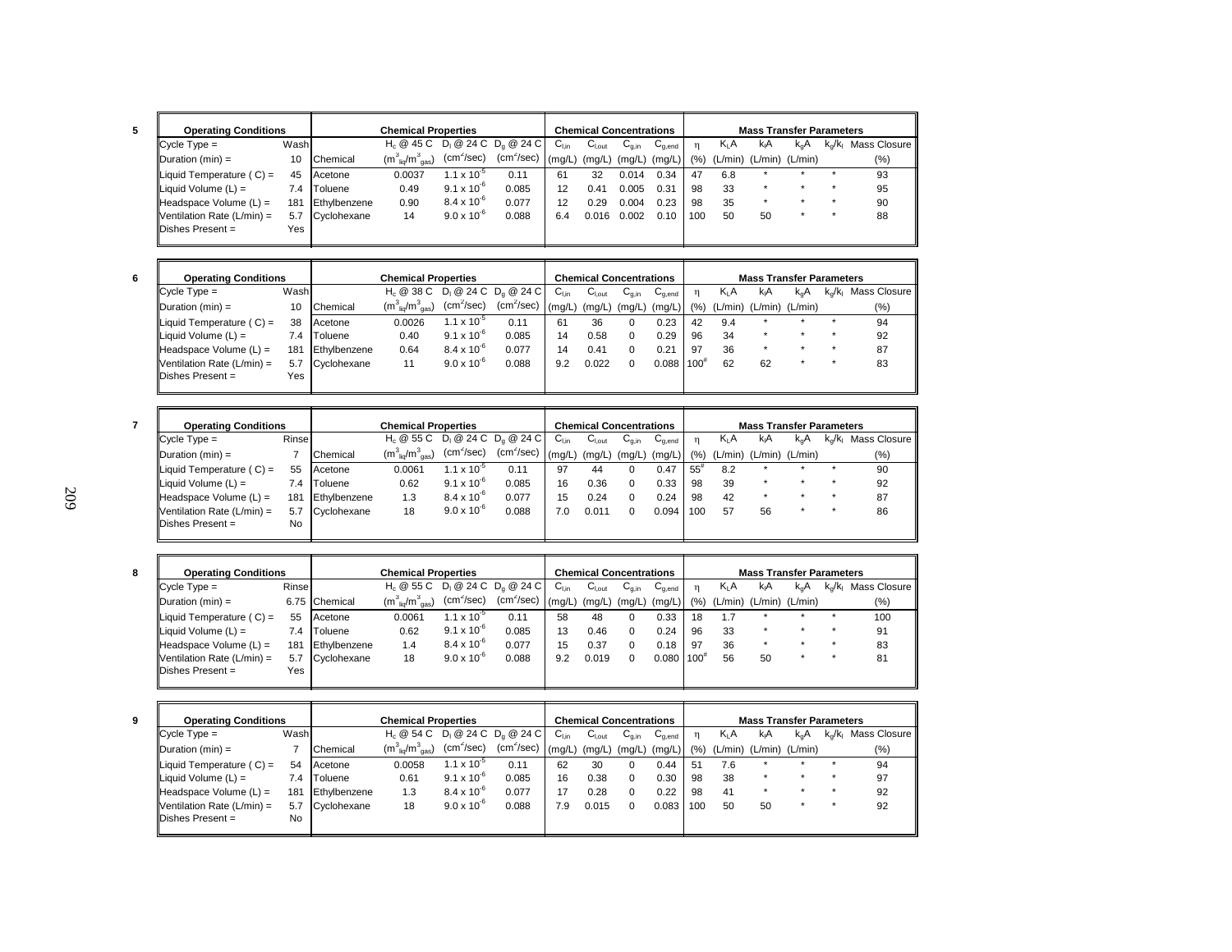**5**

| Operating Conditions | | Chemical | $H_c$ @ 45 C ($m^3_{liq}/m^3_{gas}$) | $D_l$ @ 24 C ($cm^2/sec$) | $D_g$ @ 24 C ($cm^2/sec$) | $C_{l,in}$ (mg/L) | $C_{l,out}$ (mg/L) | $C_{g,in}$ (mg/L) | $C_{g,end}$ (mg/L) | η (%) | $K_LA$ (L/min) | $k_lA$ (L/min) | $k_gA$ (L/min) | $k_g/k_l$ | Mass Closure (%) |
|---|---|---|---|---|---|---|---|---|---|---|---|---|---|---|---|
| Cycle Type = | Wash | | | | | | | | | | | | | | |
| Duration (min) = | 10 | | | | | | | | | | | | | | |
| Liquid Temperature ( C) = | 45 | Acetone | 0.0037 | $1.1 \times 10^{-5}$ | 0.11 | 61 | 32 | 0.014 | 0.34 | 47 | 6.8 | * | * | * | 93 |
| Liquid Volume (L) = | 7.4 | Toluene | 0.49 | $9.1 \times 10^{-6}$ | 0.085 | 12 | 0.41 | 0.005 | 0.31 | 98 | 33 | * | * | * | 95 |
| Headspace Volume (L) = | 181 | Ethylbenzene | 0.90 | $8.4 \times 10^{-6}$ | 0.077 | 12 | 0.29 | 0.004 | 0.23 | 98 | 35 | * | * | * | 90 |
| Ventilation Rate (L/min) = | 5.7 | Cyclohexane | 14 | $9.0 \times 10^{-6}$ | 0.088 | 6.4 | 0.016 | 0.002 | 0.10 | 100 | 50 | 50 | * | * | 88 |
| Dishes Present = | Yes | | | | | | | | | | | | | | |

**6**

| Operating Conditions | | Chemical | $H_c$ @ 38 C ($m^3_{liq}/m^3_{gas}$) | $D_l$ @ 24 C ($cm^2/sec$) | $D_g$ @ 24 C ($cm^2/sec$) | $C_{l,in}$ (mg/L) | $C_{l,out}$ (mg/L) | $C_{g,in}$ (mg/L) | $C_{g,end}$ (mg/L) | η (%) | $K_LA$ (L/min) | $k_lA$ (L/min) | $k_gA$ (L/min) | $k_g/k_l$ | Mass Closure (%) |
|---|---|---|---|---|---|---|---|---|---|---|---|---|---|---|---|
| Cycle Type = | Wash | | | | | | | | | | | | | | |
| Duration (min) = | 10 | | | | | | | | | | | | | | |
| Liquid Temperature ( C) = | 38 | Acetone | 0.0026 | $1.1 \times 10^{-5}$ | 0.11 | 61 | 36 | 0 | 0.23 | 42 | 9.4 | * | * | * | 94 |
| Liquid Volume (L) = | 7.4 | Toluene | 0.40 | $9.1 \times 10^{-6}$ | 0.085 | 14 | 0.58 | 0 | 0.29 | 96 | 34 | * | * | * | 92 |
| Headspace Volume (L) = | 181 | Ethylbenzene | 0.64 | $8.4 \times 10^{-6}$ | 0.077 | 14 | 0.41 | 0 | 0.21 | 97 | 36 | * | * | * | 87 |
| Ventilation Rate (L/min) = | 5.7 | Cyclohexane | 11 | $9.0 \times 10^{-6}$ | 0.088 | 9.2 | 0.022 | 0 | 0.088 | 100# | 62 | 62 | * | * | 83 |
| Dishes Present = | Yes | | | | | | | | | | | | | | |

**7**

| Operating Conditions | | Chemical | $H_c$ @ 55 C ($m^3_{liq}/m^3_{gas}$) | $D_l$ @ 24 C ($cm^2/sec$) | $D_g$ @ 24 C ($cm^2/sec$) | $C_{l,in}$ (mg/L) | $C_{l,out}$ (mg/L) | $C_{g,in}$ (mg/L) | $C_{g,end}$ (mg/L) | η (%) | $K_LA$ (L/min) | $k_lA$ (L/min) | $k_gA$ (L/min) | $k_g/k_l$ | Mass Closure (%) |
|---|---|---|---|---|---|---|---|---|---|---|---|---|---|---|---|
| Cycle Type = | Rinse | | | | | | | | | | | | | | |
| Duration (min) = | 7 | | | | | | | | | | | | | | |
| Liquid Temperature ( C) = | 55 | Acetone | 0.0061 | $1.1 \times 10^{-5}$ | 0.11 | 97 | 44 | 0 | 0.47 | 55# | 8.2 | * | * | * | 90 |
| Liquid Volume (L) = | 7.4 | Toluene | 0.62 | $9.1 \times 10^{-6}$ | 0.085 | 16 | 0.36 | 0 | 0.33 | 98 | 39 | * | * | * | 92 |
| Headspace Volume (L) = | 181 | Ethylbenzene | 1.3 | $8.4 \times 10^{-6}$ | 0.077 | 15 | 0.24 | 0 | 0.24 | 98 | 42 | * | * | * | 87 |
| Ventilation Rate (L/min) = | 5.7 | Cyclohexane | 18 | $9.0 \times 10^{-6}$ | 0.088 | 7.0 | 0.011 | 0 | 0.094 | 100 | 57 | 56 | * | * | 86 |
| Dishes Present = | No | | | | | | | | | | | | | | |

**8**

| Operating Conditions | | Chemical | $H_c$ @ 55 C ($m^3_{liq}/m^3_{gas}$) | $D_l$ @ 24 C ($cm^2/sec$) | $D_g$ @ 24 C ($cm^2/sec$) | $C_{l,in}$ (mg/L) | $C_{l,out}$ (mg/L) | $C_{g,in}$ (mg/L) | $C_{g,end}$ (mg/L) | η (%) | $K_LA$ (L/min) | $k_lA$ (L/min) | $k_gA$ (L/min) | $k_g/k_l$ | Mass Closure (%) |
|---|---|---|---|---|---|---|---|---|---|---|---|---|---|---|---|
| Cycle Type = | Rinse | | | | | | | | | | | | | | |
| Duration (min) = | 6.75 | | | | | | | | | | | | | | |
| Liquid Temperature ( C) = | 55 | Acetone | 0.0061 | $1.1 \times 10^{-5}$ | 0.11 | 58 | 48 | 0 | 0.33 | 18 | 1.7 | * | * | * | 100 |
| Liquid Volume (L) = | 7.4 | Toluene | 0.62 | $9.1 \times 10^{-6}$ | 0.085 | 13 | 0.46 | 0 | 0.24 | 96 | 33 | * | * | * | 91 |
| Headspace Volume (L) = | 181 | Ethylbenzene | 1.4 | $8.4 \times 10^{-6}$ | 0.077 | 15 | 0.37 | 0 | 0.18 | 97 | 36 | * | * | * | 83 |
| Ventilation Rate (L/min) = | 5.7 | Cyclohexane | 18 | $9.0 \times 10^{-6}$ | 0.088 | 9.2 | 0.019 | 0 | 0.080 | 100# | 56 | 50 | * | * | 81 |
| Dishes Present = | Yes | | | | | | | | | | | | | | |

**9**

| Operating Conditions | | Chemical | $H_c$ @ 54 C ($m^3_{liq}/m^3_{gas}$) | $D_l$ @ 24 C ($cm^2/sec$) | $D_g$ @ 24 C ($cm^2/sec$) | $C_{l,in}$ (mg/L) | $C_{l,out}$ (mg/L) | $C_{g,in}$ (mg/L) | $C_{g,end}$ (mg/L) | η (%) | $K_LA$ (L/min) | $k_lA$ (L/min) | $k_gA$ (L/min) | $k_g/k_l$ | Mass Closure (%) |
|---|---|---|---|---|---|---|---|---|---|---|---|---|---|---|---|
| Cycle Type = | Wash | | | | | | | | | | | | | | |
| Duration (min) = | 7 | | | | | | | | | | | | | | |
| Liquid Temperature ( C) = | 54 | Acetone | 0.0058 | $1.1 \times 10^{-5}$ | 0.11 | 62 | 30 | 0 | 0.44 | 51 | 7.6 | * | * | * | 94 |
| Liquid Volume (L) = | 7.4 | Toluene | 0.61 | $9.1 \times 10^{-6}$ | 0.085 | 16 | 0.38 | 0 | 0.30 | 98 | 38 | * | * | * | 97 |
| Headspace Volume (L) = | 181 | Ethylbenzene | 1.3 | $8.4 \times 10^{-6}$ | 0.077 | 17 | 0.28 | 0 | 0.22 | 98 | 41 | * | * | * | 92 |
| Ventilation Rate (L/min) = | 5.7 | Cyclohexane | 18 | $9.0 \times 10^{-6}$ | 0.088 | 7.9 | 0.015 | 0 | 0.083 | 100 | 50 | 50 | * | * | 92 |
| Dishes Present = | No | | | | | | | | | | | | | | |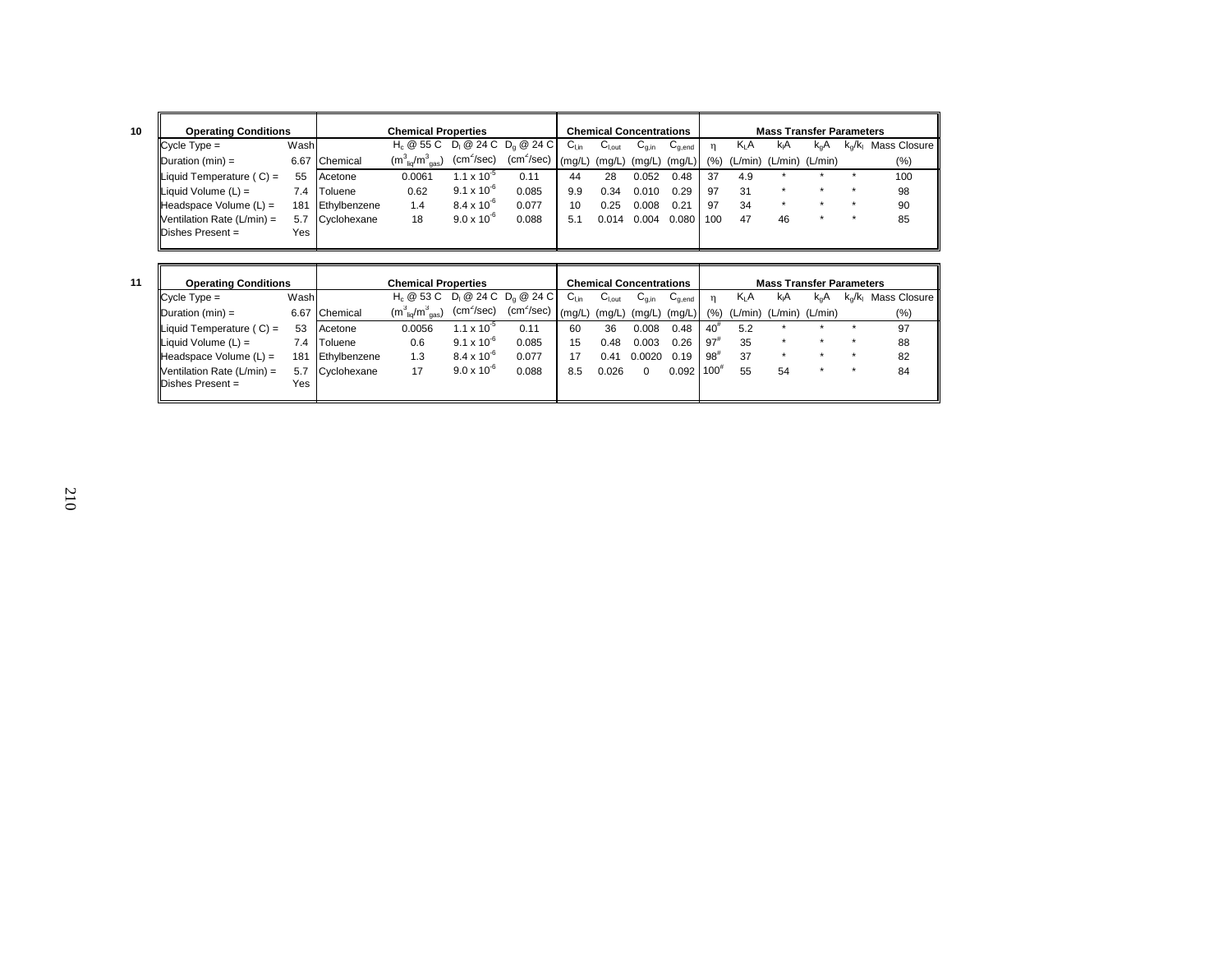**10**

| Operating Conditions | | Chemical Properties | | | | Chemical Concentrations | | | | Mass Transfer Parameters | | | | | |
|---|---|---|---|---|---|---|---|---|---|---|---|---|---|---|---|
| Cycle Type = | Wash | | $H_c$ @ 55 C | $D_l$ @ 24 C | $D_g$ @ 24 C | $C_{l,in}$ | $C_{l,out}$ | $C_{g,in}$ | $C_{g,end}$ | $\eta$ | $K_LA$ | $k_lA$ | $k_gA$ | $k_g/k_l$ | Mass Closure |
| Duration (min) = | 6.67 | Chemical | $(m^3_{liq}/m^3_{gas})$ | $(cm^2/sec)$ | $(cm^2/sec)$ | (mg/L) | (mg/L) | (mg/L) | (mg/L) | (%) | (L/min) | (L/min) | (L/min) | | (%) |
| Liquid Temperature ( C) = | 55 | Acetone | 0.0061 | $1.1 \times 10^{-5}$ | 0.11 | 44 | 28 | 0.052 | 0.48 | 37 | 4.9 | * | * | * | 100 |
| Liquid Volume (L) = | 7.4 | Toluene | 0.62 | $9.1 \times 10^{-6}$ | 0.085 | 9.9 | 0.34 | 0.010 | 0.29 | 97 | 31 | * | * | * | 98 |
| Headspace Volume (L) = | 181 | Ethylbenzene | 1.4 | $8.4 \times 10^{-6}$ | 0.077 | 10 | 0.25 | 0.008 | 0.21 | 97 | 34 | * | * | * | 90 |
| Ventilation Rate (L/min) = | 5.7 | Cyclohexane | 18 | $9.0 \times 10^{-6}$ | 0.088 | 5.1 | 0.014 | 0.004 | 0.080 | 100 | 47 | 46 | * | * | 85 |
| Dishes Present = | Yes | | | | | | | | | | | | | | |

**11**

| Operating Conditions | | Chemical Properties | | | | Chemical Concentrations | | | | Mass Transfer Parameters | | | | | |
|---|---|---|---|---|---|---|---|---|---|---|---|---|---|---|---|
| Cycle Type = | Wash | | $H_c$ @ 53 C | $D_l$ @ 24 C | $D_g$ @ 24 C | $C_{l,in}$ | $C_{l,out}$ | $C_{g,in}$ | $C_{g,end}$ | $\eta$ | $K_LA$ | $k_lA$ | $k_gA$ | $k_g/k_l$ | Mass Closure |
| Duration (min) = | 6.67 | Chemical | $(m^3_{liq}/m^3_{gas})$ | $(cm^2/sec)$ | $(cm^2/sec)$ | (mg/L) | (mg/L) | (mg/L) | (mg/L) | (%) | (L/min) | (L/min) | (L/min) | | (%) |
| Liquid Temperature ( C) = | 53 | Acetone | 0.0056 | $1.1 \times 10^{-5}$ | 0.11 | 60 | 36 | 0.008 | 0.48 | $40^{\#}$ | 5.2 | * | * | * | 97 |
| Liquid Volume (L) = | 7.4 | Toluene | 0.6 | $9.1 \times 10^{-6}$ | 0.085 | 15 | 0.48 | 0.003 | 0.26 | $97^{\#}$ | 35 | * | * | * | 88 |
| Headspace Volume (L) = | 181 | Ethylbenzene | 1.3 | $8.4 \times 10^{-6}$ | 0.077 | 17 | 0.41 | 0.0020 | 0.19 | $98^{\#}$ | 37 | * | * | * | 82 |
| Ventilation Rate (L/min) = | 5.7 | Cyclohexane | 17 | $9.0 \times 10^{-6}$ | 0.088 | 8.5 | 0.026 | 0 | 0.092 | $100^{\#}$ | 55 | 54 | * | * | 84 |
| Dishes Present = | Yes | | | | | | | | | | | | | | |